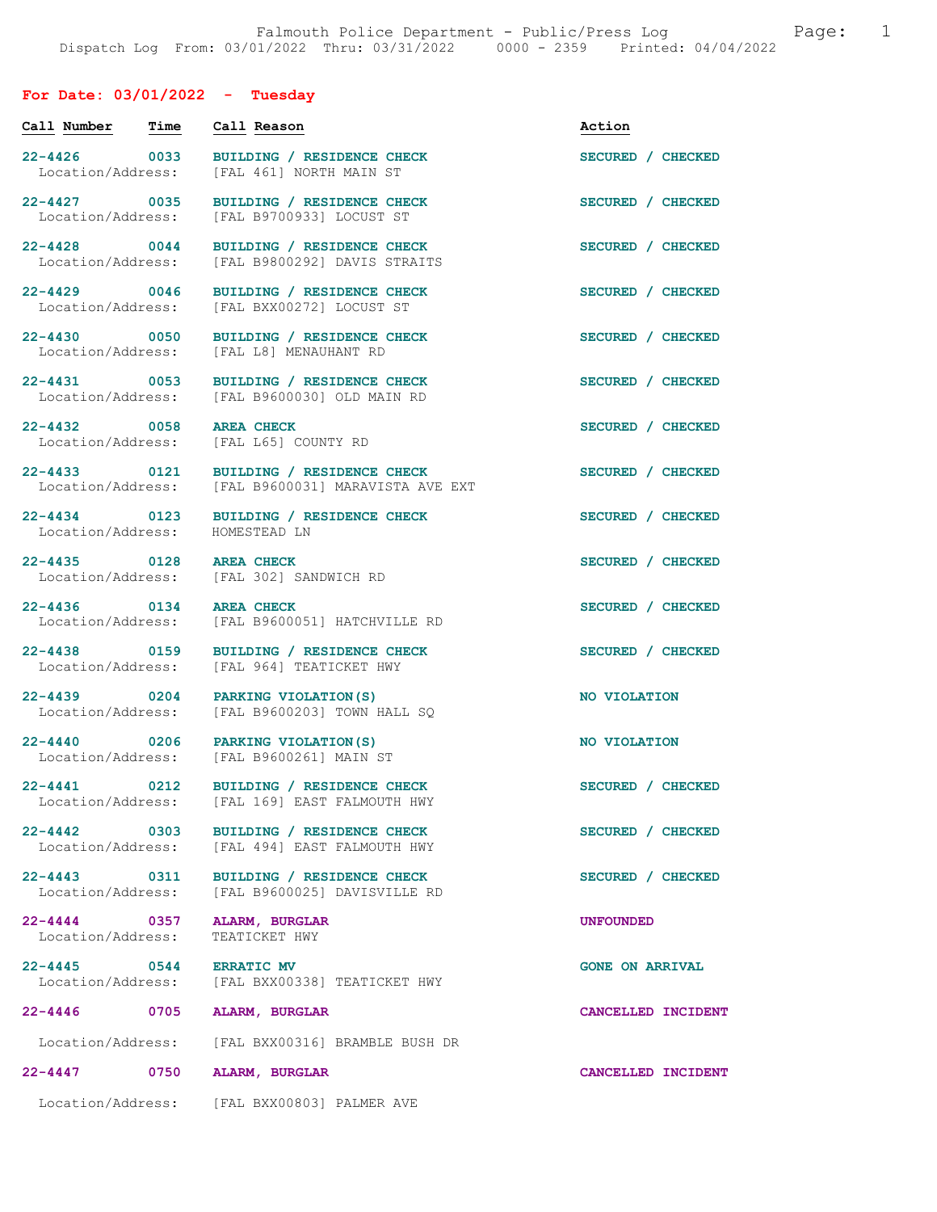Falmouth Police Department - Public/Press Log
Dispatch Log From: 03/01/2022 Thru: 03/31/2022 0000 - 2359 Printed: 04/04/2022

## For Date: 03/01/2022 - Tuesday

| Call Number | Time | Call Reason | Action |
|---|---|---|---|
| 22-4426 | 0033 | BUILDING / RESIDENCE CHECK | SECURED / CHECKED |
| Location/Address: | | [FAL 461] NORTH MAIN ST | |
| 22-4427 | 0035 | BUILDING / RESIDENCE CHECK | SECURED / CHECKED |
| Location/Address: | | [FAL B9700933] LOCUST ST | |
| 22-4428 | 0044 | BUILDING / RESIDENCE CHECK | SECURED / CHECKED |
| Location/Address: | | [FAL B9800292] DAVIS STRAITS | |
| 22-4429 | 0046 | BUILDING / RESIDENCE CHECK | SECURED / CHECKED |
| Location/Address: | | [FAL BXX00272] LOCUST ST | |
| 22-4430 | 0050 | BUILDING / RESIDENCE CHECK | SECURED / CHECKED |
| Location/Address: | | [FAL L8] MENAUHANT RD | |
| 22-4431 | 0053 | BUILDING / RESIDENCE CHECK | SECURED / CHECKED |
| Location/Address: | | [FAL B9600030] OLD MAIN RD | |
| 22-4432 | 0058 | AREA CHECK | SECURED / CHECKED |
| Location/Address: | | [FAL L65] COUNTY RD | |
| 22-4433 | 0121 | BUILDING / RESIDENCE CHECK | SECURED / CHECKED |
| Location/Address: | | [FAL B9600031] MARAVISTA AVE EXT | |
| 22-4434 | 0123 | BUILDING / RESIDENCE CHECK | SECURED / CHECKED |
| Location/Address: | | HOMESTEAD LN | |
| 22-4435 | 0128 | AREA CHECK | SECURED / CHECKED |
| Location/Address: | | [FAL 302] SANDWICH RD | |
| 22-4436 | 0134 | AREA CHECK | SECURED / CHECKED |
| Location/Address: | | [FAL B9600051] HATCHVILLE RD | |
| 22-4438 | 0159 | BUILDING / RESIDENCE CHECK | SECURED / CHECKED |
| Location/Address: | | [FAL 964] TEATICKET HWY | |
| 22-4439 | 0204 | PARKING VIOLATION(S) | NO VIOLATION |
| Location/Address: | | [FAL B9600203] TOWN HALL SQ | |
| 22-4440 | 0206 | PARKING VIOLATION(S) | NO VIOLATION |
| Location/Address: | | [FAL B9600261] MAIN ST | |
| 22-4441 | 0212 | BUILDING / RESIDENCE CHECK | SECURED / CHECKED |
| Location/Address: | | [FAL 169] EAST FALMOUTH HWY | |
| 22-4442 | 0303 | BUILDING / RESIDENCE CHECK | SECURED / CHECKED |
| Location/Address: | | [FAL 494] EAST FALMOUTH HWY | |
| 22-4443 | 0311 | BUILDING / RESIDENCE CHECK | SECURED / CHECKED |
| Location/Address: | | [FAL B9600025] DAVISVILLE RD | |
| 22-4444 | 0357 | ALARM, BURGLAR | UNFOUNDED |
| Location/Address: | | TEATICKET HWY | |
| 22-4445 | 0544 | ERRATIC MV | GONE ON ARRIVAL |
| Location/Address: | | [FAL BXX00338] TEATICKET HWY | |
| 22-4446 | 0705 | ALARM, BURGLAR | CANCELLED INCIDENT |
| Location/Address: | | [FAL BXX00316] BRAMBLE BUSH DR | |
| 22-4447 | 0750 | ALARM, BURGLAR | CANCELLED INCIDENT |
| Location/Address: | | [FAL BXX00803] PALMER AVE | |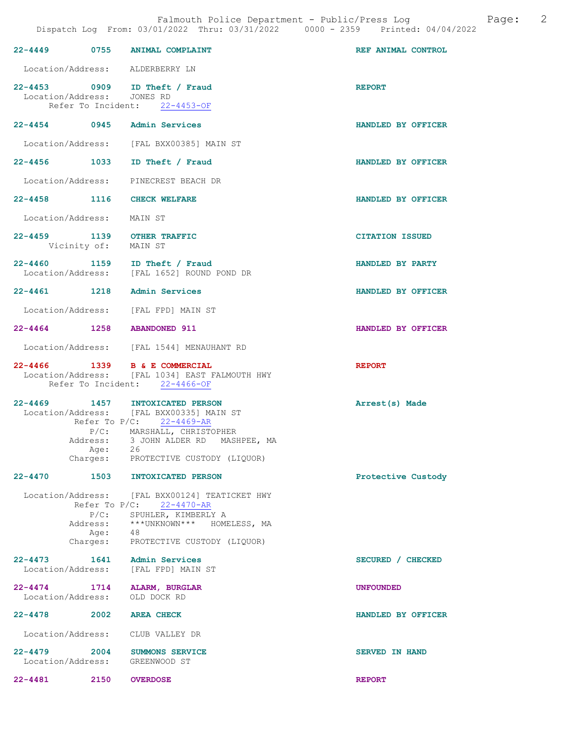22-4449 0755 ANIMAL COMPLAINT REF ANIMAL CONTROL

Location/Address: ALDERBERRY LN

22-4453 0909 ID Theft / Fraud REPORT
Location/Address: JONES RD
Refer To Incident: 22-4453-OF

22-4454 0945 Admin Services HANDLED BY OFFICER

Location/Address: [FAL BXX00385] MAIN ST

22-4456 1033 ID Theft / Fraud HANDLED BY OFFICER

Location/Address: PINECREST BEACH DR

22-4458 1116 CHECK WELFARE HANDLED BY OFFICER

Location/Address: MAIN ST

22-4459 1139 OTHER TRAFFIC CITATION ISSUED
Vicinity of: MAIN ST

22-4460 1159 ID Theft / Fraud HANDLED BY PARTY
Location/Address: [FAL 1652] ROUND POND DR

22-4461 1218 Admin Services HANDLED BY OFFICER

Location/Address: [FAL FPD] MAIN ST

22-4464 1258 ABANDONED 911 HANDLED BY OFFICER

Location/Address: [FAL 1544] MENAUHANT RD

22-4466 1339 B & E COMMERCIAL REPORT
Location/Address: [FAL 1034] EAST FALMOUTH HWY
Refer To Incident: 22-4466-OF

22-4469 1457 INTOXICATED PERSON Arrest(s) Made
Location/Address: [FAL BXX00335] MAIN ST
Refer To P/C: 22-4469-AR
P/C: MARSHALL, CHRISTOPHER
Address: 3 JOHN ALDER RD MASHPEE, MA
Age: 26
Charges: PROTECTIVE CUSTODY (LIQUOR)

22-4470 1503 INTOXICATED PERSON Protective Custody

Location/Address: [FAL BXX00124] TEATICKET HWY
Refer To P/C: 22-4470-AR
P/C: SPUHLER, KIMBERLY A
Address: ***UNKNOWN*** HOMELESS, MA
Age: 48
Charges: PROTECTIVE CUSTODY (LIQUOR)

22-4473 1641 Admin Services SECURED / CHECKED
Location/Address: [FAL FPD] MAIN ST

22-4474 1714 ALARM, BURGLAR UNFOUNDED
Location/Address: OLD DOCK RD

22-4478 2002 AREA CHECK HANDLED BY OFFICER

Location/Address: CLUB VALLEY DR

22-4479 2004 SUMMONS SERVICE SERVED IN HAND
Location/Address: GREENWOOD ST

22-4481 2150 OVERDOSE REPORT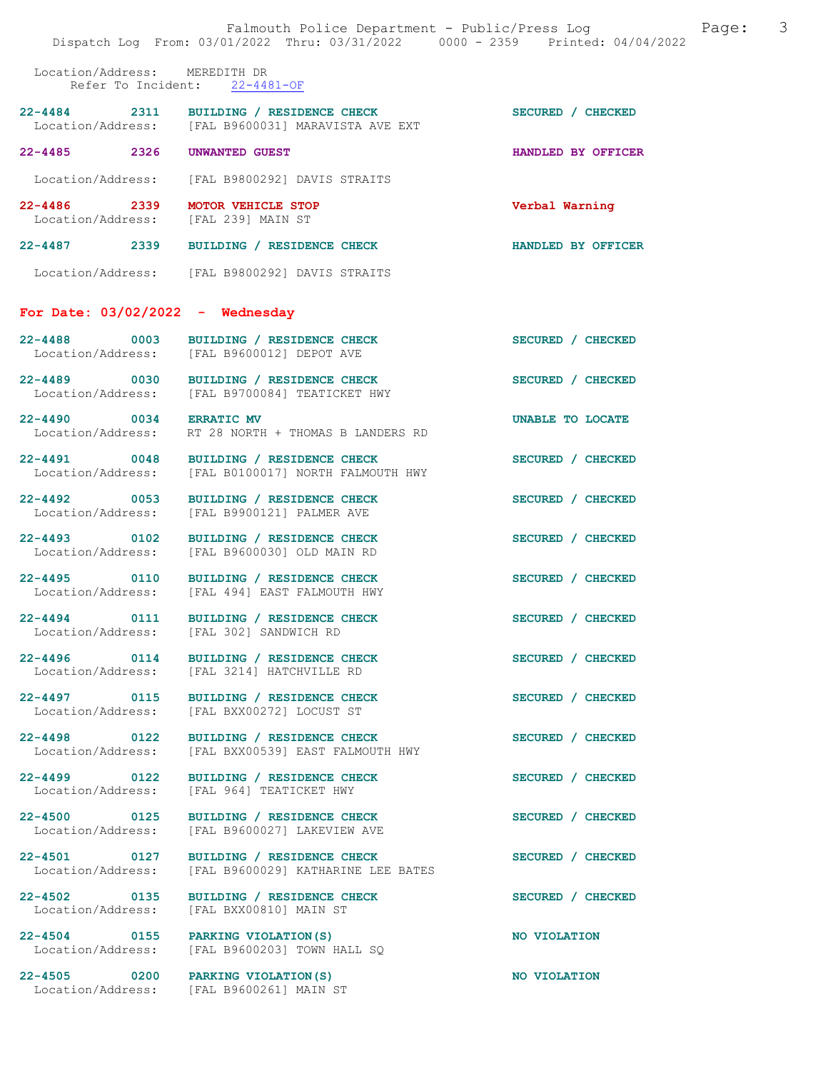Location/Address: MEREDITH DR
Refer To Incident: 22-4481-OF

**22-4484 2311 BUILDING / RESIDENCE CHECK** SECURED / CHECKED
Location/Address: [FAL B9600031] MARAVISTA AVE EXT

**22-4485 2326 UNWANTED GUEST** HANDLED BY OFFICER
Location/Address: [FAL B9800292] DAVIS STRAITS

**22-4486 2339 MOTOR VEHICLE STOP** Verbal Warning
Location/Address: [FAL 239] MAIN ST

**22-4487 2339 BUILDING / RESIDENCE CHECK** HANDLED BY OFFICER
Location/Address: [FAL B9800292] DAVIS STRAITS

## For Date: 03/02/2022 - Wednesday

**22-4488 0003 BUILDING / RESIDENCE CHECK** SECURED / CHECKED
Location/Address: [FAL B9600012] DEPOT AVE

**22-4489 0030 BUILDING / RESIDENCE CHECK** SECURED / CHECKED
Location/Address: [FAL B9700084] TEATICKET HWY

**22-4490 0034 ERRATIC MV** UNABLE TO LOCATE
Location/Address: RT 28 NORTH + THOMAS B LANDERS RD

**22-4491 0048 BUILDING / RESIDENCE CHECK** SECURED / CHECKED
Location/Address: [FAL B0100017] NORTH FALMOUTH HWY

**22-4492 0053 BUILDING / RESIDENCE CHECK** SECURED / CHECKED
Location/Address: [FAL B9900121] PALMER AVE

**22-4493 0102 BUILDING / RESIDENCE CHECK** SECURED / CHECKED
Location/Address: [FAL B9600030] OLD MAIN RD

**22-4495 0110 BUILDING / RESIDENCE CHECK** SECURED / CHECKED
Location/Address: [FAL 494] EAST FALMOUTH HWY

**22-4494 0111 BUILDING / RESIDENCE CHECK** SECURED / CHECKED
Location/Address: [FAL 302] SANDWICH RD

**22-4496 0114 BUILDING / RESIDENCE CHECK** SECURED / CHECKED
Location/Address: [FAL 3214] HATCHVILLE RD

**22-4497 0115 BUILDING / RESIDENCE CHECK** SECURED / CHECKED
Location/Address: [FAL BXX00272] LOCUST ST

**22-4498 0122 BUILDING / RESIDENCE CHECK** SECURED / CHECKED
Location/Address: [FAL BXX00539] EAST FALMOUTH HWY

**22-4499 0122 BUILDING / RESIDENCE CHECK** SECURED / CHECKED
Location/Address: [FAL 964] TEATICKET HWY

**22-4500 0125 BUILDING / RESIDENCE CHECK** SECURED / CHECKED
Location/Address: [FAL B9600027] LAKEVIEW AVE

**22-4501 0127 BUILDING / RESIDENCE CHECK** SECURED / CHECKED
Location/Address: [FAL B9600029] KATHARINE LEE BATES

**22-4502 0135 BUILDING / RESIDENCE CHECK** SECURED / CHECKED
Location/Address: [FAL BXX00810] MAIN ST

**22-4504 0155 PARKING VIOLATION(S)** NO VIOLATION
Location/Address: [FAL B9600203] TOWN HALL SQ

**22-4505 0200 PARKING VIOLATION(S)** NO VIOLATION
Location/Address: [FAL B9600261] MAIN ST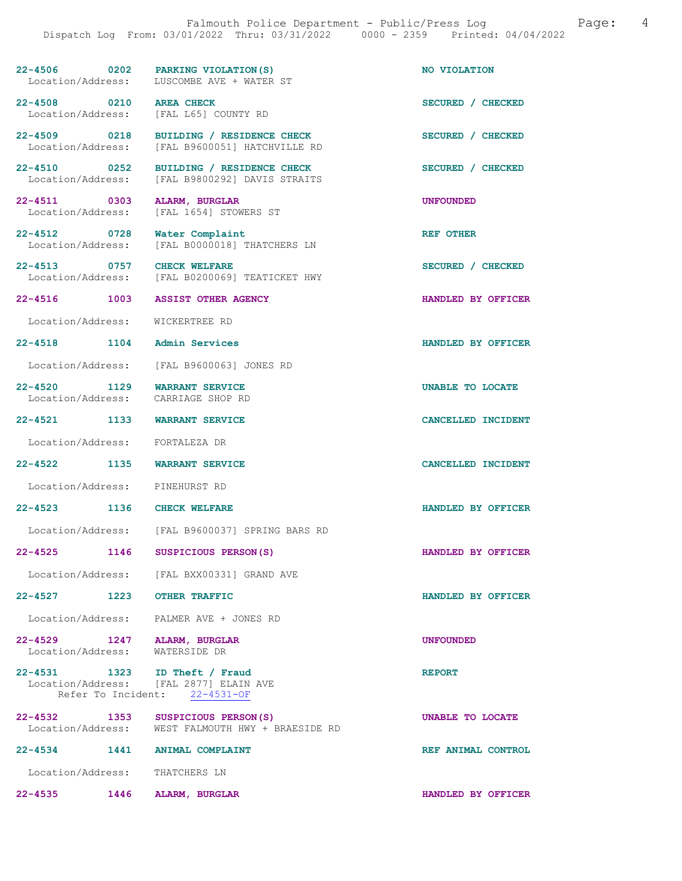22-4506 0202 PARKING VIOLATION(S) NO VIOLATION
Location/Address: LUSCOMBE AVE + WATER ST

22-4508 0210 AREA CHECK SECURED / CHECKED
Location/Address: [FAL L65] COUNTY RD

22-4509 0218 BUILDING / RESIDENCE CHECK SECURED / CHECKED
Location/Address: [FAL B9600051] HATCHVILLE RD

22-4510 0252 BUILDING / RESIDENCE CHECK SECURED / CHECKED
Location/Address: [FAL B9800292] DAVIS STRAITS

22-4511 0303 ALARM, BURGLAR UNFOUNDED
Location/Address: [FAL 1654] STOWERS ST

22-4512 0728 Water Complaint REF OTHER
Location/Address: [FAL B0000018] THATCHERS LN

22-4513 0757 CHECK WELFARE SECURED / CHECKED
Location/Address: [FAL B0200069] TEATICKET HWY

22-4516 1003 ASSIST OTHER AGENCY HANDLED BY OFFICER
Location/Address: WICKERTREE RD

22-4518 1104 Admin Services HANDLED BY OFFICER
Location/Address: [FAL B9600063] JONES RD

22-4520 1129 WARRANT SERVICE UNABLE TO LOCATE
Location/Address: CARRIAGE SHOP RD

22-4521 1133 WARRANT SERVICE CANCELLED INCIDENT
Location/Address: FORTALEZA DR

22-4522 1135 WARRANT SERVICE CANCELLED INCIDENT
Location/Address: PINEHURST RD

22-4523 1136 CHECK WELFARE HANDLED BY OFFICER
Location/Address: [FAL B9600037] SPRING BARS RD

22-4525 1146 SUSPICIOUS PERSON(S) HANDLED BY OFFICER
Location/Address: [FAL BXX00331] GRAND AVE

22-4527 1223 OTHER TRAFFIC HANDLED BY OFFICER
Location/Address: PALMER AVE + JONES RD

22-4529 1247 ALARM, BURGLAR UNFOUNDED
Location/Address: WATERSIDE DR

22-4531 1323 ID Theft / Fraud REPORT
Location/Address: [FAL 2877] ELAIN AVE
Refer To Incident: 22-4531-OF

22-4532 1353 SUSPICIOUS PERSON(S) UNABLE TO LOCATE
Location/Address: WEST FALMOUTH HWY + BRAESIDE RD

22-4534 1441 ANIMAL COMPLAINT REF ANIMAL CONTROL
Location/Address: THATCHERS LN

22-4535 1446 ALARM, BURGLAR HANDLED BY OFFICER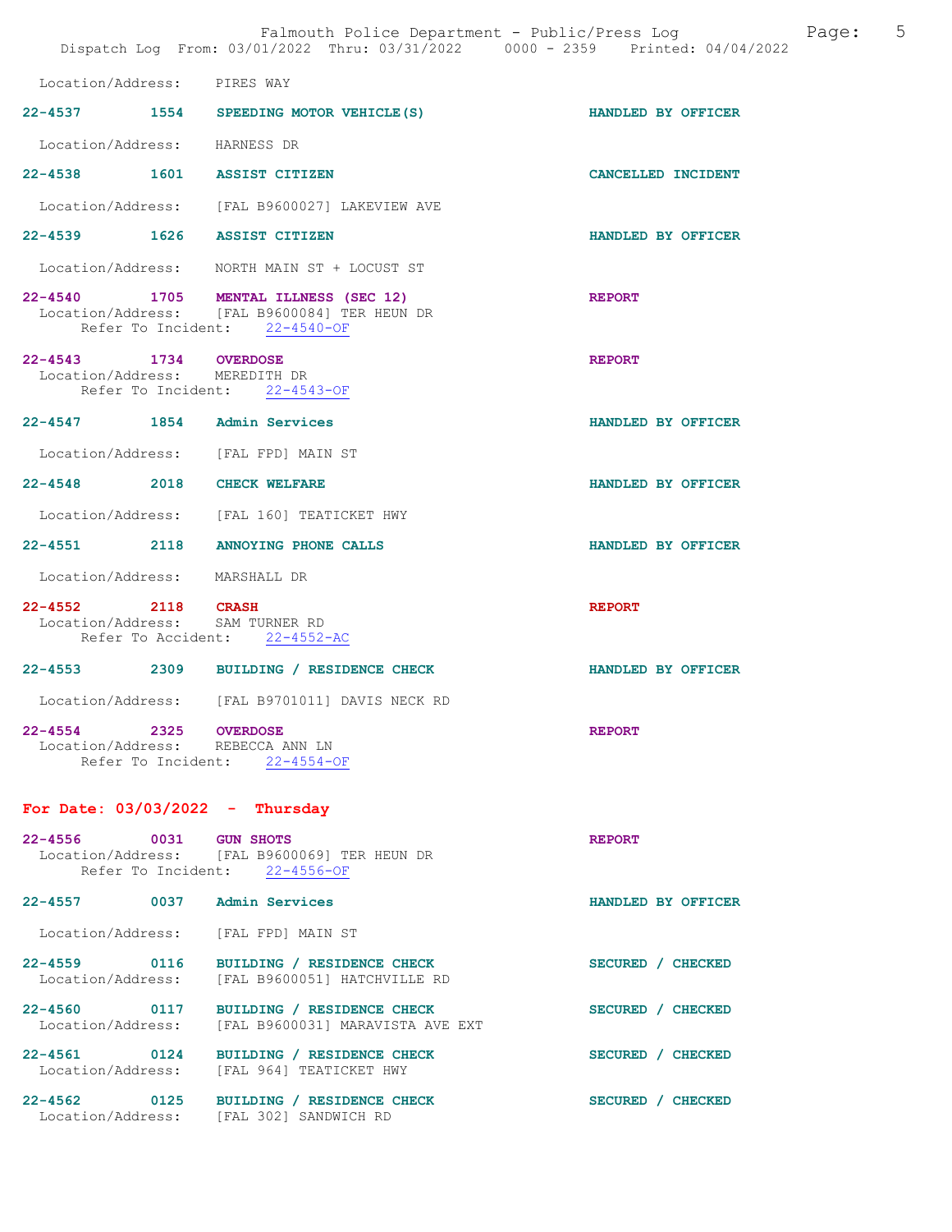Location/Address: PIRES WAY

**22-4537 1554 SPEEDING MOTOR VEHICLE(S)** HANDLED BY OFFICER

Location/Address: HARNESS DR

**22-4538 1601 ASSIST CITIZEN** CANCELLED INCIDENT

Location/Address: [FAL B9600027] LAKEVIEW AVE

**22-4539 1626 ASSIST CITIZEN** HANDLED BY OFFICER

Location/Address: NORTH MAIN ST + LOCUST ST

**22-4540 1705 MENTAL ILLNESS (SEC 12)** REPORT
Location/Address: [FAL B9600084] TER HEUN DR
Refer To Incident: 22-4540-OF

**22-4543 1734 OVERDOSE** REPORT
Location/Address: MEREDITH DR
Refer To Incident: 22-4543-OF

**22-4547 1854 Admin Services** HANDLED BY OFFICER

Location/Address: [FAL FPD] MAIN ST

**22-4548 2018 CHECK WELFARE** HANDLED BY OFFICER

Location/Address: [FAL 160] TEATICKET HWY

**22-4551 2118 ANNOYING PHONE CALLS** HANDLED BY OFFICER

Location/Address: MARSHALL DR

**22-4552 2118 CRASH** REPORT
Location/Address: SAM TURNER RD
Refer To Accident: 22-4552-AC

**22-4553 2309 BUILDING / RESIDENCE CHECK** HANDLED BY OFFICER

Location/Address: [FAL B9701011] DAVIS NECK RD

**22-4554 2325 OVERDOSE** REPORT
Location/Address: REBECCA ANN LN
Refer To Incident: 22-4554-OF

## For Date: 03/03/2022 - Thursday

**22-4556 0031 GUN SHOTS** REPORT
Location/Address: [FAL B9600069] TER HEUN DR
Refer To Incident: 22-4556-OF

**22-4557 0037 Admin Services** HANDLED BY OFFICER

Location/Address: [FAL FPD] MAIN ST

**22-4559 0116 BUILDING / RESIDENCE CHECK** SECURED / CHECKED
Location/Address: [FAL B9600051] HATCHVILLE RD

**22-4560 0117 BUILDING / RESIDENCE CHECK** SECURED / CHECKED
Location/Address: [FAL B9600031] MARAVISTA AVE EXT

**22-4561 0124 BUILDING / RESIDENCE CHECK** SECURED / CHECKED
Location/Address: [FAL 964] TEATICKET HWY

**22-4562 0125 BUILDING / RESIDENCE CHECK** SECURED / CHECKED
Location/Address: [FAL 302] SANDWICH RD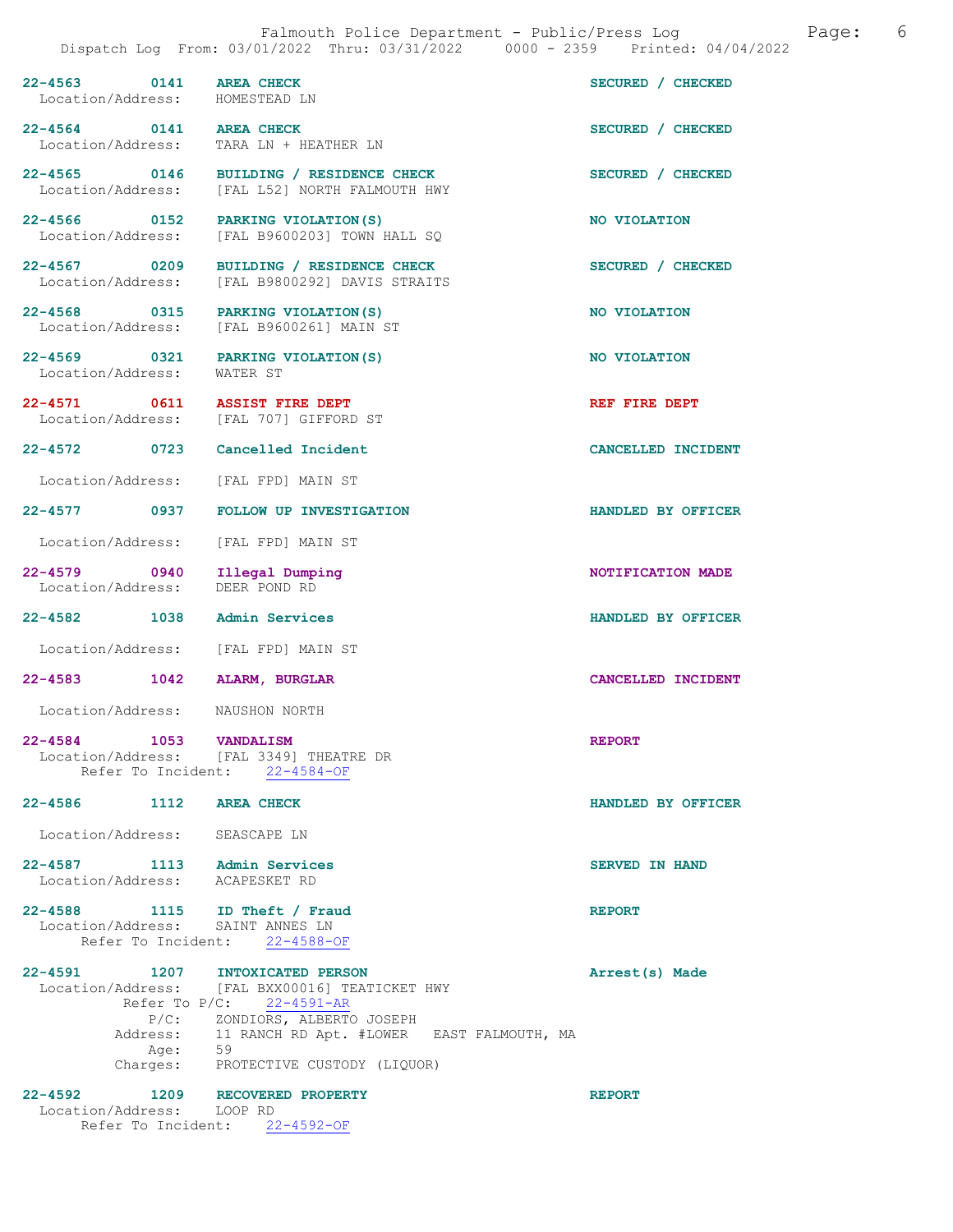22-4563 0141 **AREA CHECK** SECURED / CHECKED
Location/Address: HOMESTEAD LN

22-4564 0141 **AREA CHECK** SECURED / CHECKED
Location/Address: TARA LN + HEATHER LN

22-4565 0146 **BUILDING / RESIDENCE CHECK** SECURED / CHECKED
Location/Address: [FAL L52] NORTH FALMOUTH HWY

22-4566 0152 **PARKING VIOLATION(S)** NO VIOLATION
Location/Address: [FAL B9600203] TOWN HALL SQ

22-4567 0209 **BUILDING / RESIDENCE CHECK** SECURED / CHECKED
Location/Address: [FAL B9800292] DAVIS STRAITS

22-4568 0315 **PARKING VIOLATION(S)** NO VIOLATION
Location/Address: [FAL B9600261] MAIN ST

22-4569 0321 **PARKING VIOLATION(S)** NO VIOLATION
Location/Address: WATER ST

22-4571 0611 **ASSIST FIRE DEPT** REF FIRE DEPT
Location/Address: [FAL 707] GIFFORD ST

22-4572 0723 **Cancelled Incident** CANCELLED INCIDENT
Location/Address: [FAL FPD] MAIN ST

22-4577 0937 **FOLLOW UP INVESTIGATION** HANDLED BY OFFICER
Location/Address: [FAL FPD] MAIN ST

22-4579 0940 **Illegal Dumping** NOTIFICATION MADE
Location/Address: DEER POND RD

22-4582 1038 **Admin Services** HANDLED BY OFFICER
Location/Address: [FAL FPD] MAIN ST

22-4583 1042 **ALARM, BURGLAR** CANCELLED INCIDENT
Location/Address: NAUSHON NORTH

22-4584 1053 **VANDALISM** REPORT
Location/Address: [FAL 3349] THEATRE DR
Refer To Incident: 22-4584-OF

22-4586 1112 **AREA CHECK** HANDLED BY OFFICER
Location/Address: SEASCAPE LN

22-4587 1113 **Admin Services** SERVED IN HAND
Location/Address: ACAPESKET RD

22-4588 1115 **ID Theft / Fraud** REPORT
Location/Address: SAINT ANNES LN
Refer To Incident: 22-4588-OF

22-4591 1207 **INTOXICATED PERSON** Arrest(s) Made
Location/Address: [FAL BXX00016] TEATICKET HWY
Refer To P/C: 22-4591-AR
P/C: ZONDIORS, ALBERTO JOSEPH
Address: 11 RANCH RD Apt. #LOWER EAST FALMOUTH, MA
Age: 59
Charges: PROTECTIVE CUSTODY (LIQUOR)

22-4592 1209 **RECOVERED PROPERTY** REPORT
Location/Address: LOOP RD
Refer To Incident: 22-4592-OF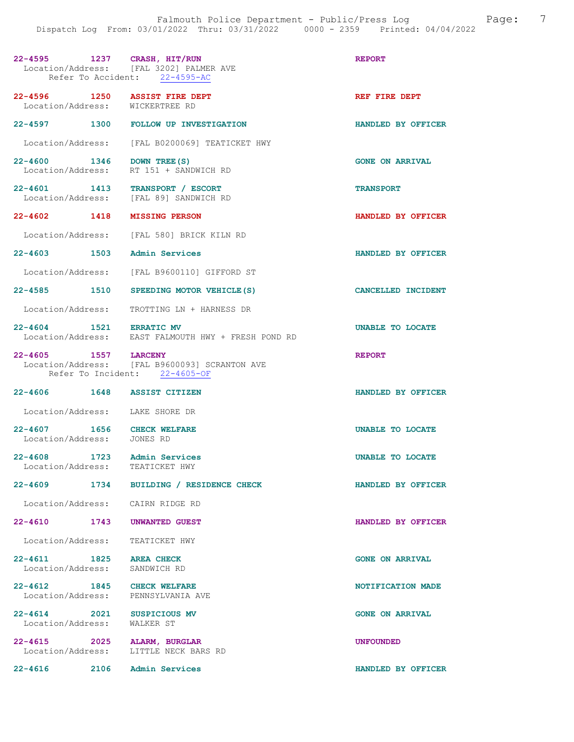22-4595 1237 CRASH, HIT/RUN REPORT
Location/Address: [FAL 3202] PALMER AVE
Refer To Accident: 22-4595-AC

22-4596 1250 ASSIST FIRE DEPT REF FIRE DEPT
Location/Address: WICKERTREE RD

22-4597 1300 FOLLOW UP INVESTIGATION HANDLED BY OFFICER
Location/Address: [FAL B0200069] TEATICKET HWY

22-4600 1346 DOWN TREE(S) GONE ON ARRIVAL
Location/Address: RT 151 + SANDWICH RD

22-4601 1413 TRANSPORT / ESCORT TRANSPORT
Location/Address: [FAL 89] SANDWICH RD

22-4602 1418 MISSING PERSON HANDLED BY OFFICER
Location/Address: [FAL 580] BRICK KILN RD

22-4603 1503 Admin Services HANDLED BY OFFICER
Location/Address: [FAL B9600110] GIFFORD ST

22-4585 1510 SPEEDING MOTOR VEHICLE(S) CANCELLED INCIDENT
Location/Address: TROTTING LN + HARNESS DR

22-4604 1521 ERRATIC MV UNABLE TO LOCATE
Location/Address: EAST FALMOUTH HWY + FRESH POND RD

22-4605 1557 LARCENY REPORT
Location/Address: [FAL B9600093] SCRANTON AVE
Refer To Incident: 22-4605-OF

22-4606 1648 ASSIST CITIZEN HANDLED BY OFFICER
Location/Address: LAKE SHORE DR

22-4607 1656 CHECK WELFARE UNABLE TO LOCATE
Location/Address: JONES RD

22-4608 1723 Admin Services UNABLE TO LOCATE
Location/Address: TEATICKET HWY

22-4609 1734 BUILDING / RESIDENCE CHECK HANDLED BY OFFICER
Location/Address: CAIRN RIDGE RD

22-4610 1743 UNWANTED GUEST HANDLED BY OFFICER
Location/Address: TEATICKET HWY

22-4611 1825 AREA CHECK GONE ON ARRIVAL
Location/Address: SANDWICH RD

22-4612 1845 CHECK WELFARE NOTIFICATION MADE
Location/Address: PENNSYLVANIA AVE

22-4614 2021 SUSPICIOUS MV GONE ON ARRIVAL
Location/Address: WALKER ST

22-4615 2025 ALARM, BURGLAR UNFOUNDED
Location/Address: LITTLE NECK BARS RD

22-4616 2106 Admin Services HANDLED BY OFFICER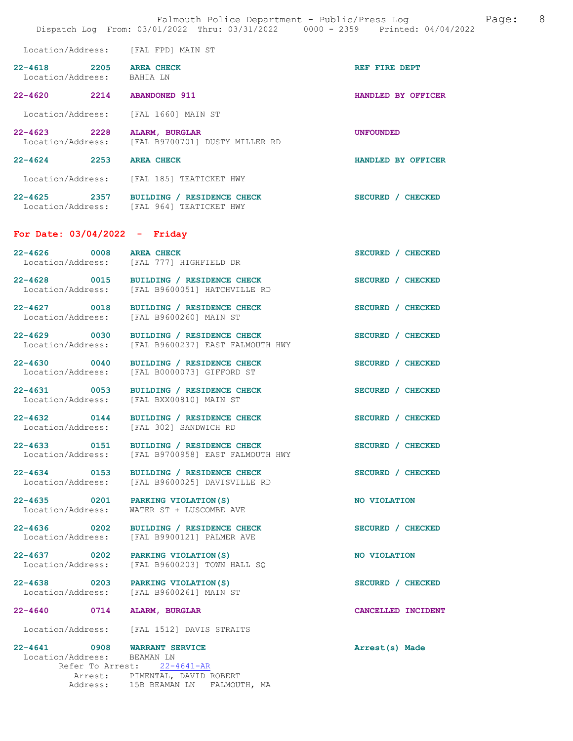Location/Address: [FAL FPD] MAIN ST

**22-4618 2205 AREA CHECK** — REF FIRE DEPT
Location/Address: BAHIA LN

**22-4620 2214 ABANDONED 911** — HANDLED BY OFFICER
Location/Address: [FAL 1660] MAIN ST

**22-4623 2228 ALARM, BURGLAR** — UNFOUNDED
Location/Address: [FAL B9700701] DUSTY MILLER RD

**22-4624 2253 AREA CHECK** — HANDLED BY OFFICER
Location/Address: [FAL 185] TEATICKET HWY

**22-4625 2357 BUILDING / RESIDENCE CHECK** — SECURED / CHECKED
Location/Address: [FAL 964] TEATICKET HWY

## For Date: 03/04/2022 - Friday

**22-4626 0008 AREA CHECK** — SECURED / CHECKED
Location/Address: [FAL 777] HIGHFIELD DR

**22-4628 0015 BUILDING / RESIDENCE CHECK** — SECURED / CHECKED
Location/Address: [FAL B9600051] HATCHVILLE RD

**22-4627 0018 BUILDING / RESIDENCE CHECK** — SECURED / CHECKED
Location/Address: [FAL B9600260] MAIN ST

**22-4629 0030 BUILDING / RESIDENCE CHECK** — SECURED / CHECKED
Location/Address: [FAL B9600237] EAST FALMOUTH HWY

**22-4630 0040 BUILDING / RESIDENCE CHECK** — SECURED / CHECKED
Location/Address: [FAL B0000073] GIFFORD ST

**22-4631 0053 BUILDING / RESIDENCE CHECK** — SECURED / CHECKED
Location/Address: [FAL BXX00810] MAIN ST

**22-4632 0144 BUILDING / RESIDENCE CHECK** — SECURED / CHECKED
Location/Address: [FAL 302] SANDWICH RD

**22-4633 0151 BUILDING / RESIDENCE CHECK** — SECURED / CHECKED
Location/Address: [FAL B9700958] EAST FALMOUTH HWY

**22-4634 0153 BUILDING / RESIDENCE CHECK** — SECURED / CHECKED
Location/Address: [FAL B9600025] DAVISVILLE RD

**22-4635 0201 PARKING VIOLATION(S)** — NO VIOLATION
Location/Address: WATER ST + LUSCOMBE AVE

**22-4636 0202 BUILDING / RESIDENCE CHECK** — SECURED / CHECKED
Location/Address: [FAL B9900121] PALMER AVE

**22-4637 0202 PARKING VIOLATION(S)** — NO VIOLATION
Location/Address: [FAL B9600203] TOWN HALL SQ

**22-4638 0203 PARKING VIOLATION(S)** — SECURED / CHECKED
Location/Address: [FAL B9600261] MAIN ST

**22-4640 0714 ALARM, BURGLAR** — CANCELLED INCIDENT
Location/Address: [FAL 1512] DAVIS STRAITS

**22-4641 0908 WARRANT SERVICE** — Arrest(s) Made
Location/Address: BEAMAN LN
Refer To Arrest: 22-4641-AR
Arrest: PIMENTAL, DAVID ROBERT
Address: 15B BEAMAN LN FALMOUTH, MA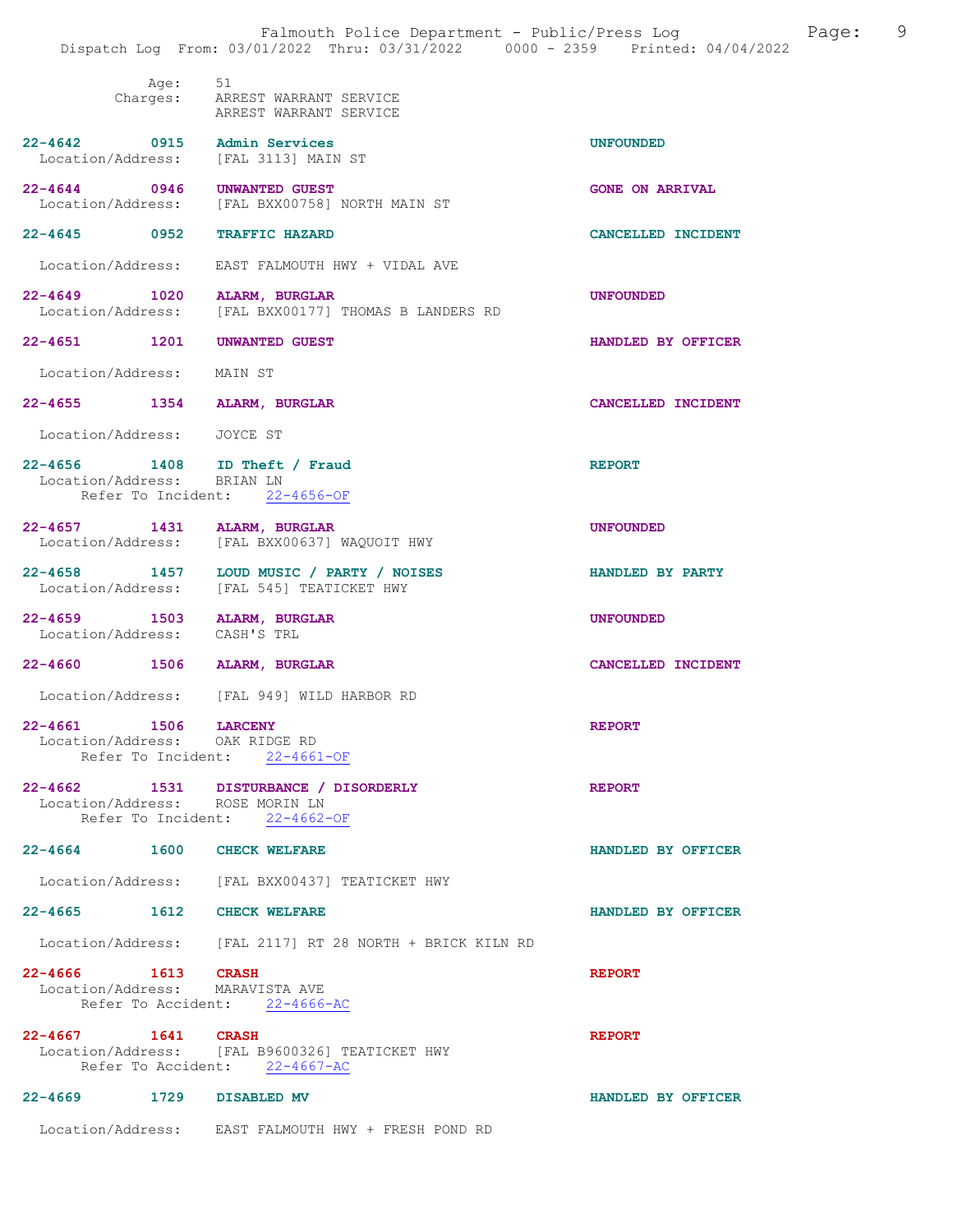Age: 51
Charges: ARREST WARRANT SERVICE
ARREST WARRANT SERVICE

**22-4642 0915 Admin Services** UNFOUNDED
Location/Address: [FAL 3113] MAIN ST

**22-4644 0946 UNWANTED GUEST** GONE ON ARRIVAL
Location/Address: [FAL BXX00758] NORTH MAIN ST

**22-4645 0952 TRAFFIC HAZARD** CANCELLED INCIDENT
Location/Address: EAST FALMOUTH HWY + VIDAL AVE

**22-4649 1020 ALARM, BURGLAR** UNFOUNDED
Location/Address: [FAL BXX00177] THOMAS B LANDERS RD

**22-4651 1201 UNWANTED GUEST** HANDLED BY OFFICER
Location/Address: MAIN ST

**22-4655 1354 ALARM, BURGLAR** CANCELLED INCIDENT
Location/Address: JOYCE ST

**22-4656 1408 ID Theft / Fraud** REPORT
Location/Address: BRIAN LN
Refer To Incident: 22-4656-OF

**22-4657 1431 ALARM, BURGLAR** UNFOUNDED
Location/Address: [FAL BXX00637] WAQUOIT HWY

**22-4658 1457 LOUD MUSIC / PARTY / NOISES** HANDLED BY PARTY
Location/Address: [FAL 545] TEATICKET HWY

**22-4659 1503 ALARM, BURGLAR** UNFOUNDED
Location/Address: CASH'S TRL

**22-4660 1506 ALARM, BURGLAR** CANCELLED INCIDENT
Location/Address: [FAL 949] WILD HARBOR RD

**22-4661 1506 LARCENY** REPORT
Location/Address: OAK RIDGE RD
Refer To Incident: 22-4661-OF

**22-4662 1531 DISTURBANCE / DISORDERLY** REPORT
Location/Address: ROSE MORIN LN
Refer To Incident: 22-4662-OF

**22-4664 1600 CHECK WELFARE** HANDLED BY OFFICER
Location/Address: [FAL BXX00437] TEATICKET HWY

**22-4665 1612 CHECK WELFARE** HANDLED BY OFFICER
Location/Address: [FAL 2117] RT 28 NORTH + BRICK KILN RD

**22-4666 1613 CRASH** REPORT
Location/Address: MARAVISTA AVE
Refer To Accident: 22-4666-AC

**22-4667 1641 CRASH** REPORT
Location/Address: [FAL B9600326] TEATICKET HWY
Refer To Accident: 22-4667-AC

**22-4669 1729 DISABLED MV** HANDLED BY OFFICER
Location/Address: EAST FALMOUTH HWY + FRESH POND RD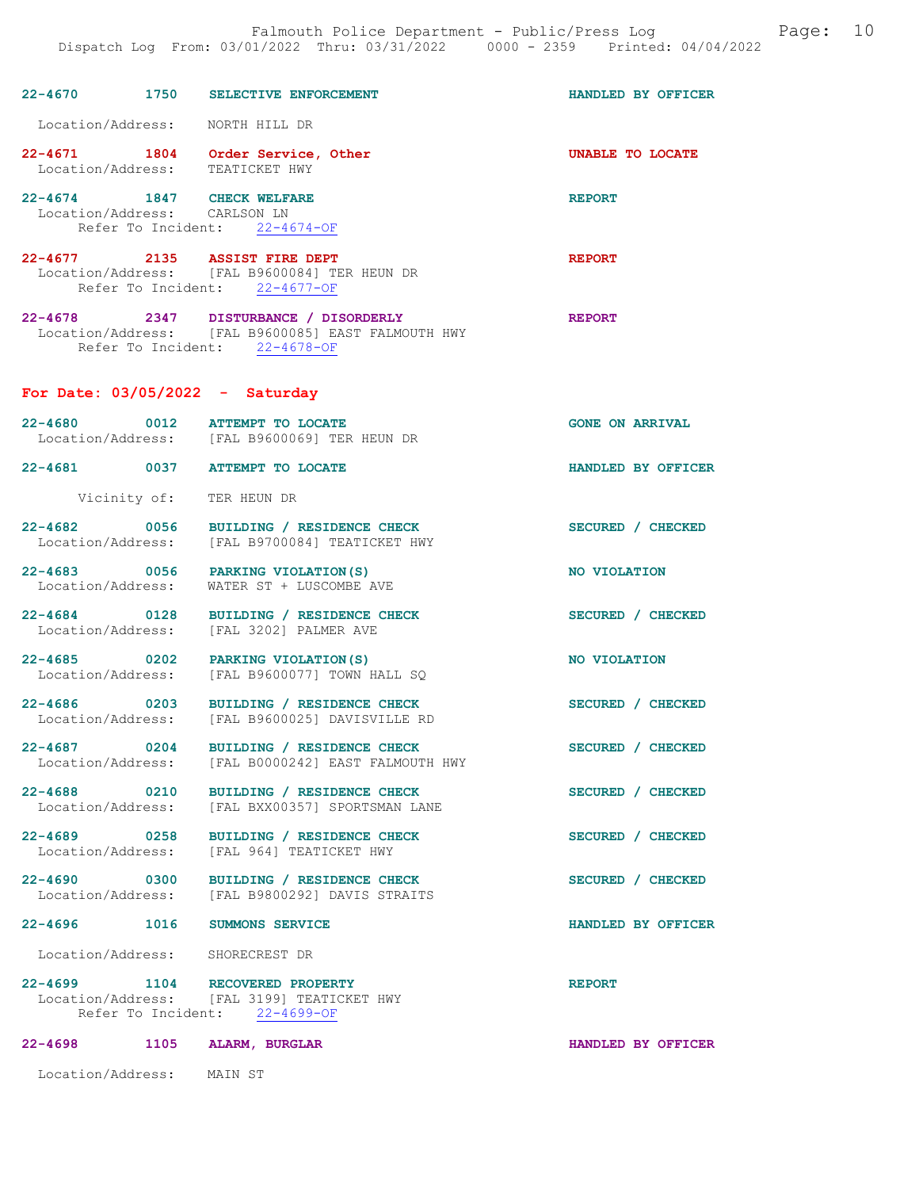22-4670 1750 SELECTIVE ENFORCEMENT HANDLED BY OFFICER

Location/Address: NORTH HILL DR

22-4671 1804 Order Service, Other UNABLE TO LOCATE
Location/Address: TEATICKET HWY

22-4674 1847 CHECK WELFARE REPORT
Location/Address: CARLSON LN
Refer To Incident: 22-4674-OF

22-4677 2135 ASSIST FIRE DEPT REPORT
Location/Address: [FAL B9600084] TER HEUN DR
Refer To Incident: 22-4677-OF

22-4678 2347 DISTURBANCE / DISORDERLY REPORT
Location/Address: [FAL B9600085] EAST FALMOUTH HWY
Refer To Incident: 22-4678-OF

## For Date: 03/05/2022 - Saturday

22-4680 0012 ATTEMPT TO LOCATE GONE ON ARRIVAL
Location/Address: [FAL B9600069] TER HEUN DR

22-4681 0037 ATTEMPT TO LOCATE HANDLED BY OFFICER

Vicinity of: TER HEUN DR

22-4682 0056 BUILDING / RESIDENCE CHECK SECURED / CHECKED
Location/Address: [FAL B9700084] TEATICKET HWY

22-4683 0056 PARKING VIOLATION(S) NO VIOLATION
Location/Address: WATER ST + LUSCOMBE AVE

22-4684 0128 BUILDING / RESIDENCE CHECK SECURED / CHECKED
Location/Address: [FAL 3202] PALMER AVE

22-4685 0202 PARKING VIOLATION(S) NO VIOLATION
Location/Address: [FAL B9600077] TOWN HALL SQ

22-4686 0203 BUILDING / RESIDENCE CHECK SECURED / CHECKED
Location/Address: [FAL B9600025] DAVISVILLE RD

22-4687 0204 BUILDING / RESIDENCE CHECK SECURED / CHECKED
Location/Address: [FAL B0000242] EAST FALMOUTH HWY

22-4688 0210 BUILDING / RESIDENCE CHECK SECURED / CHECKED
Location/Address: [FAL BXX00357] SPORTSMAN LANE

22-4689 0258 BUILDING / RESIDENCE CHECK SECURED / CHECKED
Location/Address: [FAL 964] TEATICKET HWY

22-4690 0300 BUILDING / RESIDENCE CHECK SECURED / CHECKED
Location/Address: [FAL B9800292] DAVIS STRAITS

22-4696 1016 SUMMONS SERVICE HANDLED BY OFFICER

Location/Address: SHORECREST DR

22-4699 1104 RECOVERED PROPERTY REPORT
Location/Address: [FAL 3199] TEATICKET HWY
Refer To Incident: 22-4699-OF

22-4698 1105 ALARM, BURGLAR HANDLED BY OFFICER

Location/Address: MAIN ST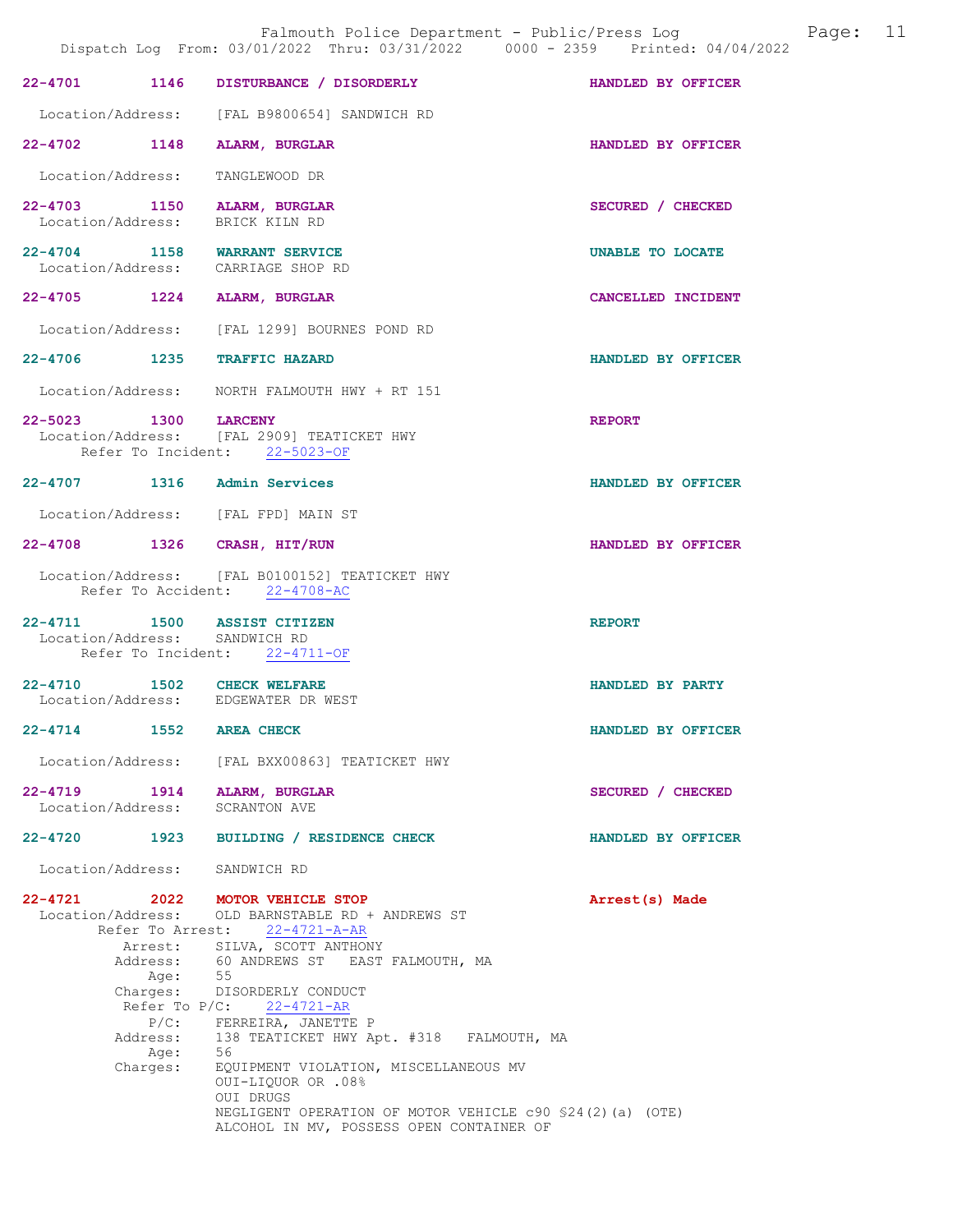22-4701 1146 DISTURBANCE / DISORDERLY HANDLED BY OFFICER

Location/Address: [FAL B9800654] SANDWICH RD

22-4702 1148 ALARM, BURGLAR HANDLED BY OFFICER

Location/Address: TANGLEWOOD DR

22-4703 1150 ALARM, BURGLAR SECURED / CHECKED
Location/Address: BRICK KILN RD

22-4704 1158 WARRANT SERVICE UNABLE TO LOCATE
Location/Address: CARRIAGE SHOP RD

22-4705 1224 ALARM, BURGLAR CANCELLED INCIDENT

Location/Address: [FAL 1299] BOURNES POND RD

22-4706 1235 TRAFFIC HAZARD HANDLED BY OFFICER

Location/Address: NORTH FALMOUTH HWY + RT 151

22-5023 1300 LARCENY REPORT
Location/Address: [FAL 2909] TEATICKET HWY
Refer To Incident: 22-5023-OF

22-4707 1316 Admin Services HANDLED BY OFFICER

Location/Address: [FAL FPD] MAIN ST

22-4708 1326 CRASH, HIT/RUN HANDLED BY OFFICER

Location/Address: [FAL B0100152] TEATICKET HWY
Refer To Accident: 22-4708-AC

22-4711 1500 ASSIST CITIZEN REPORT
Location/Address: SANDWICH RD
Refer To Incident: 22-4711-OF

22-4710 1502 CHECK WELFARE HANDLED BY PARTY
Location/Address: EDGEWATER DR WEST

22-4714 1552 AREA CHECK HANDLED BY OFFICER

Location/Address: [FAL BXX00863] TEATICKET HWY

22-4719 1914 ALARM, BURGLAR SECURED / CHECKED
Location/Address: SCRANTON AVE

22-4720 1923 BUILDING / RESIDENCE CHECK HANDLED BY OFFICER

Location/Address: SANDWICH RD

22-4721 2022 MOTOR VEHICLE STOP Arrest(s) Made
Location/Address: OLD BARNSTABLE RD + ANDREWS ST
Refer To Arrest: 22-4721-A-AR
Arrest: SILVA, SCOTT ANTHONY
Address: 60 ANDREWS ST EAST FALMOUTH, MA
Age: 55
Charges: DISORDERLY CONDUCT
Refer To P/C: 22-4721-AR
P/C: FERREIRA, JANETTE P
Address: 138 TEATICKET HWY Apt. #318 FALMOUTH, MA
Age: 56
Charges: EQUIPMENT VIOLATION, MISCELLANEOUS MV
OUI-LIQUOR OR .08%
OUI DRUGS
NEGLIGENT OPERATION OF MOTOR VEHICLE c90 §24(2)(a) (OTE)
ALCOHOL IN MV, POSSESS OPEN CONTAINER OF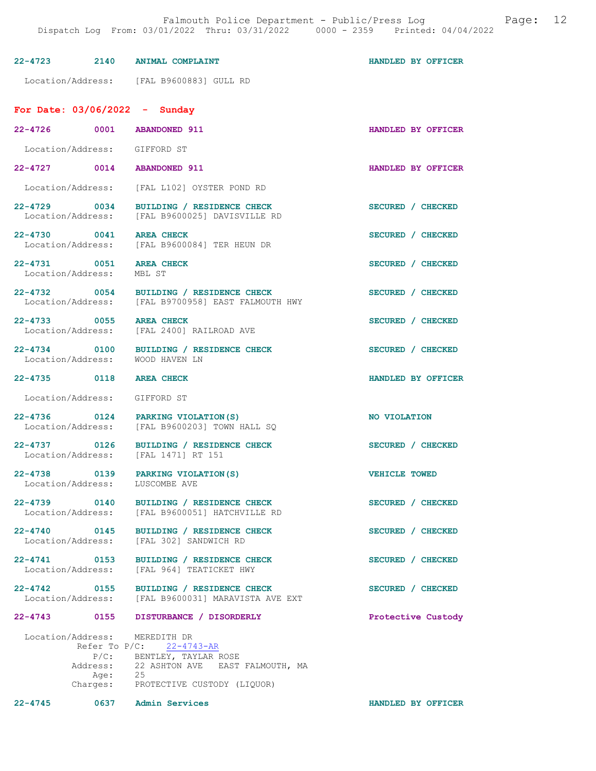22-4723 2140 **ANIMAL COMPLAINT** HANDLED BY OFFICER

Location/Address: [FAL B9600883] GULL RD

## For Date: 03/06/2022 - Sunday

22-4726 0001 **ABANDONED 911** HANDLED BY OFFICER

Location/Address: GIFFORD ST

22-4727 0014 **ABANDONED 911** HANDLED BY OFFICER

Location/Address: [FAL L102] OYSTER POND RD

22-4729 0034 **BUILDING / RESIDENCE CHECK** SECURED / CHECKED
Location/Address: [FAL B9600025] DAVISVILLE RD

22-4730 0041 **AREA CHECK** SECURED / CHECKED
Location/Address: [FAL B9600084] TER HEUN DR

22-4731 0051 **AREA CHECK** SECURED / CHECKED
Location/Address: MBL ST

22-4732 0054 **BUILDING / RESIDENCE CHECK** SECURED / CHECKED
Location/Address: [FAL B9700958] EAST FALMOUTH HWY

22-4733 0055 **AREA CHECK** SECURED / CHECKED
Location/Address: [FAL 2400] RAILROAD AVE

22-4734 0100 **BUILDING / RESIDENCE CHECK** SECURED / CHECKED
Location/Address: WOOD HAVEN LN

22-4735 0118 **AREA CHECK** HANDLED BY OFFICER

Location/Address: GIFFORD ST

22-4736 0124 **PARKING VIOLATION(S)** NO VIOLATION
Location/Address: [FAL B9600203] TOWN HALL SQ

22-4737 0126 **BUILDING / RESIDENCE CHECK** SECURED / CHECKED
Location/Address: [FAL 1471] RT 151

22-4738 0139 **PARKING VIOLATION(S)** VEHICLE TOWED
Location/Address: LUSCOMBE AVE

22-4739 0140 **BUILDING / RESIDENCE CHECK** SECURED / CHECKED
Location/Address: [FAL B9600051] HATCHVILLE RD

22-4740 0145 **BUILDING / RESIDENCE CHECK** SECURED / CHECKED
Location/Address: [FAL 302] SANDWICH RD

22-4741 0153 **BUILDING / RESIDENCE CHECK** SECURED / CHECKED
Location/Address: [FAL 964] TEATICKET HWY

22-4742 0155 **BUILDING / RESIDENCE CHECK** SECURED / CHECKED
Location/Address: [FAL B9600031] MARAVISTA AVE EXT

22-4743 0155 **DISTURBANCE / DISORDERLY** Protective Custody

Location/Address: MEREDITH DR
Refer To P/C: 22-4743-AR
P/C: BENTLEY, TAYLAR ROSE
Address: 22 ASHTON AVE EAST FALMOUTH, MA
Age: 25
Charges: PROTECTIVE CUSTODY (LIQUOR)

22-4745 0637 **Admin Services** HANDLED BY OFFICER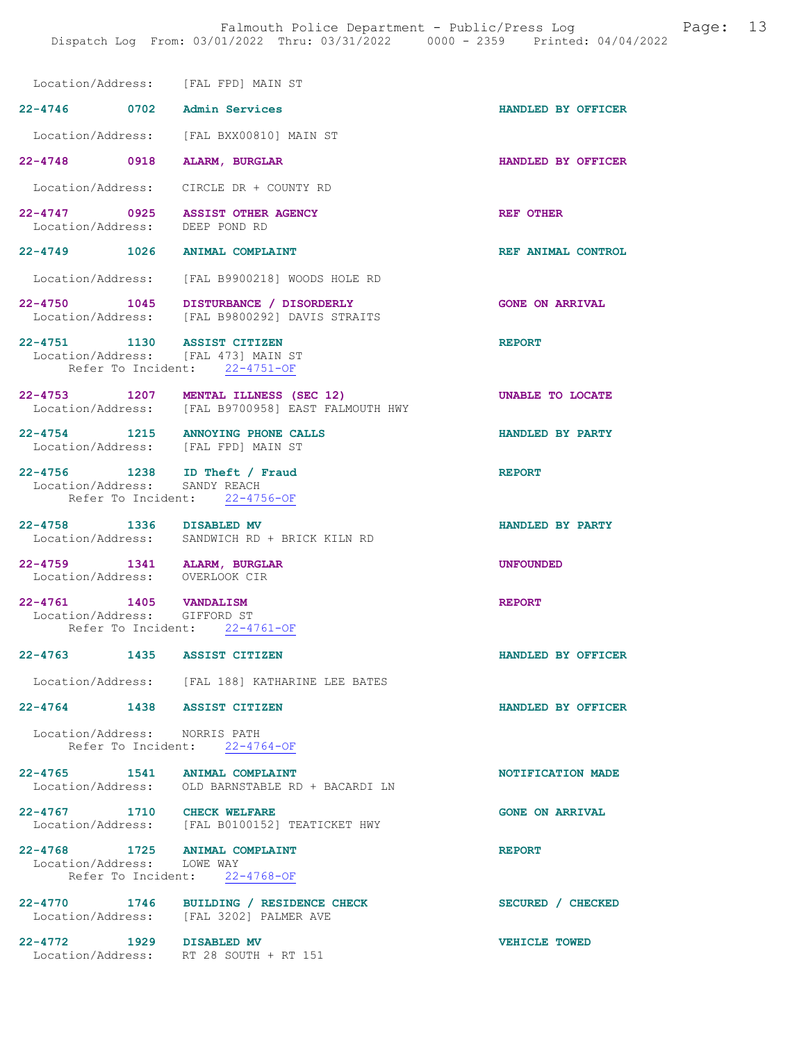Location/Address: [FAL FPD] MAIN ST

**22-4746 0702 Admin Services** HANDLED BY OFFICER
Location/Address: [FAL BXX00810] MAIN ST

**22-4748 0918 ALARM, BURGLAR** HANDLED BY OFFICER
Location/Address: CIRCLE DR + COUNTY RD

**22-4747 0925 ASSIST OTHER AGENCY** REF OTHER
Location/Address: DEEP POND RD

**22-4749 1026 ANIMAL COMPLAINT** REF ANIMAL CONTROL
Location/Address: [FAL B9900218] WOODS HOLE RD

**22-4750 1045 DISTURBANCE / DISORDERLY** GONE ON ARRIVAL
Location/Address: [FAL B9800292] DAVIS STRAITS

**22-4751 1130 ASSIST CITIZEN** REPORT
Location/Address: [FAL 473] MAIN ST
Refer To Incident: 22-4751-OF

**22-4753 1207 MENTAL ILLNESS (SEC 12)** UNABLE TO LOCATE
Location/Address: [FAL B9700958] EAST FALMOUTH HWY

**22-4754 1215 ANNOYING PHONE CALLS** HANDLED BY PARTY
Location/Address: [FAL FPD] MAIN ST

**22-4756 1238 ID Theft / Fraud** REPORT
Location/Address: SANDY REACH
Refer To Incident: 22-4756-OF

**22-4758 1336 DISABLED MV** HANDLED BY PARTY
Location/Address: SANDWICH RD + BRICK KILN RD

**22-4759 1341 ALARM, BURGLAR** UNFOUNDED
Location/Address: OVERLOOK CIR

**22-4761 1405 VANDALISM** REPORT
Location/Address: GIFFORD ST
Refer To Incident: 22-4761-OF

**22-4763 1435 ASSIST CITIZEN** HANDLED BY OFFICER
Location/Address: [FAL 188] KATHARINE LEE BATES

**22-4764 1438 ASSIST CITIZEN** HANDLED BY OFFICER
Location/Address: NORRIS PATH
Refer To Incident: 22-4764-OF

**22-4765 1541 ANIMAL COMPLAINT** NOTIFICATION MADE
Location/Address: OLD BARNSTABLE RD + BACARDI LN

**22-4767 1710 CHECK WELFARE** GONE ON ARRIVAL
Location/Address: [FAL B0100152] TEATICKET HWY

**22-4768 1725 ANIMAL COMPLAINT** REPORT
Location/Address: LOWE WAY
Refer To Incident: 22-4768-OF

**22-4770 1746 BUILDING / RESIDENCE CHECK** SECURED / CHECKED
Location/Address: [FAL 3202] PALMER AVE

**22-4772 1929 DISABLED MV** VEHICLE TOWED
Location/Address: RT 28 SOUTH + RT 151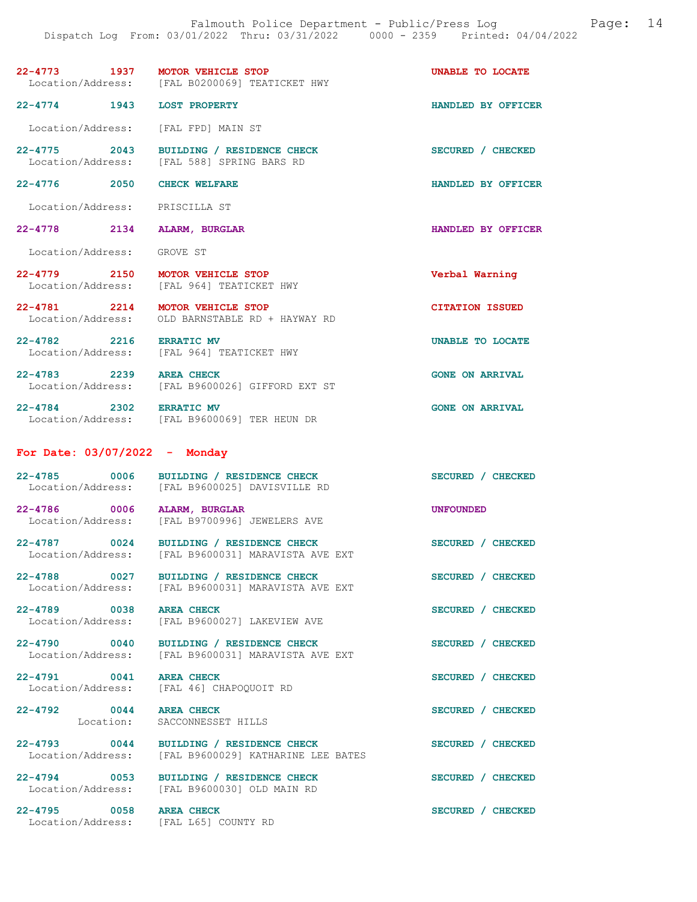| Call # | Time | Call Type | Disposition |
|---|---|---|---|
| 22-4773 | 1937 | MOTOR VEHICLE STOP | UNABLE TO LOCATE |
| Location/Address: | | [FAL B0200069] TEATICKET HWY | |
| 22-4774 | 1943 | LOST PROPERTY | HANDLED BY OFFICER |
| Location/Address: | | [FAL FPD] MAIN ST | |
| 22-4775 | 2043 | BUILDING / RESIDENCE CHECK | SECURED / CHECKED |
| Location/Address: | | [FAL 588] SPRING BARS RD | |
| 22-4776 | 2050 | CHECK WELFARE | HANDLED BY OFFICER |
| Location/Address: | | PRISCILLA ST | |
| 22-4778 | 2134 | ALARM, BURGLAR | HANDLED BY OFFICER |
| Location/Address: | | GROVE ST | |
| 22-4779 | 2150 | MOTOR VEHICLE STOP | Verbal Warning |
| Location/Address: | | [FAL 964] TEATICKET HWY | |
| 22-4781 | 2214 | MOTOR VEHICLE STOP | CITATION ISSUED |
| Location/Address: | | OLD BARNSTABLE RD + HAYWAY RD | |
| 22-4782 | 2216 | ERRATIC MV | UNABLE TO LOCATE |
| Location/Address: | | [FAL 964] TEATICKET HWY | |
| 22-4783 | 2239 | AREA CHECK | GONE ON ARRIVAL |
| Location/Address: | | [FAL B9600026] GIFFORD EXT ST | |
| 22-4784 | 2302 | ERRATIC MV | GONE ON ARRIVAL |
| Location/Address: | | [FAL B9600069] TER HEUN DR | |

## For Date: 03/07/2022 - Monday

| Call # | Time | Call Type | Disposition |
|---|---|---|---|
| 22-4785 | 0006 | BUILDING / RESIDENCE CHECK | SECURED / CHECKED |
| Location/Address: | | [FAL B9600025] DAVISVILLE RD | |
| 22-4786 | 0006 | ALARM, BURGLAR | UNFOUNDED |
| Location/Address: | | [FAL B9700996] JEWELERS AVE | |
| 22-4787 | 0024 | BUILDING / RESIDENCE CHECK | SECURED / CHECKED |
| Location/Address: | | [FAL B9600031] MARAVISTA AVE EXT | |
| 22-4788 | 0027 | BUILDING / RESIDENCE CHECK | SECURED / CHECKED |
| Location/Address: | | [FAL B9600031] MARAVISTA AVE EXT | |
| 22-4789 | 0038 | AREA CHECK | SECURED / CHECKED |
| Location/Address: | | [FAL B9600027] LAKEVIEW AVE | |
| 22-4790 | 0040 | BUILDING / RESIDENCE CHECK | SECURED / CHECKED |
| Location/Address: | | [FAL B9600031] MARAVISTA AVE EXT | |
| 22-4791 | 0041 | AREA CHECK | SECURED / CHECKED |
| Location/Address: | | [FAL 46] CHAPOQUOIT RD | |
| 22-4792 | 0044 | AREA CHECK | SECURED / CHECKED |
| Location: | | SACCONNESSET HILLS | |
| 22-4793 | 0044 | BUILDING / RESIDENCE CHECK | SECURED / CHECKED |
| Location/Address: | | [FAL B9600029] KATHARINE LEE BATES | |
| 22-4794 | 0053 | BUILDING / RESIDENCE CHECK | SECURED / CHECKED |
| Location/Address: | | [FAL B9600030] OLD MAIN RD | |
| 22-4795 | 0058 | AREA CHECK | SECURED / CHECKED |
| Location/Address: | | [FAL L65] COUNTY RD | |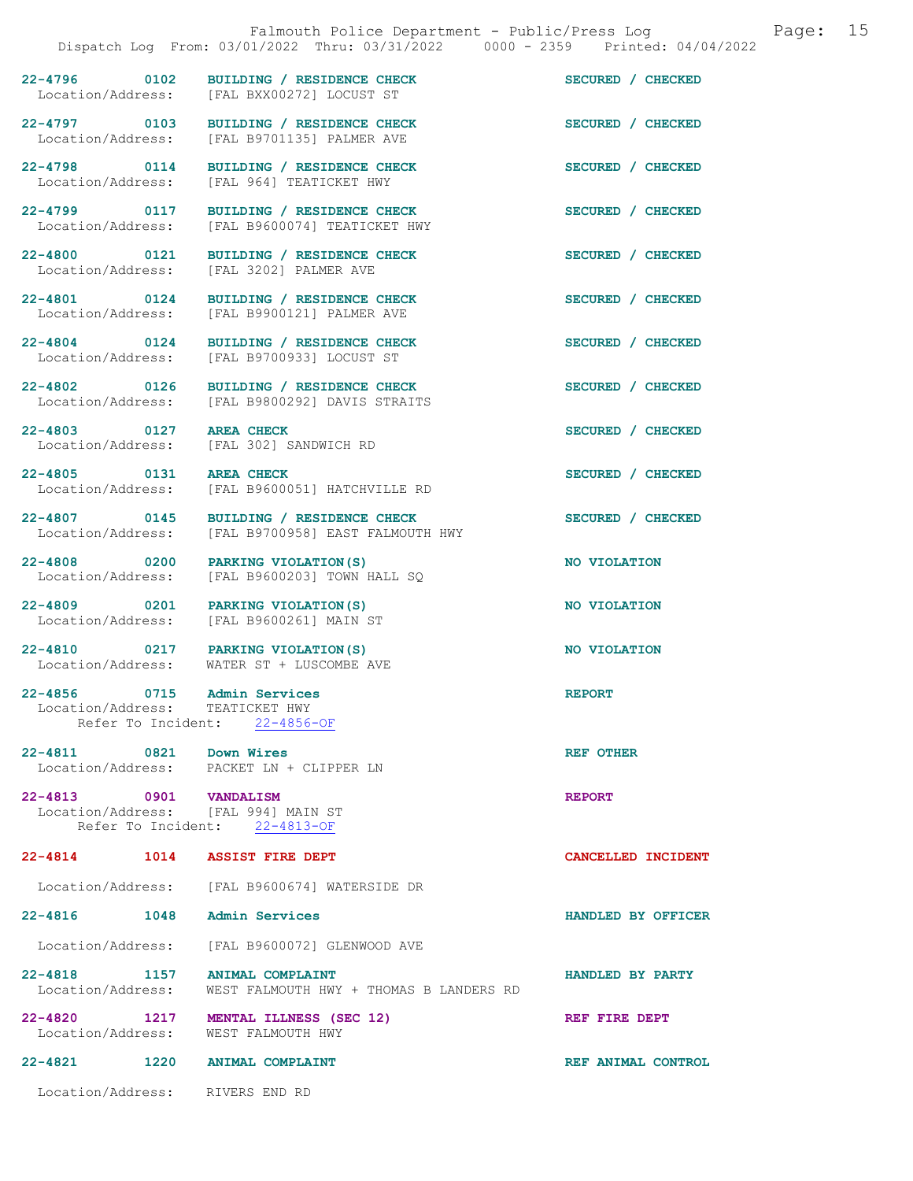22-4796 0102 BUILDING / RESIDENCE CHECK SECURED / CHECKED
Location/Address: [FAL BXX00272] LOCUST ST

22-4797 0103 BUILDING / RESIDENCE CHECK SECURED / CHECKED
Location/Address: [FAL B9701135] PALMER AVE

22-4798 0114 BUILDING / RESIDENCE CHECK SECURED / CHECKED
Location/Address: [FAL 964] TEATICKET HWY

22-4799 0117 BUILDING / RESIDENCE CHECK SECURED / CHECKED
Location/Address: [FAL B9600074] TEATICKET HWY

22-4800 0121 BUILDING / RESIDENCE CHECK SECURED / CHECKED
Location/Address: [FAL 3202] PALMER AVE

22-4801 0124 BUILDING / RESIDENCE CHECK SECURED / CHECKED
Location/Address: [FAL B9900121] PALMER AVE

22-4804 0124 BUILDING / RESIDENCE CHECK SECURED / CHECKED
Location/Address: [FAL B9700933] LOCUST ST

22-4802 0126 BUILDING / RESIDENCE CHECK SECURED / CHECKED
Location/Address: [FAL B9800292] DAVIS STRAITS

22-4803 0127 AREA CHECK SECURED / CHECKED
Location/Address: [FAL 302] SANDWICH RD

22-4805 0131 AREA CHECK SECURED / CHECKED
Location/Address: [FAL B9600051] HATCHVILLE RD

22-4807 0145 BUILDING / RESIDENCE CHECK SECURED / CHECKED
Location/Address: [FAL B9700958] EAST FALMOUTH HWY

22-4808 0200 PARKING VIOLATION(S) NO VIOLATION
Location/Address: [FAL B9600203] TOWN HALL SQ

22-4809 0201 PARKING VIOLATION(S) NO VIOLATION
Location/Address: [FAL B9600261] MAIN ST

22-4810 0217 PARKING VIOLATION(S) NO VIOLATION
Location/Address: WATER ST + LUSCOMBE AVE

22-4856 0715 Admin Services REPORT
Location/Address: TEATICKET HWY
Refer To Incident: 22-4856-OF

22-4811 0821 Down Wires REF OTHER
Location/Address: PACKET LN + CLIPPER LN

22-4813 0901 VANDALISM REPORT
Location/Address: [FAL 994] MAIN ST
Refer To Incident: 22-4813-OF

22-4814 1014 ASSIST FIRE DEPT CANCELLED INCIDENT
Location/Address: [FAL B9600674] WATERSIDE DR

22-4816 1048 Admin Services HANDLED BY OFFICER
Location/Address: [FAL B9600072] GLENWOOD AVE

22-4818 1157 ANIMAL COMPLAINT HANDLED BY PARTY
Location/Address: WEST FALMOUTH HWY + THOMAS B LANDERS RD

22-4820 1217 MENTAL ILLNESS (SEC 12) REF FIRE DEPT
Location/Address: WEST FALMOUTH HWY

22-4821 1220 ANIMAL COMPLAINT REF ANIMAL CONTROL
Location/Address: RIVERS END RD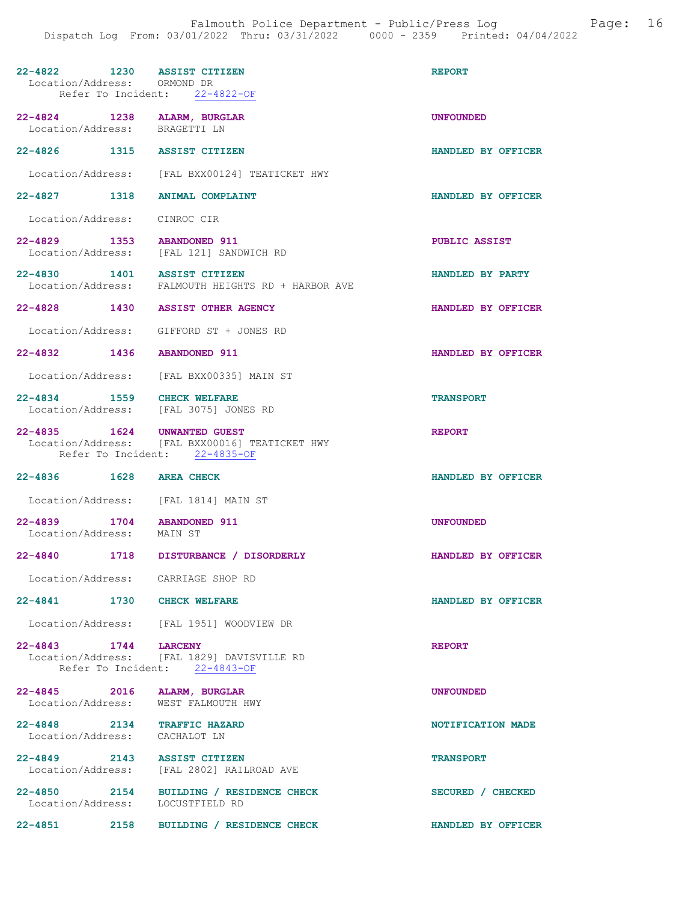22-4822 1230 **ASSIST CITIZEN** **REPORT**
Location/Address: ORMOND DR
Refer To Incident: 22-4822-OF

22-4824 1238 **ALARM, BURGLAR** **UNFOUNDED**
Location/Address: BRAGETTI LN

22-4826 1315 **ASSIST CITIZEN** **HANDLED BY OFFICER**
Location/Address: [FAL BXX00124] TEATICKET HWY

22-4827 1318 **ANIMAL COMPLAINT** **HANDLED BY OFFICER**
Location/Address: CINROC CIR

22-4829 1353 **ABANDONED 911** **PUBLIC ASSIST**
Location/Address: [FAL 121] SANDWICH RD

22-4830 1401 **ASSIST CITIZEN** **HANDLED BY PARTY**
Location/Address: FALMOUTH HEIGHTS RD + HARBOR AVE

22-4828 1430 **ASSIST OTHER AGENCY** **HANDLED BY OFFICER**
Location/Address: GIFFORD ST + JONES RD

22-4832 1436 **ABANDONED 911** **HANDLED BY OFFICER**
Location/Address: [FAL BXX00335] MAIN ST

22-4834 1559 **CHECK WELFARE** **TRANSPORT**
Location/Address: [FAL 3075] JONES RD

22-4835 1624 **UNWANTED GUEST** **REPORT**
Location/Address: [FAL BXX00016] TEATICKET HWY
Refer To Incident: 22-4835-OF

22-4836 1628 **AREA CHECK** **HANDLED BY OFFICER**
Location/Address: [FAL 1814] MAIN ST

22-4839 1704 **ABANDONED 911** **UNFOUNDED**
Location/Address: MAIN ST

22-4840 1718 **DISTURBANCE / DISORDERLY** **HANDLED BY OFFICER**
Location/Address: CARRIAGE SHOP RD

22-4841 1730 **CHECK WELFARE** **HANDLED BY OFFICER**
Location/Address: [FAL 1951] WOODVIEW DR

22-4843 1744 **LARCENY** **REPORT**
Location/Address: [FAL 1829] DAVISVILLE RD
Refer To Incident: 22-4843-OF

22-4845 2016 **ALARM, BURGLAR** **UNFOUNDED**
Location/Address: WEST FALMOUTH HWY

22-4848 2134 **TRAFFIC HAZARD** **NOTIFICATION MADE**
Location/Address: CACHALOT LN

22-4849 2143 **ASSIST CITIZEN** **TRANSPORT**
Location/Address: [FAL 2802] RAILROAD AVE

22-4850 2154 **BUILDING / RESIDENCE CHECK** **SECURED / CHECKED**
Location/Address: LOCUSTFIELD RD

22-4851 2158 **BUILDING / RESIDENCE CHECK** **HANDLED BY OFFICER**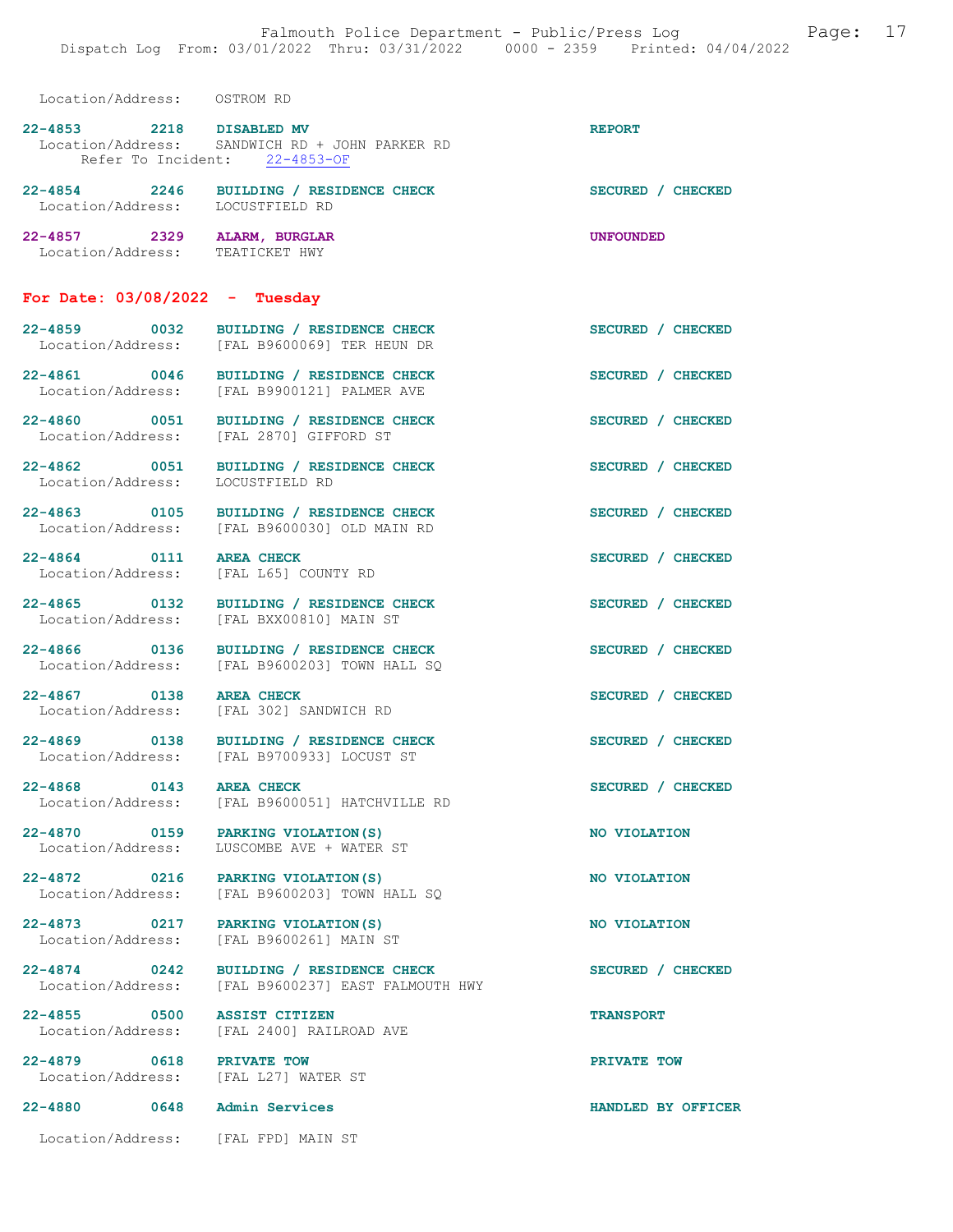Location/Address: OSTROM RD

22-4853 2218 **DISABLED MV** **REPORT**
Location/Address: SANDWICH RD + JOHN PARKER RD
Refer To Incident: 22-4853-OF

22-4854 2246 **BUILDING / RESIDENCE CHECK** **SECURED / CHECKED**
Location/Address: LOCUSTFIELD RD

22-4857 2329 **ALARM, BURGLAR** **UNFOUNDED**
Location/Address: TEATICKET HWY

## For Date: 03/08/2022 - Tuesday

22-4859 0032 **BUILDING / RESIDENCE CHECK** **SECURED / CHECKED**
Location/Address: [FAL B9600069] TER HEUN DR

22-4861 0046 **BUILDING / RESIDENCE CHECK** **SECURED / CHECKED**
Location/Address: [FAL B9900121] PALMER AVE

22-4860 0051 **BUILDING / RESIDENCE CHECK** **SECURED / CHECKED**
Location/Address: [FAL 2870] GIFFORD ST

22-4862 0051 **BUILDING / RESIDENCE CHECK** **SECURED / CHECKED**
Location/Address: LOCUSTFIELD RD

22-4863 0105 **BUILDING / RESIDENCE CHECK** **SECURED / CHECKED**
Location/Address: [FAL B9600030] OLD MAIN RD

22-4864 0111 **AREA CHECK** **SECURED / CHECKED**
Location/Address: [FAL L65] COUNTY RD

22-4865 0132 **BUILDING / RESIDENCE CHECK** **SECURED / CHECKED**
Location/Address: [FAL BXX00810] MAIN ST

22-4866 0136 **BUILDING / RESIDENCE CHECK** **SECURED / CHECKED**
Location/Address: [FAL B9600203] TOWN HALL SQ

22-4867 0138 **AREA CHECK** **SECURED / CHECKED**
Location/Address: [FAL 302] SANDWICH RD

22-4869 0138 **BUILDING / RESIDENCE CHECK** **SECURED / CHECKED**
Location/Address: [FAL B9700933] LOCUST ST

22-4868 0143 **AREA CHECK** **SECURED / CHECKED**
Location/Address: [FAL B9600051] HATCHVILLE RD

22-4870 0159 **PARKING VIOLATION(S)** **NO VIOLATION**
Location/Address: LUSCOMBE AVE + WATER ST

22-4872 0216 **PARKING VIOLATION(S)** **NO VIOLATION**
Location/Address: [FAL B9600203] TOWN HALL SQ

22-4873 0217 **PARKING VIOLATION(S)** **NO VIOLATION**
Location/Address: [FAL B9600261] MAIN ST

22-4874 0242 **BUILDING / RESIDENCE CHECK** **SECURED / CHECKED**
Location/Address: [FAL B9600237] EAST FALMOUTH HWY

22-4855 0500 **ASSIST CITIZEN** **TRANSPORT**
Location/Address: [FAL 2400] RAILROAD AVE

22-4879 0618 **PRIVATE TOW** **PRIVATE TOW**
Location/Address: [FAL L27] WATER ST

22-4880 0648 **Admin Services** **HANDLED BY OFFICER**
Location/Address: [FAL FPD] MAIN ST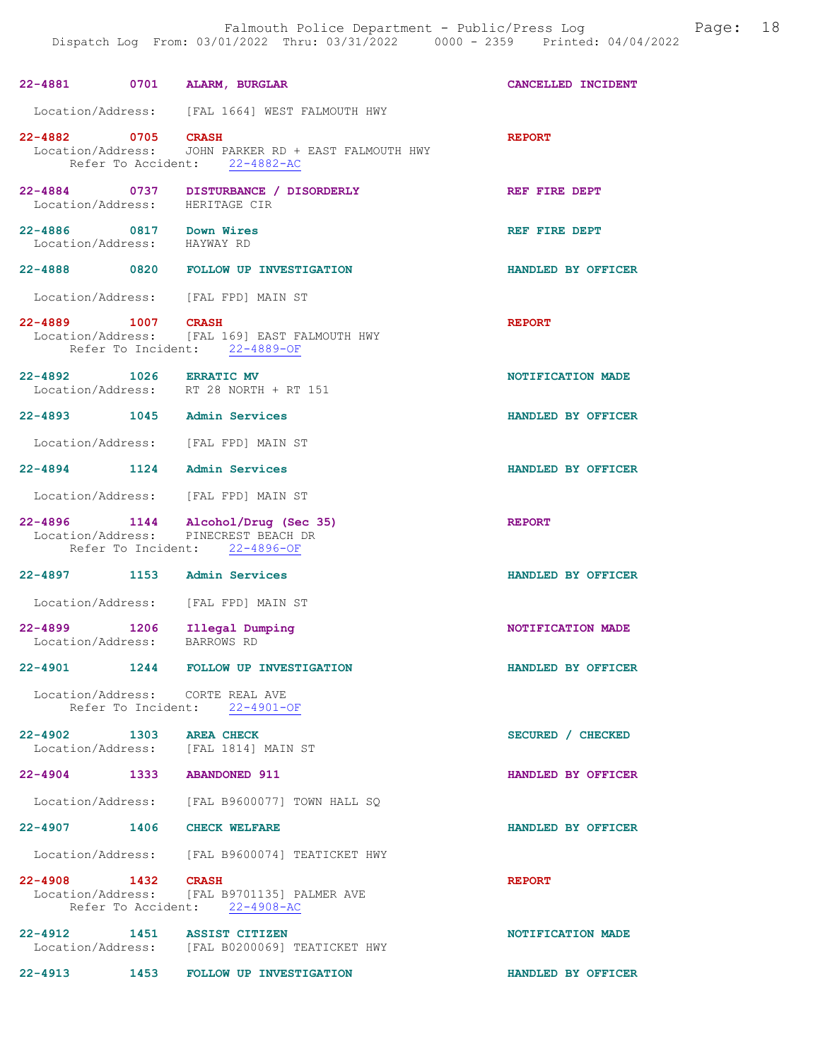22-4881 0701 ALARM, BURGLAR CANCELLED INCIDENT

Location/Address: [FAL 1664] WEST FALMOUTH HWY

22-4882 0705 CRASH REPORT
Location/Address: JOHN PARKER RD + EAST FALMOUTH HWY
Refer To Accident: 22-4882-AC

22-4884 0737 DISTURBANCE / DISORDERLY REF FIRE DEPT
Location/Address: HERITAGE CIR

22-4886 0817 Down Wires REF FIRE DEPT
Location/Address: HAYWAY RD

22-4888 0820 FOLLOW UP INVESTIGATION HANDLED BY OFFICER

Location/Address: [FAL FPD] MAIN ST

22-4889 1007 CRASH REPORT
Location/Address: [FAL 169] EAST FALMOUTH HWY
Refer To Incident: 22-4889-OF

22-4892 1026 ERRATIC MV NOTIFICATION MADE
Location/Address: RT 28 NORTH + RT 151

22-4893 1045 Admin Services HANDLED BY OFFICER

Location/Address: [FAL FPD] MAIN ST

22-4894 1124 Admin Services HANDLED BY OFFICER

Location/Address: [FAL FPD] MAIN ST

22-4896 1144 Alcohol/Drug (Sec 35) REPORT
Location/Address: PINECREST BEACH DR
Refer To Incident: 22-4896-OF

22-4897 1153 Admin Services HANDLED BY OFFICER

Location/Address: [FAL FPD] MAIN ST

22-4899 1206 Illegal Dumping NOTIFICATION MADE
Location/Address: BARROWS RD

22-4901 1244 FOLLOW UP INVESTIGATION HANDLED BY OFFICER

Location/Address: CORTE REAL AVE
Refer To Incident: 22-4901-OF

22-4902 1303 AREA CHECK SECURED / CHECKED
Location/Address: [FAL 1814] MAIN ST

22-4904 1333 ABANDONED 911 HANDLED BY OFFICER

Location/Address: [FAL B9600077] TOWN HALL SQ

22-4907 1406 CHECK WELFARE HANDLED BY OFFICER

Location/Address: [FAL B9600074] TEATICKET HWY

22-4908 1432 CRASH REPORT
Location/Address: [FAL B9701135] PALMER AVE
Refer To Accident: 22-4908-AC

22-4912 1451 ASSIST CITIZEN NOTIFICATION MADE
Location/Address: [FAL B0200069] TEATICKET HWY

22-4913 1453 FOLLOW UP INVESTIGATION HANDLED BY OFFICER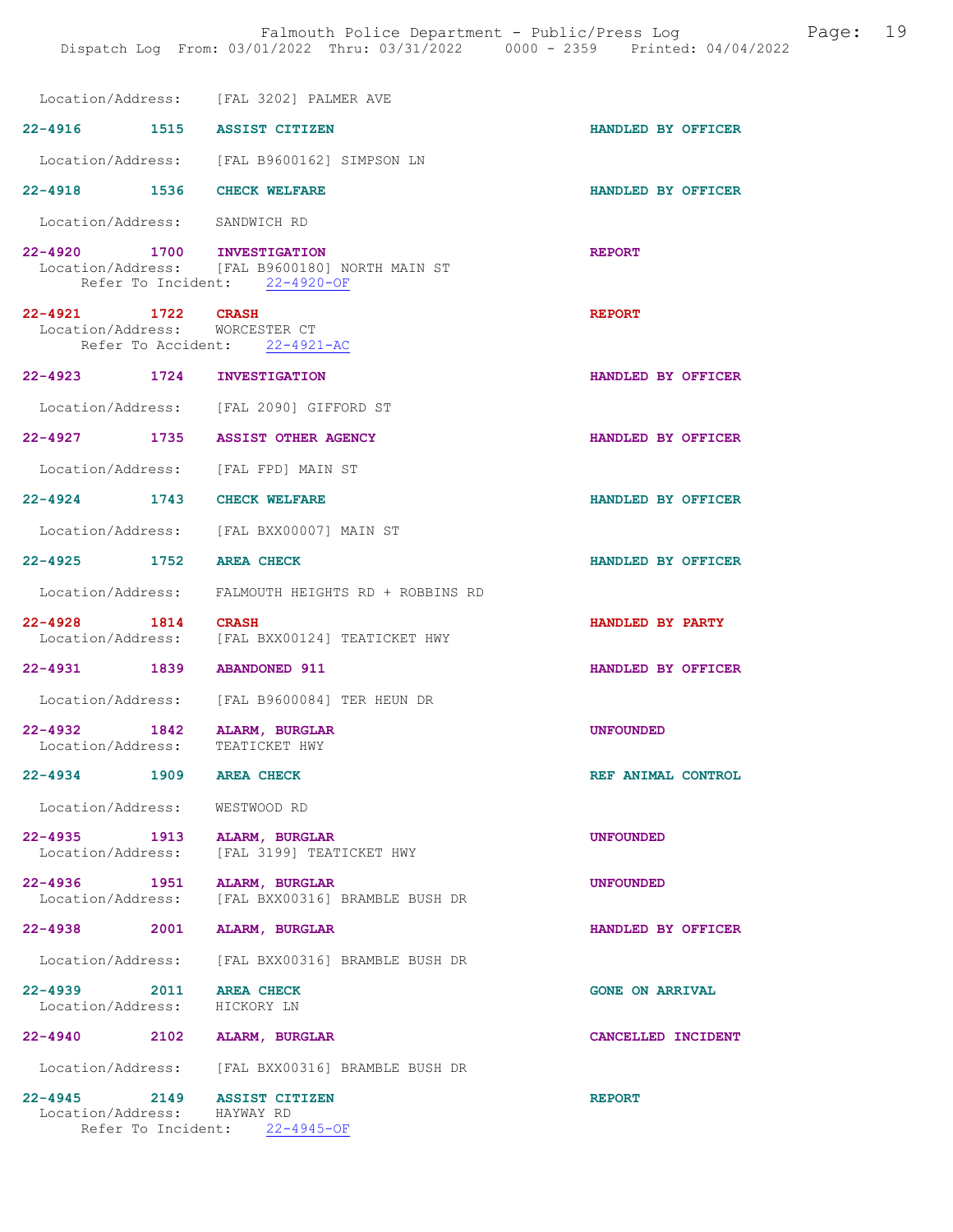Location/Address: [FAL 3202] PALMER AVE

**22-4916 1515 ASSIST CITIZEN** HANDLED BY OFFICER

Location/Address: [FAL B9600162] SIMPSON LN

**22-4918 1536 CHECK WELFARE** HANDLED BY OFFICER

Location/Address: SANDWICH RD

**22-4920 1700 INVESTIGATION** REPORT
Location/Address: [FAL B9600180] NORTH MAIN ST
Refer To Incident: 22-4920-OF

**22-4921 1722 CRASH** REPORT
Location/Address: WORCESTER CT
Refer To Accident: 22-4921-AC

**22-4923 1724 INVESTIGATION** HANDLED BY OFFICER

Location/Address: [FAL 2090] GIFFORD ST

**22-4927 1735 ASSIST OTHER AGENCY** HANDLED BY OFFICER

Location/Address: [FAL FPD] MAIN ST

**22-4924 1743 CHECK WELFARE** HANDLED BY OFFICER

Location/Address: [FAL BXX00007] MAIN ST

**22-4925 1752 AREA CHECK** HANDLED BY OFFICER

Location/Address: FALMOUTH HEIGHTS RD + ROBBINS RD

**22-4928 1814 CRASH** HANDLED BY PARTY
Location/Address: [FAL BXX00124] TEATICKET HWY

**22-4931 1839 ABANDONED 911** HANDLED BY OFFICER

Location/Address: [FAL B9600084] TER HEUN DR

**22-4932 1842 ALARM, BURGLAR** UNFOUNDED
Location/Address: TEATICKET HWY

**22-4934 1909 AREA CHECK** REF ANIMAL CONTROL

Location/Address: WESTWOOD RD

**22-4935 1913 ALARM, BURGLAR** UNFOUNDED
Location/Address: [FAL 3199] TEATICKET HWY

**22-4936 1951 ALARM, BURGLAR** UNFOUNDED
Location/Address: [FAL BXX00316] BRAMBLE BUSH DR

**22-4938 2001 ALARM, BURGLAR** HANDLED BY OFFICER

Location/Address: [FAL BXX00316] BRAMBLE BUSH DR

**22-4939 2011 AREA CHECK** GONE ON ARRIVAL
Location/Address: HICKORY LN

**22-4940 2102 ALARM, BURGLAR** CANCELLED INCIDENT

Location/Address: [FAL BXX00316] BRAMBLE BUSH DR

**22-4945 2149 ASSIST CITIZEN** REPORT
Location/Address: HAYWAY RD
Refer To Incident: 22-4945-OF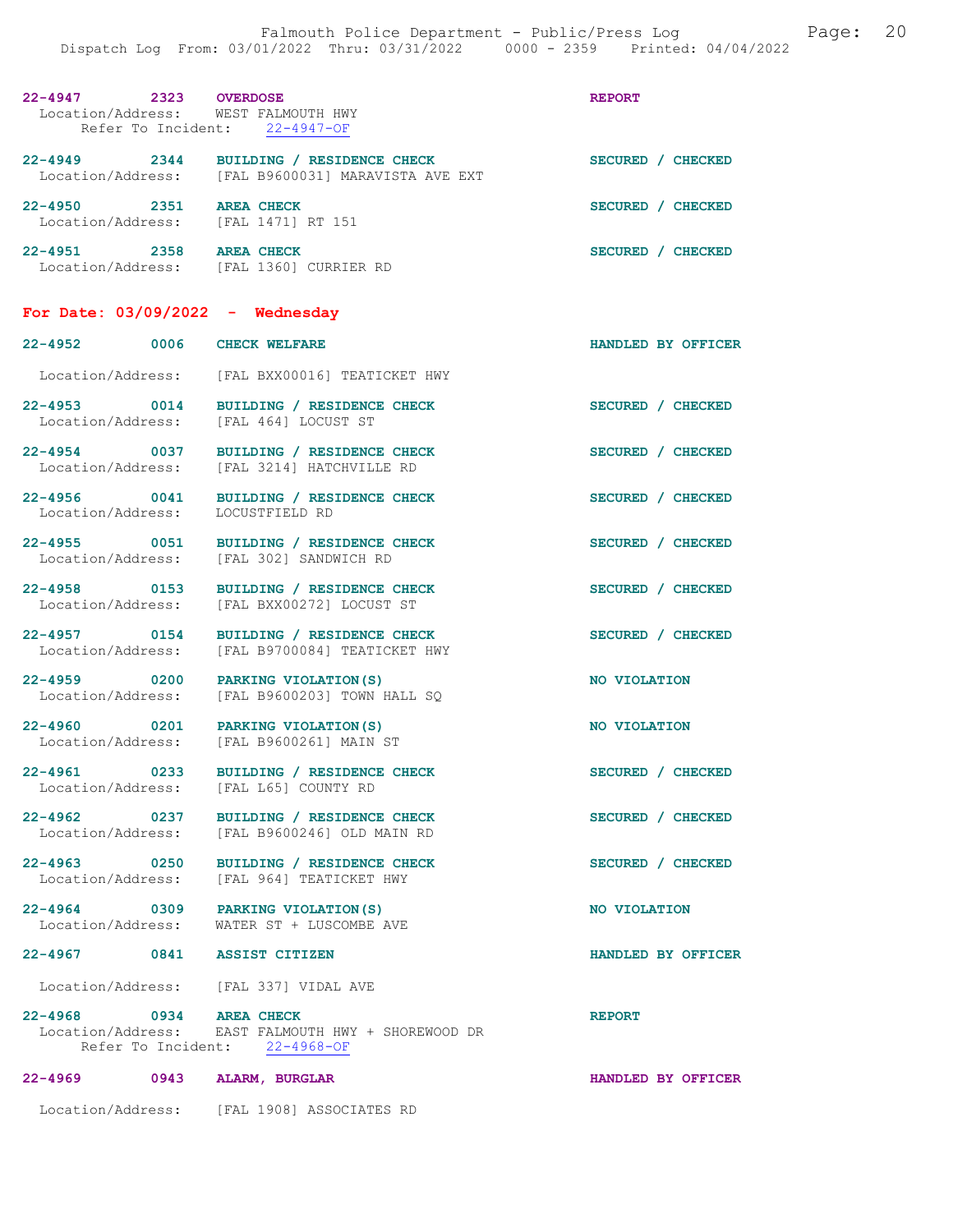22-4947 2323 **OVERDOSE** REPORT
Location/Address: WEST FALMOUTH HWY
Refer To Incident: 22-4947-OF

22-4949 2344 **BUILDING / RESIDENCE CHECK** SECURED / CHECKED
Location/Address: [FAL B9600031] MARAVISTA AVE EXT

22-4950 2351 **AREA CHECK** SECURED / CHECKED
Location/Address: [FAL 1471] RT 151

22-4951 2358 **AREA CHECK** SECURED / CHECKED
Location/Address: [FAL 1360] CURRIER RD

## For Date: 03/09/2022 - Wednesday

22-4952 0006 **CHECK WELFARE** HANDLED BY OFFICER
Location/Address: [FAL BXX00016] TEATICKET HWY

22-4953 0014 **BUILDING / RESIDENCE CHECK** SECURED / CHECKED
Location/Address: [FAL 464] LOCUST ST

22-4954 0037 **BUILDING / RESIDENCE CHECK** SECURED / CHECKED
Location/Address: [FAL 3214] HATCHVILLE RD

22-4956 0041 **BUILDING / RESIDENCE CHECK** SECURED / CHECKED
Location/Address: LOCUSTFIELD RD

22-4955 0051 **BUILDING / RESIDENCE CHECK** SECURED / CHECKED
Location/Address: [FAL 302] SANDWICH RD

22-4958 0153 **BUILDING / RESIDENCE CHECK** SECURED / CHECKED
Location/Address: [FAL BXX00272] LOCUST ST

22-4957 0154 **BUILDING / RESIDENCE CHECK** SECURED / CHECKED
Location/Address: [FAL B9700084] TEATICKET HWY

22-4959 0200 **PARKING VIOLATION(S)** NO VIOLATION
Location/Address: [FAL B9600203] TOWN HALL SQ

22-4960 0201 **PARKING VIOLATION(S)** NO VIOLATION
Location/Address: [FAL B9600261] MAIN ST

22-4961 0233 **BUILDING / RESIDENCE CHECK** SECURED / CHECKED
Location/Address: [FAL L65] COUNTY RD

22-4962 0237 **BUILDING / RESIDENCE CHECK** SECURED / CHECKED
Location/Address: [FAL B9600246] OLD MAIN RD

22-4963 0250 **BUILDING / RESIDENCE CHECK** SECURED / CHECKED
Location/Address: [FAL 964] TEATICKET HWY

22-4964 0309 **PARKING VIOLATION(S)** NO VIOLATION
Location/Address: WATER ST + LUSCOMBE AVE

22-4967 0841 **ASSIST CITIZEN** HANDLED BY OFFICER
Location/Address: [FAL 337] VIDAL AVE

22-4968 0934 **AREA CHECK** REPORT
Location/Address: EAST FALMOUTH HWY + SHOREWOOD DR
Refer To Incident: 22-4968-OF

22-4969 0943 **ALARM, BURGLAR** HANDLED BY OFFICER
Location/Address: [FAL 1908] ASSOCIATES RD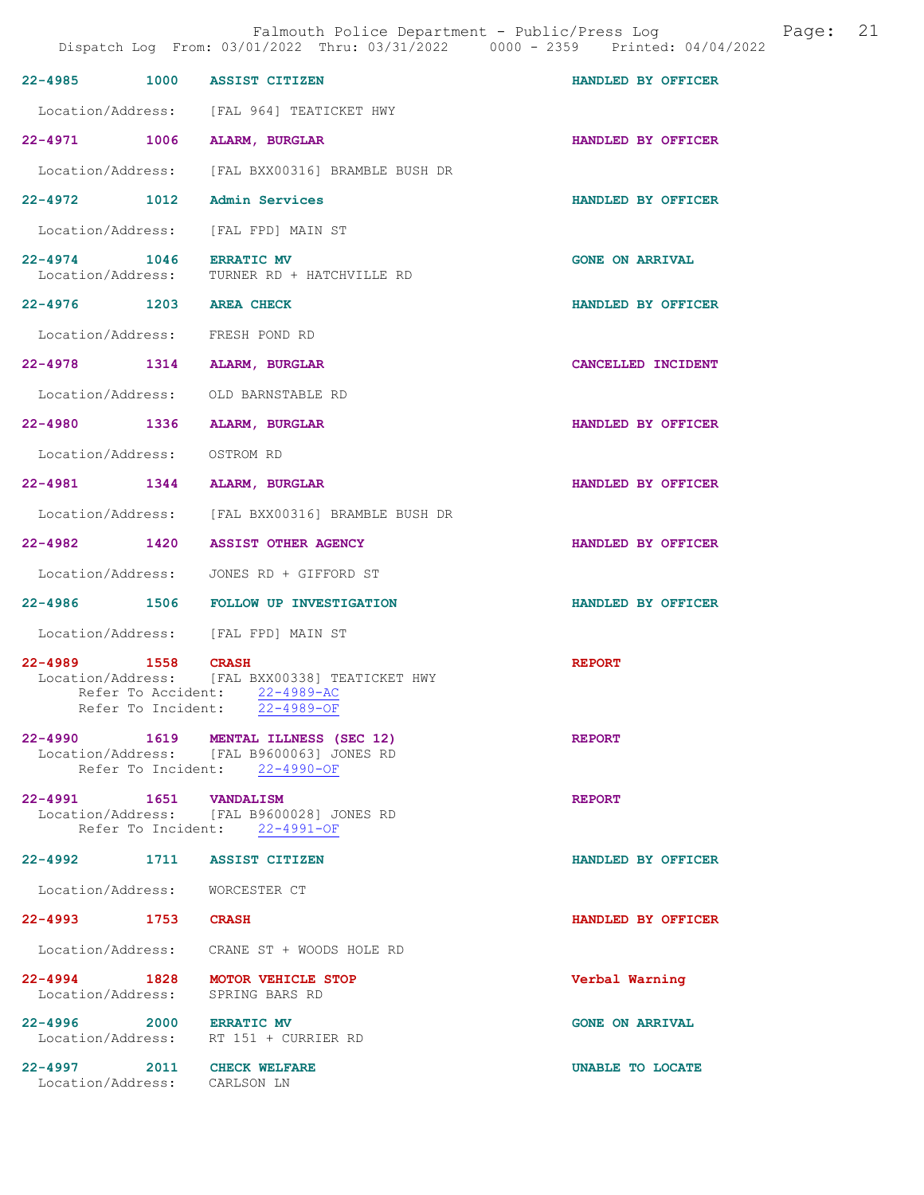| Call # | Time | Call Reason | Action |
|---|---|---|---|
| 22-4985 | 1000 | ASSIST CITIZEN | HANDLED BY OFFICER |

Location/Address: [FAL 964] TEATICKET HWY

| Call # | Time | Call Reason | Action |
|---|---|---|---|
| 22-4971 | 1006 | ALARM, BURGLAR | HANDLED BY OFFICER |

Location/Address: [FAL BXX00316] BRAMBLE BUSH DR

| Call # | Time | Call Reason | Action |
|---|---|---|---|
| 22-4972 | 1012 | Admin Services | HANDLED BY OFFICER |

Location/Address: [FAL FPD] MAIN ST

| Call # | Time | Call Reason | Action |
|---|---|---|---|
| 22-4974 | 1046 | ERRATIC MV | GONE ON ARRIVAL |

Location/Address: TURNER RD + HATCHVILLE RD

| Call # | Time | Call Reason | Action |
|---|---|---|---|
| 22-4976 | 1203 | AREA CHECK | HANDLED BY OFFICER |

Location/Address: FRESH POND RD

| Call # | Time | Call Reason | Action |
|---|---|---|---|
| 22-4978 | 1314 | ALARM, BURGLAR | CANCELLED INCIDENT |

Location/Address: OLD BARNSTABLE RD

| Call # | Time | Call Reason | Action |
|---|---|---|---|
| 22-4980 | 1336 | ALARM, BURGLAR | HANDLED BY OFFICER |

Location/Address: OSTROM RD

| Call # | Time | Call Reason | Action |
|---|---|---|---|
| 22-4981 | 1344 | ALARM, BURGLAR | HANDLED BY OFFICER |

Location/Address: [FAL BXX00316] BRAMBLE BUSH DR

| Call # | Time | Call Reason | Action |
|---|---|---|---|
| 22-4982 | 1420 | ASSIST OTHER AGENCY | HANDLED BY OFFICER |

Location/Address: JONES RD + GIFFORD ST

| Call # | Time | Call Reason | Action |
|---|---|---|---|
| 22-4986 | 1506 | FOLLOW UP INVESTIGATION | HANDLED BY OFFICER |

Location/Address: [FAL FPD] MAIN ST

| Call # | Time | Call Reason | Action |
|---|---|---|---|
| 22-4989 | 1558 | CRASH | REPORT |

Location/Address: [FAL BXX00338] TEATICKET HWY
Refer To Accident: 22-4989-AC
Refer To Incident: 22-4989-OF

| Call # | Time | Call Reason | Action |
|---|---|---|---|
| 22-4990 | 1619 | MENTAL ILLNESS (SEC 12) | REPORT |

Location/Address: [FAL B9600063] JONES RD
Refer To Incident: 22-4990-OF

| Call # | Time | Call Reason | Action |
|---|---|---|---|
| 22-4991 | 1651 | VANDALISM | REPORT |

Location/Address: [FAL B9600028] JONES RD
Refer To Incident: 22-4991-OF

| Call # | Time | Call Reason | Action |
|---|---|---|---|
| 22-4992 | 1711 | ASSIST CITIZEN | HANDLED BY OFFICER |

Location/Address: WORCESTER CT

| Call # | Time | Call Reason | Action |
|---|---|---|---|
| 22-4993 | 1753 | CRASH | HANDLED BY OFFICER |

Location/Address: CRANE ST + WOODS HOLE RD

| Call # | Time | Call Reason | Action |
|---|---|---|---|
| 22-4994 | 1828 | MOTOR VEHICLE STOP | Verbal Warning |

Location/Address: SPRING BARS RD

| Call # | Time | Call Reason | Action |
|---|---|---|---|
| 22-4996 | 2000 | ERRATIC MV | GONE ON ARRIVAL |

Location/Address: RT 151 + CURRIER RD

| Call # | Time | Call Reason | Action |
|---|---|---|---|
| 22-4997 | 2011 | CHECK WELFARE | UNABLE TO LOCATE |

Location/Address: CARLSON LN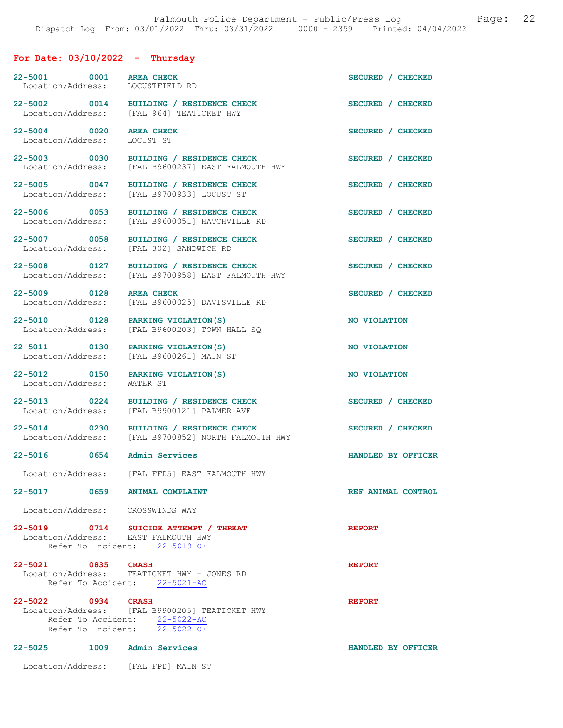## For Date: 03/10/2022 - Thursday

**22-5001 0001 AREA CHECK** — SECURED / CHECKED
Location/Address: LOCUSTFIELD RD

**22-5002 0014 BUILDING / RESIDENCE CHECK** — SECURED / CHECKED
Location/Address: [FAL 964] TEATICKET HWY

**22-5004 0020 AREA CHECK** — SECURED / CHECKED
Location/Address: LOCUST ST

**22-5003 0030 BUILDING / RESIDENCE CHECK** — SECURED / CHECKED
Location/Address: [FAL B9600237] EAST FALMOUTH HWY

**22-5005 0047 BUILDING / RESIDENCE CHECK** — SECURED / CHECKED
Location/Address: [FAL B9700933] LOCUST ST

**22-5006 0053 BUILDING / RESIDENCE CHECK** — SECURED / CHECKED
Location/Address: [FAL B9600051] HATCHVILLE RD

**22-5007 0058 BUILDING / RESIDENCE CHECK** — SECURED / CHECKED
Location/Address: [FAL 302] SANDWICH RD

**22-5008 0127 BUILDING / RESIDENCE CHECK** — SECURED / CHECKED
Location/Address: [FAL B9700958] EAST FALMOUTH HWY

**22-5009 0128 AREA CHECK** — SECURED / CHECKED
Location/Address: [FAL B9600025] DAVISVILLE RD

**22-5010 0128 PARKING VIOLATION(S)** — NO VIOLATION
Location/Address: [FAL B9600203] TOWN HALL SQ

**22-5011 0130 PARKING VIOLATION(S)** — NO VIOLATION
Location/Address: [FAL B9600261] MAIN ST

**22-5012 0150 PARKING VIOLATION(S)** — NO VIOLATION
Location/Address: WATER ST

**22-5013 0224 BUILDING / RESIDENCE CHECK** — SECURED / CHECKED
Location/Address: [FAL B9900121] PALMER AVE

**22-5014 0230 BUILDING / RESIDENCE CHECK** — SECURED / CHECKED
Location/Address: [FAL B9700852] NORTH FALMOUTH HWY

**22-5016 0654 Admin Services** — HANDLED BY OFFICER
Location/Address: [FAL FFD5] EAST FALMOUTH HWY

**22-5017 0659 ANIMAL COMPLAINT** — REF ANIMAL CONTROL
Location/Address: CROSSWINDS WAY

**22-5019 0714 SUICIDE ATTEMPT / THREAT** — REPORT
Location/Address: EAST FALMOUTH HWY
Refer To Incident: 22-5019-OF

**22-5021 0835 CRASH** — REPORT
Location/Address: TEATICKET HWY + JONES RD
Refer To Accident: 22-5021-AC

**22-5022 0934 CRASH** — REPORT
Location/Address: [FAL B9900205] TEATICKET HWY
Refer To Accident: 22-5022-AC
Refer To Incident: 22-5022-OF

**22-5025 1009 Admin Services** — HANDLED BY OFFICER
Location/Address: [FAL FPD] MAIN ST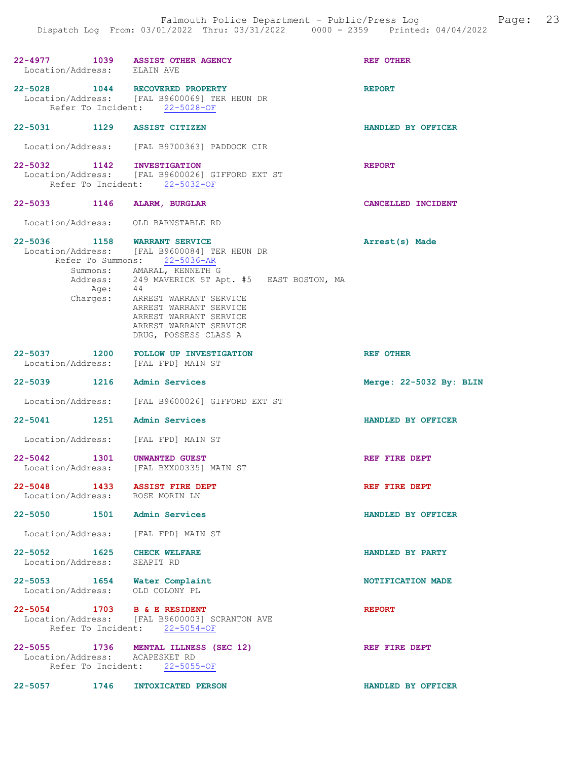22-4977 1039 **ASSIST OTHER AGENCY** REF OTHER
Location/Address: ELAIN AVE

22-5028 1044 **RECOVERED PROPERTY** REPORT
Location/Address: [FAL B9600069] TER HEUN DR
Refer To Incident: 22-5028-OF

22-5031 1129 **ASSIST CITIZEN** HANDLED BY OFFICER
Location/Address: [FAL B9700363] PADDOCK CIR

22-5032 1142 **INVESTIGATION** REPORT
Location/Address: [FAL B9600026] GIFFORD EXT ST
Refer To Incident: 22-5032-OF

22-5033 1146 **ALARM, BURGLAR** CANCELLED INCIDENT
Location/Address: OLD BARNSTABLE RD

22-5036 1158 **WARRANT SERVICE** Arrest(s) Made
Location/Address: [FAL B9600084] TER HEUN DR
Refer To Summons: 22-5036-AR
Summons: AMARAL, KENNETH G
Address: 249 MAVERICK ST Apt. #5 EAST BOSTON, MA
Age: 44
Charges: ARREST WARRANT SERVICE
ARREST WARRANT SERVICE
ARREST WARRANT SERVICE
ARREST WARRANT SERVICE
DRUG, POSSESS CLASS A

22-5037 1200 **FOLLOW UP INVESTIGATION** REF OTHER
Location/Address: [FAL FPD] MAIN ST

22-5039 1216 **Admin Services** Merge: 22-5032 By: BLIN
Location/Address: [FAL B9600026] GIFFORD EXT ST

22-5041 1251 **Admin Services** HANDLED BY OFFICER
Location/Address: [FAL FPD] MAIN ST

22-5042 1301 **UNWANTED GUEST** REF FIRE DEPT
Location/Address: [FAL BXX00335] MAIN ST

22-5048 1433 **ASSIST FIRE DEPT** REF FIRE DEPT
Location/Address: ROSE MORIN LN

22-5050 1501 **Admin Services** HANDLED BY OFFICER
Location/Address: [FAL FPD] MAIN ST

22-5052 1625 **CHECK WELFARE** HANDLED BY PARTY
Location/Address: SEAPIT RD

22-5053 1654 **Water Complaint** NOTIFICATION MADE
Location/Address: OLD COLONY PL

22-5054 1703 **B & E RESIDENT** REPORT
Location/Address: [FAL B9600003] SCRANTON AVE
Refer To Incident: 22-5054-OF

22-5055 1736 **MENTAL ILLNESS (SEC 12)** REF FIRE DEPT
Location/Address: ACAPESKET RD
Refer To Incident: 22-5055-OF

22-5057 1746 **INTOXICATED PERSON** HANDLED BY OFFICER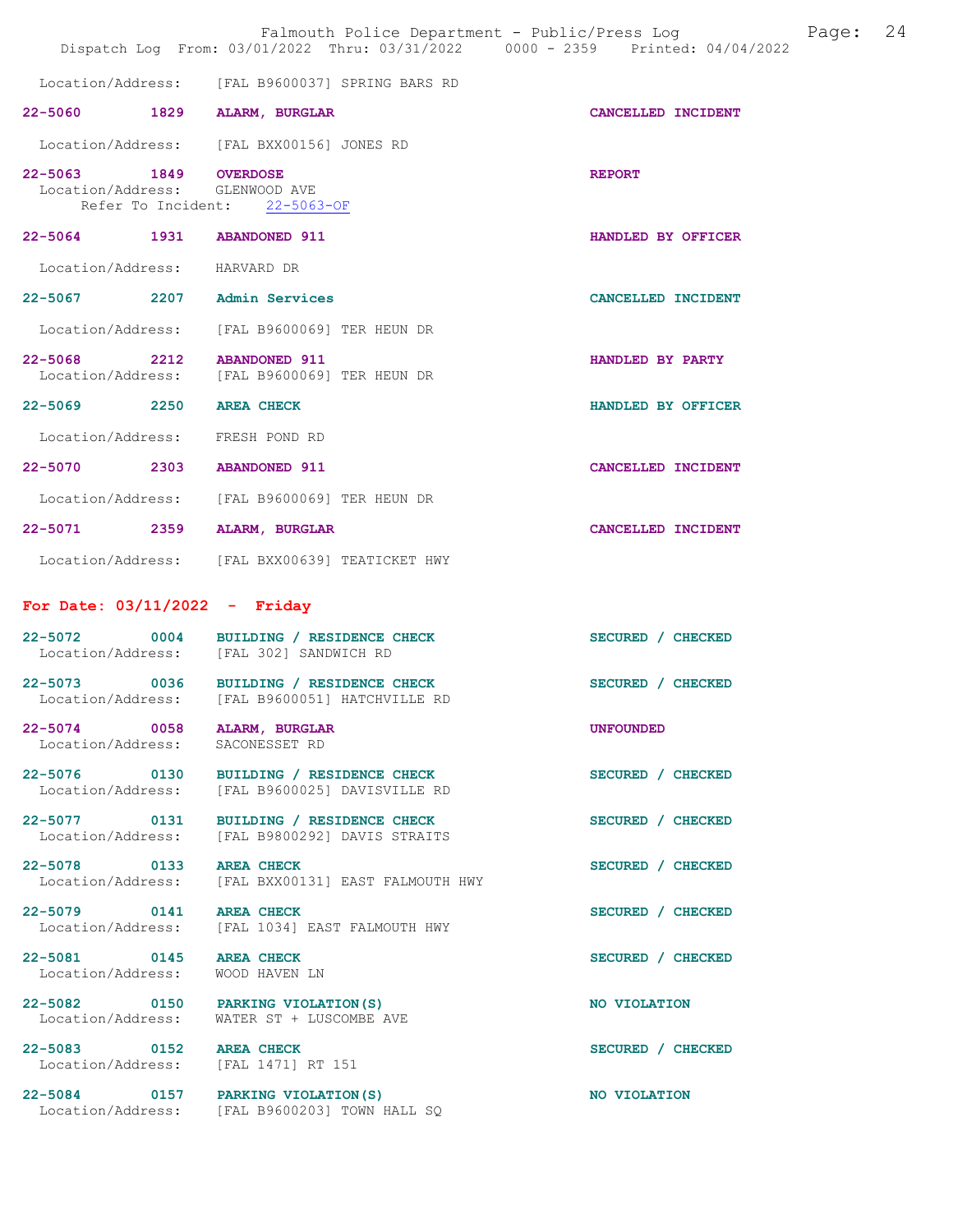Location/Address: [FAL B9600037] SPRING BARS RD

**22-5060 1829 ALARM, BURGLAR** CANCELLED INCIDENT
Location/Address: [FAL BXX00156] JONES RD

**22-5063 1849 OVERDOSE** REPORT
Location/Address: GLENWOOD AVE
Refer To Incident: 22-5063-OF

**22-5064 1931 ABANDONED 911** HANDLED BY OFFICER
Location/Address: HARVARD DR

**22-5067 2207 Admin Services** CANCELLED INCIDENT
Location/Address: [FAL B9600069] TER HEUN DR

**22-5068 2212 ABANDONED 911** HANDLED BY PARTY
Location/Address: [FAL B9600069] TER HEUN DR

**22-5069 2250 AREA CHECK** HANDLED BY OFFICER
Location/Address: FRESH POND RD

**22-5070 2303 ABANDONED 911** CANCELLED INCIDENT
Location/Address: [FAL B9600069] TER HEUN DR

**22-5071 2359 ALARM, BURGLAR** CANCELLED INCIDENT
Location/Address: [FAL BXX00639] TEATICKET HWY

## For Date: 03/11/2022 - Friday

**22-5072 0004 BUILDING / RESIDENCE CHECK** SECURED / CHECKED
Location/Address: [FAL 302] SANDWICH RD

**22-5073 0036 BUILDING / RESIDENCE CHECK** SECURED / CHECKED
Location/Address: [FAL B9600051] HATCHVILLE RD

**22-5074 0058 ALARM, BURGLAR** UNFOUNDED
Location/Address: SACONESSET RD

**22-5076 0130 BUILDING / RESIDENCE CHECK** SECURED / CHECKED
Location/Address: [FAL B9600025] DAVISVILLE RD

**22-5077 0131 BUILDING / RESIDENCE CHECK** SECURED / CHECKED
Location/Address: [FAL B9800292] DAVIS STRAITS

**22-5078 0133 AREA CHECK** SECURED / CHECKED
Location/Address: [FAL BXX00131] EAST FALMOUTH HWY

**22-5079 0141 AREA CHECK** SECURED / CHECKED
Location/Address: [FAL 1034] EAST FALMOUTH HWY

**22-5081 0145 AREA CHECK** SECURED / CHECKED
Location/Address: WOOD HAVEN LN

**22-5082 0150 PARKING VIOLATION(S)** NO VIOLATION
Location/Address: WATER ST + LUSCOMBE AVE

**22-5083 0152 AREA CHECK** SECURED / CHECKED
Location/Address: [FAL 1471] RT 151

**22-5084 0157 PARKING VIOLATION(S)** NO VIOLATION
Location/Address: [FAL B9600203] TOWN HALL SQ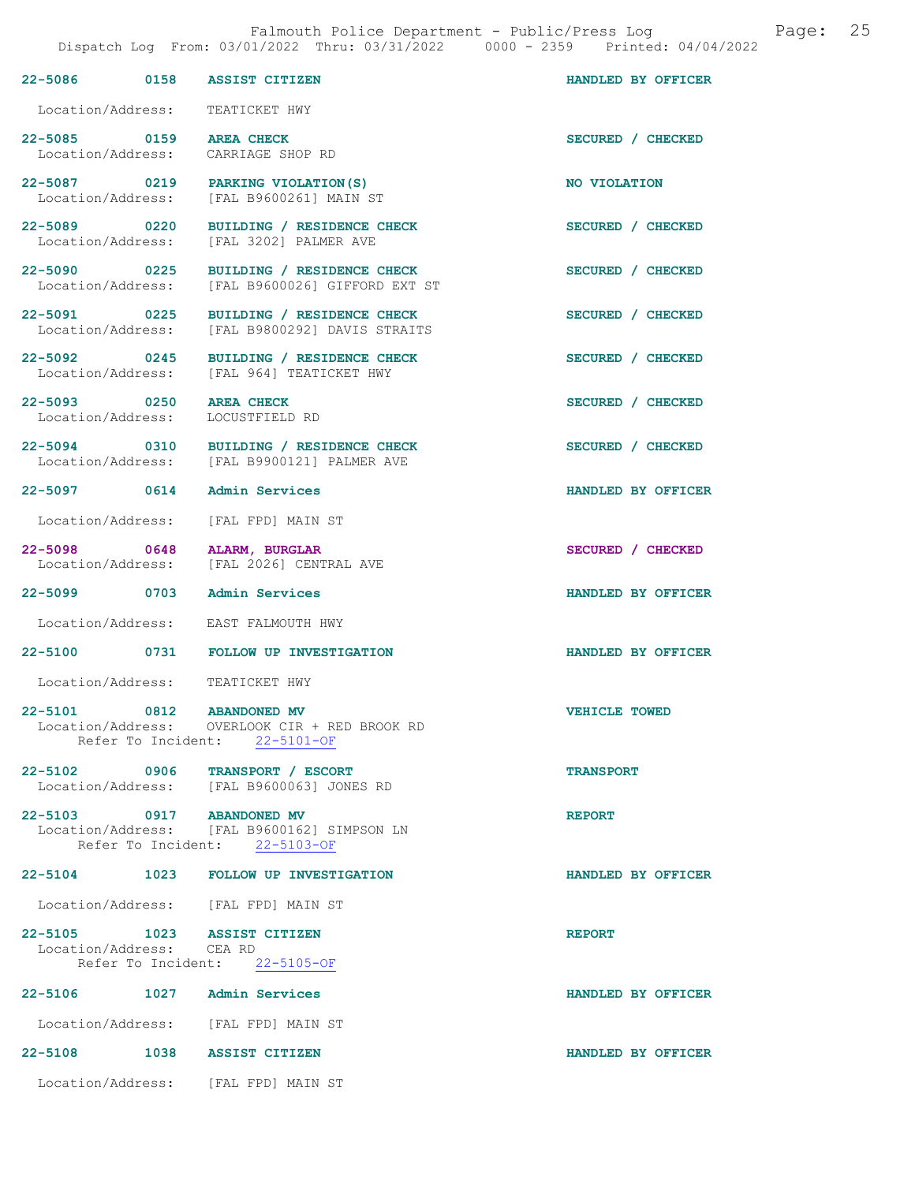22-5086 0158 ASSIST CITIZEN HANDLED BY OFFICER

Location/Address: TEATICKET HWY

22-5085 0159 AREA CHECK SECURED / CHECKED
Location/Address: CARRIAGE SHOP RD

22-5087 0219 PARKING VIOLATION(S) NO VIOLATION
Location/Address: [FAL B9600261] MAIN ST

22-5089 0220 BUILDING / RESIDENCE CHECK SECURED / CHECKED
Location/Address: [FAL 3202] PALMER AVE

22-5090 0225 BUILDING / RESIDENCE CHECK SECURED / CHECKED
Location/Address: [FAL B9600026] GIFFORD EXT ST

22-5091 0225 BUILDING / RESIDENCE CHECK SECURED / CHECKED
Location/Address: [FAL B9800292] DAVIS STRAITS

22-5092 0245 BUILDING / RESIDENCE CHECK SECURED / CHECKED
Location/Address: [FAL 964] TEATICKET HWY

22-5093 0250 AREA CHECK SECURED / CHECKED
Location/Address: LOCUSTFIELD RD

22-5094 0310 BUILDING / RESIDENCE CHECK SECURED / CHECKED
Location/Address: [FAL B9900121] PALMER AVE

22-5097 0614 Admin Services HANDLED BY OFFICER

Location/Address: [FAL FPD] MAIN ST

22-5098 0648 ALARM, BURGLAR SECURED / CHECKED
Location/Address: [FAL 2026] CENTRAL AVE

22-5099 0703 Admin Services HANDLED BY OFFICER

Location/Address: EAST FALMOUTH HWY

22-5100 0731 FOLLOW UP INVESTIGATION HANDLED BY OFFICER

Location/Address: TEATICKET HWY

22-5101 0812 ABANDONED MV VEHICLE TOWED
Location/Address: OVERLOOK CIR + RED BROOK RD
Refer To Incident: 22-5101-OF

22-5102 0906 TRANSPORT / ESCORT TRANSPORT
Location/Address: [FAL B9600063] JONES RD

22-5103 0917 ABANDONED MV REPORT
Location/Address: [FAL B9600162] SIMPSON LN
Refer To Incident: 22-5103-OF

22-5104 1023 FOLLOW UP INVESTIGATION HANDLED BY OFFICER

Location/Address: [FAL FPD] MAIN ST

22-5105 1023 ASSIST CITIZEN REPORT
Location/Address: CEA RD
Refer To Incident: 22-5105-OF

22-5106 1027 Admin Services HANDLED BY OFFICER

Location/Address: [FAL FPD] MAIN ST

22-5108 1038 ASSIST CITIZEN HANDLED BY OFFICER

Location/Address: [FAL FPD] MAIN ST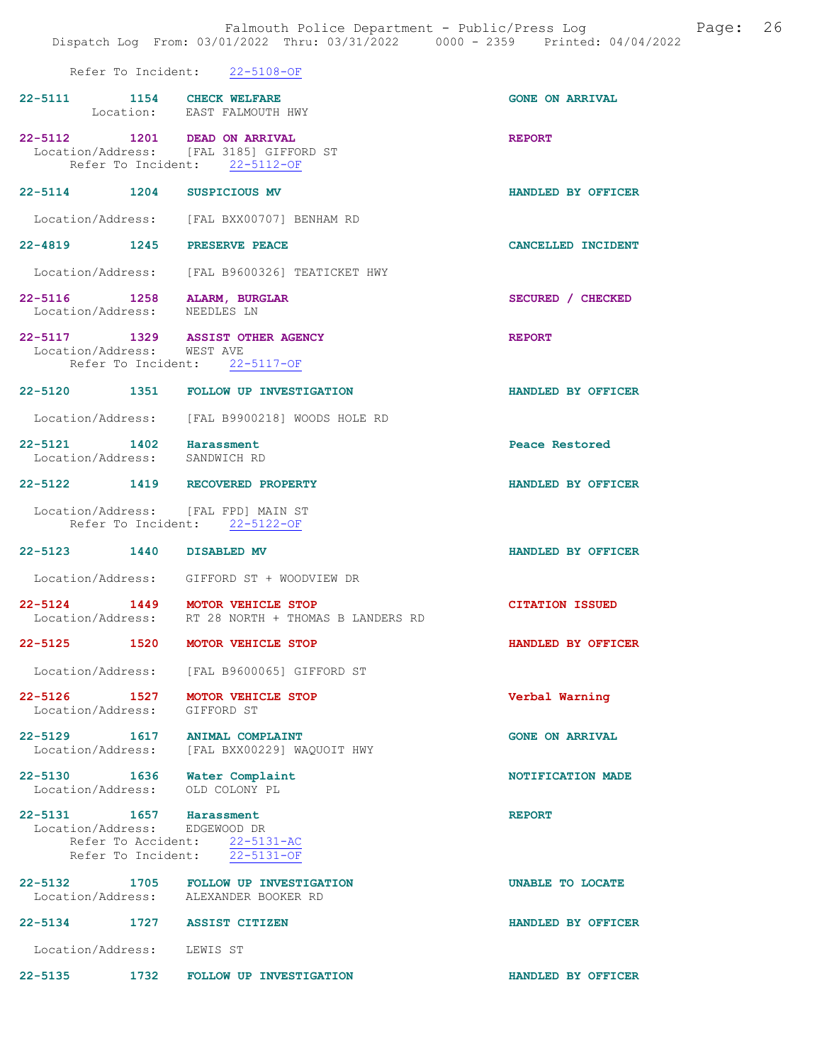Refer To Incident: 22-5108-OF

22-5111 1154 CHECK WELFARE GONE ON ARRIVAL
Location: EAST FALMOUTH HWY

22-5112 1201 DEAD ON ARRIVAL REPORT
Location/Address: [FAL 3185] GIFFORD ST
Refer To Incident: 22-5112-OF

22-5114 1204 SUSPICIOUS MV HANDLED BY OFFICER

Location/Address: [FAL BXX00707] BENHAM RD

22-4819 1245 PRESERVE PEACE CANCELLED INCIDENT

Location/Address: [FAL B9600326] TEATICKET HWY

22-5116 1258 ALARM, BURGLAR SECURED / CHECKED
Location/Address: NEEDLES LN

22-5117 1329 ASSIST OTHER AGENCY REPORT
Location/Address: WEST AVE
Refer To Incident: 22-5117-OF

22-5120 1351 FOLLOW UP INVESTIGATION HANDLED BY OFFICER

Location/Address: [FAL B9900218] WOODS HOLE RD

22-5121 1402 Harassment Peace Restored
Location/Address: SANDWICH RD

22-5122 1419 RECOVERED PROPERTY HANDLED BY OFFICER

Location/Address: [FAL FPD] MAIN ST
Refer To Incident: 22-5122-OF

22-5123 1440 DISABLED MV HANDLED BY OFFICER

Location/Address: GIFFORD ST + WOODVIEW DR

22-5124 1449 MOTOR VEHICLE STOP CITATION ISSUED
Location/Address: RT 28 NORTH + THOMAS B LANDERS RD

22-5125 1520 MOTOR VEHICLE STOP HANDLED BY OFFICER

Location/Address: [FAL B9600065] GIFFORD ST

22-5126 1527 MOTOR VEHICLE STOP Verbal Warning
Location/Address: GIFFORD ST

22-5129 1617 ANIMAL COMPLAINT GONE ON ARRIVAL
Location/Address: [FAL BXX00229] WAQUOIT HWY

22-5130 1636 Water Complaint NOTIFICATION MADE
Location/Address: OLD COLONY PL

22-5131 1657 Harassment REPORT
Location/Address: EDGEWOOD DR
Refer To Accident: 22-5131-AC
Refer To Incident: 22-5131-OF

22-5132 1705 FOLLOW UP INVESTIGATION UNABLE TO LOCATE
Location/Address: ALEXANDER BOOKER RD

22-5134 1727 ASSIST CITIZEN HANDLED BY OFFICER

Location/Address: LEWIS ST

22-5135 1732 FOLLOW UP INVESTIGATION HANDLED BY OFFICER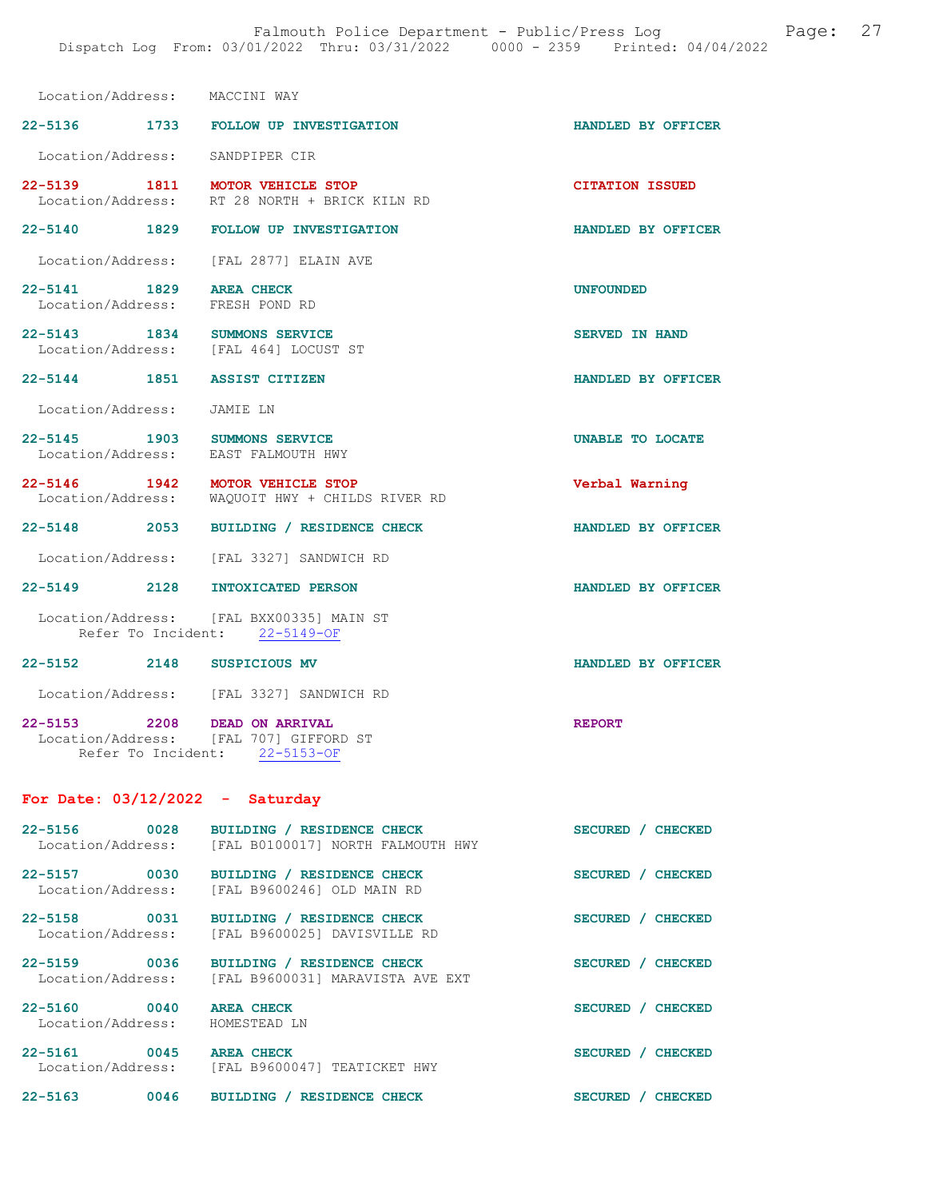Location/Address: MACCINI WAY

22-5136 1733 FOLLOW UP INVESTIGATION HANDLED BY OFFICER

Location/Address: SANDPIPER CIR

22-5139 1811 MOTOR VEHICLE STOP CITATION ISSUED
Location/Address: RT 28 NORTH + BRICK KILN RD

22-5140 1829 FOLLOW UP INVESTIGATION HANDLED BY OFFICER

Location/Address: [FAL 2877] ELAIN AVE

22-5141 1829 AREA CHECK UNFOUNDED
Location/Address: FRESH POND RD

22-5143 1834 SUMMONS SERVICE SERVED IN HAND
Location/Address: [FAL 464] LOCUST ST

22-5144 1851 ASSIST CITIZEN HANDLED BY OFFICER

Location/Address: JAMIE LN

22-5145 1903 SUMMONS SERVICE UNABLE TO LOCATE
Location/Address: EAST FALMOUTH HWY

22-5146 1942 MOTOR VEHICLE STOP Verbal Warning
Location/Address: WAQUOIT HWY + CHILDS RIVER RD

22-5148 2053 BUILDING / RESIDENCE CHECK HANDLED BY OFFICER

Location/Address: [FAL 3327] SANDWICH RD

22-5149 2128 INTOXICATED PERSON HANDLED BY OFFICER

Location/Address: [FAL BXX00335] MAIN ST
Refer To Incident: 22-5149-OF

22-5152 2148 SUSPICIOUS MV HANDLED BY OFFICER

Location/Address: [FAL 3327] SANDWICH RD

22-5153 2208 DEAD ON ARRIVAL REPORT
Location/Address: [FAL 707] GIFFORD ST
Refer To Incident: 22-5153-OF

## For Date: 03/12/2022 - Saturday

22-5156 0028 BUILDING / RESIDENCE CHECK SECURED / CHECKED
Location/Address: [FAL B0100017] NORTH FALMOUTH HWY

22-5157 0030 BUILDING / RESIDENCE CHECK SECURED / CHECKED
Location/Address: [FAL B9600246] OLD MAIN RD

22-5158 0031 BUILDING / RESIDENCE CHECK SECURED / CHECKED
Location/Address: [FAL B9600025] DAVISVILLE RD

22-5159 0036 BUILDING / RESIDENCE CHECK SECURED / CHECKED
Location/Address: [FAL B9600031] MARAVISTA AVE EXT

22-5160 0040 AREA CHECK SECURED / CHECKED
Location/Address: HOMESTEAD LN

22-5161 0045 AREA CHECK SECURED / CHECKED
Location/Address: [FAL B9600047] TEATICKET HWY

22-5163 0046 BUILDING / RESIDENCE CHECK SECURED / CHECKED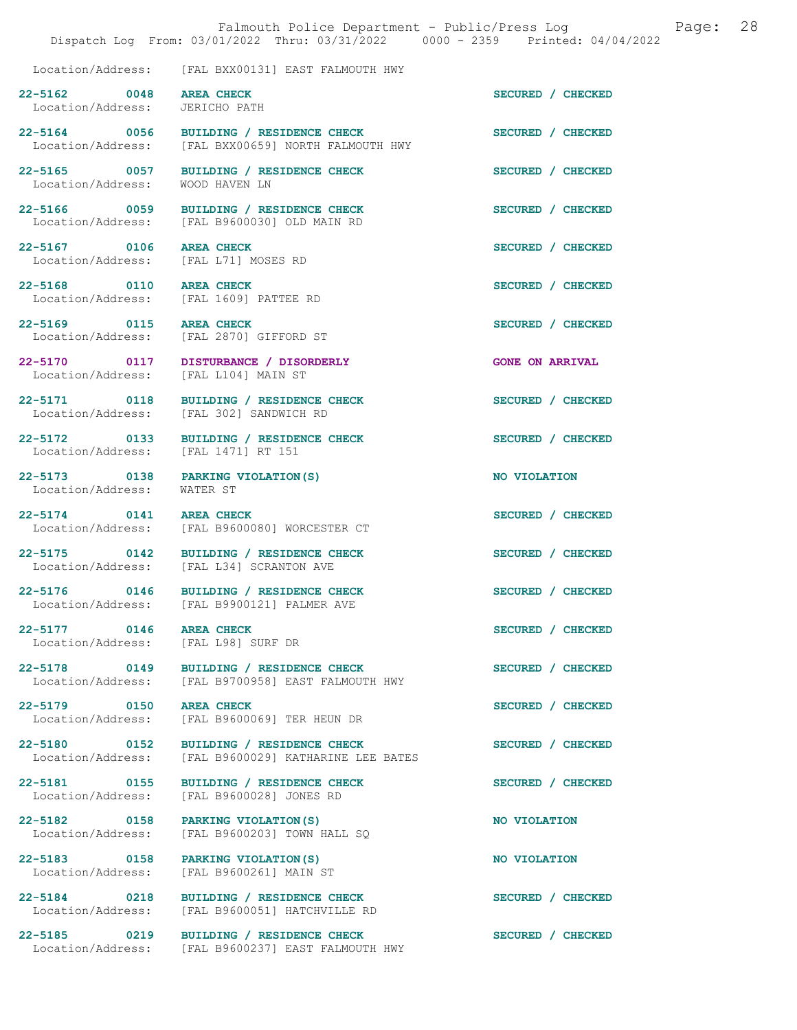Location/Address: [FAL BXX00131] EAST FALMOUTH HWY

22-5162 0048 **AREA CHECK** SECURED / CHECKED
Location/Address: JERICHO PATH

22-5164 0056 **BUILDING / RESIDENCE CHECK** SECURED / CHECKED
Location/Address: [FAL BXX00659] NORTH FALMOUTH HWY

22-5165 0057 **BUILDING / RESIDENCE CHECK** SECURED / CHECKED
Location/Address: WOOD HAVEN LN

22-5166 0059 **BUILDING / RESIDENCE CHECK** SECURED / CHECKED
Location/Address: [FAL B9600030] OLD MAIN RD

22-5167 0106 **AREA CHECK** SECURED / CHECKED
Location/Address: [FAL L71] MOSES RD

22-5168 0110 **AREA CHECK** SECURED / CHECKED
Location/Address: [FAL 1609] PATTEE RD

22-5169 0115 **AREA CHECK** SECURED / CHECKED
Location/Address: [FAL 2870] GIFFORD ST

22-5170 0117 **DISTURBANCE / DISORDERLY** GONE ON ARRIVAL
Location/Address: [FAL L104] MAIN ST

22-5171 0118 **BUILDING / RESIDENCE CHECK** SECURED / CHECKED
Location/Address: [FAL 302] SANDWICH RD

22-5172 0133 **BUILDING / RESIDENCE CHECK** SECURED / CHECKED
Location/Address: [FAL 1471] RT 151

22-5173 0138 **PARKING VIOLATION(S)** NO VIOLATION
Location/Address: WATER ST

22-5174 0141 **AREA CHECK** SECURED / CHECKED
Location/Address: [FAL B9600080] WORCESTER CT

22-5175 0142 **BUILDING / RESIDENCE CHECK** SECURED / CHECKED
Location/Address: [FAL L34] SCRANTON AVE

22-5176 0146 **BUILDING / RESIDENCE CHECK** SECURED / CHECKED
Location/Address: [FAL B9900121] PALMER AVE

22-5177 0146 **AREA CHECK** SECURED / CHECKED
Location/Address: [FAL L98] SURF DR

22-5178 0149 **BUILDING / RESIDENCE CHECK** SECURED / CHECKED
Location/Address: [FAL B9700958] EAST FALMOUTH HWY

22-5179 0150 **AREA CHECK** SECURED / CHECKED
Location/Address: [FAL B9600069] TER HEUN DR

22-5180 0152 **BUILDING / RESIDENCE CHECK** SECURED / CHECKED
Location/Address: [FAL B9600029] KATHARINE LEE BATES

22-5181 0155 **BUILDING / RESIDENCE CHECK** SECURED / CHECKED
Location/Address: [FAL B9600028] JONES RD

22-5182 0158 **PARKING VIOLATION(S)** NO VIOLATION
Location/Address: [FAL B9600203] TOWN HALL SQ

22-5183 0158 **PARKING VIOLATION(S)** NO VIOLATION
Location/Address: [FAL B9600261] MAIN ST

22-5184 0218 **BUILDING / RESIDENCE CHECK** SECURED / CHECKED
Location/Address: [FAL B9600051] HATCHVILLE RD

22-5185 0219 **BUILDING / RESIDENCE CHECK** SECURED / CHECKED
Location/Address: [FAL B9600237] EAST FALMOUTH HWY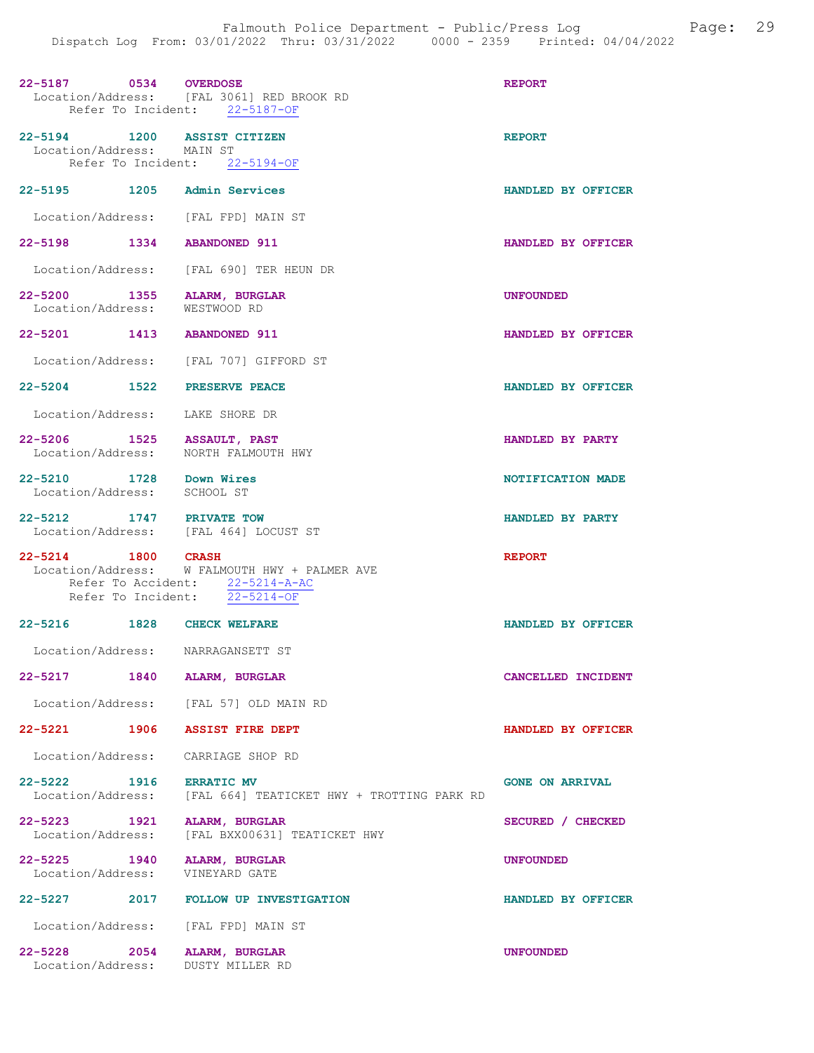22-5187 0534 OVERDOSE REPORT
Location/Address: [FAL 3061] RED BROOK RD
Refer To Incident: 22-5187-OF

22-5194 1200 ASSIST CITIZEN REPORT
Location/Address: MAIN ST
Refer To Incident: 22-5194-OF

22-5195 1205 Admin Services HANDLED BY OFFICER
Location/Address: [FAL FPD] MAIN ST

22-5198 1334 ABANDONED 911 HANDLED BY OFFICER
Location/Address: [FAL 690] TER HEUN DR

22-5200 1355 ALARM, BURGLAR UNFOUNDED
Location/Address: WESTWOOD RD

22-5201 1413 ABANDONED 911 HANDLED BY OFFICER
Location/Address: [FAL 707] GIFFORD ST

22-5204 1522 PRESERVE PEACE HANDLED BY OFFICER
Location/Address: LAKE SHORE DR

22-5206 1525 ASSAULT, PAST HANDLED BY PARTY
Location/Address: NORTH FALMOUTH HWY

22-5210 1728 Down Wires NOTIFICATION MADE
Location/Address: SCHOOL ST

22-5212 1747 PRIVATE TOW HANDLED BY PARTY
Location/Address: [FAL 464] LOCUST ST

22-5214 1800 CRASH REPORT
Location/Address: W FALMOUTH HWY + PALMER AVE
Refer To Accident: 22-5214-A-AC
Refer To Incident: 22-5214-OF

22-5216 1828 CHECK WELFARE HANDLED BY OFFICER
Location/Address: NARRAGANSETT ST

22-5217 1840 ALARM, BURGLAR CANCELLED INCIDENT
Location/Address: [FAL 57] OLD MAIN RD

22-5221 1906 ASSIST FIRE DEPT HANDLED BY OFFICER
Location/Address: CARRIAGE SHOP RD

22-5222 1916 ERRATIC MV GONE ON ARRIVAL
Location/Address: [FAL 664] TEATICKET HWY + TROTTING PARK RD

22-5223 1921 ALARM, BURGLAR SECURED / CHECKED
Location/Address: [FAL BXX00631] TEATICKET HWY

22-5225 1940 ALARM, BURGLAR UNFOUNDED
Location/Address: VINEYARD GATE

22-5227 2017 FOLLOW UP INVESTIGATION HANDLED BY OFFICER
Location/Address: [FAL FPD] MAIN ST

22-5228 2054 ALARM, BURGLAR UNFOUNDED
Location/Address: DUSTY MILLER RD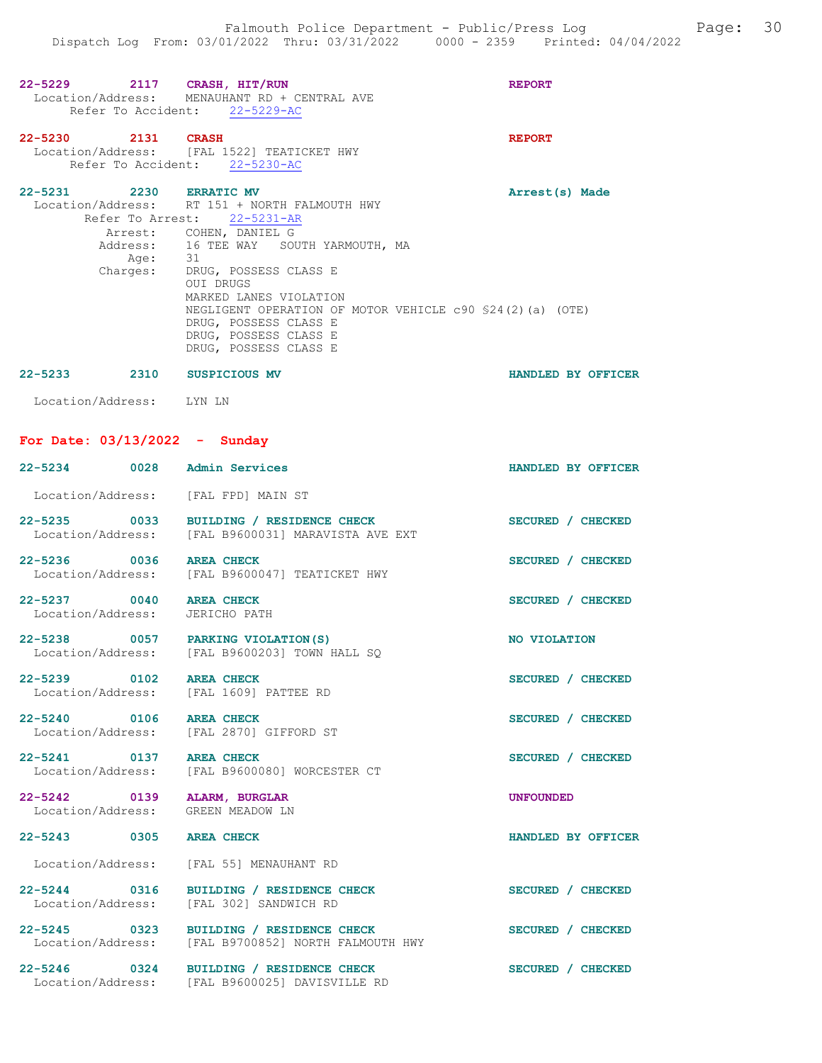22-5229 2117 **CRASH, HIT/RUN** REPORT
Location/Address: MENAUHANT RD + CENTRAL AVE
Refer To Accident: 22-5229-AC

22-5230 2131 **CRASH** REPORT
Location/Address: [FAL 1522] TEATICKET HWY
Refer To Accident: 22-5230-AC

22-5231 2230 **ERRATIC MV** Arrest(s) Made
Location/Address: RT 151 + NORTH FALMOUTH HWY
Refer To Arrest: 22-5231-AR
Arrest: COHEN, DANIEL G
Address: 16 TEE WAY SOUTH YARMOUTH, MA
Age: 31
Charges: DRUG, POSSESS CLASS E
OUI DRUGS
MARKED LANES VIOLATION
NEGLIGENT OPERATION OF MOTOR VEHICLE c90 §24(2)(a) (OTE)
DRUG, POSSESS CLASS E
DRUG, POSSESS CLASS E
DRUG, POSSESS CLASS E

22-5233 2310 **SUSPICIOUS MV** HANDLED BY OFFICER
Location/Address: LYN LN

## For Date: 03/13/2022 - Sunday

22-5234 0028 **Admin Services** HANDLED BY OFFICER
Location/Address: [FAL FPD] MAIN ST

22-5235 0033 **BUILDING / RESIDENCE CHECK** SECURED / CHECKED
Location/Address: [FAL B9600031] MARAVISTA AVE EXT

22-5236 0036 **AREA CHECK** SECURED / CHECKED
Location/Address: [FAL B9600047] TEATICKET HWY

22-5237 0040 **AREA CHECK** SECURED / CHECKED
Location/Address: JERICHO PATH

22-5238 0057 **PARKING VIOLATION(S)** NO VIOLATION
Location/Address: [FAL B9600203] TOWN HALL SQ

22-5239 0102 **AREA CHECK** SECURED / CHECKED
Location/Address: [FAL 1609] PATTEE RD

22-5240 0106 **AREA CHECK** SECURED / CHECKED
Location/Address: [FAL 2870] GIFFORD ST

22-5241 0137 **AREA CHECK** SECURED / CHECKED
Location/Address: [FAL B9600080] WORCESTER CT

22-5242 0139 **ALARM, BURGLAR** UNFOUNDED
Location/Address: GREEN MEADOW LN

22-5243 0305 **AREA CHECK** HANDLED BY OFFICER
Location/Address: [FAL 55] MENAUHANT RD

22-5244 0316 **BUILDING / RESIDENCE CHECK** SECURED / CHECKED
Location/Address: [FAL 302] SANDWICH RD

22-5245 0323 **BUILDING / RESIDENCE CHECK** SECURED / CHECKED
Location/Address: [FAL B9700852] NORTH FALMOUTH HWY

22-5246 0324 **BUILDING / RESIDENCE CHECK** SECURED / CHECKED
Location/Address: [FAL B9600025] DAVISVILLE RD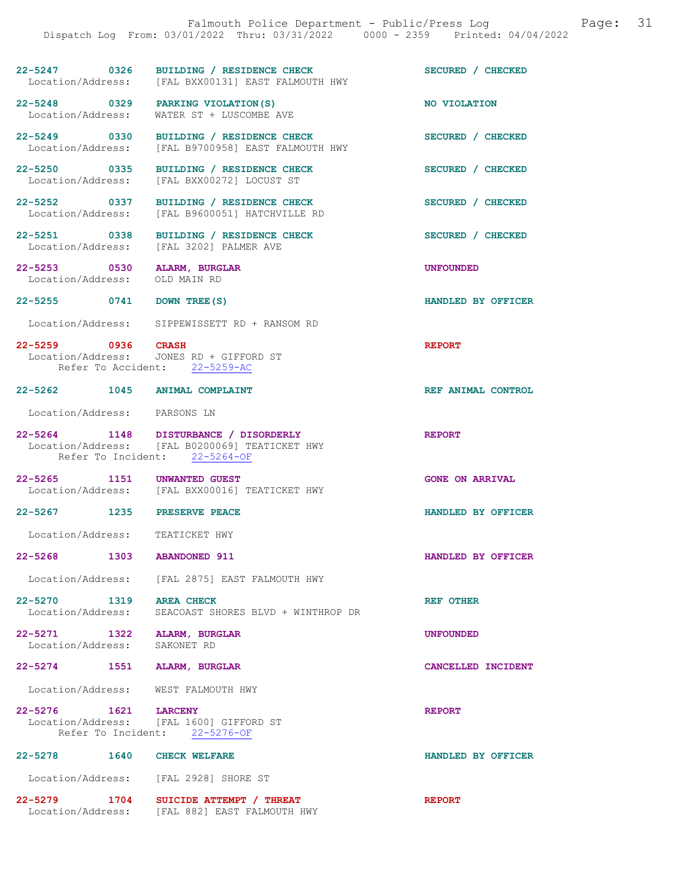| Call # | Time | Call Type | Disposition |
| --- | --- | --- | --- |
| 22-5247 | 0326 | BUILDING / RESIDENCE CHECK | SECURED / CHECKED |
| Location/Address: | | [FAL BXX00131] EAST FALMOUTH HWY | |
| 22-5248 | 0329 | PARKING VIOLATION(S) | NO VIOLATION |
| Location/Address: | | WATER ST + LUSCOMBE AVE | |
| 22-5249 | 0330 | BUILDING / RESIDENCE CHECK | SECURED / CHECKED |
| Location/Address: | | [FAL B9700958] EAST FALMOUTH HWY | |
| 22-5250 | 0335 | BUILDING / RESIDENCE CHECK | SECURED / CHECKED |
| Location/Address: | | [FAL BXX00272] LOCUST ST | |
| 22-5252 | 0337 | BUILDING / RESIDENCE CHECK | SECURED / CHECKED |
| Location/Address: | | [FAL B9600051] HATCHVILLE RD | |
| 22-5251 | 0338 | BUILDING / RESIDENCE CHECK | SECURED / CHECKED |
| Location/Address: | | [FAL 3202] PALMER AVE | |
| 22-5253 | 0530 | ALARM, BURGLAR | UNFOUNDED |
| Location/Address: | | OLD MAIN RD | |
| 22-5255 | 0741 | DOWN TREE(S) | HANDLED BY OFFICER |
| Location/Address: | | SIPPEWISSETT RD + RANSOM RD | |
| 22-5259 | 0936 | CRASH | REPORT |
| Location/Address: | | JONES RD + GIFFORD ST | |
| Refer To Accident: | | 22-5259-AC | |
| 22-5262 | 1045 | ANIMAL COMPLAINT | REF ANIMAL CONTROL |
| Location/Address: | | PARSONS LN | |
| 22-5264 | 1148 | DISTURBANCE / DISORDERLY | REPORT |
| Location/Address: | | [FAL B0200069] TEATICKET HWY | |
| Refer To Incident: | | 22-5264-OF | |
| 22-5265 | 1151 | UNWANTED GUEST | GONE ON ARRIVAL |
| Location/Address: | | [FAL BXX00016] TEATICKET HWY | |
| 22-5267 | 1235 | PRESERVE PEACE | HANDLED BY OFFICER |
| Location/Address: | | TEATICKET HWY | |
| 22-5268 | 1303 | ABANDONED 911 | HANDLED BY OFFICER |
| Location/Address: | | [FAL 2875] EAST FALMOUTH HWY | |
| 22-5270 | 1319 | AREA CHECK | REF OTHER |
| Location/Address: | | SEACOAST SHORES BLVD + WINTHROP DR | |
| 22-5271 | 1322 | ALARM, BURGLAR | UNFOUNDED |
| Location/Address: | | SAKONET RD | |
| 22-5274 | 1551 | ALARM, BURGLAR | CANCELLED INCIDENT |
| Location/Address: | | WEST FALMOUTH HWY | |
| 22-5276 | 1621 | LARCENY | REPORT |
| Location/Address: | | [FAL 1600] GIFFORD ST | |
| Refer To Incident: | | 22-5276-OF | |
| 22-5278 | 1640 | CHECK WELFARE | HANDLED BY OFFICER |
| Location/Address: | | [FAL 2928] SHORE ST | |
| 22-5279 | 1704 | SUICIDE ATTEMPT / THREAT | REPORT |
| Location/Address: | | [FAL 882] EAST FALMOUTH HWY | |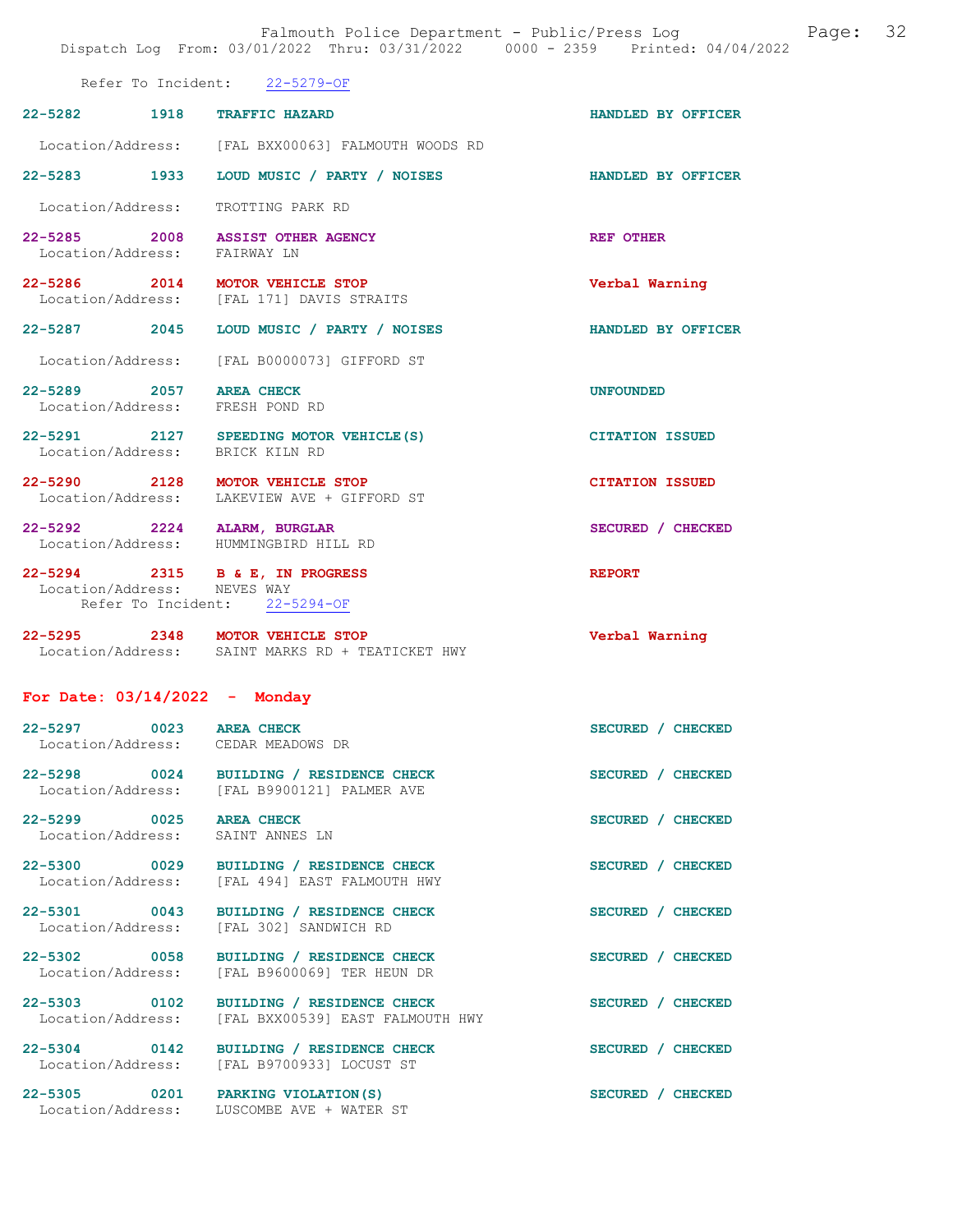Refer To Incident: 22-5279-OF

22-5282 1918 TRAFFIC HAZARD HANDLED BY OFFICER
Location/Address: [FAL BXX00063] FALMOUTH WOODS RD

22-5283 1933 LOUD MUSIC / PARTY / NOISES HANDLED BY OFFICER
Location/Address: TROTTING PARK RD

22-5285 2008 ASSIST OTHER AGENCY REF OTHER
Location/Address: FAIRWAY LN

22-5286 2014 MOTOR VEHICLE STOP Verbal Warning
Location/Address: [FAL 171] DAVIS STRAITS

22-5287 2045 LOUD MUSIC / PARTY / NOISES HANDLED BY OFFICER
Location/Address: [FAL B0000073] GIFFORD ST

22-5289 2057 AREA CHECK UNFOUNDED
Location/Address: FRESH POND RD

22-5291 2127 SPEEDING MOTOR VEHICLE(S) CITATION ISSUED
Location/Address: BRICK KILN RD

22-5290 2128 MOTOR VEHICLE STOP CITATION ISSUED
Location/Address: LAKEVIEW AVE + GIFFORD ST

22-5292 2224 ALARM, BURGLAR SECURED / CHECKED
Location/Address: HUMMINGBIRD HILL RD

22-5294 2315 B & E, IN PROGRESS REPORT
Location/Address: NEVES WAY
Refer To Incident: 22-5294-OF

22-5295 2348 MOTOR VEHICLE STOP Verbal Warning
Location/Address: SAINT MARKS RD + TEATICKET HWY

## For Date: 03/14/2022 - Monday

22-5297 0023 AREA CHECK SECURED / CHECKED
Location/Address: CEDAR MEADOWS DR

22-5298 0024 BUILDING / RESIDENCE CHECK SECURED / CHECKED
Location/Address: [FAL B9900121] PALMER AVE

22-5299 0025 AREA CHECK SECURED / CHECKED
Location/Address: SAINT ANNES LN

22-5300 0029 BUILDING / RESIDENCE CHECK SECURED / CHECKED
Location/Address: [FAL 494] EAST FALMOUTH HWY

22-5301 0043 BUILDING / RESIDENCE CHECK SECURED / CHECKED
Location/Address: [FAL 302] SANDWICH RD

22-5302 0058 BUILDING / RESIDENCE CHECK SECURED / CHECKED
Location/Address: [FAL B9600069] TER HEUN DR

22-5303 0102 BUILDING / RESIDENCE CHECK SECURED / CHECKED
Location/Address: [FAL BXX00539] EAST FALMOUTH HWY

22-5304 0142 BUILDING / RESIDENCE CHECK SECURED / CHECKED
Location/Address: [FAL B9700933] LOCUST ST

22-5305 0201 PARKING VIOLATION(S) SECURED / CHECKED
Location/Address: LUSCOMBE AVE + WATER ST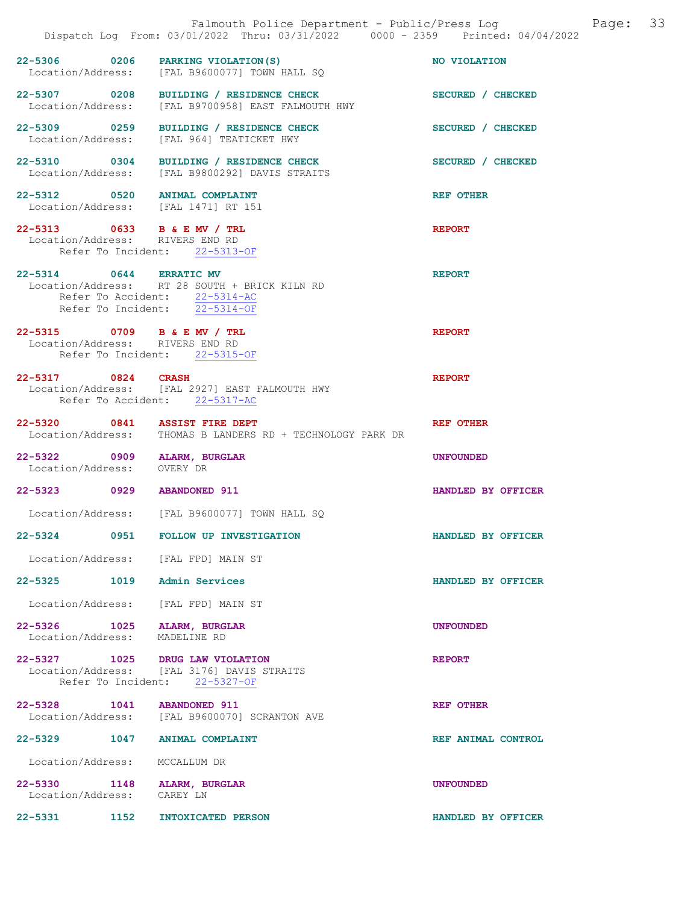22-5306 0206 **PARKING VIOLATION(S)** NO VIOLATION
Location/Address: [FAL B9600077] TOWN HALL SQ

22-5307 0208 **BUILDING / RESIDENCE CHECK** SECURED / CHECKED
Location/Address: [FAL B9700958] EAST FALMOUTH HWY

22-5309 0259 **BUILDING / RESIDENCE CHECK** SECURED / CHECKED
Location/Address: [FAL 964] TEATICKET HWY

22-5310 0304 **BUILDING / RESIDENCE CHECK** SECURED / CHECKED
Location/Address: [FAL B9800292] DAVIS STRAITS

22-5312 0520 **ANIMAL COMPLAINT** REF OTHER
Location/Address: [FAL 1471] RT 151

22-5313 0633 **B & E MV / TRL** REPORT
Location/Address: RIVERS END RD
Refer To Incident: 22-5313-OF

22-5314 0644 **ERRATIC MV** REPORT
Location/Address: RT 28 SOUTH + BRICK KILN RD
Refer To Accident: 22-5314-AC
Refer To Incident: 22-5314-OF

22-5315 0709 **B & E MV / TRL** REPORT
Location/Address: RIVERS END RD
Refer To Incident: 22-5315-OF

22-5317 0824 **CRASH** REPORT
Location/Address: [FAL 2927] EAST FALMOUTH HWY
Refer To Accident: 22-5317-AC

22-5320 0841 **ASSIST FIRE DEPT** REF OTHER
Location/Address: THOMAS B LANDERS RD + TECHNOLOGY PARK DR

22-5322 0909 **ALARM, BURGLAR** UNFOUNDED
Location/Address: OVERY DR

22-5323 0929 **ABANDONED 911** HANDLED BY OFFICER
Location/Address: [FAL B9600077] TOWN HALL SQ

22-5324 0951 **FOLLOW UP INVESTIGATION** HANDLED BY OFFICER
Location/Address: [FAL FPD] MAIN ST

22-5325 1019 **Admin Services** HANDLED BY OFFICER
Location/Address: [FAL FPD] MAIN ST

22-5326 1025 **ALARM, BURGLAR** UNFOUNDED
Location/Address: MADELINE RD

22-5327 1025 **DRUG LAW VIOLATION** REPORT
Location/Address: [FAL 3176] DAVIS STRAITS
Refer To Incident: 22-5327-OF

22-5328 1041 **ABANDONED 911** REF OTHER
Location/Address: [FAL B9600070] SCRANTON AVE

22-5329 1047 **ANIMAL COMPLAINT** REF ANIMAL CONTROL
Location/Address: MCCALLUM DR

22-5330 1148 **ALARM, BURGLAR** UNFOUNDED
Location/Address: CAREY LN

22-5331 1152 **INTOXICATED PERSON** HANDLED BY OFFICER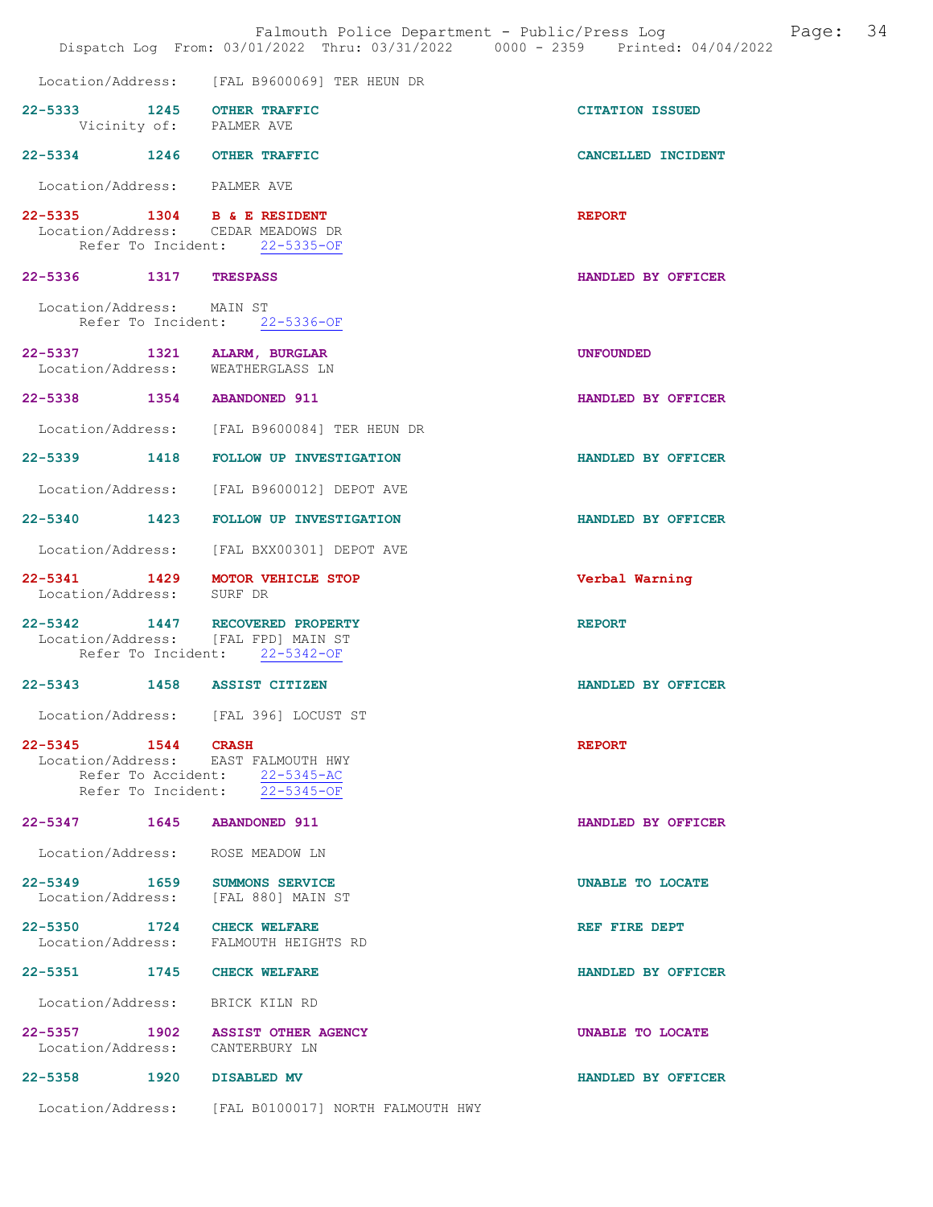Location/Address: [FAL B9600069] TER HEUN DR

| Incident | Time | Call Type | Disposition |
|---|---|---|---|
| 22-5333 | 1245 | OTHER TRAFFIC | CITATION ISSUED |

Vicinity of: PALMER AVE

| 22-5334 | 1246 | OTHER TRAFFIC | CANCELLED INCIDENT |
|---|---|---|---|

Location/Address: PALMER AVE

**22-5335 1304 B & E RESIDENT** — REPORT
Location/Address: CEDAR MEADOWS DR
Refer To Incident: 22-5335-OF

**22-5336 1317 TRESPASS** — HANDLED BY OFFICER
Location/Address: MAIN ST
Refer To Incident: 22-5336-OF

**22-5337 1321 ALARM, BURGLAR** — UNFOUNDED
Location/Address: WEATHERGLASS LN

**22-5338 1354 ABANDONED 911** — HANDLED BY OFFICER
Location/Address: [FAL B9600084] TER HEUN DR

**22-5339 1418 FOLLOW UP INVESTIGATION** — HANDLED BY OFFICER
Location/Address: [FAL B9600012] DEPOT AVE

**22-5340 1423 FOLLOW UP INVESTIGATION** — HANDLED BY OFFICER
Location/Address: [FAL BXX00301] DEPOT AVE

**22-5341 1429 MOTOR VEHICLE STOP** — Verbal Warning
Location/Address: SURF DR

**22-5342 1447 RECOVERED PROPERTY** — REPORT
Location/Address: [FAL FPD] MAIN ST
Refer To Incident: 22-5342-OF

**22-5343 1458 ASSIST CITIZEN** — HANDLED BY OFFICER
Location/Address: [FAL 396] LOCUST ST

**22-5345 1544 CRASH** — REPORT
Location/Address: EAST FALMOUTH HWY
Refer To Accident: 22-5345-AC
Refer To Incident: 22-5345-OF

**22-5347 1645 ABANDONED 911** — HANDLED BY OFFICER
Location/Address: ROSE MEADOW LN

**22-5349 1659 SUMMONS SERVICE** — UNABLE TO LOCATE
Location/Address: [FAL 880] MAIN ST

**22-5350 1724 CHECK WELFARE** — REF FIRE DEPT
Location/Address: FALMOUTH HEIGHTS RD

**22-5351 1745 CHECK WELFARE** — HANDLED BY OFFICER
Location/Address: BRICK KILN RD

**22-5357 1902 ASSIST OTHER AGENCY** — UNABLE TO LOCATE
Location/Address: CANTERBURY LN

**22-5358 1920 DISABLED MV** — HANDLED BY OFFICER
Location/Address: [FAL B0100017] NORTH FALMOUTH HWY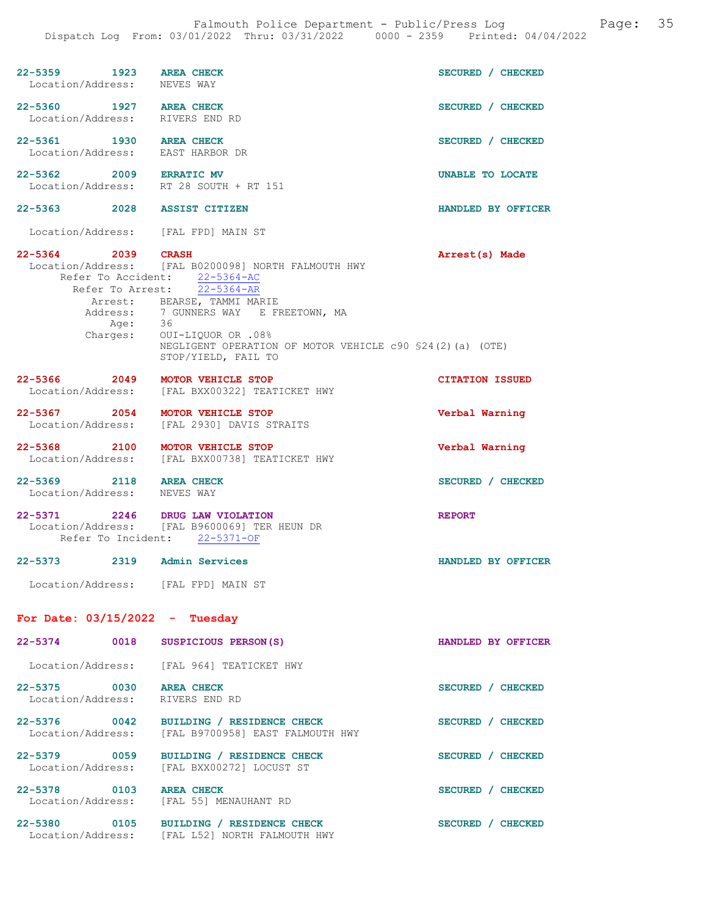22-5359 1923 **AREA CHECK** SECURED / CHECKED
Location/Address: NEVES WAY

22-5360 1927 **AREA CHECK** SECURED / CHECKED
Location/Address: RIVERS END RD

22-5361 1930 **AREA CHECK** SECURED / CHECKED
Location/Address: EAST HARBOR DR

22-5362 2009 **ERRATIC MV** UNABLE TO LOCATE
Location/Address: RT 28 SOUTH + RT 151

22-5363 2028 **ASSIST CITIZEN** HANDLED BY OFFICER
Location/Address: [FAL FPD] MAIN ST

22-5364 2039 **CRASH** Arrest(s) Made
Location/Address: [FAL B0200098] NORTH FALMOUTH HWY
Refer To Accident: 22-5364-AC
Refer To Arrest: 22-5364-AR
Arrest: BEARSE, TAMMI MARIE
Address: 7 GUNNERS WAY E FREETOWN, MA
Age: 36
Charges: OUI-LIQUOR OR .08%
NEGLIGENT OPERATION OF MOTOR VEHICLE c90 §24(2)(a) (OTE)
STOP/YIELD, FAIL TO

22-5366 2049 **MOTOR VEHICLE STOP** CITATION ISSUED
Location/Address: [FAL BXX00322] TEATICKET HWY

22-5367 2054 **MOTOR VEHICLE STOP** Verbal Warning
Location/Address: [FAL 2930] DAVIS STRAITS

22-5368 2100 **MOTOR VEHICLE STOP** Verbal Warning
Location/Address: [FAL BXX00738] TEATICKET HWY

22-5369 2118 **AREA CHECK** SECURED / CHECKED
Location/Address: NEVES WAY

22-5371 2246 **DRUG LAW VIOLATION** REPORT
Location/Address: [FAL B9600069] TER HEUN DR
Refer To Incident: 22-5371-OF

22-5373 2319 **Admin Services** HANDLED BY OFFICER
Location/Address: [FAL FPD] MAIN ST

## For Date: 03/15/2022 - Tuesday

22-5374 0018 **SUSPICIOUS PERSON(S)** HANDLED BY OFFICER
Location/Address: [FAL 964] TEATICKET HWY

22-5375 0030 **AREA CHECK** SECURED / CHECKED
Location/Address: RIVERS END RD

22-5376 0042 **BUILDING / RESIDENCE CHECK** SECURED / CHECKED
Location/Address: [FAL B9700958] EAST FALMOUTH HWY

22-5379 0059 **BUILDING / RESIDENCE CHECK** SECURED / CHECKED
Location/Address: [FAL BXX00272] LOCUST ST

22-5378 0103 **AREA CHECK** SECURED / CHECKED
Location/Address: [FAL 55] MENAUHANT RD

22-5380 0105 **BUILDING / RESIDENCE CHECK** SECURED / CHECKED
Location/Address: [FAL L52] NORTH FALMOUTH HWY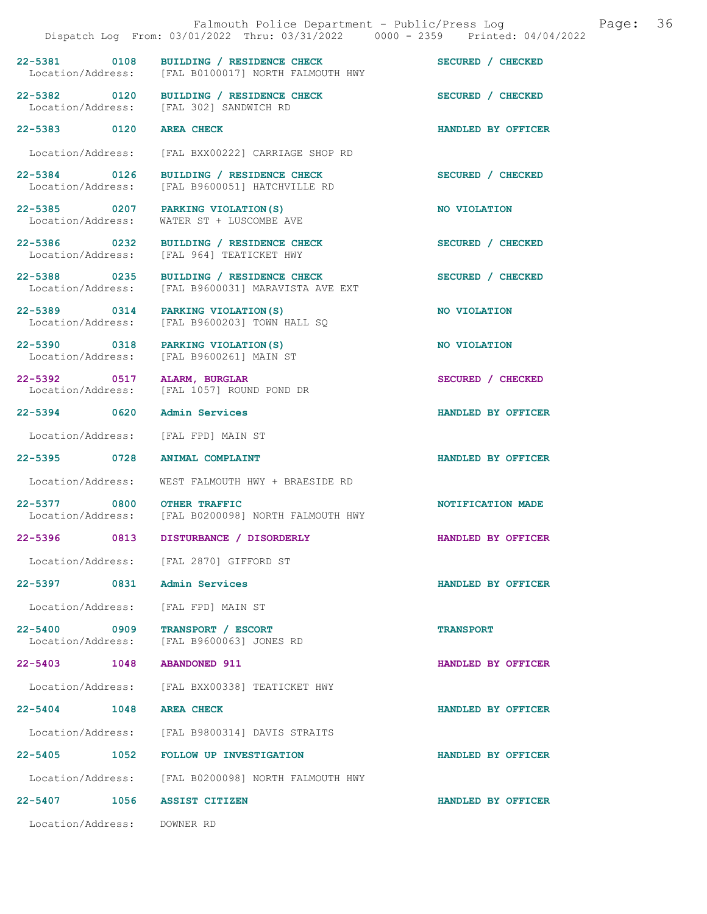| Call # | Time | Type | Disposition |
|---|---|---|---|
| 22-5381 | 0108 | BUILDING / RESIDENCE CHECK | SECURED / CHECKED |
| Location/Address: | | [FAL B0100017] NORTH FALMOUTH HWY | |
| 22-5382 | 0120 | BUILDING / RESIDENCE CHECK | SECURED / CHECKED |
| Location/Address: | | [FAL 302] SANDWICH RD | |
| 22-5383 | 0120 | AREA CHECK | HANDLED BY OFFICER |
| Location/Address: | | [FAL BXX00222] CARRIAGE SHOP RD | |
| 22-5384 | 0126 | BUILDING / RESIDENCE CHECK | SECURED / CHECKED |
| Location/Address: | | [FAL B9600051] HATCHVILLE RD | |
| 22-5385 | 0207 | PARKING VIOLATION(S) | NO VIOLATION |
| Location/Address: | | WATER ST + LUSCOMBE AVE | |
| 22-5386 | 0232 | BUILDING / RESIDENCE CHECK | SECURED / CHECKED |
| Location/Address: | | [FAL 964] TEATICKET HWY | |
| 22-5388 | 0235 | BUILDING / RESIDENCE CHECK | SECURED / CHECKED |
| Location/Address: | | [FAL B9600031] MARAVISTA AVE EXT | |
| 22-5389 | 0314 | PARKING VIOLATION(S) | NO VIOLATION |
| Location/Address: | | [FAL B9600203] TOWN HALL SQ | |
| 22-5390 | 0318 | PARKING VIOLATION(S) | NO VIOLATION |
| Location/Address: | | [FAL B9600261] MAIN ST | |
| 22-5392 | 0517 | ALARM, BURGLAR | SECURED / CHECKED |
| Location/Address: | | [FAL 1057] ROUND POND DR | |
| 22-5394 | 0620 | Admin Services | HANDLED BY OFFICER |
| Location/Address: | | [FAL FPD] MAIN ST | |
| 22-5395 | 0728 | ANIMAL COMPLAINT | HANDLED BY OFFICER |
| Location/Address: | | WEST FALMOUTH HWY + BRAESIDE RD | |
| 22-5377 | 0800 | OTHER TRAFFIC | NOTIFICATION MADE |
| Location/Address: | | [FAL B0200098] NORTH FALMOUTH HWY | |
| 22-5396 | 0813 | DISTURBANCE / DISORDERLY | HANDLED BY OFFICER |
| Location/Address: | | [FAL 2870] GIFFORD ST | |
| 22-5397 | 0831 | Admin Services | HANDLED BY OFFICER |
| Location/Address: | | [FAL FPD] MAIN ST | |
| 22-5400 | 0909 | TRANSPORT / ESCORT | TRANSPORT |
| Location/Address: | | [FAL B9600063] JONES RD | |
| 22-5403 | 1048 | ABANDONED 911 | HANDLED BY OFFICER |
| Location/Address: | | [FAL BXX00338] TEATICKET HWY | |
| 22-5404 | 1048 | AREA CHECK | HANDLED BY OFFICER |
| Location/Address: | | [FAL B9800314] DAVIS STRAITS | |
| 22-5405 | 1052 | FOLLOW UP INVESTIGATION | HANDLED BY OFFICER |
| Location/Address: | | [FAL B0200098] NORTH FALMOUTH HWY | |
| 22-5407 | 1056 | ASSIST CITIZEN | HANDLED BY OFFICER |
| Location/Address: | | DOWNER RD | |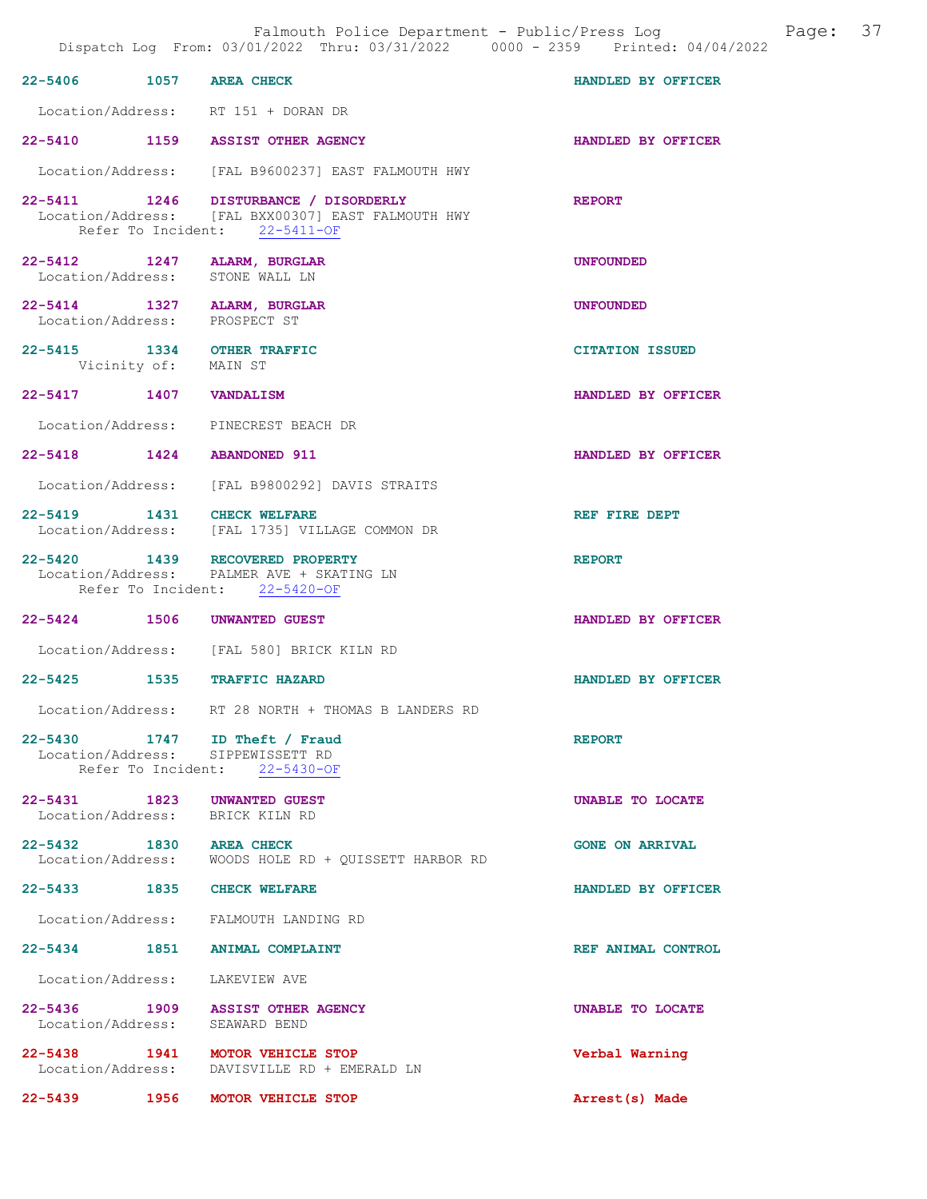22-5406 1057 AREA CHECK HANDLED BY OFFICER

Location/Address: RT 151 + DORAN DR

22-5410 1159 ASSIST OTHER AGENCY HANDLED BY OFFICER

Location/Address: [FAL B9600237] EAST FALMOUTH HWY

22-5411 1246 DISTURBANCE / DISORDERLY REPORT
Location/Address: [FAL BXX00307] EAST FALMOUTH HWY
Refer To Incident: 22-5411-OF

22-5412 1247 ALARM, BURGLAR UNFOUNDED
Location/Address: STONE WALL LN

22-5414 1327 ALARM, BURGLAR UNFOUNDED
Location/Address: PROSPECT ST

22-5415 1334 OTHER TRAFFIC CITATION ISSUED
Vicinity of: MAIN ST

22-5417 1407 VANDALISM HANDLED BY OFFICER

Location/Address: PINECREST BEACH DR

22-5418 1424 ABANDONED 911 HANDLED BY OFFICER

Location/Address: [FAL B9800292] DAVIS STRAITS

22-5419 1431 CHECK WELFARE REF FIRE DEPT
Location/Address: [FAL 1735] VILLAGE COMMON DR

22-5420 1439 RECOVERED PROPERTY REPORT
Location/Address: PALMER AVE + SKATING LN
Refer To Incident: 22-5420-OF

22-5424 1506 UNWANTED GUEST HANDLED BY OFFICER

Location/Address: [FAL 580] BRICK KILN RD

22-5425 1535 TRAFFIC HAZARD HANDLED BY OFFICER

Location/Address: RT 28 NORTH + THOMAS B LANDERS RD

22-5430 1747 ID Theft / Fraud REPORT
Location/Address: SIPPEWISSETT RD
Refer To Incident: 22-5430-OF

22-5431 1823 UNWANTED GUEST UNABLE TO LOCATE
Location/Address: BRICK KILN RD

22-5432 1830 AREA CHECK GONE ON ARRIVAL
Location/Address: WOODS HOLE RD + QUISSETT HARBOR RD

22-5433 1835 CHECK WELFARE HANDLED BY OFFICER

Location/Address: FALMOUTH LANDING RD

22-5434 1851 ANIMAL COMPLAINT REF ANIMAL CONTROL

Location/Address: LAKEVIEW AVE

22-5436 1909 ASSIST OTHER AGENCY UNABLE TO LOCATE
Location/Address: SEAWARD BEND

22-5438 1941 MOTOR VEHICLE STOP Verbal Warning
Location/Address: DAVISVILLE RD + EMERALD LN

22-5439 1956 MOTOR VEHICLE STOP Arrest(s) Made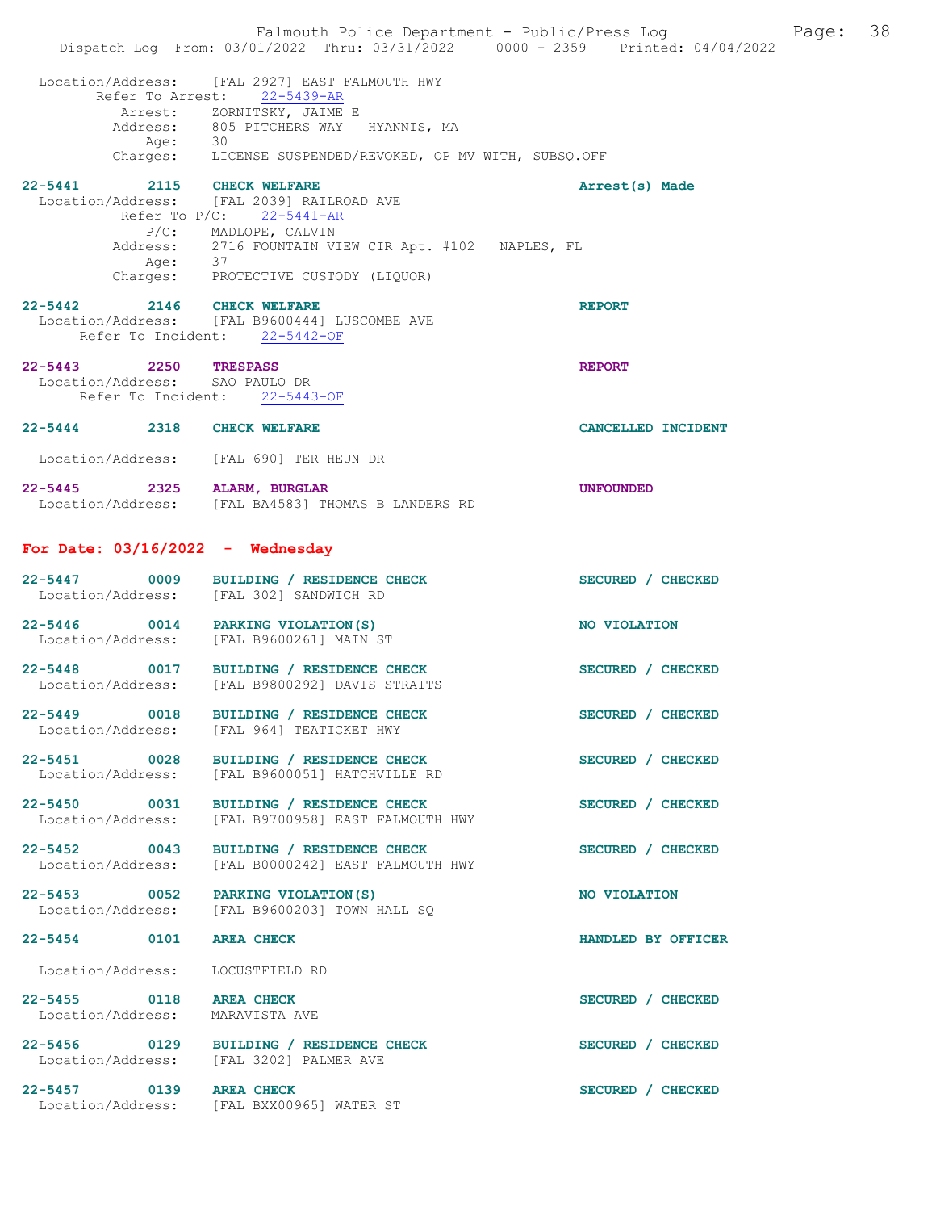Location/Address: [FAL 2927] EAST FALMOUTH HWY
Refer To Arrest: 22-5439-AR
Arrest: ZORNITSKY, JAIME E
Address: 805 PITCHERS WAY HYANNIS, MA
Age: 30
Charges: LICENSE SUSPENDED/REVOKED, OP MV WITH, SUBSQ.OFF

**22-5441 2115 CHECK WELFARE** — **Arrest(s) Made**
Location/Address: [FAL 2039] RAILROAD AVE
Refer To P/C: 22-5441-AR
P/C: MADLOPE, CALVIN
Address: 2716 FOUNTAIN VIEW CIR Apt. #102 NAPLES, FL
Age: 37
Charges: PROTECTIVE CUSTODY (LIQUOR)

**22-5442 2146 CHECK WELFARE** — **REPORT**
Location/Address: [FAL B9600444] LUSCOMBE AVE
Refer To Incident: 22-5442-OF

**22-5443 2250 TRESPASS** — **REPORT**
Location/Address: SAO PAULO DR
Refer To Incident: 22-5443-OF

**22-5444 2318 CHECK WELFARE** — **CANCELLED INCIDENT**
Location/Address: [FAL 690] TER HEUN DR

**22-5445 2325 ALARM, BURGLAR** — **UNFOUNDED**
Location/Address: [FAL BA4583] THOMAS B LANDERS RD

## For Date: 03/16/2022 - Wednesday

**22-5447 0009 BUILDING / RESIDENCE CHECK** — **SECURED / CHECKED**
Location/Address: [FAL 302] SANDWICH RD

**22-5446 0014 PARKING VIOLATION(S)** — **NO VIOLATION**
Location/Address: [FAL B9600261] MAIN ST

**22-5448 0017 BUILDING / RESIDENCE CHECK** — **SECURED / CHECKED**
Location/Address: [FAL B9800292] DAVIS STRAITS

**22-5449 0018 BUILDING / RESIDENCE CHECK** — **SECURED / CHECKED**
Location/Address: [FAL 964] TEATICKET HWY

**22-5451 0028 BUILDING / RESIDENCE CHECK** — **SECURED / CHECKED**
Location/Address: [FAL B9600051] HATCHVILLE RD

**22-5450 0031 BUILDING / RESIDENCE CHECK** — **SECURED / CHECKED**
Location/Address: [FAL B9700958] EAST FALMOUTH HWY

**22-5452 0043 BUILDING / RESIDENCE CHECK** — **SECURED / CHECKED**
Location/Address: [FAL B0000242] EAST FALMOUTH HWY

**22-5453 0052 PARKING VIOLATION(S)** — **NO VIOLATION**
Location/Address: [FAL B9600203] TOWN HALL SQ

**22-5454 0101 AREA CHECK** — **HANDLED BY OFFICER**
Location/Address: LOCUSTFIELD RD

**22-5455 0118 AREA CHECK** — **SECURED / CHECKED**
Location/Address: MARAVISTA AVE

**22-5456 0129 BUILDING / RESIDENCE CHECK** — **SECURED / CHECKED**
Location/Address: [FAL 3202] PALMER AVE

**22-5457 0139 AREA CHECK** — **SECURED / CHECKED**
Location/Address: [FAL BXX00965] WATER ST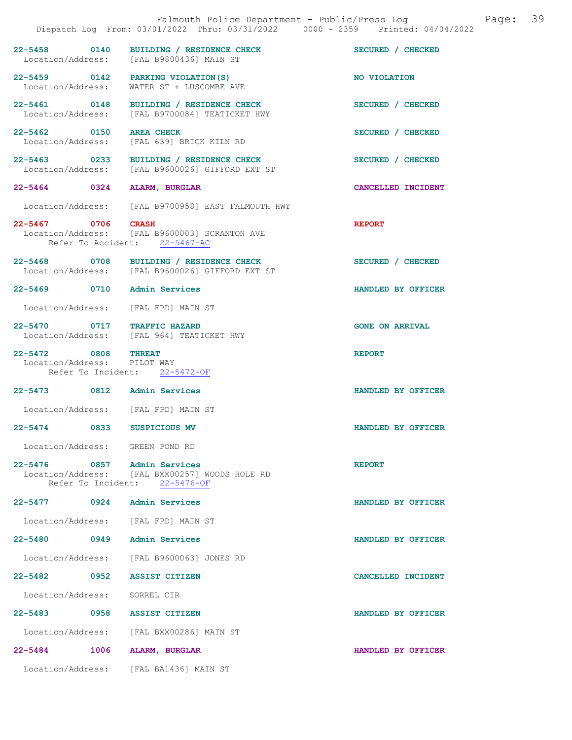22-5458 0140 BUILDING / RESIDENCE CHECK SECURED / CHECKED
Location/Address: [FAL B9800436] MAIN ST

22-5459 0142 PARKING VIOLATION(S) NO VIOLATION
Location/Address: WATER ST + LUSCOMBE AVE

22-5461 0148 BUILDING / RESIDENCE CHECK SECURED / CHECKED
Location/Address: [FAL B9700084] TEATICKET HWY

22-5462 0150 AREA CHECK SECURED / CHECKED
Location/Address: [FAL 639] BRICK KILN RD

22-5463 0233 BUILDING / RESIDENCE CHECK SECURED / CHECKED
Location/Address: [FAL B9600026] GIFFORD EXT ST

22-5464 0324 ALARM, BURGLAR CANCELLED INCIDENT
Location/Address: [FAL B9700958] EAST FALMOUTH HWY

22-5467 0706 CRASH REPORT
Location/Address: [FAL B9600003] SCRANTON AVE
Refer To Accident: 22-5467-AC

22-5468 0708 BUILDING / RESIDENCE CHECK SECURED / CHECKED
Location/Address: [FAL B9600026] GIFFORD EXT ST

22-5469 0710 Admin Services HANDLED BY OFFICER
Location/Address: [FAL FPD] MAIN ST

22-5470 0717 TRAFFIC HAZARD GONE ON ARRIVAL
Location/Address: [FAL 964] TEATICKET HWY

22-5472 0808 THREAT REPORT
Location/Address: PILOT WAY
Refer To Incident: 22-5472-OF

22-5473 0812 Admin Services HANDLED BY OFFICER
Location/Address: [FAL FPD] MAIN ST

22-5474 0833 SUSPICIOUS MV HANDLED BY OFFICER
Location/Address: GREEN POND RD

22-5476 0857 Admin Services REPORT
Location/Address: [FAL BXX00257] WOODS HOLE RD
Refer To Incident: 22-5476-OF

22-5477 0924 Admin Services HANDLED BY OFFICER
Location/Address: [FAL FPD] MAIN ST

22-5480 0949 Admin Services HANDLED BY OFFICER
Location/Address: [FAL B9600063] JONES RD

22-5482 0952 ASSIST CITIZEN CANCELLED INCIDENT
Location/Address: SORREL CIR

22-5483 0958 ASSIST CITIZEN HANDLED BY OFFICER
Location/Address: [FAL BXX00286] MAIN ST

22-5484 1006 ALARM, BURGLAR HANDLED BY OFFICER
Location/Address: [FAL BA1436] MAIN ST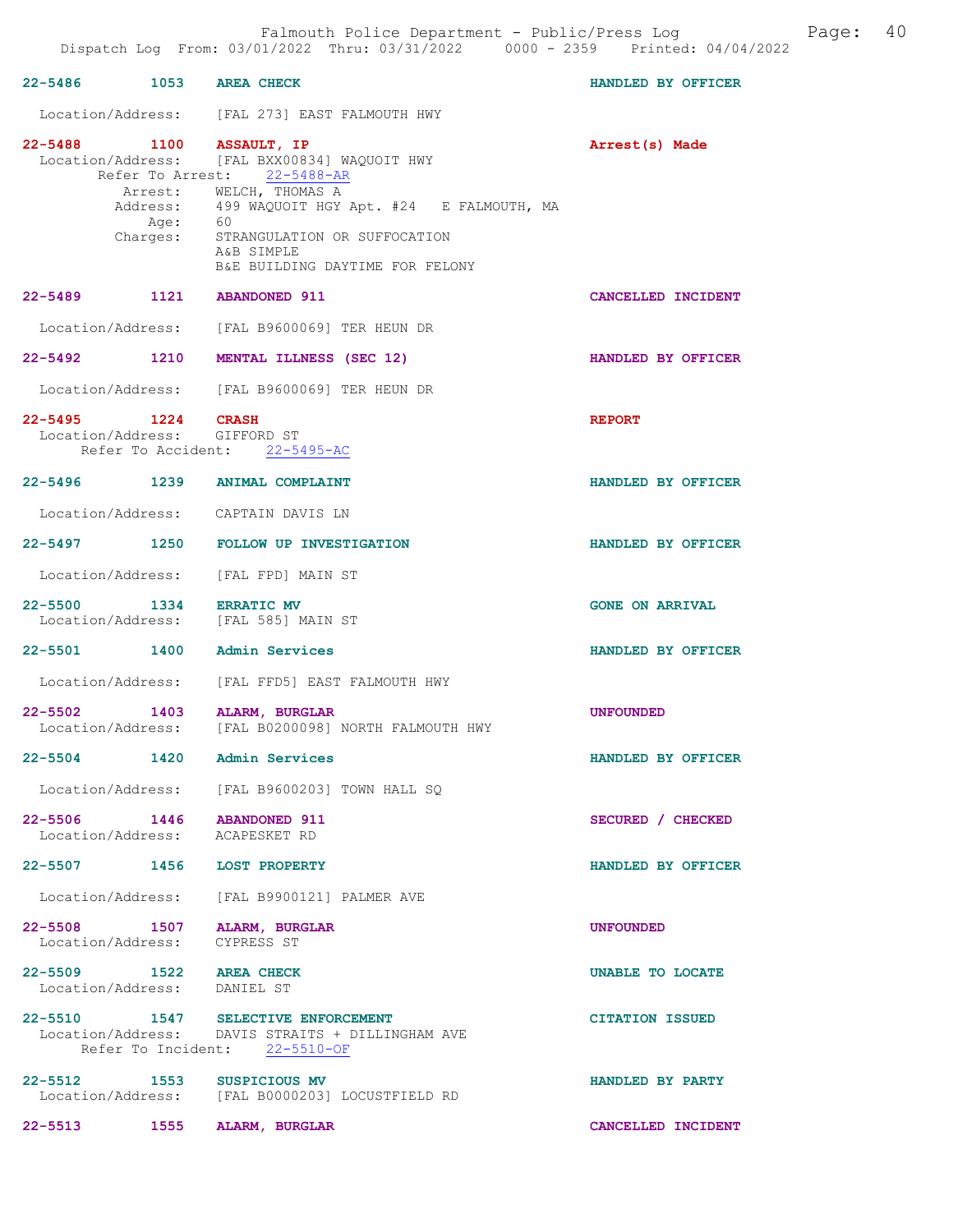Falmouth Police Department - Public/Press Log
Dispatch Log From: 03/01/2022 Thru: 03/31/2022 0000 - 2359 Printed: 04/04/2022

**22-5486 1053 AREA CHECK** HANDLED BY OFFICER

Location/Address: [FAL 273] EAST FALMOUTH HWY

**22-5488 1100 ASSAULT, IP** Arrest(s) Made
Location/Address: [FAL BXX00834] WAQUOIT HWY
Refer To Arrest: 22-5488-AR
Arrest: WELCH, THOMAS A
Address: 499 WAQUOIT HGY Apt. #24 E FALMOUTH, MA
Age: 60
Charges: STRANGULATION OR SUFFOCATION
A&B SIMPLE
B&E BUILDING DAYTIME FOR FELONY

**22-5489 1121 ABANDONED 911** CANCELLED INCIDENT

Location/Address: [FAL B9600069] TER HEUN DR

**22-5492 1210 MENTAL ILLNESS (SEC 12)** HANDLED BY OFFICER

Location/Address: [FAL B9600069] TER HEUN DR

**22-5495 1224 CRASH** REPORT
Location/Address: GIFFORD ST
Refer To Accident: 22-5495-AC

**22-5496 1239 ANIMAL COMPLAINT** HANDLED BY OFFICER

Location/Address: CAPTAIN DAVIS LN

**22-5497 1250 FOLLOW UP INVESTIGATION** HANDLED BY OFFICER

Location/Address: [FAL FPD] MAIN ST

**22-5500 1334 ERRATIC MV** GONE ON ARRIVAL
Location/Address: [FAL 585] MAIN ST

**22-5501 1400 Admin Services** HANDLED BY OFFICER

Location/Address: [FAL FFD5] EAST FALMOUTH HWY

**22-5502 1403 ALARM, BURGLAR** UNFOUNDED
Location/Address: [FAL B0200098] NORTH FALMOUTH HWY

**22-5504 1420 Admin Services** HANDLED BY OFFICER

Location/Address: [FAL B9600203] TOWN HALL SQ

**22-5506 1446 ABANDONED 911** SECURED / CHECKED
Location/Address: ACAPESKET RD

**22-5507 1456 LOST PROPERTY** HANDLED BY OFFICER

Location/Address: [FAL B9900121] PALMER AVE

**22-5508 1507 ALARM, BURGLAR** UNFOUNDED
Location/Address: CYPRESS ST

**22-5509 1522 AREA CHECK** UNABLE TO LOCATE
Location/Address: DANIEL ST

**22-5510 1547 SELECTIVE ENFORCEMENT** CITATION ISSUED
Location/Address: DAVIS STRAITS + DILLINGHAM AVE
Refer To Incident: 22-5510-OF

**22-5512 1553 SUSPICIOUS MV** HANDLED BY PARTY
Location/Address: [FAL B0000203] LOCUSTFIELD RD

**22-5513 1555 ALARM, BURGLAR** CANCELLED INCIDENT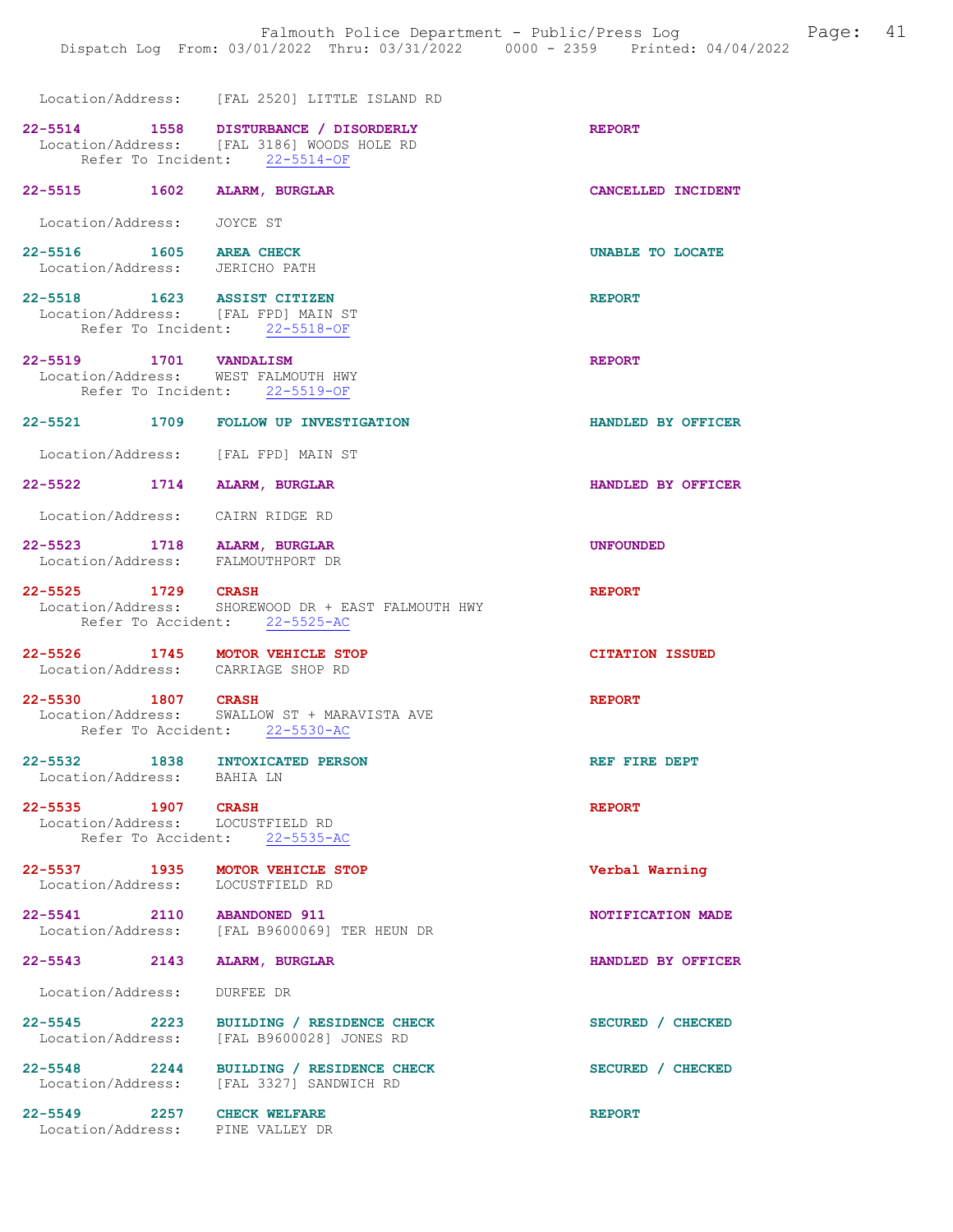Location/Address: [FAL 2520] LITTLE ISLAND RD

**22-5514 1558 DISTURBANCE / DISORDERLY** REPORT
Location/Address: [FAL 3186] WOODS HOLE RD
Refer To Incident: 22-5514-OF

**22-5515 1602 ALARM, BURGLAR** CANCELLED INCIDENT
Location/Address: JOYCE ST

**22-5516 1605 AREA CHECK** UNABLE TO LOCATE
Location/Address: JERICHO PATH

**22-5518 1623 ASSIST CITIZEN** REPORT
Location/Address: [FAL FPD] MAIN ST
Refer To Incident: 22-5518-OF

**22-5519 1701 VANDALISM** REPORT
Location/Address: WEST FALMOUTH HWY
Refer To Incident: 22-5519-OF

**22-5521 1709 FOLLOW UP INVESTIGATION** HANDLED BY OFFICER
Location/Address: [FAL FPD] MAIN ST

**22-5522 1714 ALARM, BURGLAR** HANDLED BY OFFICER
Location/Address: CAIRN RIDGE RD

**22-5523 1718 ALARM, BURGLAR** UNFOUNDED
Location/Address: FALMOUTHPORT DR

**22-5525 1729 CRASH** REPORT
Location/Address: SHOREWOOD DR + EAST FALMOUTH HWY
Refer To Accident: 22-5525-AC

**22-5526 1745 MOTOR VEHICLE STOP** CITATION ISSUED
Location/Address: CARRIAGE SHOP RD

**22-5530 1807 CRASH** REPORT
Location/Address: SWALLOW ST + MARAVISTA AVE
Refer To Accident: 22-5530-AC

**22-5532 1838 INTOXICATED PERSON** REF FIRE DEPT
Location/Address: BAHIA LN

**22-5535 1907 CRASH** REPORT
Location/Address: LOCUSTFIELD RD
Refer To Accident: 22-5535-AC

**22-5537 1935 MOTOR VEHICLE STOP** Verbal Warning
Location/Address: LOCUSTFIELD RD

**22-5541 2110 ABANDONED 911** NOTIFICATION MADE
Location/Address: [FAL B9600069] TER HEUN DR

**22-5543 2143 ALARM, BURGLAR** HANDLED BY OFFICER
Location/Address: DURFEE DR

**22-5545 2223 BUILDING / RESIDENCE CHECK** SECURED / CHECKED
Location/Address: [FAL B9600028] JONES RD

**22-5548 2244 BUILDING / RESIDENCE CHECK** SECURED / CHECKED
Location/Address: [FAL 3327] SANDWICH RD

**22-5549 2257 CHECK WELFARE** REPORT
Location/Address: PINE VALLEY DR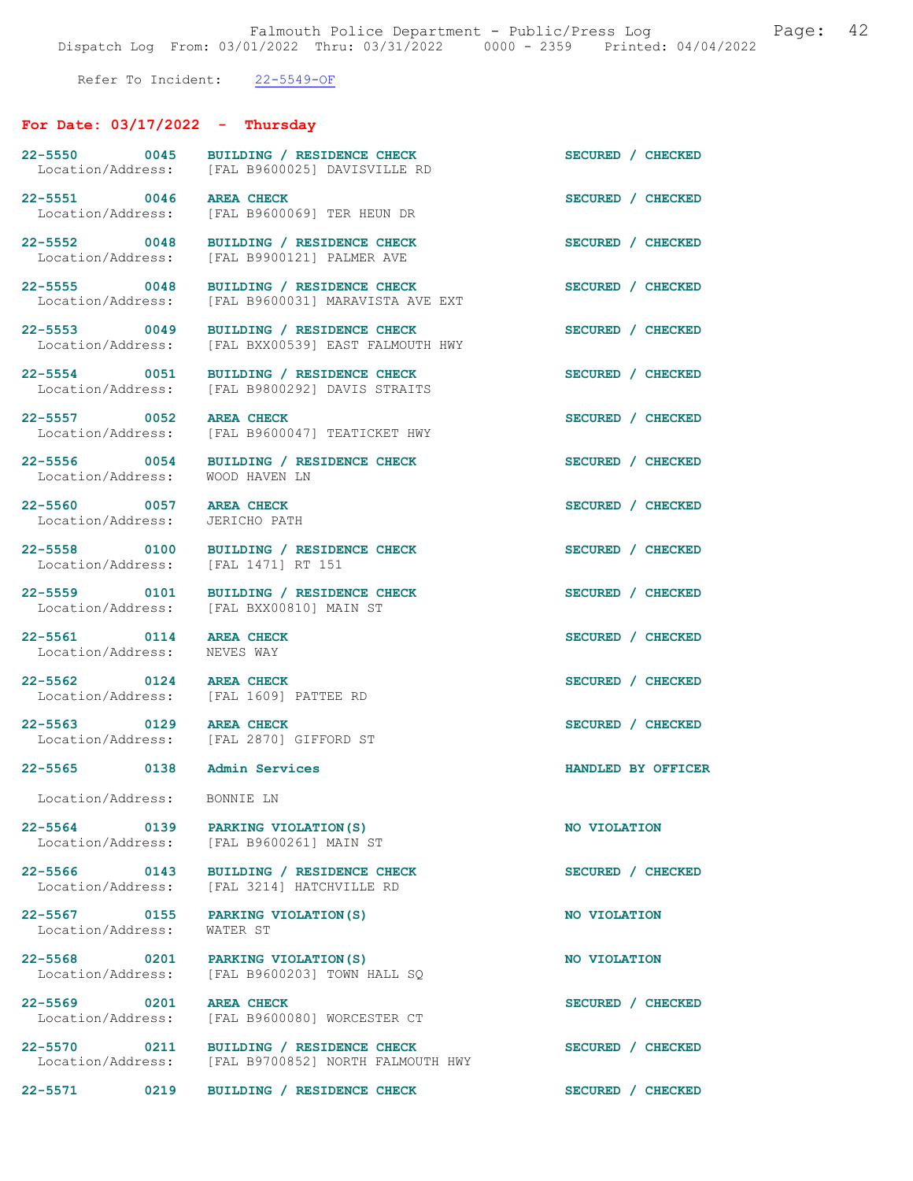Refer To Incident: 22-5549-OF

## For Date: 03/17/2022 - Thursday

22-5550 0045 BUILDING / RESIDENCE CHECK SECURED / CHECKED
Location/Address: [FAL B9600025] DAVISVILLE RD

22-5551 0046 AREA CHECK SECURED / CHECKED
Location/Address: [FAL B9600069] TER HEUN DR

22-5552 0048 BUILDING / RESIDENCE CHECK SECURED / CHECKED
Location/Address: [FAL B9900121] PALMER AVE

22-5555 0048 BUILDING / RESIDENCE CHECK SECURED / CHECKED
Location/Address: [FAL B9600031] MARAVISTA AVE EXT

22-5553 0049 BUILDING / RESIDENCE CHECK SECURED / CHECKED
Location/Address: [FAL BXX00539] EAST FALMOUTH HWY

22-5554 0051 BUILDING / RESIDENCE CHECK SECURED / CHECKED
Location/Address: [FAL B9800292] DAVIS STRAITS

22-5557 0052 AREA CHECK SECURED / CHECKED
Location/Address: [FAL B9600047] TEATICKET HWY

22-5556 0054 BUILDING / RESIDENCE CHECK SECURED / CHECKED
Location/Address: WOOD HAVEN LN

22-5560 0057 AREA CHECK SECURED / CHECKED
Location/Address: JERICHO PATH

22-5558 0100 BUILDING / RESIDENCE CHECK SECURED / CHECKED
Location/Address: [FAL 1471] RT 151

22-5559 0101 BUILDING / RESIDENCE CHECK SECURED / CHECKED
Location/Address: [FAL BXX00810] MAIN ST

22-5561 0114 AREA CHECK SECURED / CHECKED
Location/Address: NEVES WAY

22-5562 0124 AREA CHECK SECURED / CHECKED
Location/Address: [FAL 1609] PATTEE RD

22-5563 0129 AREA CHECK SECURED / CHECKED
Location/Address: [FAL 2870] GIFFORD ST

22-5565 0138 Admin Services HANDLED BY OFFICER
Location/Address: BONNIE LN

22-5564 0139 PARKING VIOLATION(S) NO VIOLATION
Location/Address: [FAL B9600261] MAIN ST

22-5566 0143 BUILDING / RESIDENCE CHECK SECURED / CHECKED
Location/Address: [FAL 3214] HATCHVILLE RD

22-5567 0155 PARKING VIOLATION(S) NO VIOLATION
Location/Address: WATER ST

22-5568 0201 PARKING VIOLATION(S) NO VIOLATION
Location/Address: [FAL B9600203] TOWN HALL SQ

22-5569 0201 AREA CHECK SECURED / CHECKED
Location/Address: [FAL B9600080] WORCESTER CT

22-5570 0211 BUILDING / RESIDENCE CHECK SECURED / CHECKED
Location/Address: [FAL B9700852] NORTH FALMOUTH HWY

22-5571 0219 BUILDING / RESIDENCE CHECK SECURED / CHECKED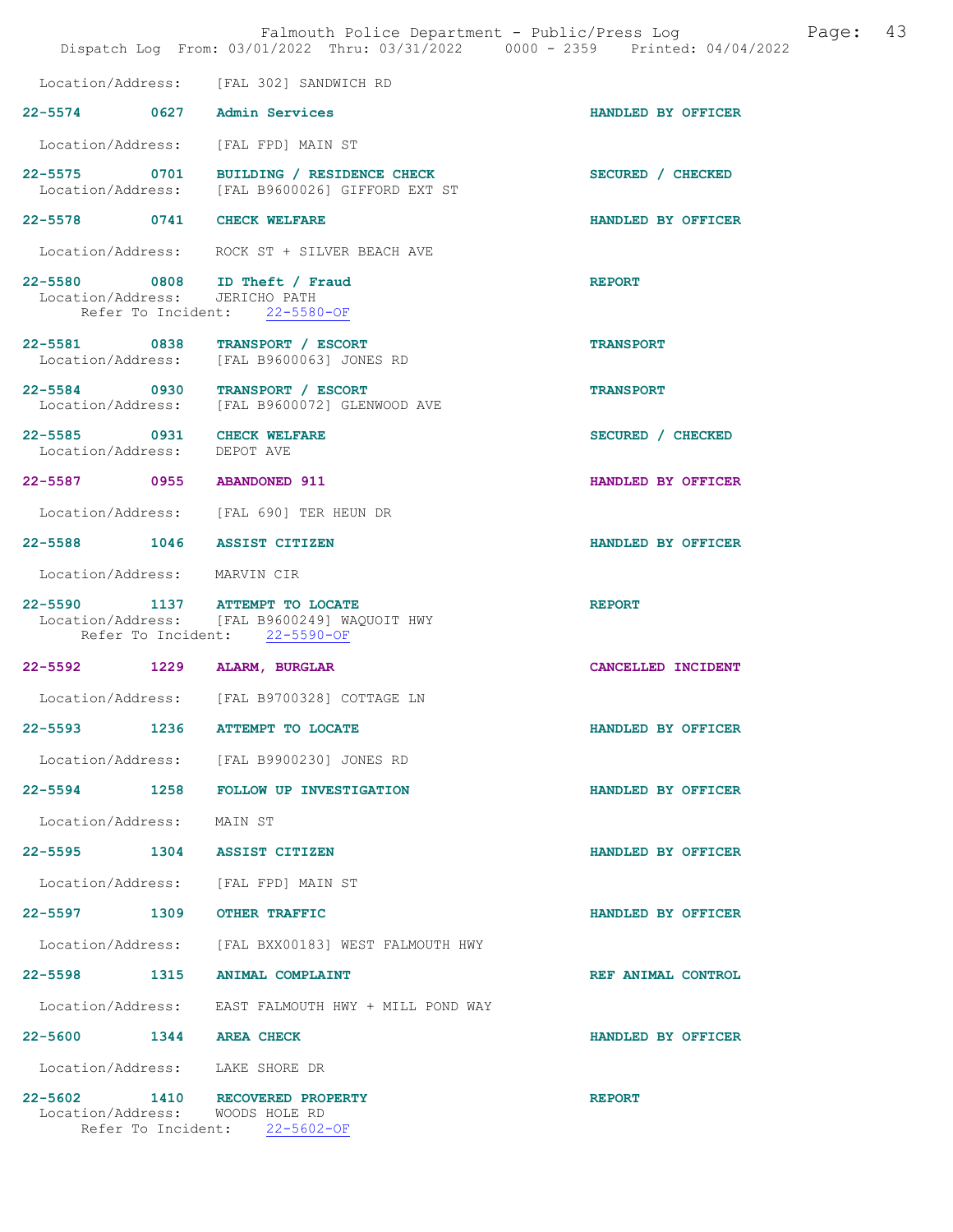Location/Address: [FAL 302] SANDWICH RD

**22-5574 0627 Admin Services** HANDLED BY OFFICER
Location/Address: [FAL FPD] MAIN ST

**22-5575 0701 BUILDING / RESIDENCE CHECK** SECURED / CHECKED
Location/Address: [FAL B9600026] GIFFORD EXT ST

**22-5578 0741 CHECK WELFARE** HANDLED BY OFFICER
Location/Address: ROCK ST + SILVER BEACH AVE

**22-5580 0808 ID Theft / Fraud** REPORT
Location/Address: JERICHO PATH
Refer To Incident: 22-5580-OF

**22-5581 0838 TRANSPORT / ESCORT** TRANSPORT
Location/Address: [FAL B9600063] JONES RD

**22-5584 0930 TRANSPORT / ESCORT** TRANSPORT
Location/Address: [FAL B9600072] GLENWOOD AVE

**22-5585 0931 CHECK WELFARE** SECURED / CHECKED
Location/Address: DEPOT AVE

**22-5587 0955 ABANDONED 911** HANDLED BY OFFICER
Location/Address: [FAL 690] TER HEUN DR

**22-5588 1046 ASSIST CITIZEN** HANDLED BY OFFICER
Location/Address: MARVIN CIR

**22-5590 1137 ATTEMPT TO LOCATE** REPORT
Location/Address: [FAL B9600249] WAQUOIT HWY
Refer To Incident: 22-5590-OF

**22-5592 1229 ALARM, BURGLAR** CANCELLED INCIDENT
Location/Address: [FAL B9700328] COTTAGE LN

**22-5593 1236 ATTEMPT TO LOCATE** HANDLED BY OFFICER
Location/Address: [FAL B9900230] JONES RD

**22-5594 1258 FOLLOW UP INVESTIGATION** HANDLED BY OFFICER
Location/Address: MAIN ST

**22-5595 1304 ASSIST CITIZEN** HANDLED BY OFFICER
Location/Address: [FAL FPD] MAIN ST

**22-5597 1309 OTHER TRAFFIC** HANDLED BY OFFICER
Location/Address: [FAL BXX00183] WEST FALMOUTH HWY

**22-5598 1315 ANIMAL COMPLAINT** REF ANIMAL CONTROL
Location/Address: EAST FALMOUTH HWY + MILL POND WAY

**22-5600 1344 AREA CHECK** HANDLED BY OFFICER
Location/Address: LAKE SHORE DR

**22-5602 1410 RECOVERED PROPERTY** REPORT
Location/Address: WOODS HOLE RD
Refer To Incident: 22-5602-OF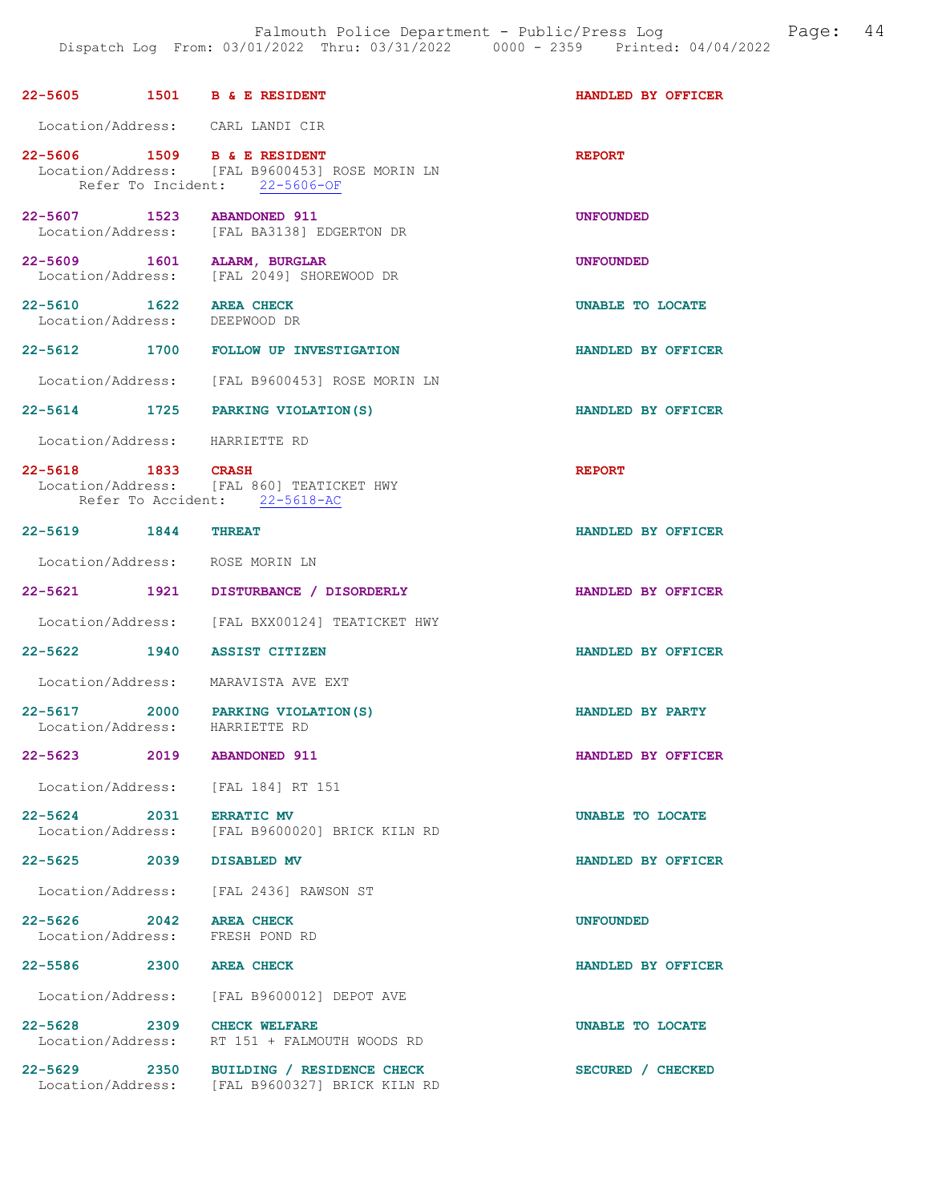22-5605 1501 **B & E RESIDENT** HANDLED BY OFFICER
Location/Address: CARL LANDI CIR

22-5606 1509 **B & E RESIDENT** REPORT
Location/Address: [FAL B9600453] ROSE MORIN LN
Refer To Incident: 22-5606-OF

22-5607 1523 **ABANDONED 911** UNFOUNDED
Location/Address: [FAL BA3138] EDGERTON DR

22-5609 1601 **ALARM, BURGLAR** UNFOUNDED
Location/Address: [FAL 2049] SHOREWOOD DR

22-5610 1622 **AREA CHECK** UNABLE TO LOCATE
Location/Address: DEEPWOOD DR

22-5612 1700 **FOLLOW UP INVESTIGATION** HANDLED BY OFFICER
Location/Address: [FAL B9600453] ROSE MORIN LN

22-5614 1725 **PARKING VIOLATION(S)** HANDLED BY OFFICER
Location/Address: HARRIETTE RD

22-5618 1833 **CRASH** REPORT
Location/Address: [FAL 860] TEATICKET HWY
Refer To Accident: 22-5618-AC

22-5619 1844 **THREAT** HANDLED BY OFFICER
Location/Address: ROSE MORIN LN

22-5621 1921 **DISTURBANCE / DISORDERLY** HANDLED BY OFFICER
Location/Address: [FAL BXX00124] TEATICKET HWY

22-5622 1940 **ASSIST CITIZEN** HANDLED BY OFFICER
Location/Address: MARAVISTA AVE EXT

22-5617 2000 **PARKING VIOLATION(S)** HANDLED BY PARTY
Location/Address: HARRIETTE RD

22-5623 2019 **ABANDONED 911** HANDLED BY OFFICER
Location/Address: [FAL 184] RT 151

22-5624 2031 **ERRATIC MV** UNABLE TO LOCATE
Location/Address: [FAL B9600020] BRICK KILN RD

22-5625 2039 **DISABLED MV** HANDLED BY OFFICER
Location/Address: [FAL 2436] RAWSON ST

22-5626 2042 **AREA CHECK** UNFOUNDED
Location/Address: FRESH POND RD

22-5586 2300 **AREA CHECK** HANDLED BY OFFICER
Location/Address: [FAL B9600012] DEPOT AVE

22-5628 2309 **CHECK WELFARE** UNABLE TO LOCATE
Location/Address: RT 151 + FALMOUTH WOODS RD

22-5629 2350 **BUILDING / RESIDENCE CHECK** SECURED / CHECKED
Location/Address: [FAL B9600327] BRICK KILN RD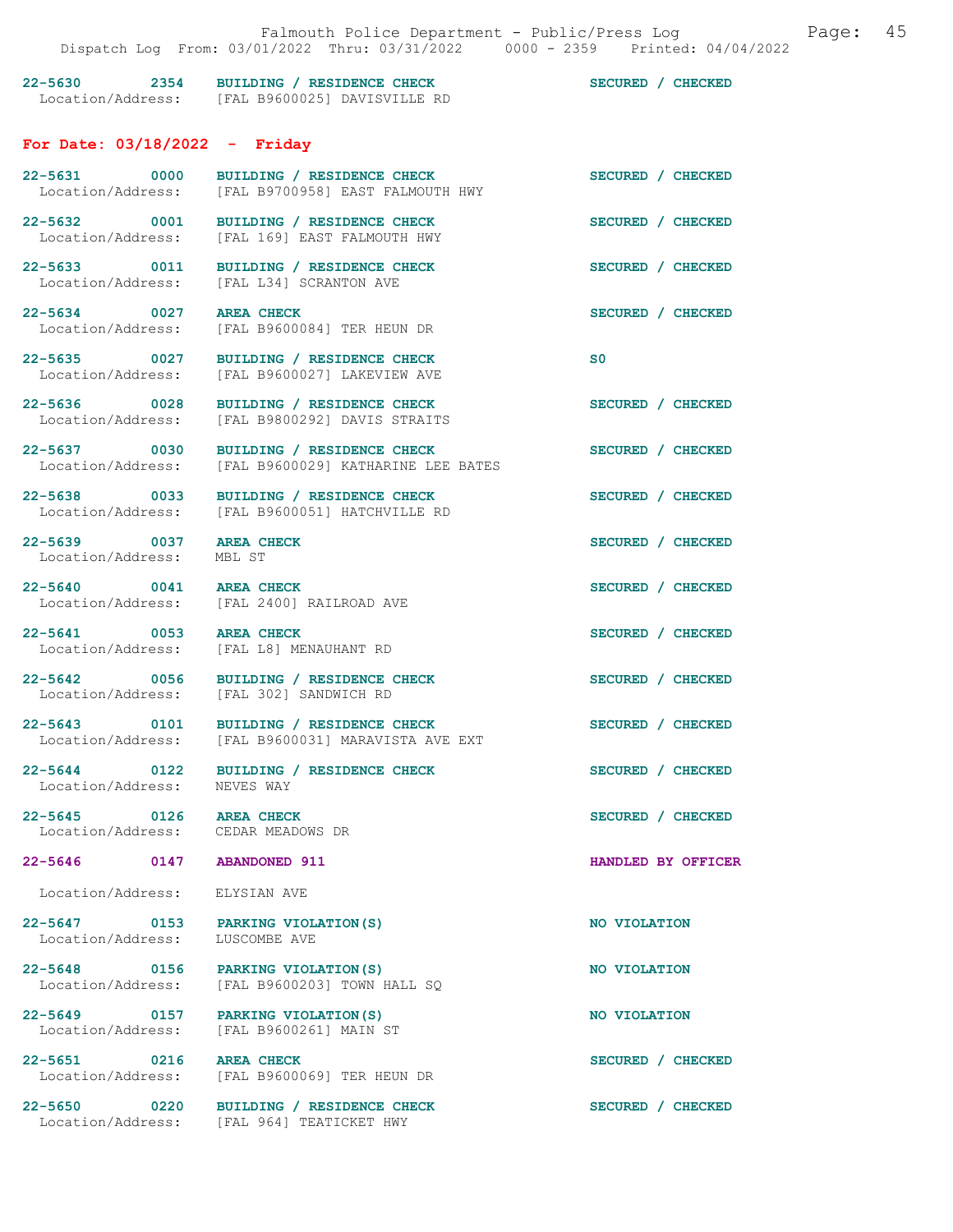22-5630 2354 BUILDING / RESIDENCE CHECK SECURED / CHECKED
Location/Address: [FAL B9600025] DAVISVILLE RD

## For Date: 03/18/2022 - Friday

22-5631 0000 BUILDING / RESIDENCE CHECK SECURED / CHECKED
Location/Address: [FAL B9700958] EAST FALMOUTH HWY

22-5632 0001 BUILDING / RESIDENCE CHECK SECURED / CHECKED
Location/Address: [FAL 169] EAST FALMOUTH HWY

22-5633 0011 BUILDING / RESIDENCE CHECK SECURED / CHECKED
Location/Address: [FAL L34] SCRANTON AVE

22-5634 0027 AREA CHECK SECURED / CHECKED
Location/Address: [FAL B9600084] TER HEUN DR

22-5635 0027 BUILDING / RESIDENCE CHECK S0
Location/Address: [FAL B9600027] LAKEVIEW AVE

22-5636 0028 BUILDING / RESIDENCE CHECK SECURED / CHECKED
Location/Address: [FAL B9800292] DAVIS STRAITS

22-5637 0030 BUILDING / RESIDENCE CHECK SECURED / CHECKED
Location/Address: [FAL B9600029] KATHARINE LEE BATES

22-5638 0033 BUILDING / RESIDENCE CHECK SECURED / CHECKED
Location/Address: [FAL B9600051] HATCHVILLE RD

22-5639 0037 AREA CHECK SECURED / CHECKED
Location/Address: MBL ST

22-5640 0041 AREA CHECK SECURED / CHECKED
Location/Address: [FAL 2400] RAILROAD AVE

22-5641 0053 AREA CHECK SECURED / CHECKED
Location/Address: [FAL L8] MENAUHANT RD

22-5642 0056 BUILDING / RESIDENCE CHECK SECURED / CHECKED
Location/Address: [FAL 302] SANDWICH RD

22-5643 0101 BUILDING / RESIDENCE CHECK SECURED / CHECKED
Location/Address: [FAL B9600031] MARAVISTA AVE EXT

22-5644 0122 BUILDING / RESIDENCE CHECK SECURED / CHECKED
Location/Address: NEVES WAY

22-5645 0126 AREA CHECK SECURED / CHECKED
Location/Address: CEDAR MEADOWS DR

22-5646 0147 ABANDONED 911 HANDLED BY OFFICER
Location/Address: ELYSIAN AVE

22-5647 0153 PARKING VIOLATION(S) NO VIOLATION
Location/Address: LUSCOMBE AVE

22-5648 0156 PARKING VIOLATION(S) NO VIOLATION
Location/Address: [FAL B9600203] TOWN HALL SQ

22-5649 0157 PARKING VIOLATION(S) NO VIOLATION
Location/Address: [FAL B9600261] MAIN ST

22-5651 0216 AREA CHECK SECURED / CHECKED
Location/Address: [FAL B9600069] TER HEUN DR

22-5650 0220 BUILDING / RESIDENCE CHECK SECURED / CHECKED
Location/Address: [FAL 964] TEATICKET HWY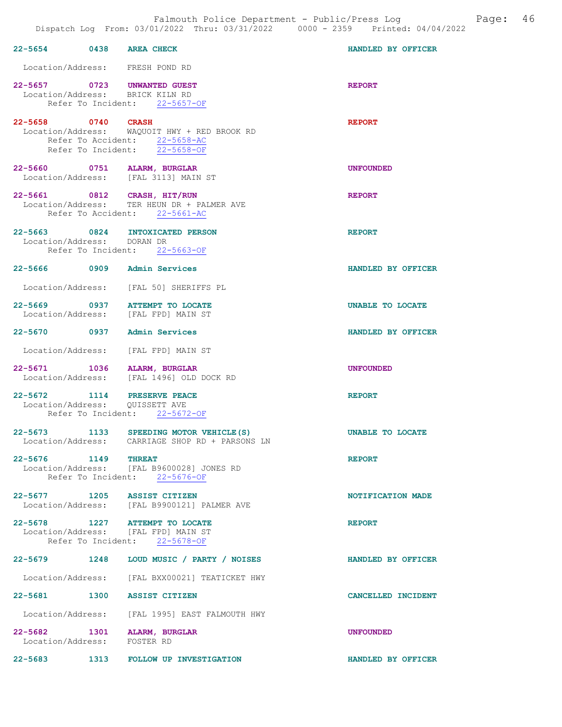22-5654 0438 AREA CHECK HANDLED BY OFFICER

Location/Address: FRESH POND RD

22-5657 0723 UNWANTED GUEST REPORT
Location/Address: BRICK KILN RD
Refer To Incident: 22-5657-OF

22-5658 0740 CRASH REPORT
Location/Address: WAQUOIT HWY + RED BROOK RD
Refer To Accident: 22-5658-AC
Refer To Incident: 22-5658-OF

22-5660 0751 ALARM, BURGLAR UNFOUNDED
Location/Address: [FAL 3113] MAIN ST

22-5661 0812 CRASH, HIT/RUN REPORT
Location/Address: TER HEUN DR + PALMER AVE
Refer To Accident: 22-5661-AC

22-5663 0824 INTOXICATED PERSON REPORT
Location/Address: DORAN DR
Refer To Incident: 22-5663-OF

22-5666 0909 Admin Services HANDLED BY OFFICER

Location/Address: [FAL 50] SHERIFFS PL

22-5669 0937 ATTEMPT TO LOCATE UNABLE TO LOCATE
Location/Address: [FAL FPD] MAIN ST

22-5670 0937 Admin Services HANDLED BY OFFICER

Location/Address: [FAL FPD] MAIN ST

22-5671 1036 ALARM, BURGLAR UNFOUNDED
Location/Address: [FAL 1496] OLD DOCK RD

22-5672 1114 PRESERVE PEACE REPORT
Location/Address: QUISSETT AVE
Refer To Incident: 22-5672-OF

22-5673 1133 SPEEDING MOTOR VEHICLE(S) UNABLE TO LOCATE
Location/Address: CARRIAGE SHOP RD + PARSONS LN

22-5676 1149 THREAT REPORT
Location/Address: [FAL B9600028] JONES RD
Refer To Incident: 22-5676-OF

22-5677 1205 ASSIST CITIZEN NOTIFICATION MADE
Location/Address: [FAL B9900121] PALMER AVE

22-5678 1227 ATTEMPT TO LOCATE REPORT
Location/Address: [FAL FPD] MAIN ST
Refer To Incident: 22-5678-OF

22-5679 1248 LOUD MUSIC / PARTY / NOISES HANDLED BY OFFICER

Location/Address: [FAL BXX00021] TEATICKET HWY

22-5681 1300 ASSIST CITIZEN CANCELLED INCIDENT

Location/Address: [FAL 1995] EAST FALMOUTH HWY

22-5682 1301 ALARM, BURGLAR UNFOUNDED
Location/Address: FOSTER RD

22-5683 1313 FOLLOW UP INVESTIGATION HANDLED BY OFFICER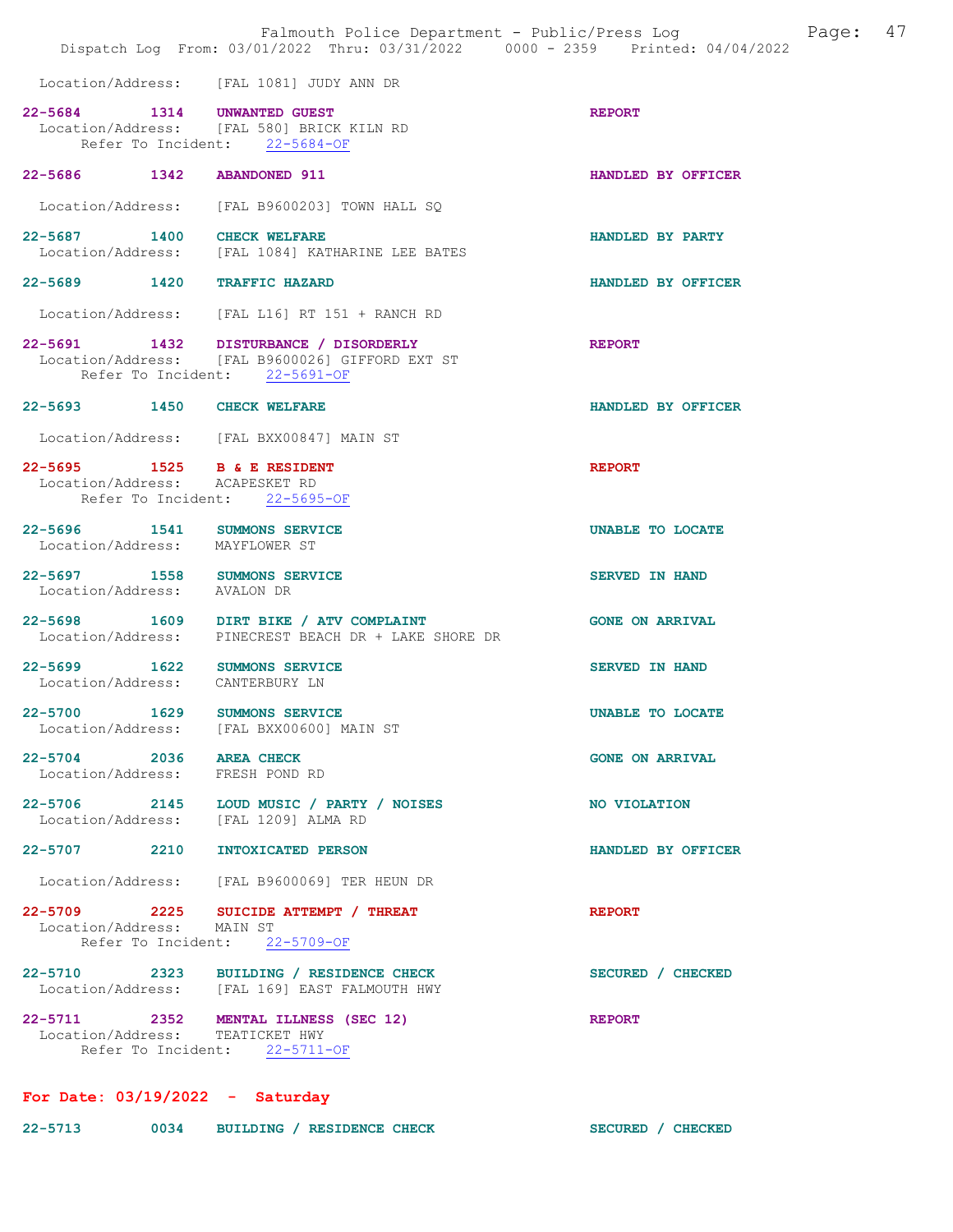Location/Address: [FAL 1081] JUDY ANN DR

**22-5684** 1314 **UNWANTED GUEST** — **REPORT**
Location/Address: [FAL 580] BRICK KILN RD
Refer To Incident: 22-5684-OF

**22-5686** 1342 **ABANDONED 911** — **HANDLED BY OFFICER**
Location/Address: [FAL B9600203] TOWN HALL SQ

**22-5687** 1400 **CHECK WELFARE** — **HANDLED BY PARTY**
Location/Address: [FAL 1084] KATHARINE LEE BATES

**22-5689** 1420 **TRAFFIC HAZARD** — **HANDLED BY OFFICER**
Location/Address: [FAL L16] RT 151 + RANCH RD

**22-5691** 1432 **DISTURBANCE / DISORDERLY** — **REPORT**
Location/Address: [FAL B9600026] GIFFORD EXT ST
Refer To Incident: 22-5691-OF

**22-5693** 1450 **CHECK WELFARE** — **HANDLED BY OFFICER**
Location/Address: [FAL BXX00847] MAIN ST

**22-5695** 1525 **B & E RESIDENT** — **REPORT**
Location/Address: ACAPESKET RD
Refer To Incident: 22-5695-OF

**22-5696** 1541 **SUMMONS SERVICE** — **UNABLE TO LOCATE**
Location/Address: MAYFLOWER ST

**22-5697** 1558 **SUMMONS SERVICE** — **SERVED IN HAND**
Location/Address: AVALON DR

**22-5698** 1609 **DIRT BIKE / ATV COMPLAINT** — **GONE ON ARRIVAL**
Location/Address: PINECREST BEACH DR + LAKE SHORE DR

**22-5699** 1622 **SUMMONS SERVICE** — **SERVED IN HAND**
Location/Address: CANTERBURY LN

**22-5700** 1629 **SUMMONS SERVICE** — **UNABLE TO LOCATE**
Location/Address: [FAL BXX00600] MAIN ST

**22-5704** 2036 **AREA CHECK** — **GONE ON ARRIVAL**
Location/Address: FRESH POND RD

**22-5706** 2145 **LOUD MUSIC / PARTY / NOISES** — **NO VIOLATION**
Location/Address: [FAL 1209] ALMA RD

**22-5707** 2210 **INTOXICATED PERSON** — **HANDLED BY OFFICER**
Location/Address: [FAL B9600069] TER HEUN DR

**22-5709** 2225 **SUICIDE ATTEMPT / THREAT** — **REPORT**
Location/Address: MAIN ST
Refer To Incident: 22-5709-OF

**22-5710** 2323 **BUILDING / RESIDENCE CHECK** — **SECURED / CHECKED**
Location/Address: [FAL 169] EAST FALMOUTH HWY

**22-5711** 2352 **MENTAL ILLNESS (SEC 12)** — **REPORT**
Location/Address: TEATICKET HWY
Refer To Incident: 22-5711-OF

## For Date: 03/19/2022 - Saturday

**22-5713** 0034 **BUILDING / RESIDENCE CHECK** — **SECURED / CHECKED**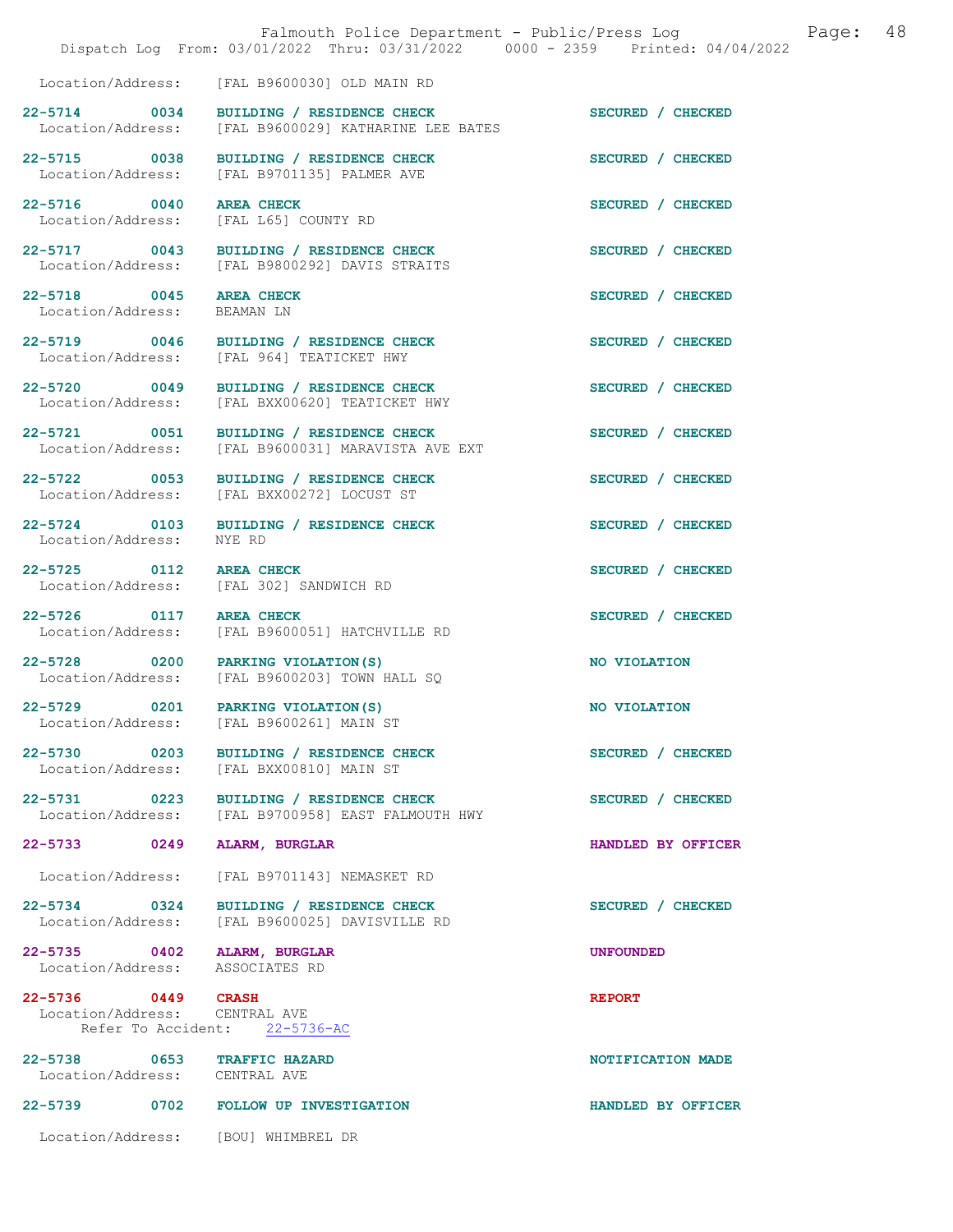Location/Address: [FAL B9600030] OLD MAIN RD

22-5714 0034 BUILDING / RESIDENCE CHECK SECURED / CHECKED
Location/Address: [FAL B9600029] KATHARINE LEE BATES

22-5715 0038 BUILDING / RESIDENCE CHECK SECURED / CHECKED
Location/Address: [FAL B9701135] PALMER AVE

22-5716 0040 AREA CHECK SECURED / CHECKED
Location/Address: [FAL L65] COUNTY RD

22-5717 0043 BUILDING / RESIDENCE CHECK SECURED / CHECKED
Location/Address: [FAL B9800292] DAVIS STRAITS

22-5718 0045 AREA CHECK SECURED / CHECKED
Location/Address: BEAMAN LN

22-5719 0046 BUILDING / RESIDENCE CHECK SECURED / CHECKED
Location/Address: [FAL 964] TEATICKET HWY

22-5720 0049 BUILDING / RESIDENCE CHECK SECURED / CHECKED
Location/Address: [FAL BXX00620] TEATICKET HWY

22-5721 0051 BUILDING / RESIDENCE CHECK SECURED / CHECKED
Location/Address: [FAL B9600031] MARAVISTA AVE EXT

22-5722 0053 BUILDING / RESIDENCE CHECK SECURED / CHECKED
Location/Address: [FAL BXX00272] LOCUST ST

22-5724 0103 BUILDING / RESIDENCE CHECK SECURED / CHECKED
Location/Address: NYE RD

22-5725 0112 AREA CHECK SECURED / CHECKED
Location/Address: [FAL 302] SANDWICH RD

22-5726 0117 AREA CHECK SECURED / CHECKED
Location/Address: [FAL B9600051] HATCHVILLE RD

22-5728 0200 PARKING VIOLATION(S) NO VIOLATION
Location/Address: [FAL B9600203] TOWN HALL SQ

22-5729 0201 PARKING VIOLATION(S) NO VIOLATION
Location/Address: [FAL B9600261] MAIN ST

22-5730 0203 BUILDING / RESIDENCE CHECK SECURED / CHECKED
Location/Address: [FAL BXX00810] MAIN ST

22-5731 0223 BUILDING / RESIDENCE CHECK SECURED / CHECKED
Location/Address: [FAL B9700958] EAST FALMOUTH HWY

22-5733 0249 ALARM, BURGLAR HANDLED BY OFFICER

Location/Address: [FAL B9701143] NEMASKET RD

22-5734 0324 BUILDING / RESIDENCE CHECK SECURED / CHECKED
Location/Address: [FAL B9600025] DAVISVILLE RD

22-5735 0402 ALARM, BURGLAR UNFOUNDED
Location/Address: ASSOCIATES RD

22-5736 0449 CRASH REPORT
Location/Address: CENTRAL AVE
Refer To Accident: 22-5736-AC

22-5738 0653 TRAFFIC HAZARD NOTIFICATION MADE
Location/Address: CENTRAL AVE

22-5739 0702 FOLLOW UP INVESTIGATION HANDLED BY OFFICER

Location/Address: [BOU] WHIMBREL DR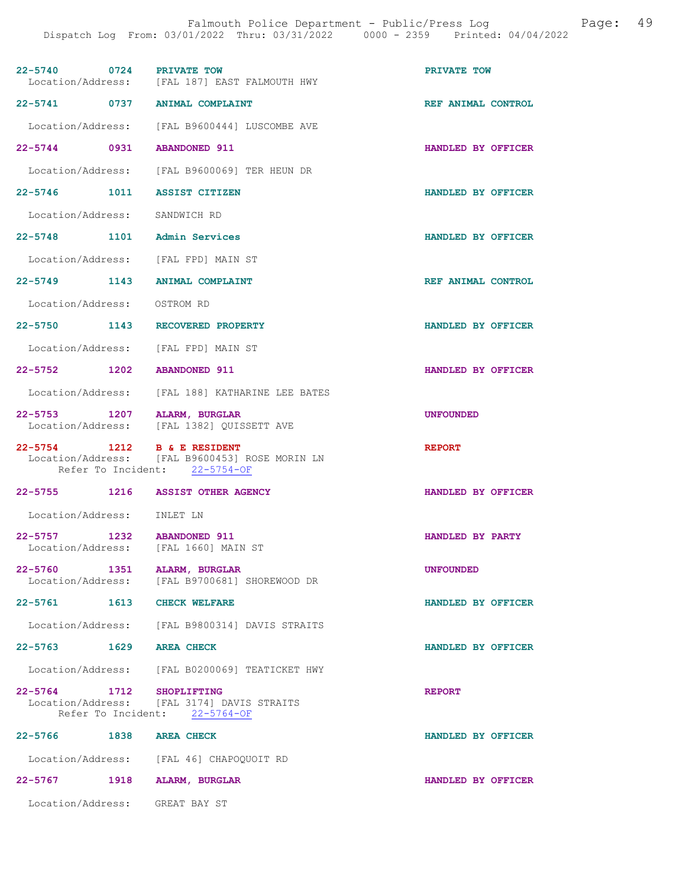| Call # | Time | Call Type | Disposition |
|---|---|---|---|
| 22-5740 | 0724 | PRIVATE TOW | PRIVATE TOW |
| Location/Address: [FAL 187] EAST FALMOUTH HWY | | | |
| 22-5741 | 0737 | ANIMAL COMPLAINT | REF ANIMAL CONTROL |
| Location/Address: [FAL B9600444] LUSCOMBE AVE | | | |
| 22-5744 | 0931 | ABANDONED 911 | HANDLED BY OFFICER |
| Location/Address: [FAL B9600069] TER HEUN DR | | | |
| 22-5746 | 1011 | ASSIST CITIZEN | HANDLED BY OFFICER |
| Location/Address: SANDWICH RD | | | |
| 22-5748 | 1101 | Admin Services | HANDLED BY OFFICER |
| Location/Address: [FAL FPD] MAIN ST | | | |
| 22-5749 | 1143 | ANIMAL COMPLAINT | REF ANIMAL CONTROL |
| Location/Address: OSTROM RD | | | |
| 22-5750 | 1143 | RECOVERED PROPERTY | HANDLED BY OFFICER |
| Location/Address: [FAL FPD] MAIN ST | | | |
| 22-5752 | 1202 | ABANDONED 911 | HANDLED BY OFFICER |
| Location/Address: [FAL 188] KATHARINE LEE BATES | | | |
| 22-5753 | 1207 | ALARM, BURGLAR | UNFOUNDED |
| Location/Address: [FAL 1382] QUISSETT AVE | | | |
| 22-5754 | 1212 | B & E RESIDENT | REPORT |
| Location/Address: [FAL B9600453] ROSE MORIN LN; Refer To Incident: 22-5754-OF | | | |
| 22-5755 | 1216 | ASSIST OTHER AGENCY | HANDLED BY OFFICER |
| Location/Address: INLET LN | | | |
| 22-5757 | 1232 | ABANDONED 911 | HANDLED BY PARTY |
| Location/Address: [FAL 1660] MAIN ST | | | |
| 22-5760 | 1351 | ALARM, BURGLAR | UNFOUNDED |
| Location/Address: [FAL B9700681] SHOREWOOD DR | | | |
| 22-5761 | 1613 | CHECK WELFARE | HANDLED BY OFFICER |
| Location/Address: [FAL B9800314] DAVIS STRAITS | | | |
| 22-5763 | 1629 | AREA CHECK | HANDLED BY OFFICER |
| Location/Address: [FAL B0200069] TEATICKET HWY | | | |
| 22-5764 | 1712 | SHOPLIFTING | REPORT |
| Location/Address: [FAL 3174] DAVIS STRAITS; Refer To Incident: 22-5764-OF | | | |
| 22-5766 | 1838 | AREA CHECK | HANDLED BY OFFICER |
| Location/Address: [FAL 46] CHAPOQUOIT RD | | | |
| 22-5767 | 1918 | ALARM, BURGLAR | HANDLED BY OFFICER |
| Location/Address: GREAT BAY ST | | | |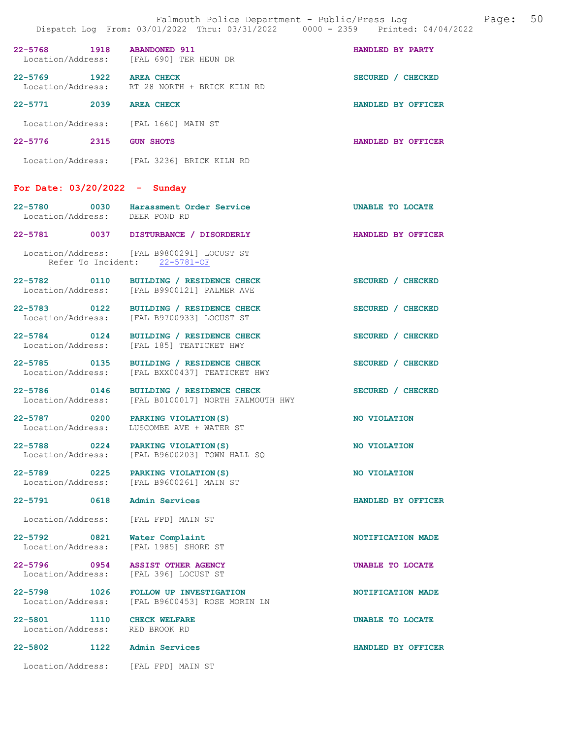22-5768 1918 ABANDONED 911 HANDLED BY PARTY
Location/Address: [FAL 690] TER HEUN DR

22-5769 1922 AREA CHECK SECURED / CHECKED
Location/Address: RT 28 NORTH + BRICK KILN RD

22-5771 2039 AREA CHECK HANDLED BY OFFICER
Location/Address: [FAL 1660] MAIN ST

22-5776 2315 GUN SHOTS HANDLED BY OFFICER
Location/Address: [FAL 3236] BRICK KILN RD

## For Date: 03/20/2022 - Sunday

22-5780 0030 Harassment Order Service UNABLE TO LOCATE
Location/Address: DEER POND RD

22-5781 0037 DISTURBANCE / DISORDERLY HANDLED BY OFFICER
Location/Address: [FAL B9800291] LOCUST ST
Refer To Incident: 22-5781-OF

22-5782 0110 BUILDING / RESIDENCE CHECK SECURED / CHECKED
Location/Address: [FAL B9900121] PALMER AVE

22-5783 0122 BUILDING / RESIDENCE CHECK SECURED / CHECKED
Location/Address: [FAL B9700933] LOCUST ST

22-5784 0124 BUILDING / RESIDENCE CHECK SECURED / CHECKED
Location/Address: [FAL 185] TEATICKET HWY

22-5785 0135 BUILDING / RESIDENCE CHECK SECURED / CHECKED
Location/Address: [FAL BXX00437] TEATICKET HWY

22-5786 0146 BUILDING / RESIDENCE CHECK SECURED / CHECKED
Location/Address: [FAL B0100017] NORTH FALMOUTH HWY

22-5787 0200 PARKING VIOLATION(S) NO VIOLATION
Location/Address: LUSCOMBE AVE + WATER ST

22-5788 0224 PARKING VIOLATION(S) NO VIOLATION
Location/Address: [FAL B9600203] TOWN HALL SQ

22-5789 0225 PARKING VIOLATION(S) NO VIOLATION
Location/Address: [FAL B9600261] MAIN ST

22-5791 0618 Admin Services HANDLED BY OFFICER
Location/Address: [FAL FPD] MAIN ST

22-5792 0821 Water Complaint NOTIFICATION MADE
Location/Address: [FAL 1985] SHORE ST

22-5796 0954 ASSIST OTHER AGENCY UNABLE TO LOCATE
Location/Address: [FAL 396] LOCUST ST

22-5798 1026 FOLLOW UP INVESTIGATION NOTIFICATION MADE
Location/Address: [FAL B9600453] ROSE MORIN LN

22-5801 1110 CHECK WELFARE UNABLE TO LOCATE
Location/Address: RED BROOK RD

22-5802 1122 Admin Services HANDLED BY OFFICER
Location/Address: [FAL FPD] MAIN ST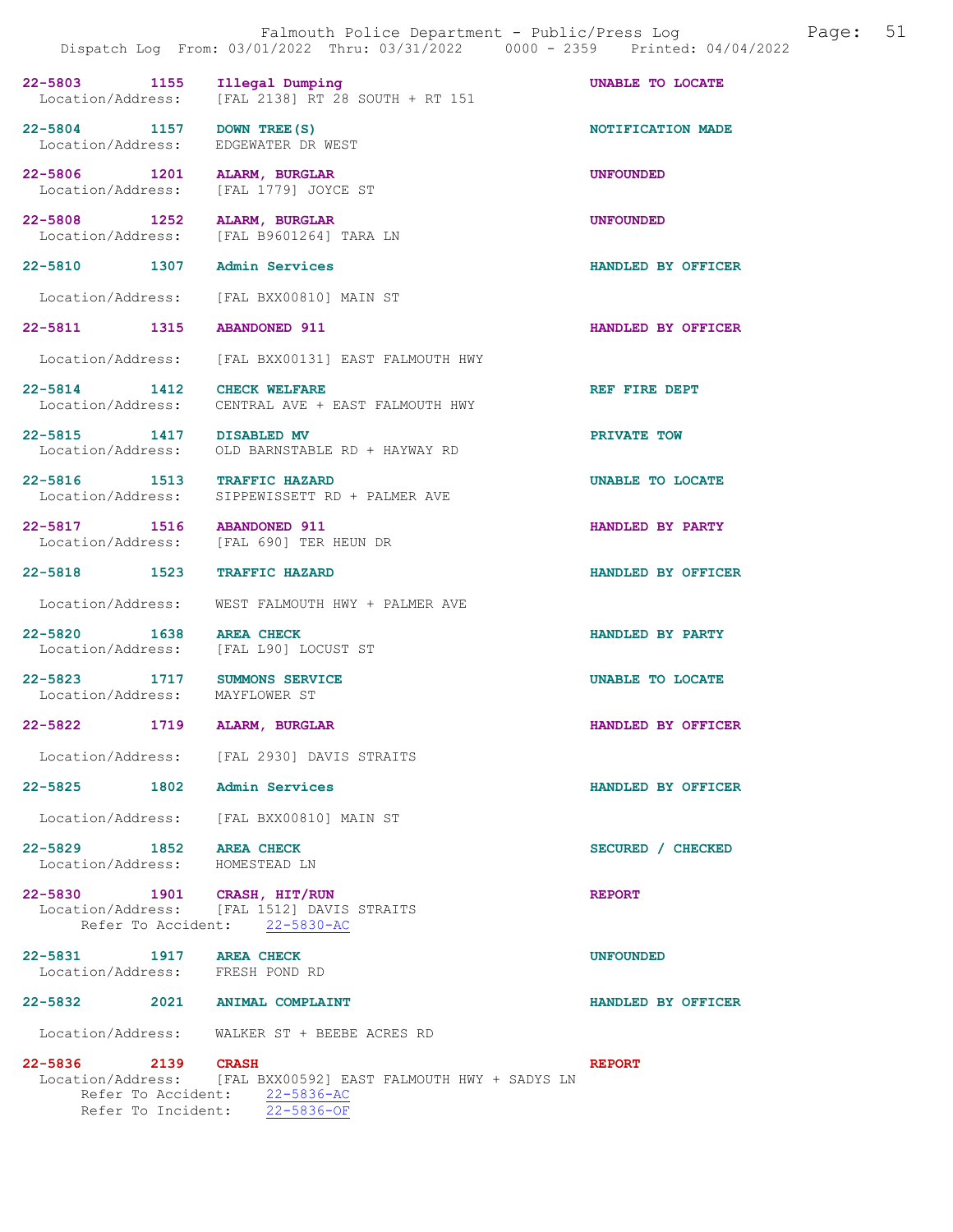22-5803 1155 Illegal Dumping UNABLE TO LOCATE
Location/Address: [FAL 2138] RT 28 SOUTH + RT 151

22-5804 1157 DOWN TREE(S) NOTIFICATION MADE
Location/Address: EDGEWATER DR WEST

22-5806 1201 ALARM, BURGLAR UNFOUNDED
Location/Address: [FAL 1779] JOYCE ST

22-5808 1252 ALARM, BURGLAR UNFOUNDED
Location/Address: [FAL B9601264] TARA LN

22-5810 1307 Admin Services HANDLED BY OFFICER
Location/Address: [FAL BXX00810] MAIN ST

22-5811 1315 ABANDONED 911 HANDLED BY OFFICER
Location/Address: [FAL BXX00131] EAST FALMOUTH HWY

22-5814 1412 CHECK WELFARE REF FIRE DEPT
Location/Address: CENTRAL AVE + EAST FALMOUTH HWY

22-5815 1417 DISABLED MV PRIVATE TOW
Location/Address: OLD BARNSTABLE RD + HAYWAY RD

22-5816 1513 TRAFFIC HAZARD UNABLE TO LOCATE
Location/Address: SIPPEWISSETT RD + PALMER AVE

22-5817 1516 ABANDONED 911 HANDLED BY PARTY
Location/Address: [FAL 690] TER HEUN DR

22-5818 1523 TRAFFIC HAZARD HANDLED BY OFFICER
Location/Address: WEST FALMOUTH HWY + PALMER AVE

22-5820 1638 AREA CHECK HANDLED BY PARTY
Location/Address: [FAL L90] LOCUST ST

22-5823 1717 SUMMONS SERVICE UNABLE TO LOCATE
Location/Address: MAYFLOWER ST

22-5822 1719 ALARM, BURGLAR HANDLED BY OFFICER
Location/Address: [FAL 2930] DAVIS STRAITS

22-5825 1802 Admin Services HANDLED BY OFFICER
Location/Address: [FAL BXX00810] MAIN ST

22-5829 1852 AREA CHECK SECURED / CHECKED
Location/Address: HOMESTEAD LN

22-5830 1901 CRASH, HIT/RUN REPORT
Location/Address: [FAL 1512] DAVIS STRAITS
Refer To Accident: 22-5830-AC

22-5831 1917 AREA CHECK UNFOUNDED
Location/Address: FRESH POND RD

22-5832 2021 ANIMAL COMPLAINT HANDLED BY OFFICER
Location/Address: WALKER ST + BEEBE ACRES RD

22-5836 2139 CRASH REPORT
Location/Address: [FAL BXX00592] EAST FALMOUTH HWY + SADYS LN
Refer To Accident: 22-5836-AC
Refer To Incident: 22-5836-OF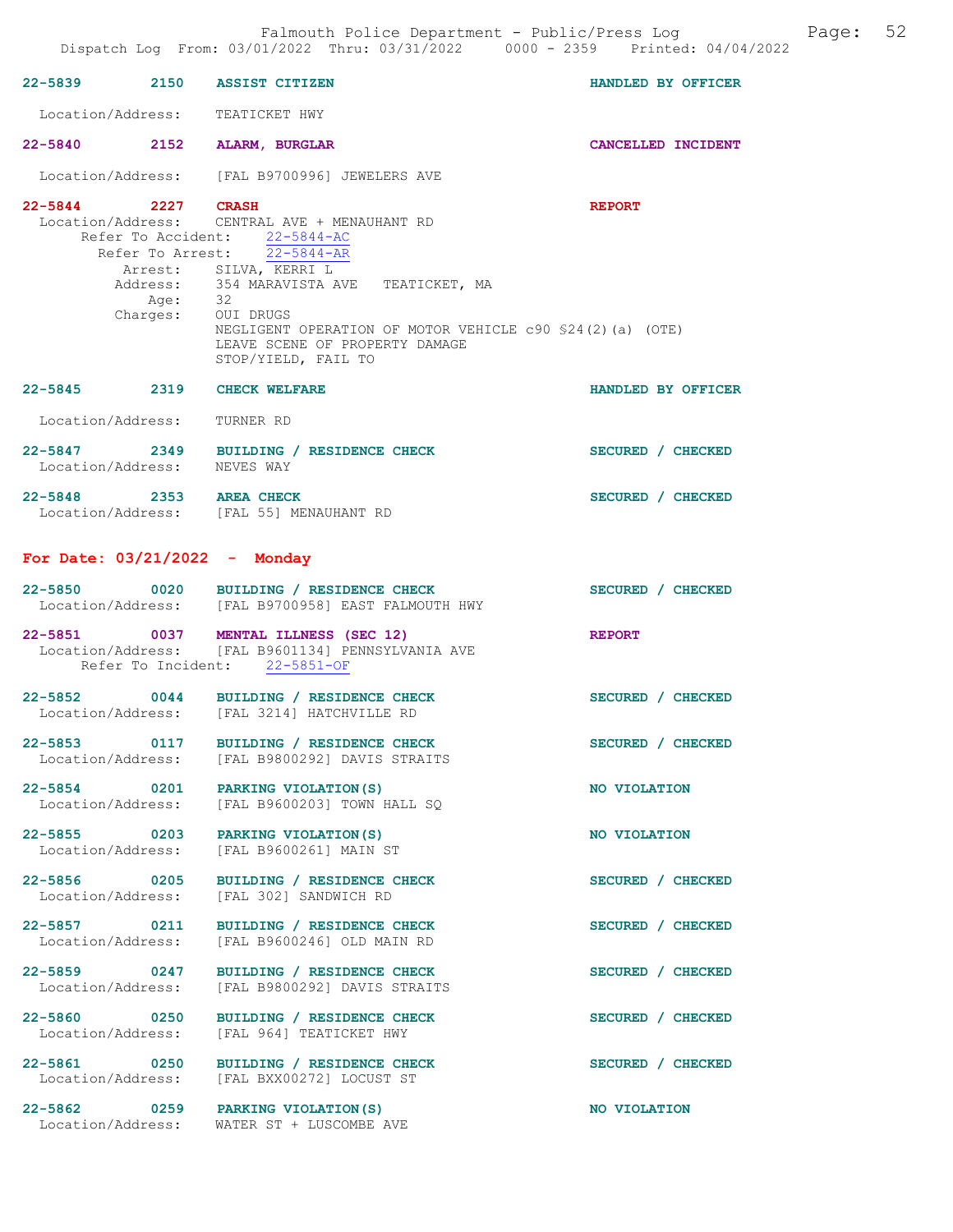22-5839 2150 **ASSIST CITIZEN** HANDLED BY OFFICER

Location/Address: TEATICKET HWY

22-5840 2152 **ALARM, BURGLAR** CANCELLED INCIDENT

Location/Address: [FAL B9700996] JEWELERS AVE

22-5844 2227 **CRASH** REPORT
Location/Address: CENTRAL AVE + MENAUHANT RD
Refer To Accident: 22-5844-AC
Refer To Arrest: 22-5844-AR
Arrest: SILVA, KERRI L
Address: 354 MARAVISTA AVE TEATICKET, MA
Age: 32
Charges: OUI DRUGS
NEGLIGENT OPERATION OF MOTOR VEHICLE c90 §24(2)(a) (OTE)
LEAVE SCENE OF PROPERTY DAMAGE
STOP/YIELD, FAIL TO

22-5845 2319 **CHECK WELFARE** HANDLED BY OFFICER

Location/Address: TURNER RD

22-5847 2349 **BUILDING / RESIDENCE CHECK** SECURED / CHECKED
Location/Address: NEVES WAY

22-5848 2353 **AREA CHECK** SECURED / CHECKED
Location/Address: [FAL 55] MENAUHANT RD

## For Date: 03/21/2022 - Monday

22-5850 0020 **BUILDING / RESIDENCE CHECK** SECURED / CHECKED
Location/Address: [FAL B9700958] EAST FALMOUTH HWY

22-5851 0037 **MENTAL ILLNESS (SEC 12)** REPORT
Location/Address: [FAL B9601134] PENNSYLVANIA AVE
Refer To Incident: 22-5851-OF

22-5852 0044 **BUILDING / RESIDENCE CHECK** SECURED / CHECKED
Location/Address: [FAL 3214] HATCHVILLE RD

22-5853 0117 **BUILDING / RESIDENCE CHECK** SECURED / CHECKED
Location/Address: [FAL B9800292] DAVIS STRAITS

22-5854 0201 **PARKING VIOLATION(S)** NO VIOLATION
Location/Address: [FAL B9600203] TOWN HALL SQ

22-5855 0203 **PARKING VIOLATION(S)** NO VIOLATION
Location/Address: [FAL B9600261] MAIN ST

22-5856 0205 **BUILDING / RESIDENCE CHECK** SECURED / CHECKED
Location/Address: [FAL 302] SANDWICH RD

22-5857 0211 **BUILDING / RESIDENCE CHECK** SECURED / CHECKED
Location/Address: [FAL B9600246] OLD MAIN RD

22-5859 0247 **BUILDING / RESIDENCE CHECK** SECURED / CHECKED
Location/Address: [FAL B9800292] DAVIS STRAITS

22-5860 0250 **BUILDING / RESIDENCE CHECK** SECURED / CHECKED
Location/Address: [FAL 964] TEATICKET HWY

22-5861 0250 **BUILDING / RESIDENCE CHECK** SECURED / CHECKED
Location/Address: [FAL BXX00272] LOCUST ST

22-5862 0259 **PARKING VIOLATION(S)** NO VIOLATION
Location/Address: WATER ST + LUSCOMBE AVE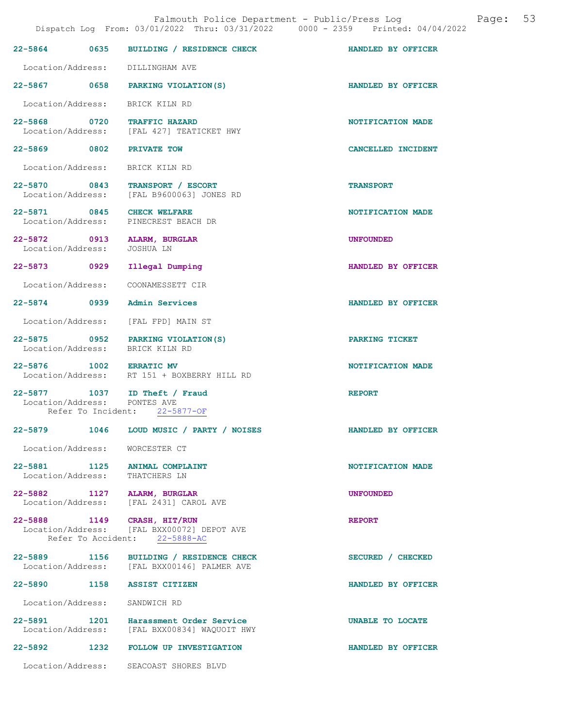22-5864 0635 BUILDING / RESIDENCE CHECK HANDLED BY OFFICER

Location/Address: DILLINGHAM AVE

22-5867 0658 PARKING VIOLATION(S) HANDLED BY OFFICER

Location/Address: BRICK KILN RD

22-5868 0720 TRAFFIC HAZARD NOTIFICATION MADE
Location/Address: [FAL 427] TEATICKET HWY

22-5869 0802 PRIVATE TOW CANCELLED INCIDENT

Location/Address: BRICK KILN RD

22-5870 0843 TRANSPORT / ESCORT TRANSPORT
Location/Address: [FAL B9600063] JONES RD

22-5871 0845 CHECK WELFARE NOTIFICATION MADE
Location/Address: PINECREST BEACH DR

22-5872 0913 ALARM, BURGLAR UNFOUNDED
Location/Address: JOSHUA LN

22-5873 0929 Illegal Dumping HANDLED BY OFFICER

Location/Address: COONAMESSETT CIR

22-5874 0939 Admin Services HANDLED BY OFFICER

Location/Address: [FAL FPD] MAIN ST

22-5875 0952 PARKING VIOLATION(S) PARKING TICKET
Location/Address: BRICK KILN RD

22-5876 1002 ERRATIC MV NOTIFICATION MADE
Location/Address: RT 151 + BOXBERRY HILL RD

22-5877 1037 ID Theft / Fraud REPORT
Location/Address: PONTES AVE
Refer To Incident: 22-5877-OF

22-5879 1046 LOUD MUSIC / PARTY / NOISES HANDLED BY OFFICER

Location/Address: WORCESTER CT

22-5881 1125 ANIMAL COMPLAINT NOTIFICATION MADE
Location/Address: THATCHERS LN

22-5882 1127 ALARM, BURGLAR UNFOUNDED
Location/Address: [FAL 2431] CAROL AVE

22-5888 1149 CRASH, HIT/RUN REPORT
Location/Address: [FAL BXX00072] DEPOT AVE
Refer To Accident: 22-5888-AC

22-5889 1156 BUILDING / RESIDENCE CHECK SECURED / CHECKED
Location/Address: [FAL BXX00146] PALMER AVE

22-5890 1158 ASSIST CITIZEN HANDLED BY OFFICER

Location/Address: SANDWICH RD

22-5891 1201 Harassment Order Service UNABLE TO LOCATE
Location/Address: [FAL BXX00834] WAQUOIT HWY

22-5892 1232 FOLLOW UP INVESTIGATION HANDLED BY OFFICER

Location/Address: SEACOAST SHORES BLVD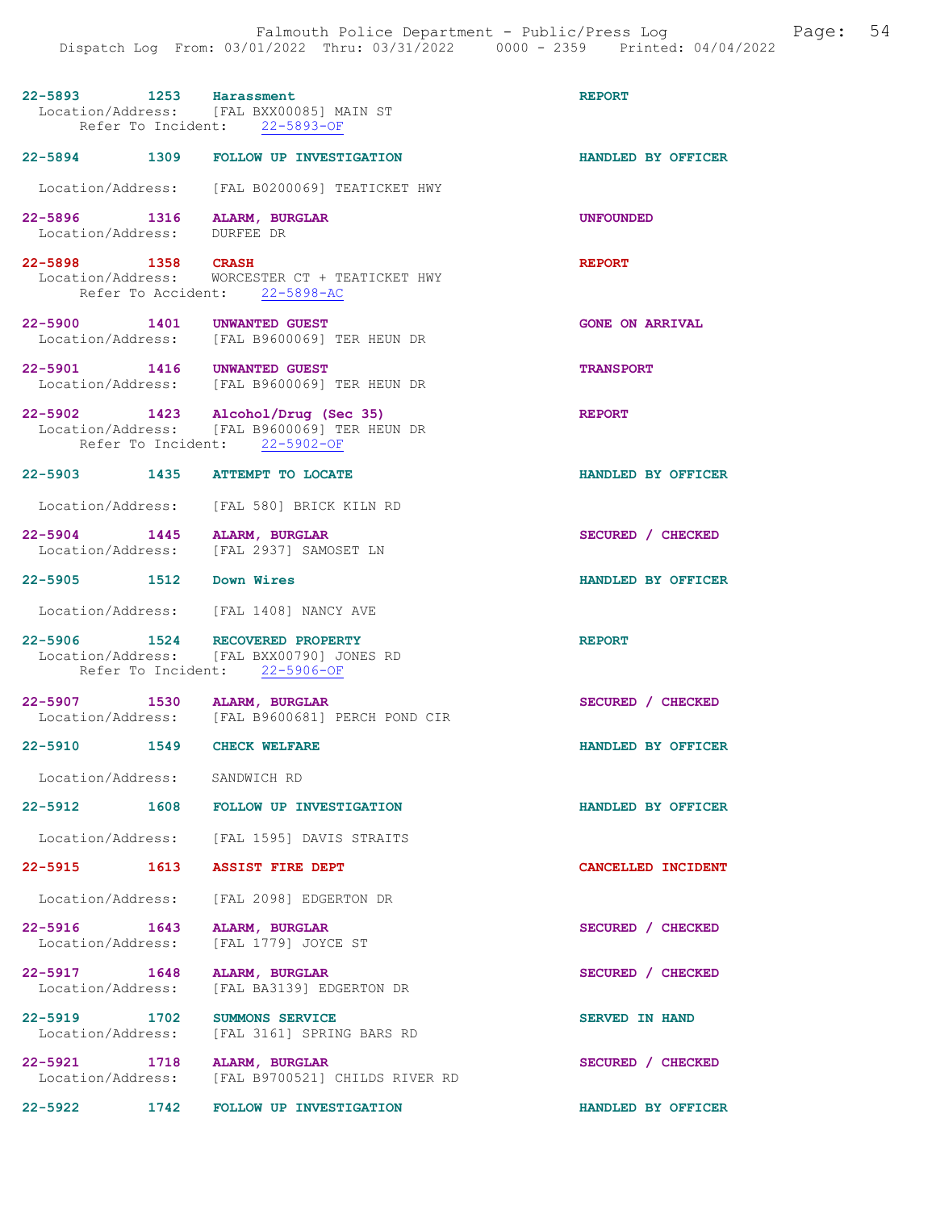22-5893 1253 Harassment REPORT
Location/Address: [FAL BXX00085] MAIN ST
Refer To Incident: 22-5893-OF

22-5894 1309 FOLLOW UP INVESTIGATION HANDLED BY OFFICER

Location/Address: [FAL B0200069] TEATICKET HWY

22-5896 1316 ALARM, BURGLAR UNFOUNDED
Location/Address: DURFEE DR

22-5898 1358 CRASH REPORT
Location/Address: WORCESTER CT + TEATICKET HWY
Refer To Accident: 22-5898-AC

22-5900 1401 UNWANTED GUEST GONE ON ARRIVAL
Location/Address: [FAL B9600069] TER HEUN DR

22-5901 1416 UNWANTED GUEST TRANSPORT
Location/Address: [FAL B9600069] TER HEUN DR

22-5902 1423 Alcohol/Drug (Sec 35) REPORT
Location/Address: [FAL B9600069] TER HEUN DR
Refer To Incident: 22-5902-OF

22-5903 1435 ATTEMPT TO LOCATE HANDLED BY OFFICER

Location/Address: [FAL 580] BRICK KILN RD

22-5904 1445 ALARM, BURGLAR SECURED / CHECKED
Location/Address: [FAL 2937] SAMOSET LN

22-5905 1512 Down Wires HANDLED BY OFFICER

Location/Address: [FAL 1408] NANCY AVE

22-5906 1524 RECOVERED PROPERTY REPORT
Location/Address: [FAL BXX00790] JONES RD
Refer To Incident: 22-5906-OF

22-5907 1530 ALARM, BURGLAR SECURED / CHECKED
Location/Address: [FAL B9600681] PERCH POND CIR

22-5910 1549 CHECK WELFARE HANDLED BY OFFICER

Location/Address: SANDWICH RD

22-5912 1608 FOLLOW UP INVESTIGATION HANDLED BY OFFICER

Location/Address: [FAL 1595] DAVIS STRAITS

22-5915 1613 ASSIST FIRE DEPT CANCELLED INCIDENT

Location/Address: [FAL 2098] EDGERTON DR

22-5916 1643 ALARM, BURGLAR SECURED / CHECKED
Location/Address: [FAL 1779] JOYCE ST

22-5917 1648 ALARM, BURGLAR SECURED / CHECKED
Location/Address: [FAL BA3139] EDGERTON DR

22-5919 1702 SUMMONS SERVICE SERVED IN HAND
Location/Address: [FAL 3161] SPRING BARS RD

22-5921 1718 ALARM, BURGLAR SECURED / CHECKED
Location/Address: [FAL B9700521] CHILDS RIVER RD

22-5922 1742 FOLLOW UP INVESTIGATION HANDLED BY OFFICER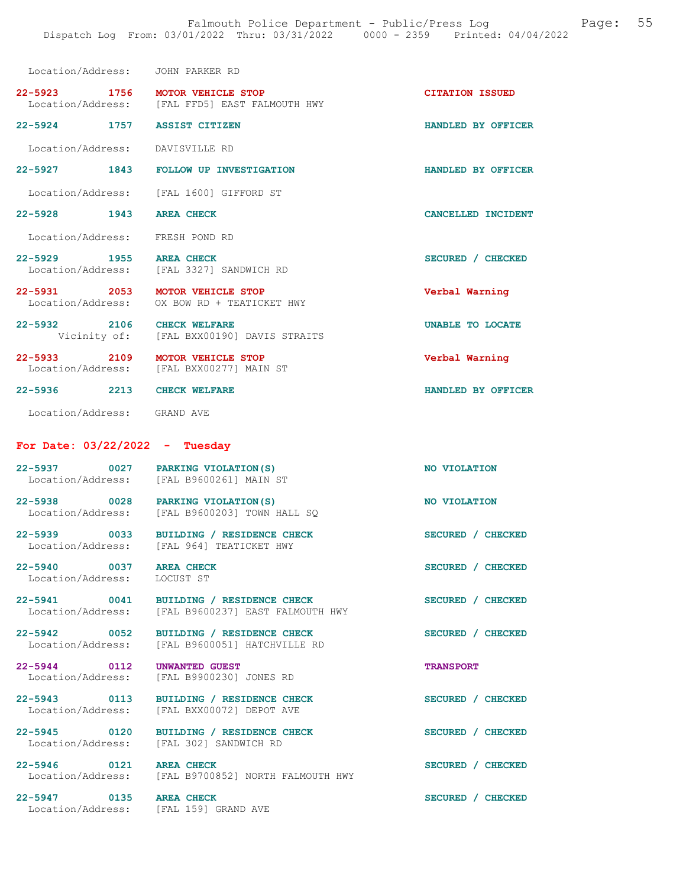Location/Address: JOHN PARKER RD

22-5923 1756 MOTOR VEHICLE STOP CITATION ISSUED
Location/Address: [FAL FFD5] EAST FALMOUTH HWY

22-5924 1757 ASSIST CITIZEN HANDLED BY OFFICER
Location/Address: DAVISVILLE RD

22-5927 1843 FOLLOW UP INVESTIGATION HANDLED BY OFFICER
Location/Address: [FAL 1600] GIFFORD ST

22-5928 1943 AREA CHECK CANCELLED INCIDENT
Location/Address: FRESH POND RD

22-5929 1955 AREA CHECK SECURED / CHECKED
Location/Address: [FAL 3327] SANDWICH RD

22-5931 2053 MOTOR VEHICLE STOP Verbal Warning
Location/Address: OX BOW RD + TEATICKET HWY

22-5932 2106 CHECK WELFARE UNABLE TO LOCATE
Vicinity of: [FAL BXX00190] DAVIS STRAITS

22-5933 2109 MOTOR VEHICLE STOP Verbal Warning
Location/Address: [FAL BXX00277] MAIN ST

22-5936 2213 CHECK WELFARE HANDLED BY OFFICER
Location/Address: GRAND AVE

## For Date: 03/22/2022 - Tuesday

22-5937 0027 PARKING VIOLATION(S) NO VIOLATION
Location/Address: [FAL B9600261] MAIN ST

22-5938 0028 PARKING VIOLATION(S) NO VIOLATION
Location/Address: [FAL B9600203] TOWN HALL SQ

22-5939 0033 BUILDING / RESIDENCE CHECK SECURED / CHECKED
Location/Address: [FAL 964] TEATICKET HWY

22-5940 0037 AREA CHECK SECURED / CHECKED
Location/Address: LOCUST ST

22-5941 0041 BUILDING / RESIDENCE CHECK SECURED / CHECKED
Location/Address: [FAL B9600237] EAST FALMOUTH HWY

22-5942 0052 BUILDING / RESIDENCE CHECK SECURED / CHECKED
Location/Address: [FAL B9600051] HATCHVILLE RD

22-5944 0112 UNWANTED GUEST TRANSPORT
Location/Address: [FAL B9900230] JONES RD

22-5943 0113 BUILDING / RESIDENCE CHECK SECURED / CHECKED
Location/Address: [FAL BXX00072] DEPOT AVE

22-5945 0120 BUILDING / RESIDENCE CHECK SECURED / CHECKED
Location/Address: [FAL 302] SANDWICH RD

22-5946 0121 AREA CHECK SECURED / CHECKED
Location/Address: [FAL B9700852] NORTH FALMOUTH HWY

22-5947 0135 AREA CHECK SECURED / CHECKED
Location/Address: [FAL 159] GRAND AVE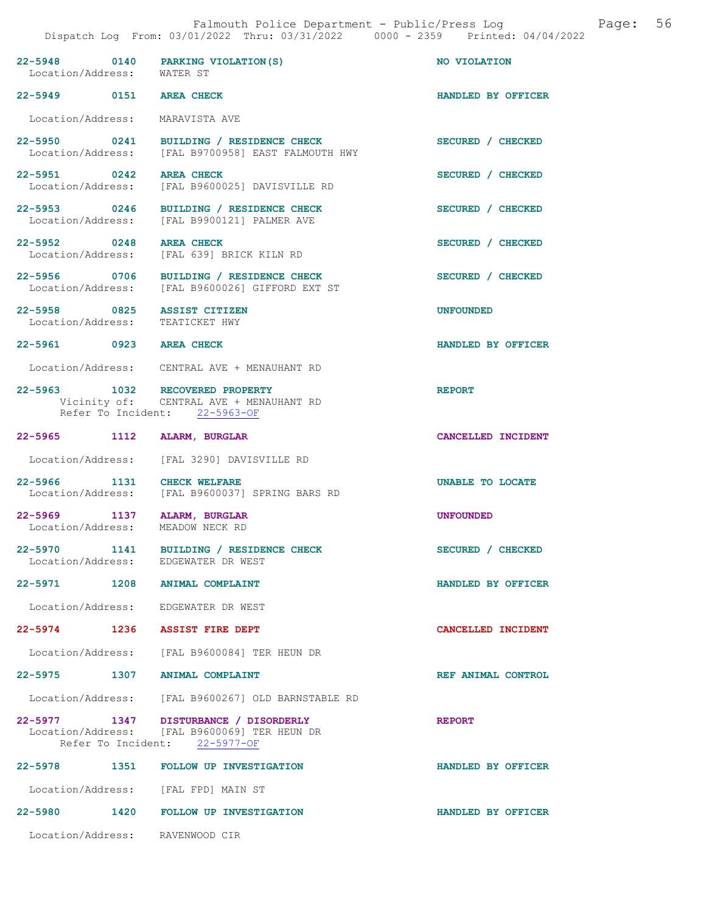Dispatch Log From: 03/01/2022 Thru: 03/31/2022 0000 - 2359 Printed: 04/04/2022

**22-5948 0140 PARKING VIOLATION(S)** — NO VIOLATION
Location/Address: WATER ST

**22-5949 0151 AREA CHECK** — HANDLED BY OFFICER
Location/Address: MARAVISTA AVE

**22-5950 0241 BUILDING / RESIDENCE CHECK** — SECURED / CHECKED
Location/Address: [FAL B9700958] EAST FALMOUTH HWY

**22-5951 0242 AREA CHECK** — SECURED / CHECKED
Location/Address: [FAL B9600025] DAVISVILLE RD

**22-5953 0246 BUILDING / RESIDENCE CHECK** — SECURED / CHECKED
Location/Address: [FAL B9900121] PALMER AVE

**22-5952 0248 AREA CHECK** — SECURED / CHECKED
Location/Address: [FAL 639] BRICK KILN RD

**22-5956 0706 BUILDING / RESIDENCE CHECK** — SECURED / CHECKED
Location/Address: [FAL B9600026] GIFFORD EXT ST

**22-5958 0825 ASSIST CITIZEN** — UNFOUNDED
Location/Address: TEATICKET HWY

**22-5961 0923 AREA CHECK** — HANDLED BY OFFICER
Location/Address: CENTRAL AVE + MENAUHANT RD

**22-5963 1032 RECOVERED PROPERTY** — REPORT
Vicinity of: CENTRAL AVE + MENAUHANT RD
Refer To Incident: 22-5963-OF

**22-5965 1112 ALARM, BURGLAR** — CANCELLED INCIDENT
Location/Address: [FAL 3290] DAVISVILLE RD

**22-5966 1131 CHECK WELFARE** — UNABLE TO LOCATE
Location/Address: [FAL B9600037] SPRING BARS RD

**22-5969 1137 ALARM, BURGLAR** — UNFOUNDED
Location/Address: MEADOW NECK RD

**22-5970 1141 BUILDING / RESIDENCE CHECK** — SECURED / CHECKED
Location/Address: EDGEWATER DR WEST

**22-5971 1208 ANIMAL COMPLAINT** — HANDLED BY OFFICER
Location/Address: EDGEWATER DR WEST

**22-5974 1236 ASSIST FIRE DEPT** — CANCELLED INCIDENT
Location/Address: [FAL B9600084] TER HEUN DR

**22-5975 1307 ANIMAL COMPLAINT** — REF ANIMAL CONTROL
Location/Address: [FAL B9600267] OLD BARNSTABLE RD

**22-5977 1347 DISTURBANCE / DISORDERLY** — REPORT
Location/Address: [FAL B9600069] TER HEUN DR
Refer To Incident: 22-5977-OF

**22-5978 1351 FOLLOW UP INVESTIGATION** — HANDLED BY OFFICER
Location/Address: [FAL FPD] MAIN ST

**22-5980 1420 FOLLOW UP INVESTIGATION** — HANDLED BY OFFICER
Location/Address: RAVENWOOD CIR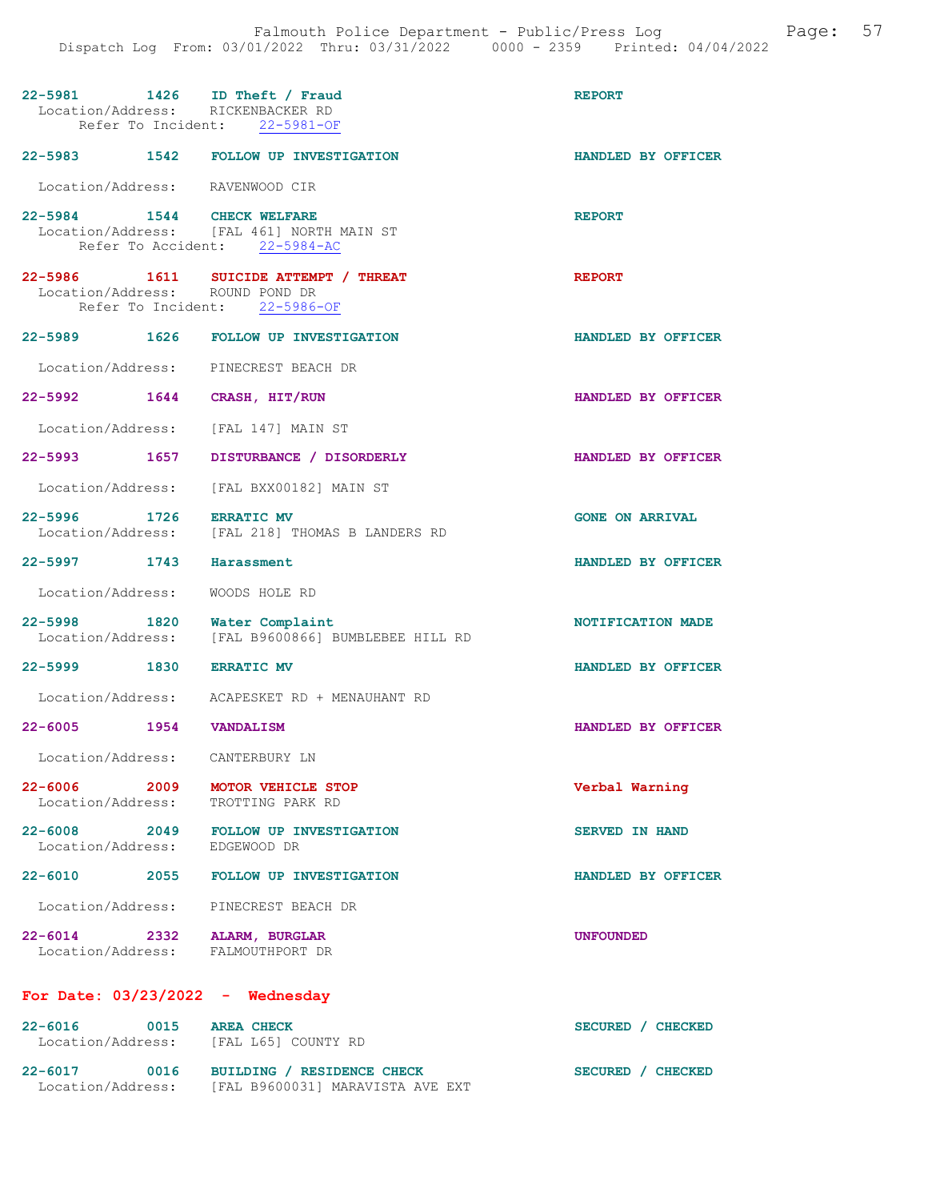22-5981 1426 ID Theft / Fraud REPORT
Location/Address: RICKENBACKER RD
Refer To Incident: 22-5981-OF

22-5983 1542 FOLLOW UP INVESTIGATION HANDLED BY OFFICER
Location/Address: RAVENWOOD CIR

22-5984 1544 CHECK WELFARE REPORT
Location/Address: [FAL 461] NORTH MAIN ST
Refer To Accident: 22-5984-AC

22-5986 1611 SUICIDE ATTEMPT / THREAT REPORT
Location/Address: ROUND POND DR
Refer To Incident: 22-5986-OF

22-5989 1626 FOLLOW UP INVESTIGATION HANDLED BY OFFICER
Location/Address: PINECREST BEACH DR

22-5992 1644 CRASH, HIT/RUN HANDLED BY OFFICER
Location/Address: [FAL 147] MAIN ST

22-5993 1657 DISTURBANCE / DISORDERLY HANDLED BY OFFICER
Location/Address: [FAL BXX00182] MAIN ST

22-5996 1726 ERRATIC MV GONE ON ARRIVAL
Location/Address: [FAL 218] THOMAS B LANDERS RD

22-5997 1743 Harassment HANDLED BY OFFICER
Location/Address: WOODS HOLE RD

22-5998 1820 Water Complaint NOTIFICATION MADE
Location/Address: [FAL B9600866] BUMBLEBEE HILL RD

22-5999 1830 ERRATIC MV HANDLED BY OFFICER
Location/Address: ACAPESKET RD + MENAUHANT RD

22-6005 1954 VANDALISM HANDLED BY OFFICER
Location/Address: CANTERBURY LN

22-6006 2009 MOTOR VEHICLE STOP Verbal Warning
Location/Address: TROTTING PARK RD

22-6008 2049 FOLLOW UP INVESTIGATION SERVED IN HAND
Location/Address: EDGEWOOD DR

22-6010 2055 FOLLOW UP INVESTIGATION HANDLED BY OFFICER
Location/Address: PINECREST BEACH DR

22-6014 2332 ALARM, BURGLAR UNFOUNDED
Location/Address: FALMOUTHPORT DR

## For Date: 03/23/2022 - Wednesday

22-6016 0015 AREA CHECK SECURED / CHECKED
Location/Address: [FAL L65] COUNTY RD

22-6017 0016 BUILDING / RESIDENCE CHECK SECURED / CHECKED
Location/Address: [FAL B9600031] MARAVISTA AVE EXT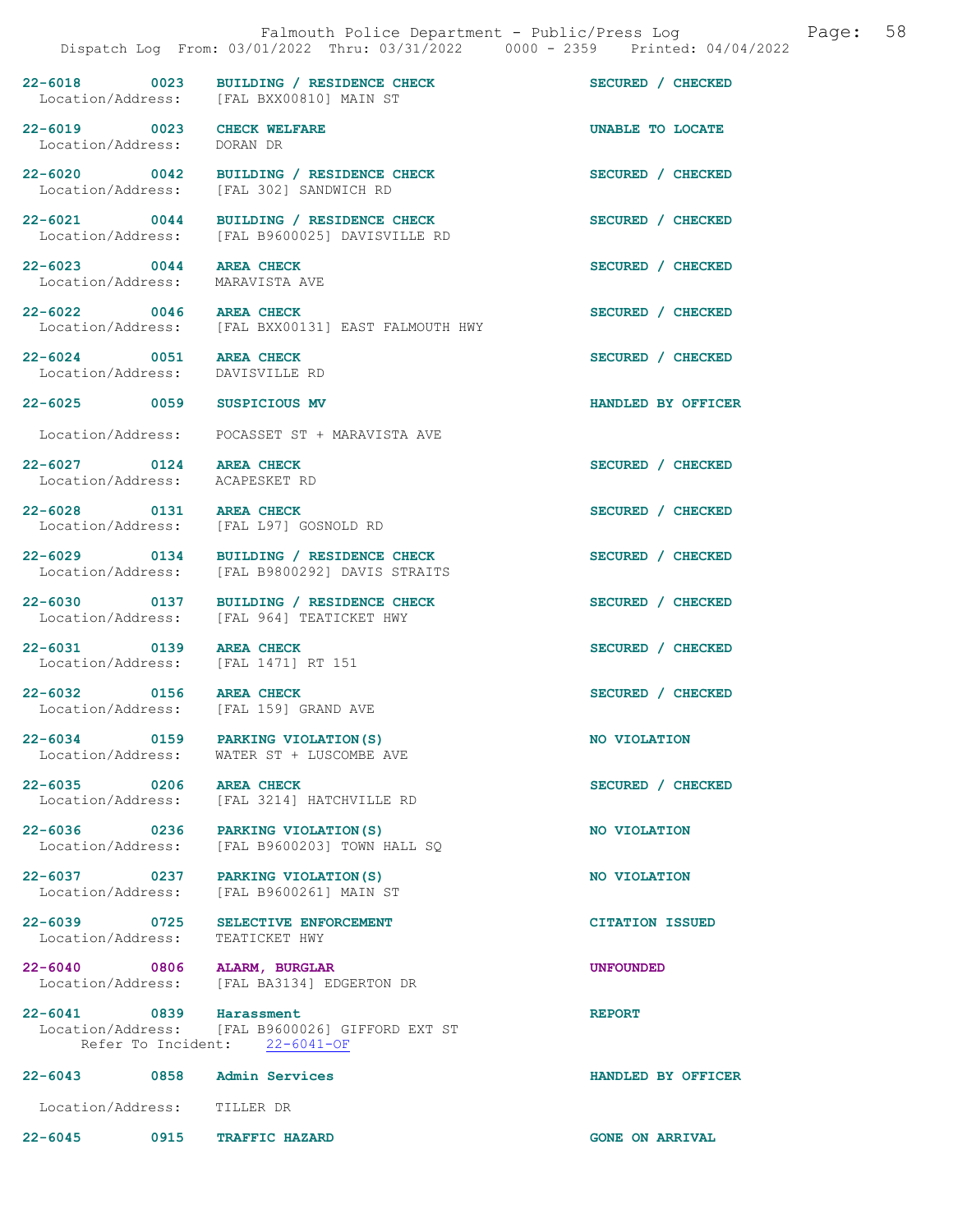22-6018 0023 BUILDING / RESIDENCE CHECK SECURED / CHECKED
Location/Address: [FAL BXX00810] MAIN ST

22-6019 0023 CHECK WELFARE UNABLE TO LOCATE
Location/Address: DORAN DR

22-6020 0042 BUILDING / RESIDENCE CHECK SECURED / CHECKED
Location/Address: [FAL 302] SANDWICH RD

22-6021 0044 BUILDING / RESIDENCE CHECK SECURED / CHECKED
Location/Address: [FAL B9600025] DAVISVILLE RD

22-6023 0044 AREA CHECK SECURED / CHECKED
Location/Address: MARAVISTA AVE

22-6022 0046 AREA CHECK SECURED / CHECKED
Location/Address: [FAL BXX00131] EAST FALMOUTH HWY

22-6024 0051 AREA CHECK SECURED / CHECKED
Location/Address: DAVISVILLE RD

22-6025 0059 SUSPICIOUS MV HANDLED BY OFFICER

Location/Address: POCASSET ST + MARAVISTA AVE

22-6027 0124 AREA CHECK SECURED / CHECKED
Location/Address: ACAPESKET RD

22-6028 0131 AREA CHECK SECURED / CHECKED
Location/Address: [FAL L97] GOSNOLD RD

22-6029 0134 BUILDING / RESIDENCE CHECK SECURED / CHECKED
Location/Address: [FAL B9800292] DAVIS STRAITS

22-6030 0137 BUILDING / RESIDENCE CHECK SECURED / CHECKED
Location/Address: [FAL 964] TEATICKET HWY

22-6031 0139 AREA CHECK SECURED / CHECKED
Location/Address: [FAL 1471] RT 151

22-6032 0156 AREA CHECK SECURED / CHECKED
Location/Address: [FAL 159] GRAND AVE

22-6034 0159 PARKING VIOLATION(S) NO VIOLATION
Location/Address: WATER ST + LUSCOMBE AVE

22-6035 0206 AREA CHECK SECURED / CHECKED
Location/Address: [FAL 3214] HATCHVILLE RD

22-6036 0236 PARKING VIOLATION(S) NO VIOLATION
Location/Address: [FAL B9600203] TOWN HALL SQ

22-6037 0237 PARKING VIOLATION(S) NO VIOLATION
Location/Address: [FAL B9600261] MAIN ST

22-6039 0725 SELECTIVE ENFORCEMENT CITATION ISSUED
Location/Address: TEATICKET HWY

22-6040 0806 ALARM, BURGLAR UNFOUNDED
Location/Address: [FAL BA3134] EDGERTON DR

22-6041 0839 Harassment REPORT
Location/Address: [FAL B9600026] GIFFORD EXT ST
Refer To Incident: 22-6041-OF

22-6043 0858 Admin Services HANDLED BY OFFICER

Location/Address: TILLER DR

22-6045 0915 TRAFFIC HAZARD GONE ON ARRIVAL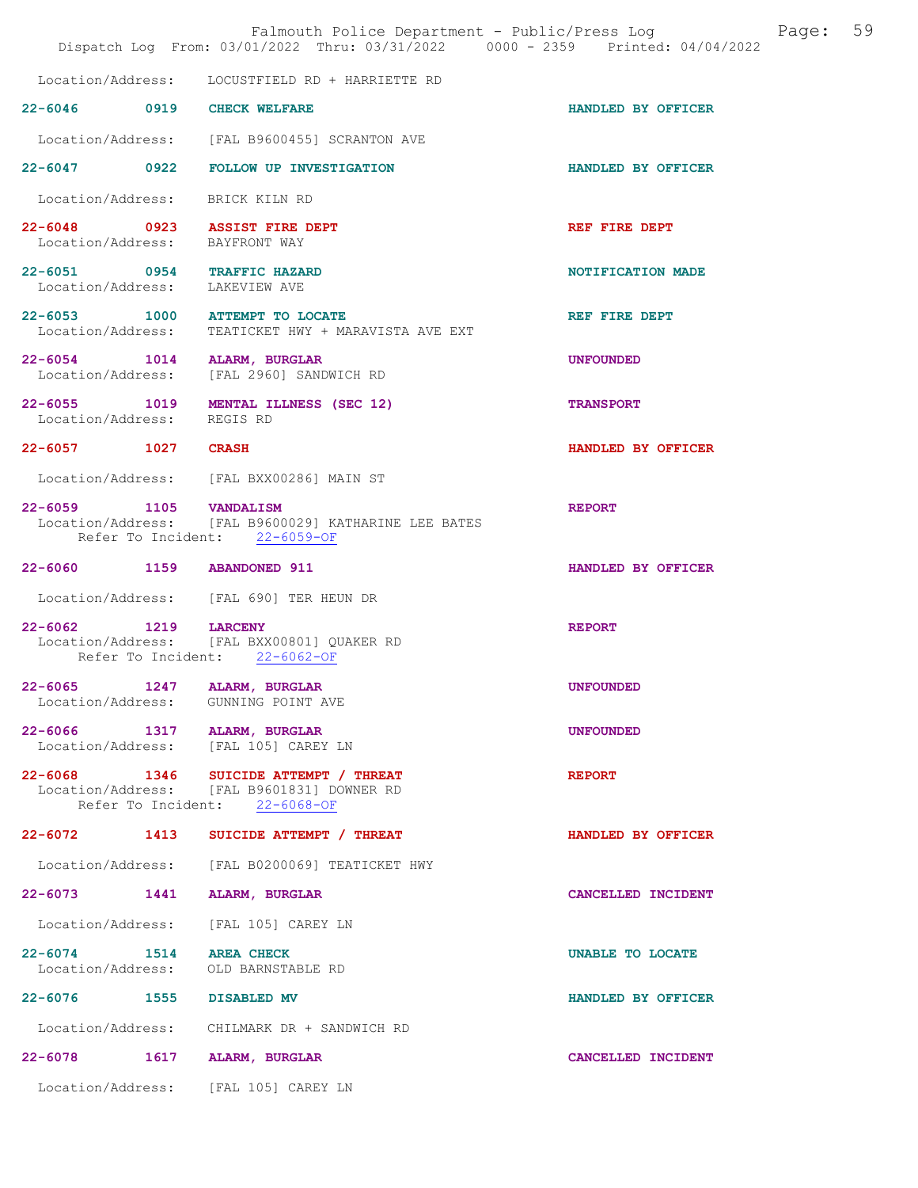Location/Address: LOCUSTFIELD RD + HARRIETTE RD

22-6046 0919 CHECK WELFARE HANDLED BY OFFICER

Location/Address: [FAL B9600455] SCRANTON AVE

22-6047 0922 FOLLOW UP INVESTIGATION HANDLED BY OFFICER

Location/Address: BRICK KILN RD

22-6048 0923 ASSIST FIRE DEPT REF FIRE DEPT
Location/Address: BAYFRONT WAY

22-6051 0954 TRAFFIC HAZARD NOTIFICATION MADE
Location/Address: LAKEVIEW AVE

22-6053 1000 ATTEMPT TO LOCATE REF FIRE DEPT
Location/Address: TEATICKET HWY + MARAVISTA AVE EXT

22-6054 1014 ALARM, BURGLAR UNFOUNDED
Location/Address: [FAL 2960] SANDWICH RD

22-6055 1019 MENTAL ILLNESS (SEC 12) TRANSPORT
Location/Address: REGIS RD

22-6057 1027 CRASH HANDLED BY OFFICER

Location/Address: [FAL BXX00286] MAIN ST

22-6059 1105 VANDALISM REPORT
Location/Address: [FAL B9600029] KATHARINE LEE BATES
Refer To Incident: 22-6059-OF

22-6060 1159 ABANDONED 911 HANDLED BY OFFICER

Location/Address: [FAL 690] TER HEUN DR

22-6062 1219 LARCENY REPORT
Location/Address: [FAL BXX00801] QUAKER RD
Refer To Incident: 22-6062-OF

22-6065 1247 ALARM, BURGLAR UNFOUNDED
Location/Address: GUNNING POINT AVE

22-6066 1317 ALARM, BURGLAR UNFOUNDED
Location/Address: [FAL 105] CAREY LN

22-6068 1346 SUICIDE ATTEMPT / THREAT REPORT
Location/Address: [FAL B9601831] DOWNER RD
Refer To Incident: 22-6068-OF

22-6072 1413 SUICIDE ATTEMPT / THREAT HANDLED BY OFFICER

Location/Address: [FAL B0200069] TEATICKET HWY

22-6073 1441 ALARM, BURGLAR CANCELLED INCIDENT

Location/Address: [FAL 105] CAREY LN

22-6074 1514 AREA CHECK UNABLE TO LOCATE
Location/Address: OLD BARNSTABLE RD

22-6076 1555 DISABLED MV HANDLED BY OFFICER

Location/Address: CHILMARK DR + SANDWICH RD

22-6078 1617 ALARM, BURGLAR CANCELLED INCIDENT

Location/Address: [FAL 105] CAREY LN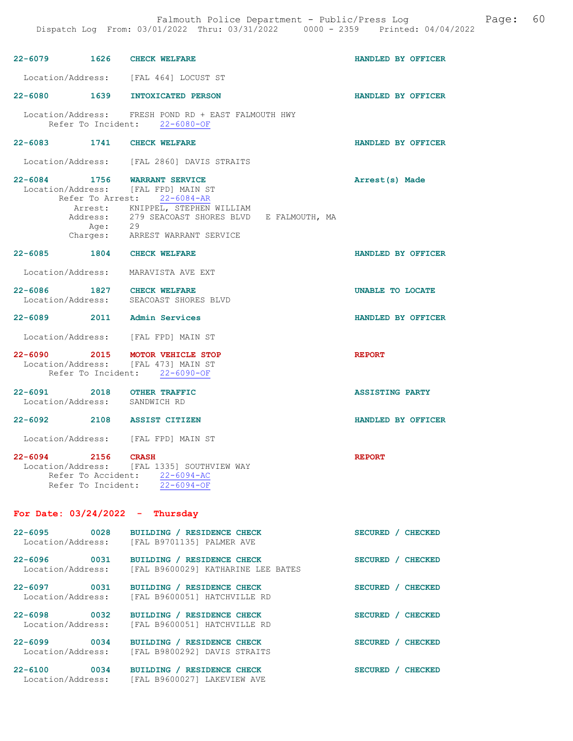22-6079 1626 CHECK WELFARE HANDLED BY OFFICER

Location/Address: [FAL 464] LOCUST ST

22-6080 1639 INTOXICATED PERSON HANDLED BY OFFICER

Location/Address: FRESH POND RD + EAST FALMOUTH HWY
Refer To Incident: 22-6080-OF

22-6083 1741 CHECK WELFARE HANDLED BY OFFICER

Location/Address: [FAL 2860] DAVIS STRAITS

22-6084 1756 WARRANT SERVICE Arrest(s) Made
Location/Address: [FAL FPD] MAIN ST
Refer To Arrest: 22-6084-AR
Arrest: KNIPPEL, STEPHEN WILLIAM
Address: 279 SEACOAST SHORES BLVD E FALMOUTH, MA
Age: 29
Charges: ARREST WARRANT SERVICE

22-6085 1804 CHECK WELFARE HANDLED BY OFFICER

Location/Address: MARAVISTA AVE EXT

22-6086 1827 CHECK WELFARE UNABLE TO LOCATE
Location/Address: SEACOAST SHORES BLVD

22-6089 2011 Admin Services HANDLED BY OFFICER

Location/Address: [FAL FPD] MAIN ST

22-6090 2015 MOTOR VEHICLE STOP REPORT
Location/Address: [FAL 473] MAIN ST
Refer To Incident: 22-6090-OF

22-6091 2018 OTHER TRAFFIC ASSISTING PARTY
Location/Address: SANDWICH RD

22-6092 2108 ASSIST CITIZEN HANDLED BY OFFICER

Location/Address: [FAL FPD] MAIN ST

22-6094 2156 CRASH REPORT
Location/Address: [FAL 1335] SOUTHVIEW WAY
Refer To Accident: 22-6094-AC
Refer To Incident: 22-6094-OF

## For Date: 03/24/2022 - Thursday

22-6095 0028 BUILDING / RESIDENCE CHECK SECURED / CHECKED
Location/Address: [FAL B9701135] PALMER AVE

22-6096 0031 BUILDING / RESIDENCE CHECK SECURED / CHECKED
Location/Address: [FAL B9600029] KATHARINE LEE BATES

22-6097 0031 BUILDING / RESIDENCE CHECK SECURED / CHECKED
Location/Address: [FAL B9600051] HATCHVILLE RD

22-6098 0032 BUILDING / RESIDENCE CHECK SECURED / CHECKED
Location/Address: [FAL B9600051] HATCHVILLE RD

22-6099 0034 BUILDING / RESIDENCE CHECK SECURED / CHECKED
Location/Address: [FAL B9800292] DAVIS STRAITS

22-6100 0034 BUILDING / RESIDENCE CHECK SECURED / CHECKED
Location/Address: [FAL B9600027] LAKEVIEW AVE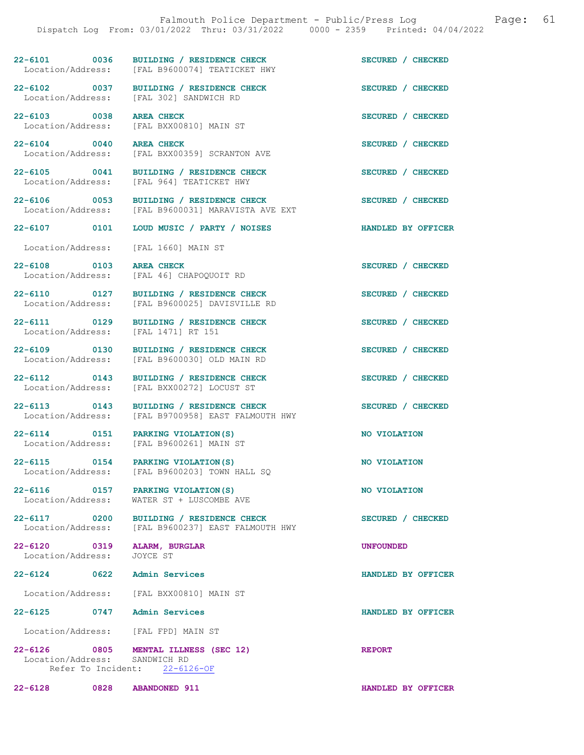22-6101 0036 BUILDING / RESIDENCE CHECK SECURED / CHECKED
Location/Address: [FAL B9600074] TEATICKET HWY

22-6102 0037 BUILDING / RESIDENCE CHECK SECURED / CHECKED
Location/Address: [FAL 302] SANDWICH RD

22-6103 0038 AREA CHECK SECURED / CHECKED
Location/Address: [FAL BXX00810] MAIN ST

22-6104 0040 AREA CHECK SECURED / CHECKED
Location/Address: [FAL BXX00359] SCRANTON AVE

22-6105 0041 BUILDING / RESIDENCE CHECK SECURED / CHECKED
Location/Address: [FAL 964] TEATICKET HWY

22-6106 0053 BUILDING / RESIDENCE CHECK SECURED / CHECKED
Location/Address: [FAL B9600031] MARAVISTA AVE EXT

22-6107 0101 LOUD MUSIC / PARTY / NOISES HANDLED BY OFFICER

Location/Address: [FAL 1660] MAIN ST

22-6108 0103 AREA CHECK SECURED / CHECKED
Location/Address: [FAL 46] CHAPOQUOIT RD

22-6110 0127 BUILDING / RESIDENCE CHECK SECURED / CHECKED
Location/Address: [FAL B9600025] DAVISVILLE RD

22-6111 0129 BUILDING / RESIDENCE CHECK SECURED / CHECKED
Location/Address: [FAL 1471] RT 151

22-6109 0130 BUILDING / RESIDENCE CHECK SECURED / CHECKED
Location/Address: [FAL B9600030] OLD MAIN RD

22-6112 0143 BUILDING / RESIDENCE CHECK SECURED / CHECKED
Location/Address: [FAL BXX00272] LOCUST ST

22-6113 0143 BUILDING / RESIDENCE CHECK SECURED / CHECKED
Location/Address: [FAL B9700958] EAST FALMOUTH HWY

22-6114 0151 PARKING VIOLATION(S) NO VIOLATION
Location/Address: [FAL B9600261] MAIN ST

22-6115 0154 PARKING VIOLATION(S) NO VIOLATION
Location/Address: [FAL B9600203] TOWN HALL SQ

22-6116 0157 PARKING VIOLATION(S) NO VIOLATION
Location/Address: WATER ST + LUSCOMBE AVE

22-6117 0200 BUILDING / RESIDENCE CHECK SECURED / CHECKED
Location/Address: [FAL B9600237] EAST FALMOUTH HWY

22-6120 0319 ALARM, BURGLAR UNFOUNDED
Location/Address: JOYCE ST

22-6124 0622 Admin Services HANDLED BY OFFICER

Location/Address: [FAL BXX00810] MAIN ST

22-6125 0747 Admin Services HANDLED BY OFFICER

Location/Address: [FAL FPD] MAIN ST

22-6126 0805 MENTAL ILLNESS (SEC 12) REPORT
Location/Address: SANDWICH RD
Refer To Incident: 22-6126-OF

22-6128 0828 ABANDONED 911 HANDLED BY OFFICER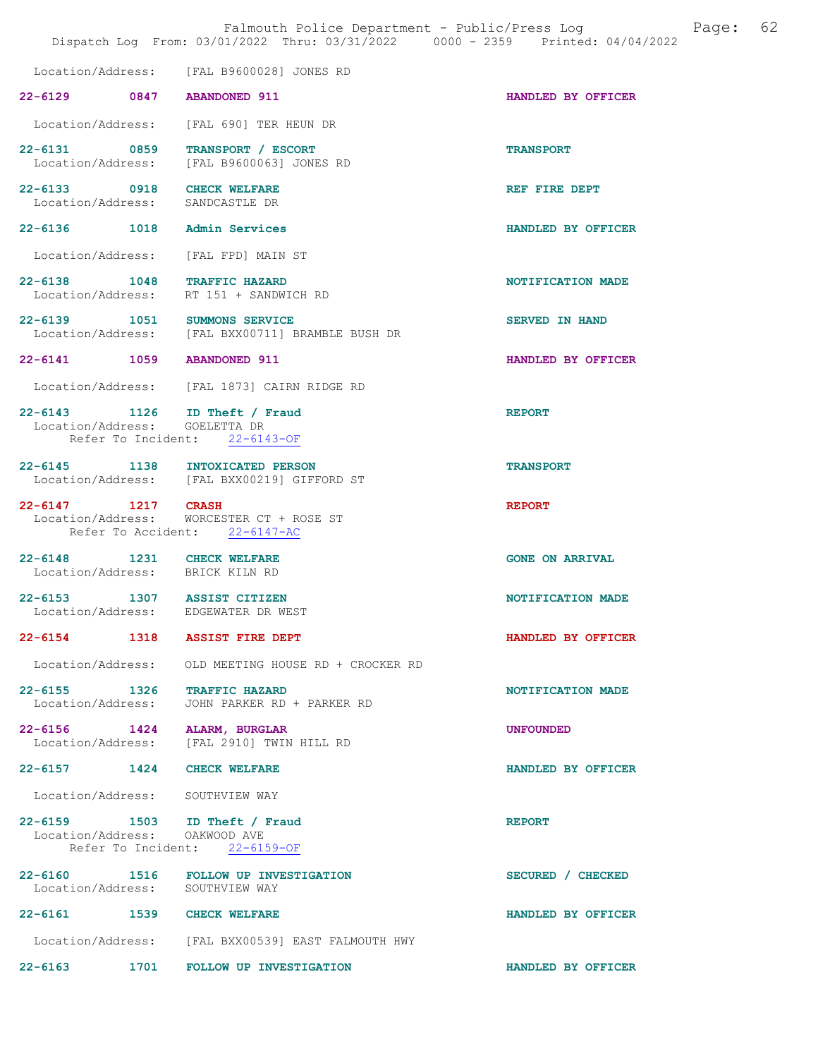Location/Address: [FAL B9600028] JONES RD

**22-6129 0847 ABANDONED 911** HANDLED BY OFFICER
Location/Address: [FAL 690] TER HEUN DR

**22-6131 0859 TRANSPORT / ESCORT** TRANSPORT
Location/Address: [FAL B9600063] JONES RD

**22-6133 0918 CHECK WELFARE** REF FIRE DEPT
Location/Address: SANDCASTLE DR

**22-6136 1018 Admin Services** HANDLED BY OFFICER
Location/Address: [FAL FPD] MAIN ST

**22-6138 1048 TRAFFIC HAZARD** NOTIFICATION MADE
Location/Address: RT 151 + SANDWICH RD

**22-6139 1051 SUMMONS SERVICE** SERVED IN HAND
Location/Address: [FAL BXX00711] BRAMBLE BUSH DR

**22-6141 1059 ABANDONED 911** HANDLED BY OFFICER
Location/Address: [FAL 1873] CAIRN RIDGE RD

**22-6143 1126 ID Theft / Fraud** REPORT
Location/Address: GOELETTA DR
Refer To Incident: 22-6143-OF

**22-6145 1138 INTOXICATED PERSON** TRANSPORT
Location/Address: [FAL BXX00219] GIFFORD ST

**22-6147 1217 CRASH** REPORT
Location/Address: WORCESTER CT + ROSE ST
Refer To Accident: 22-6147-AC

**22-6148 1231 CHECK WELFARE** GONE ON ARRIVAL
Location/Address: BRICK KILN RD

**22-6153 1307 ASSIST CITIZEN** NOTIFICATION MADE
Location/Address: EDGEWATER DR WEST

**22-6154 1318 ASSIST FIRE DEPT** HANDLED BY OFFICER
Location/Address: OLD MEETING HOUSE RD + CROCKER RD

**22-6155 1326 TRAFFIC HAZARD** NOTIFICATION MADE
Location/Address: JOHN PARKER RD + PARKER RD

**22-6156 1424 ALARM, BURGLAR** UNFOUNDED
Location/Address: [FAL 2910] TWIN HILL RD

**22-6157 1424 CHECK WELFARE** HANDLED BY OFFICER
Location/Address: SOUTHVIEW WAY

**22-6159 1503 ID Theft / Fraud** REPORT
Location/Address: OAKWOOD AVE
Refer To Incident: 22-6159-OF

**22-6160 1516 FOLLOW UP INVESTIGATION** SECURED / CHECKED
Location/Address: SOUTHVIEW WAY

**22-6161 1539 CHECK WELFARE** HANDLED BY OFFICER
Location/Address: [FAL BXX00539] EAST FALMOUTH HWY

**22-6163 1701 FOLLOW UP INVESTIGATION** HANDLED BY OFFICER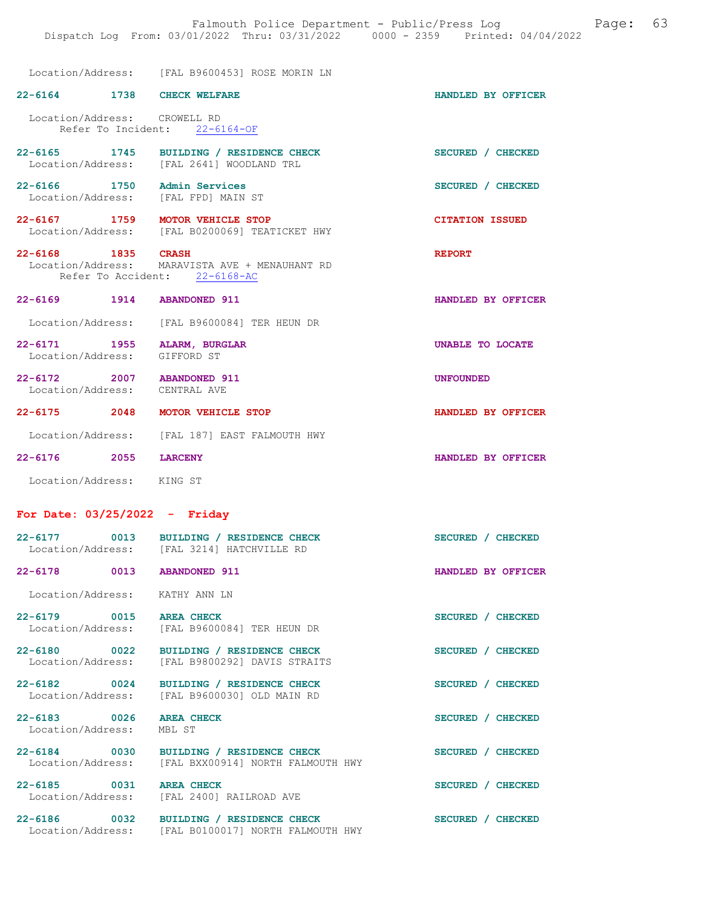Location/Address: [FAL B9600453] ROSE MORIN LN

**22-6164 1738 CHECK WELFARE** HANDLED BY OFFICER

Location/Address: CROWELL RD
Refer To Incident: 22-6164-OF

**22-6165 1745 BUILDING / RESIDENCE CHECK** SECURED / CHECKED
Location/Address: [FAL 2641] WOODLAND TRL

**22-6166 1750 Admin Services** SECURED / CHECKED
Location/Address: [FAL FPD] MAIN ST

**22-6167 1759 MOTOR VEHICLE STOP** CITATION ISSUED
Location/Address: [FAL B0200069] TEATICKET HWY

**22-6168 1835 CRASH** REPORT
Location/Address: MARAVISTA AVE + MENAUHANT RD
Refer To Accident: 22-6168-AC

**22-6169 1914 ABANDONED 911** HANDLED BY OFFICER

Location/Address: [FAL B9600084] TER HEUN DR

**22-6171 1955 ALARM, BURGLAR** UNABLE TO LOCATE
Location/Address: GIFFORD ST

**22-6172 2007 ABANDONED 911** UNFOUNDED
Location/Address: CENTRAL AVE

**22-6175 2048 MOTOR VEHICLE STOP** HANDLED BY OFFICER

Location/Address: [FAL 187] EAST FALMOUTH HWY

**22-6176 2055 LARCENY** HANDLED BY OFFICER

Location/Address: KING ST

## For Date: 03/25/2022 - Friday

**22-6177 0013 BUILDING / RESIDENCE CHECK** SECURED / CHECKED
Location/Address: [FAL 3214] HATCHVILLE RD

**22-6178 0013 ABANDONED 911** HANDLED BY OFFICER

Location/Address: KATHY ANN LN

**22-6179 0015 AREA CHECK** SECURED / CHECKED
Location/Address: [FAL B9600084] TER HEUN DR

**22-6180 0022 BUILDING / RESIDENCE CHECK** SECURED / CHECKED
Location/Address: [FAL B9800292] DAVIS STRAITS

**22-6182 0024 BUILDING / RESIDENCE CHECK** SECURED / CHECKED
Location/Address: [FAL B9600030] OLD MAIN RD

**22-6183 0026 AREA CHECK** SECURED / CHECKED
Location/Address: MBL ST

**22-6184 0030 BUILDING / RESIDENCE CHECK** SECURED / CHECKED
Location/Address: [FAL BXX00914] NORTH FALMOUTH HWY

**22-6185 0031 AREA CHECK** SECURED / CHECKED
Location/Address: [FAL 2400] RAILROAD AVE

**22-6186 0032 BUILDING / RESIDENCE CHECK** SECURED / CHECKED
Location/Address: [FAL B0100017] NORTH FALMOUTH HWY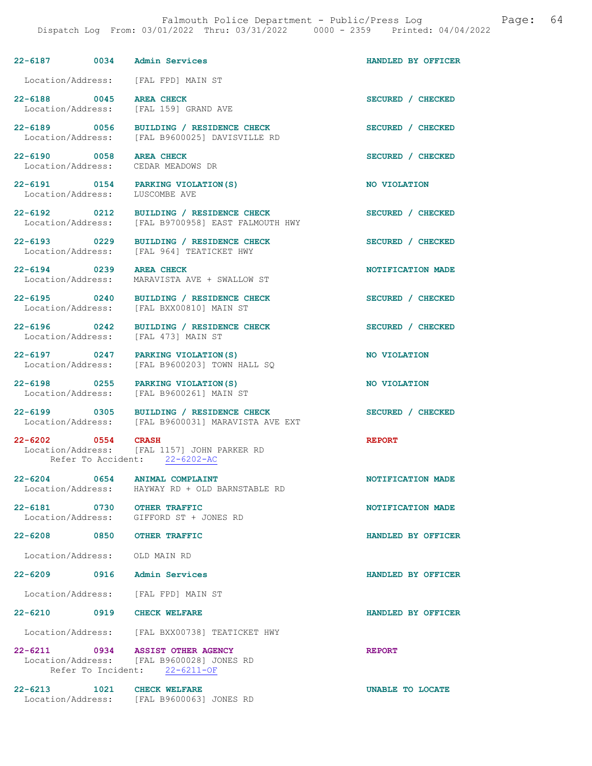22-6187 0034 Admin Services HANDLED BY OFFICER

Location/Address: [FAL FPD] MAIN ST

22-6188 0045 AREA CHECK SECURED / CHECKED
Location/Address: [FAL 159] GRAND AVE

22-6189 0056 BUILDING / RESIDENCE CHECK SECURED / CHECKED
Location/Address: [FAL B9600025] DAVISVILLE RD

22-6190 0058 AREA CHECK SECURED / CHECKED
Location/Address: CEDAR MEADOWS DR

22-6191 0154 PARKING VIOLATION(S) NO VIOLATION
Location/Address: LUSCOMBE AVE

22-6192 0212 BUILDING / RESIDENCE CHECK SECURED / CHECKED
Location/Address: [FAL B9700958] EAST FALMOUTH HWY

22-6193 0229 BUILDING / RESIDENCE CHECK SECURED / CHECKED
Location/Address: [FAL 964] TEATICKET HWY

22-6194 0239 AREA CHECK NOTIFICATION MADE
Location/Address: MARAVISTA AVE + SWALLOW ST

22-6195 0240 BUILDING / RESIDENCE CHECK SECURED / CHECKED
Location/Address: [FAL BXX00810] MAIN ST

22-6196 0242 BUILDING / RESIDENCE CHECK SECURED / CHECKED
Location/Address: [FAL 473] MAIN ST

22-6197 0247 PARKING VIOLATION(S) NO VIOLATION
Location/Address: [FAL B9600203] TOWN HALL SQ

22-6198 0255 PARKING VIOLATION(S) NO VIOLATION
Location/Address: [FAL B9600261] MAIN ST

22-6199 0305 BUILDING / RESIDENCE CHECK SECURED / CHECKED
Location/Address: [FAL B9600031] MARAVISTA AVE EXT

22-6202 0554 CRASH REPORT
Location/Address: [FAL 1157] JOHN PARKER RD
Refer To Accident: 22-6202-AC

22-6204 0654 ANIMAL COMPLAINT NOTIFICATION MADE
Location/Address: HAYWAY RD + OLD BARNSTABLE RD

22-6181 0730 OTHER TRAFFIC NOTIFICATION MADE
Location/Address: GIFFORD ST + JONES RD

22-6208 0850 OTHER TRAFFIC HANDLED BY OFFICER

Location/Address: OLD MAIN RD

22-6209 0916 Admin Services HANDLED BY OFFICER

Location/Address: [FAL FPD] MAIN ST

22-6210 0919 CHECK WELFARE HANDLED BY OFFICER

Location/Address: [FAL BXX00738] TEATICKET HWY

22-6211 0934 ASSIST OTHER AGENCY REPORT
Location/Address: [FAL B9600028] JONES RD
Refer To Incident: 22-6211-OF

22-6213 1021 CHECK WELFARE UNABLE TO LOCATE
Location/Address: [FAL B9600063] JONES RD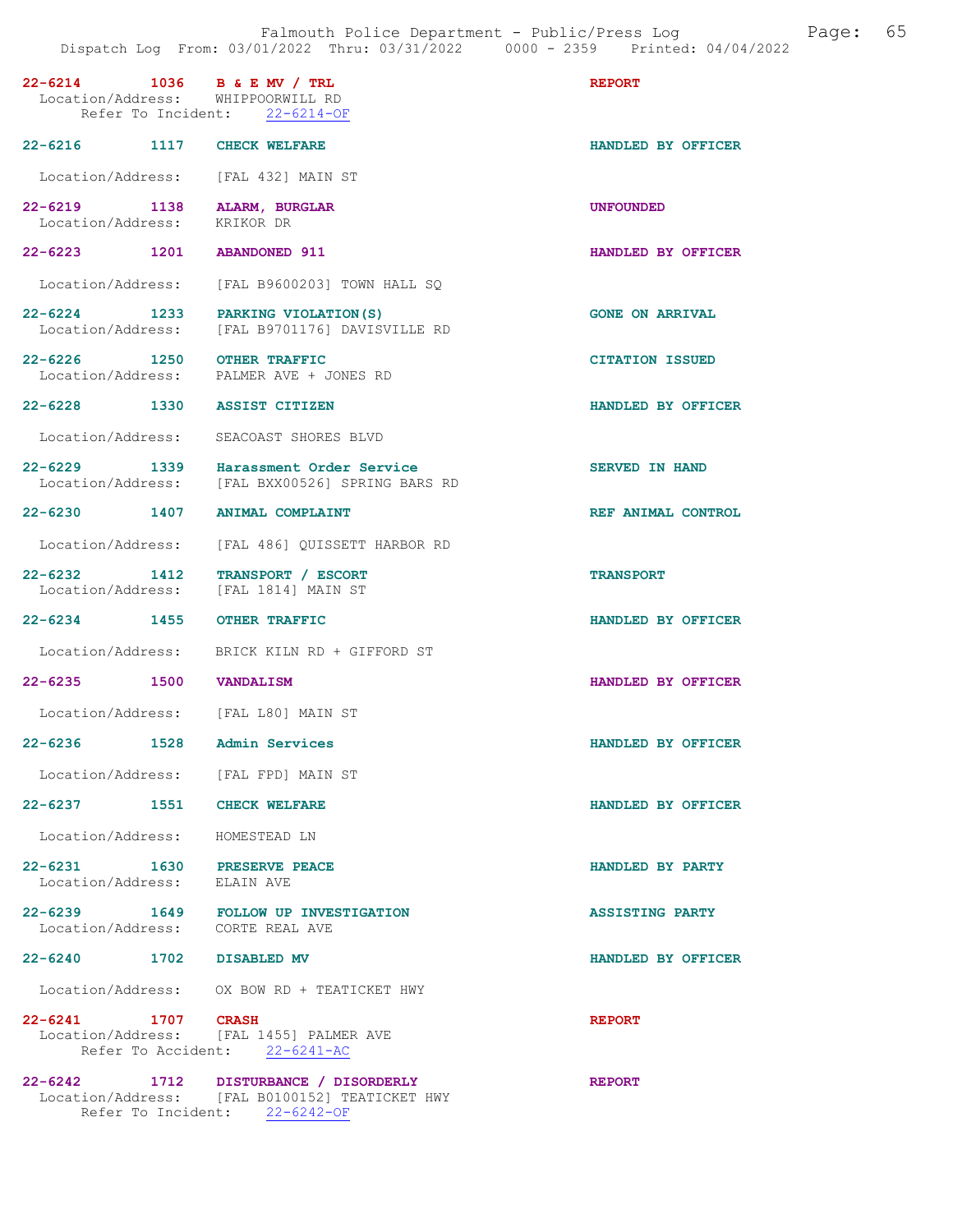| Call # | Time | Call Reason | Action |
|---|---|---|---|
| 22-6214 | 1036 | B & E MV / TRL | REPORT |
| Location/Address: WHIPPOORWILL RD | | | |
| Refer To Incident: 22-6214-OF | | | |
| 22-6216 | 1117 | CHECK WELFARE | HANDLED BY OFFICER |
| Location/Address: [FAL 432] MAIN ST | | | |
| 22-6219 | 1138 | ALARM, BURGLAR | UNFOUNDED |
| Location/Address: KRIKOR DR | | | |
| 22-6223 | 1201 | ABANDONED 911 | HANDLED BY OFFICER |
| Location/Address: [FAL B9600203] TOWN HALL SQ | | | |
| 22-6224 | 1233 | PARKING VIOLATION(S) | GONE ON ARRIVAL |
| Location/Address: [FAL B9701176] DAVISVILLE RD | | | |
| 22-6226 | 1250 | OTHER TRAFFIC | CITATION ISSUED |
| Location/Address: PALMER AVE + JONES RD | | | |
| 22-6228 | 1330 | ASSIST CITIZEN | HANDLED BY OFFICER |
| Location/Address: SEACOAST SHORES BLVD | | | |
| 22-6229 | 1339 | Harassment Order Service | SERVED IN HAND |
| Location/Address: [FAL BXX00526] SPRING BARS RD | | | |
| 22-6230 | 1407 | ANIMAL COMPLAINT | REF ANIMAL CONTROL |
| Location/Address: [FAL 486] QUISSETT HARBOR RD | | | |
| 22-6232 | 1412 | TRANSPORT / ESCORT | TRANSPORT |
| Location/Address: [FAL 1814] MAIN ST | | | |
| 22-6234 | 1455 | OTHER TRAFFIC | HANDLED BY OFFICER |
| Location/Address: BRICK KILN RD + GIFFORD ST | | | |
| 22-6235 | 1500 | VANDALISM | HANDLED BY OFFICER |
| Location/Address: [FAL L80] MAIN ST | | | |
| 22-6236 | 1528 | Admin Services | HANDLED BY OFFICER |
| Location/Address: [FAL FPD] MAIN ST | | | |
| 22-6237 | 1551 | CHECK WELFARE | HANDLED BY OFFICER |
| Location/Address: HOMESTEAD LN | | | |
| 22-6231 | 1630 | PRESERVE PEACE | HANDLED BY PARTY |
| Location/Address: ELAIN AVE | | | |
| 22-6239 | 1649 | FOLLOW UP INVESTIGATION | ASSISTING PARTY |
| Location/Address: CORTE REAL AVE | | | |
| 22-6240 | 1702 | DISABLED MV | HANDLED BY OFFICER |
| Location/Address: OX BOW RD + TEATICKET HWY | | | |
| 22-6241 | 1707 | CRASH | REPORT |
| Location/Address: [FAL 1455] PALMER AVE | | | |
| Refer To Accident: 22-6241-AC | | | |
| 22-6242 | 1712 | DISTURBANCE / DISORDERLY | REPORT |
| Location/Address: [FAL B0100152] TEATICKET HWY | | | |
| Refer To Incident: 22-6242-OF | | | |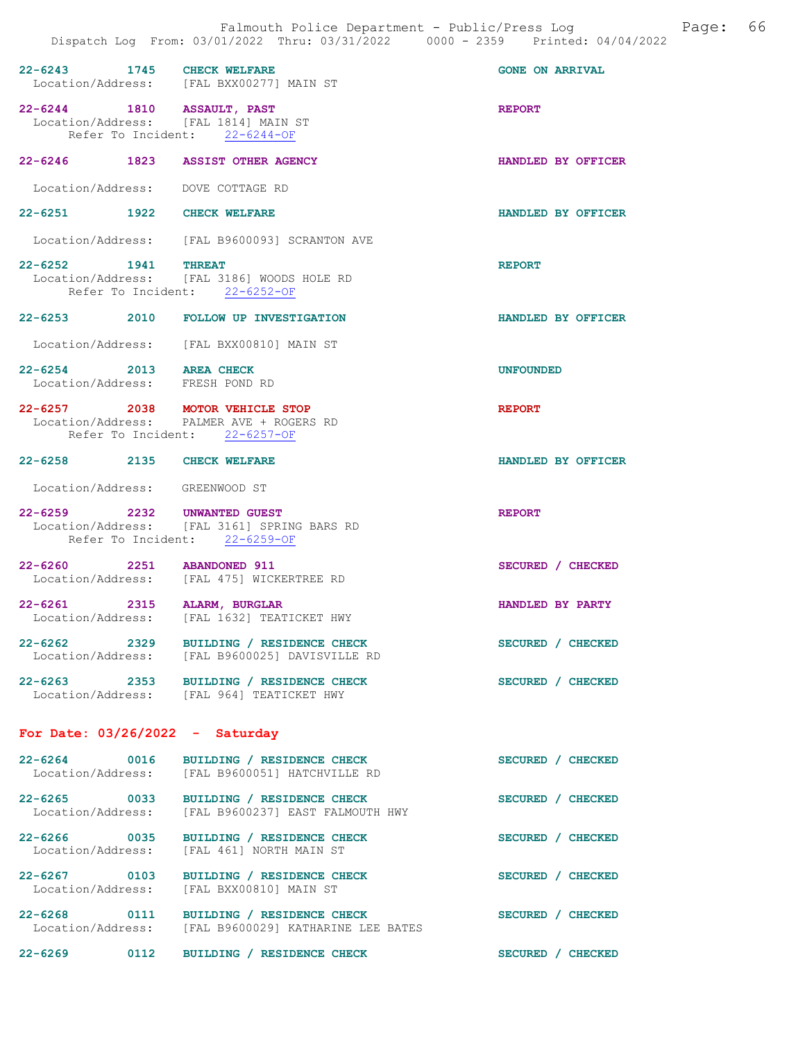22-6243 1745 CHECK WELFARE GONE ON ARRIVAL
Location/Address: [FAL BXX00277] MAIN ST

22-6244 1810 ASSAULT, PAST REPORT
Location/Address: [FAL 1814] MAIN ST
Refer To Incident: 22-6244-OF

22-6246 1823 ASSIST OTHER AGENCY HANDLED BY OFFICER
Location/Address: DOVE COTTAGE RD

22-6251 1922 CHECK WELFARE HANDLED BY OFFICER
Location/Address: [FAL B9600093] SCRANTON AVE

22-6252 1941 THREAT REPORT
Location/Address: [FAL 3186] WOODS HOLE RD
Refer To Incident: 22-6252-OF

22-6253 2010 FOLLOW UP INVESTIGATION HANDLED BY OFFICER
Location/Address: [FAL BXX00810] MAIN ST

22-6254 2013 AREA CHECK UNFOUNDED
Location/Address: FRESH POND RD

22-6257 2038 MOTOR VEHICLE STOP REPORT
Location/Address: PALMER AVE + ROGERS RD
Refer To Incident: 22-6257-OF

22-6258 2135 CHECK WELFARE HANDLED BY OFFICER
Location/Address: GREENWOOD ST

22-6259 2232 UNWANTED GUEST REPORT
Location/Address: [FAL 3161] SPRING BARS RD
Refer To Incident: 22-6259-OF

22-6260 2251 ABANDONED 911 SECURED / CHECKED
Location/Address: [FAL 475] WICKERTREE RD

22-6261 2315 ALARM, BURGLAR HANDLED BY PARTY
Location/Address: [FAL 1632] TEATICKET HWY

22-6262 2329 BUILDING / RESIDENCE CHECK SECURED / CHECKED
Location/Address: [FAL B9600025] DAVISVILLE RD

22-6263 2353 BUILDING / RESIDENCE CHECK SECURED / CHECKED
Location/Address: [FAL 964] TEATICKET HWY

## For Date: 03/26/2022 - Saturday

22-6264 0016 BUILDING / RESIDENCE CHECK SECURED / CHECKED
Location/Address: [FAL B9600051] HATCHVILLE RD

22-6265 0033 BUILDING / RESIDENCE CHECK SECURED / CHECKED
Location/Address: [FAL B9600237] EAST FALMOUTH HWY

22-6266 0035 BUILDING / RESIDENCE CHECK SECURED / CHECKED
Location/Address: [FAL 461] NORTH MAIN ST

22-6267 0103 BUILDING / RESIDENCE CHECK SECURED / CHECKED
Location/Address: [FAL BXX00810] MAIN ST

22-6268 0111 BUILDING / RESIDENCE CHECK SECURED / CHECKED
Location/Address: [FAL B9600029] KATHARINE LEE BATES

22-6269 0112 BUILDING / RESIDENCE CHECK SECURED / CHECKED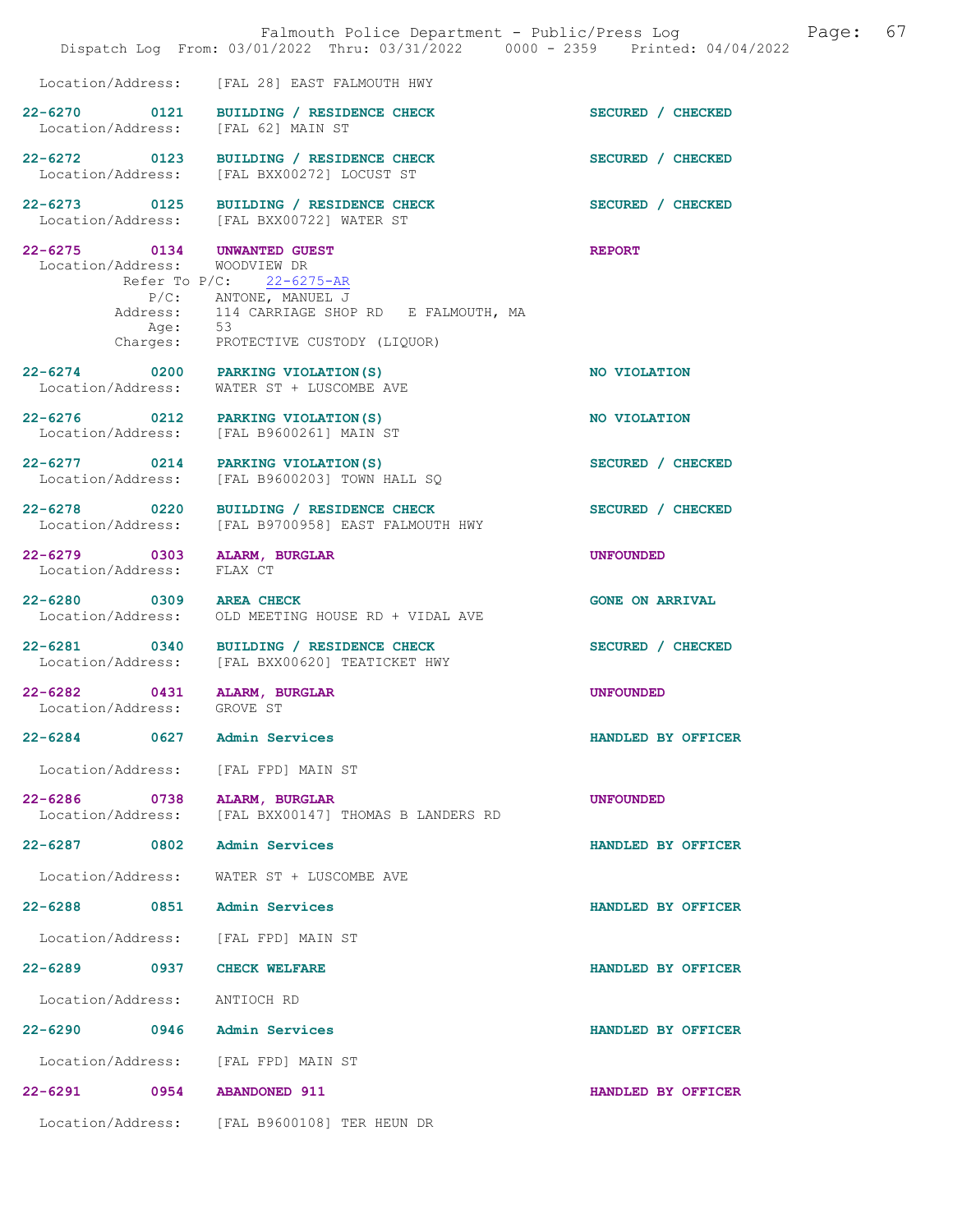Location/Address: [FAL 28] EAST FALMOUTH HWY

22-6270 0121 BUILDING / RESIDENCE CHECK SECURED / CHECKED
Location/Address: [FAL 62] MAIN ST

22-6272 0123 BUILDING / RESIDENCE CHECK SECURED / CHECKED
Location/Address: [FAL BXX00272] LOCUST ST

22-6273 0125 BUILDING / RESIDENCE CHECK SECURED / CHECKED
Location/Address: [FAL BXX00722] WATER ST

22-6275 0134 UNWANTED GUEST REPORT
Location/Address: WOODVIEW DR
Refer To P/C: 22-6275-AR
P/C: ANTONE, MANUEL J
Address: 114 CARRIAGE SHOP RD E FALMOUTH, MA
Age: 53
Charges: PROTECTIVE CUSTODY (LIQUOR)

22-6274 0200 PARKING VIOLATION(S) NO VIOLATION
Location/Address: WATER ST + LUSCOMBE AVE

22-6276 0212 PARKING VIOLATION(S) NO VIOLATION
Location/Address: [FAL B9600261] MAIN ST

22-6277 0214 PARKING VIOLATION(S) SECURED / CHECKED
Location/Address: [FAL B9600203] TOWN HALL SQ

22-6278 0220 BUILDING / RESIDENCE CHECK SECURED / CHECKED
Location/Address: [FAL B9700958] EAST FALMOUTH HWY

22-6279 0303 ALARM, BURGLAR UNFOUNDED
Location/Address: FLAX CT

22-6280 0309 AREA CHECK GONE ON ARRIVAL
Location/Address: OLD MEETING HOUSE RD + VIDAL AVE

22-6281 0340 BUILDING / RESIDENCE CHECK SECURED / CHECKED
Location/Address: [FAL BXX00620] TEATICKET HWY

22-6282 0431 ALARM, BURGLAR UNFOUNDED
Location/Address: GROVE ST

22-6284 0627 Admin Services HANDLED BY OFFICER
Location/Address: [FAL FPD] MAIN ST

22-6286 0738 ALARM, BURGLAR UNFOUNDED
Location/Address: [FAL BXX00147] THOMAS B LANDERS RD

22-6287 0802 Admin Services HANDLED BY OFFICER
Location/Address: WATER ST + LUSCOMBE AVE

22-6288 0851 Admin Services HANDLED BY OFFICER
Location/Address: [FAL FPD] MAIN ST

22-6289 0937 CHECK WELFARE HANDLED BY OFFICER
Location/Address: ANTIOCH RD

22-6290 0946 Admin Services HANDLED BY OFFICER
Location/Address: [FAL FPD] MAIN ST

22-6291 0954 ABANDONED 911 HANDLED BY OFFICER
Location/Address: [FAL B9600108] TER HEUN DR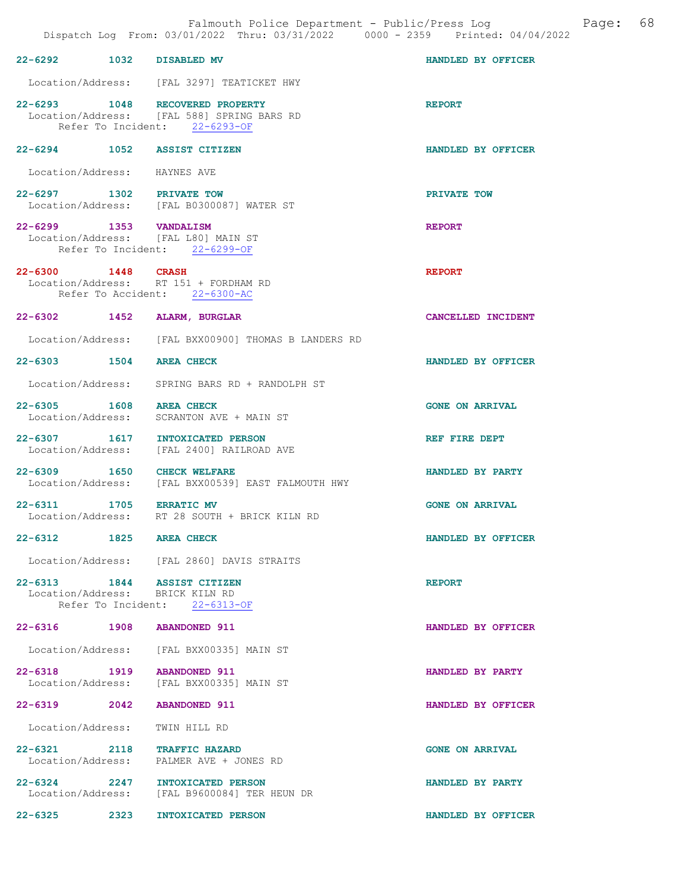22-6292 1032 DISABLED MV HANDLED BY OFFICER

Location/Address: [FAL 3297] TEATICKET HWY

22-6293 1048 RECOVERED PROPERTY REPORT
Location/Address: [FAL 588] SPRING BARS RD
Refer To Incident: 22-6293-OF

22-6294 1052 ASSIST CITIZEN HANDLED BY OFFICER

Location/Address: HAYNES AVE

22-6297 1302 PRIVATE TOW PRIVATE TOW
Location/Address: [FAL B0300087] WATER ST

22-6299 1353 VANDALISM REPORT
Location/Address: [FAL L80] MAIN ST
Refer To Incident: 22-6299-OF

22-6300 1448 CRASH REPORT
Location/Address: RT 151 + FORDHAM RD
Refer To Accident: 22-6300-AC

22-6302 1452 ALARM, BURGLAR CANCELLED INCIDENT

Location/Address: [FAL BXX00900] THOMAS B LANDERS RD

22-6303 1504 AREA CHECK HANDLED BY OFFICER

Location/Address: SPRING BARS RD + RANDOLPH ST

22-6305 1608 AREA CHECK GONE ON ARRIVAL
Location/Address: SCRANTON AVE + MAIN ST

22-6307 1617 INTOXICATED PERSON REF FIRE DEPT
Location/Address: [FAL 2400] RAILROAD AVE

22-6309 1650 CHECK WELFARE HANDLED BY PARTY
Location/Address: [FAL BXX00539] EAST FALMOUTH HWY

22-6311 1705 ERRATIC MV GONE ON ARRIVAL
Location/Address: RT 28 SOUTH + BRICK KILN RD

22-6312 1825 AREA CHECK HANDLED BY OFFICER

Location/Address: [FAL 2860] DAVIS STRAITS

22-6313 1844 ASSIST CITIZEN REPORT
Location/Address: BRICK KILN RD
Refer To Incident: 22-6313-OF

22-6316 1908 ABANDONED 911 HANDLED BY OFFICER

Location/Address: [FAL BXX00335] MAIN ST

22-6318 1919 ABANDONED 911 HANDLED BY PARTY
Location/Address: [FAL BXX00335] MAIN ST

22-6319 2042 ABANDONED 911 HANDLED BY OFFICER

Location/Address: TWIN HILL RD

22-6321 2118 TRAFFIC HAZARD GONE ON ARRIVAL
Location/Address: PALMER AVE + JONES RD

22-6324 2247 INTOXICATED PERSON HANDLED BY PARTY
Location/Address: [FAL B9600084] TER HEUN DR

22-6325 2323 INTOXICATED PERSON HANDLED BY OFFICER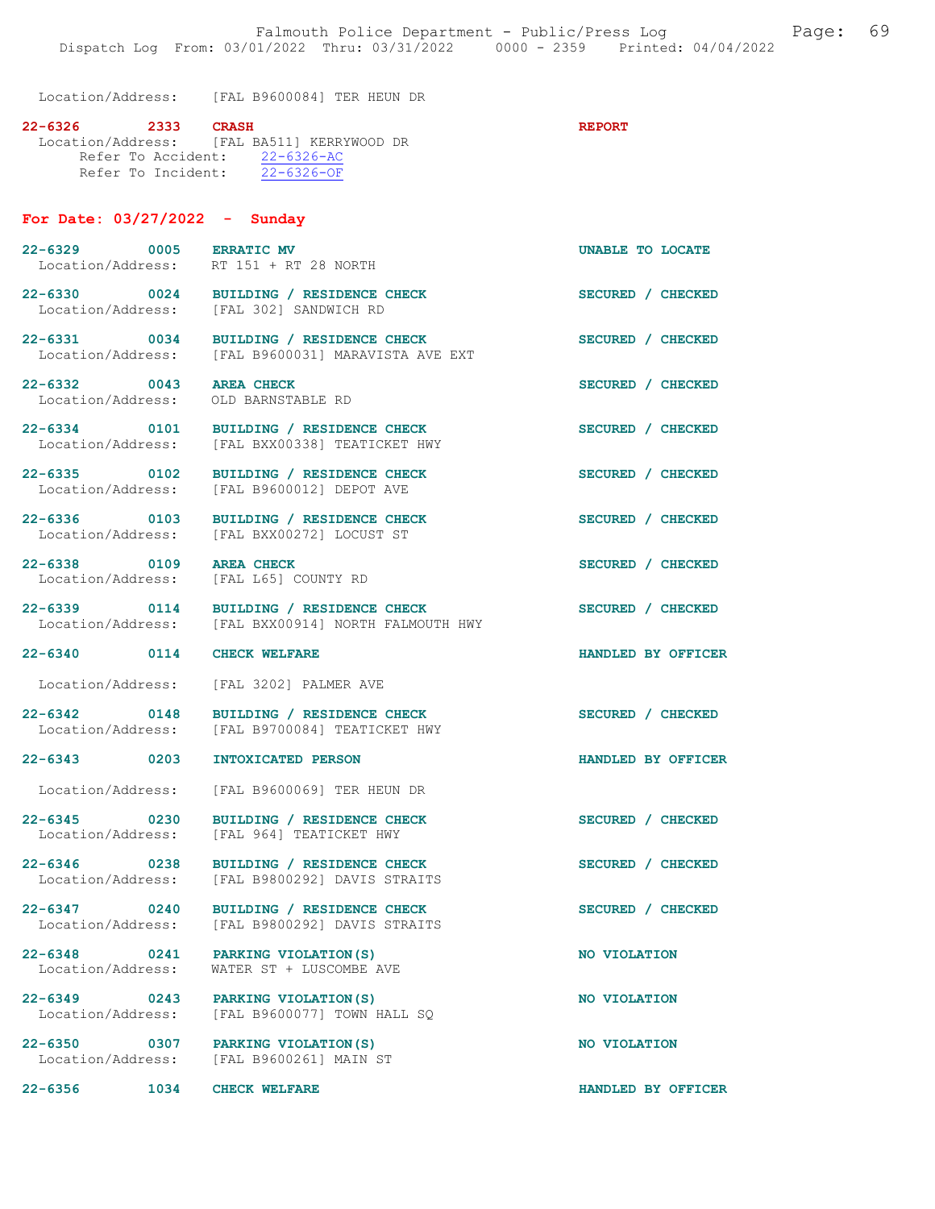Location/Address: [FAL B9600084] TER HEUN DR

**22-6326 2333 CRASH** REPORT
Location/Address: [FAL BA511] KERRYWOOD DR
Refer To Accident: 22-6326-AC
Refer To Incident: 22-6326-OF

## For Date: 03/27/2022 - Sunday

**22-6329 0005 ERRATIC MV** UNABLE TO LOCATE
Location/Address: RT 151 + RT 28 NORTH

**22-6330 0024 BUILDING / RESIDENCE CHECK** SECURED / CHECKED
Location/Address: [FAL 302] SANDWICH RD

**22-6331 0034 BUILDING / RESIDENCE CHECK** SECURED / CHECKED
Location/Address: [FAL B9600031] MARAVISTA AVE EXT

**22-6332 0043 AREA CHECK** SECURED / CHECKED
Location/Address: OLD BARNSTABLE RD

**22-6334 0101 BUILDING / RESIDENCE CHECK** SECURED / CHECKED
Location/Address: [FAL BXX00338] TEATICKET HWY

**22-6335 0102 BUILDING / RESIDENCE CHECK** SECURED / CHECKED
Location/Address: [FAL B9600012] DEPOT AVE

**22-6336 0103 BUILDING / RESIDENCE CHECK** SECURED / CHECKED
Location/Address: [FAL BXX00272] LOCUST ST

**22-6338 0109 AREA CHECK** SECURED / CHECKED
Location/Address: [FAL L65] COUNTY RD

**22-6339 0114 BUILDING / RESIDENCE CHECK** SECURED / CHECKED
Location/Address: [FAL BXX00914] NORTH FALMOUTH HWY

**22-6340 0114 CHECK WELFARE** HANDLED BY OFFICER
Location/Address: [FAL 3202] PALMER AVE

**22-6342 0148 BUILDING / RESIDENCE CHECK** SECURED / CHECKED
Location/Address: [FAL B9700084] TEATICKET HWY

**22-6343 0203 INTOXICATED PERSON** HANDLED BY OFFICER
Location/Address: [FAL B9600069] TER HEUN DR

**22-6345 0230 BUILDING / RESIDENCE CHECK** SECURED / CHECKED
Location/Address: [FAL 964] TEATICKET HWY

**22-6346 0238 BUILDING / RESIDENCE CHECK** SECURED / CHECKED
Location/Address: [FAL B9800292] DAVIS STRAITS

**22-6347 0240 BUILDING / RESIDENCE CHECK** SECURED / CHECKED
Location/Address: [FAL B9800292] DAVIS STRAITS

**22-6348 0241 PARKING VIOLATION(S)** NO VIOLATION
Location/Address: WATER ST + LUSCOMBE AVE

**22-6349 0243 PARKING VIOLATION(S)** NO VIOLATION
Location/Address: [FAL B9600077] TOWN HALL SQ

**22-6350 0307 PARKING VIOLATION(S)** NO VIOLATION
Location/Address: [FAL B9600261] MAIN ST

**22-6356 1034 CHECK WELFARE** HANDLED BY OFFICER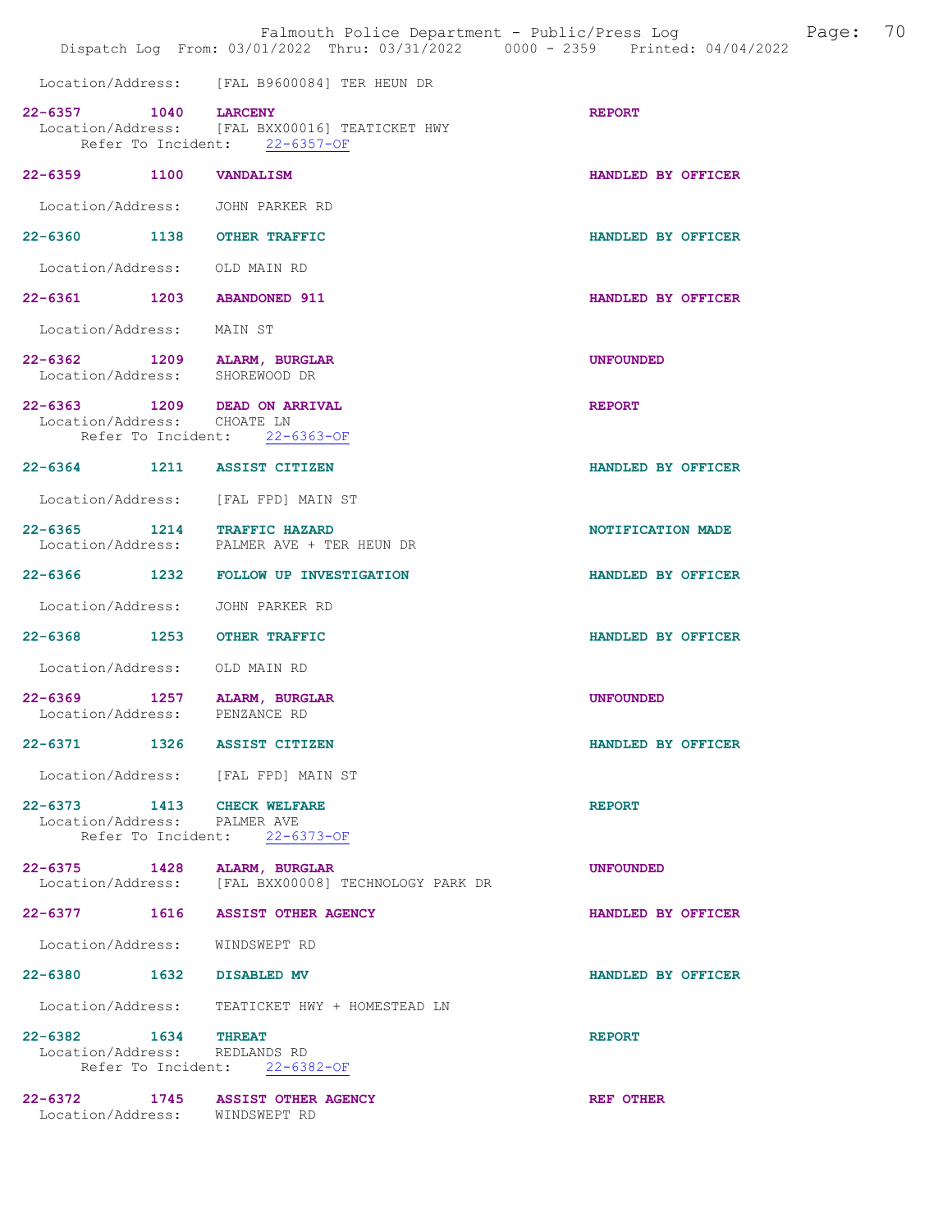Location/Address: [FAL B9600084] TER HEUN DR

**22-6357** 1040 **LARCENY** **REPORT**
Location/Address: [FAL BXX00016] TEATICKET HWY
Refer To Incident: 22-6357-OF

**22-6359** 1100 **VANDALISM** **HANDLED BY OFFICER**
Location/Address: JOHN PARKER RD

**22-6360** 1138 **OTHER TRAFFIC** **HANDLED BY OFFICER**
Location/Address: OLD MAIN RD

**22-6361** 1203 **ABANDONED 911** **HANDLED BY OFFICER**
Location/Address: MAIN ST

**22-6362** 1209 **ALARM, BURGLAR** **UNFOUNDED**
Location/Address: SHOREWOOD DR

**22-6363** 1209 **DEAD ON ARRIVAL** **REPORT**
Location/Address: CHOATE LN
Refer To Incident: 22-6363-OF

**22-6364** 1211 **ASSIST CITIZEN** **HANDLED BY OFFICER**
Location/Address: [FAL FPD] MAIN ST

**22-6365** 1214 **TRAFFIC HAZARD** **NOTIFICATION MADE**
Location/Address: PALMER AVE + TER HEUN DR

**22-6366** 1232 **FOLLOW UP INVESTIGATION** **HANDLED BY OFFICER**
Location/Address: JOHN PARKER RD

**22-6368** 1253 **OTHER TRAFFIC** **HANDLED BY OFFICER**
Location/Address: OLD MAIN RD

**22-6369** 1257 **ALARM, BURGLAR** **UNFOUNDED**
Location/Address: PENZANCE RD

**22-6371** 1326 **ASSIST CITIZEN** **HANDLED BY OFFICER**
Location/Address: [FAL FPD] MAIN ST

**22-6373** 1413 **CHECK WELFARE** **REPORT**
Location/Address: PALMER AVE
Refer To Incident: 22-6373-OF

**22-6375** 1428 **ALARM, BURGLAR** **UNFOUNDED**
Location/Address: [FAL BXX00008] TECHNOLOGY PARK DR

**22-6377** 1616 **ASSIST OTHER AGENCY** **HANDLED BY OFFICER**
Location/Address: WINDSWEPT RD

**22-6380** 1632 **DISABLED MV** **HANDLED BY OFFICER**
Location/Address: TEATICKET HWY + HOMESTEAD LN

**22-6382** 1634 **THREAT** **REPORT**
Location/Address: REDLANDS RD
Refer To Incident: 22-6382-OF

**22-6372** 1745 **ASSIST OTHER AGENCY** **REF OTHER**
Location/Address: WINDSWEPT RD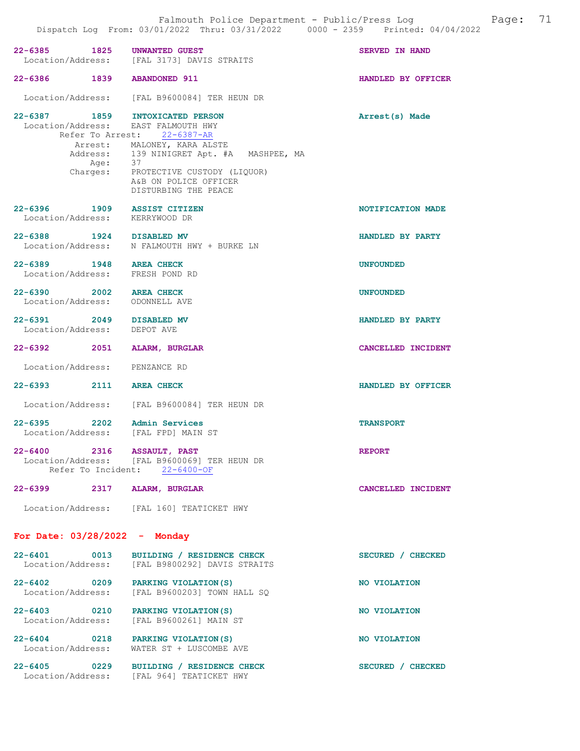22-6385 1825 **UNWANTED GUEST** — SERVED IN HAND
Location/Address: [FAL 3173] DAVIS STRAITS

22-6386 1839 **ABANDONED 911** — HANDLED BY OFFICER
Location/Address: [FAL B9600084] TER HEUN DR

22-6387 1859 **INTOXICATED PERSON** — Arrest(s) Made
Location/Address: EAST FALMOUTH HWY
Refer To Arrest: 22-6387-AR
Arrest: MALONEY, KARA ALSTE
Address: 139 NINIGRET Apt. #A MASHPEE, MA
Age: 37
Charges: PROTECTIVE CUSTODY (LIQUOR)
A&B ON POLICE OFFICER
DISTURBING THE PEACE

22-6396 1909 **ASSIST CITIZEN** — NOTIFICATION MADE
Location/Address: KERRYWOOD DR

22-6388 1924 **DISABLED MV** — HANDLED BY PARTY
Location/Address: N FALMOUTH HWY + BURKE LN

22-6389 1948 **AREA CHECK** — UNFOUNDED
Location/Address: FRESH POND RD

22-6390 2002 **AREA CHECK** — UNFOUNDED
Location/Address: ODONNELL AVE

22-6391 2049 **DISABLED MV** — HANDLED BY PARTY
Location/Address: DEPOT AVE

22-6392 2051 **ALARM, BURGLAR** — CANCELLED INCIDENT
Location/Address: PENZANCE RD

22-6393 2111 **AREA CHECK** — HANDLED BY OFFICER
Location/Address: [FAL B9600084] TER HEUN DR

22-6395 2202 **Admin Services** — TRANSPORT
Location/Address: [FAL FPD] MAIN ST

22-6400 2316 **ASSAULT, PAST** — REPORT
Location/Address: [FAL B9600069] TER HEUN DR
Refer To Incident: 22-6400-OF

22-6399 2317 **ALARM, BURGLAR** — CANCELLED INCIDENT
Location/Address: [FAL 160] TEATICKET HWY

## For Date: 03/28/2022 - Monday

22-6401 0013 **BUILDING / RESIDENCE CHECK** — SECURED / CHECKED
Location/Address: [FAL B9800292] DAVIS STRAITS

22-6402 0209 **PARKING VIOLATION(S)** — NO VIOLATION
Location/Address: [FAL B9600203] TOWN HALL SQ

22-6403 0210 **PARKING VIOLATION(S)** — NO VIOLATION
Location/Address: [FAL B9600261] MAIN ST

22-6404 0218 **PARKING VIOLATION(S)** — NO VIOLATION
Location/Address: WATER ST + LUSCOMBE AVE

22-6405 0229 **BUILDING / RESIDENCE CHECK** — SECURED / CHECKED
Location/Address: [FAL 964] TEATICKET HWY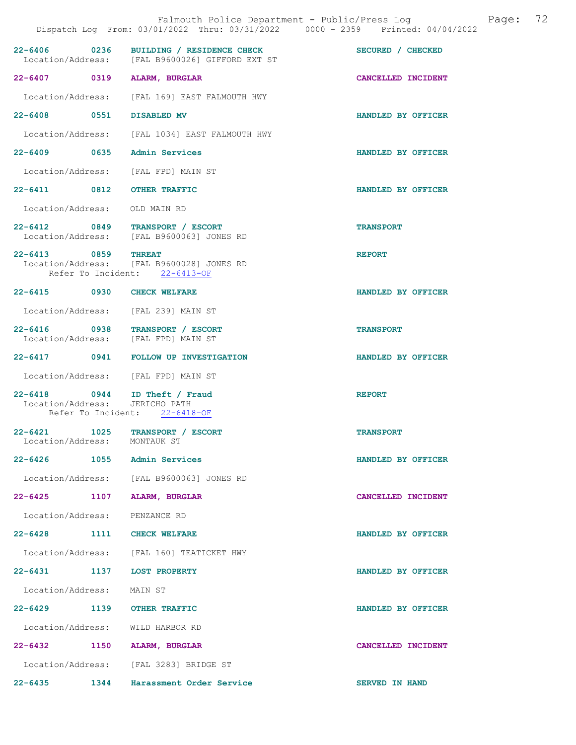| Call # | Time | Type | Disposition |
|---|---|---|---|
| 22-6406 | 0236 | BUILDING / RESIDENCE CHECK | SECURED / CHECKED |
| | | Location/Address: [FAL B9600026] GIFFORD EXT ST | |
| 22-6407 | 0319 | ALARM, BURGLAR | CANCELLED INCIDENT |
| | | Location/Address: [FAL 169] EAST FALMOUTH HWY | |
| 22-6408 | 0551 | DISABLED MV | HANDLED BY OFFICER |
| | | Location/Address: [FAL 1034] EAST FALMOUTH HWY | |
| 22-6409 | 0635 | Admin Services | HANDLED BY OFFICER |
| | | Location/Address: [FAL FPD] MAIN ST | |
| 22-6411 | 0812 | OTHER TRAFFIC | HANDLED BY OFFICER |
| | | Location/Address: OLD MAIN RD | |
| 22-6412 | 0849 | TRANSPORT / ESCORT | TRANSPORT |
| | | Location/Address: [FAL B9600063] JONES RD | |
| 22-6413 | 0859 | THREAT | REPORT |
| | | Location/Address: [FAL B9600028] JONES RD; Refer To Incident: 22-6413-OF | |
| 22-6415 | 0930 | CHECK WELFARE | HANDLED BY OFFICER |
| | | Location/Address: [FAL 239] MAIN ST | |
| 22-6416 | 0938 | TRANSPORT / ESCORT | TRANSPORT |
| | | Location/Address: [FAL FPD] MAIN ST | |
| 22-6417 | 0941 | FOLLOW UP INVESTIGATION | HANDLED BY OFFICER |
| | | Location/Address: [FAL FPD] MAIN ST | |
| 22-6418 | 0944 | ID Theft / Fraud | REPORT |
| | | Location/Address: JERICHO PATH; Refer To Incident: 22-6418-OF | |
| 22-6421 | 1025 | TRANSPORT / ESCORT | TRANSPORT |
| | | Location/Address: MONTAUK ST | |
| 22-6426 | 1055 | Admin Services | HANDLED BY OFFICER |
| | | Location/Address: [FAL B9600063] JONES RD | |
| 22-6425 | 1107 | ALARM, BURGLAR | CANCELLED INCIDENT |
| | | Location/Address: PENZANCE RD | |
| 22-6428 | 1111 | CHECK WELFARE | HANDLED BY OFFICER |
| | | Location/Address: [FAL 160] TEATICKET HWY | |
| 22-6431 | 1137 | LOST PROPERTY | HANDLED BY OFFICER |
| | | Location/Address: MAIN ST | |
| 22-6429 | 1139 | OTHER TRAFFIC | HANDLED BY OFFICER |
| | | Location/Address: WILD HARBOR RD | |
| 22-6432 | 1150 | ALARM, BURGLAR | CANCELLED INCIDENT |
| | | Location/Address: [FAL 3283] BRIDGE ST | |
| 22-6435 | 1344 | Harassment Order Service | SERVED IN HAND |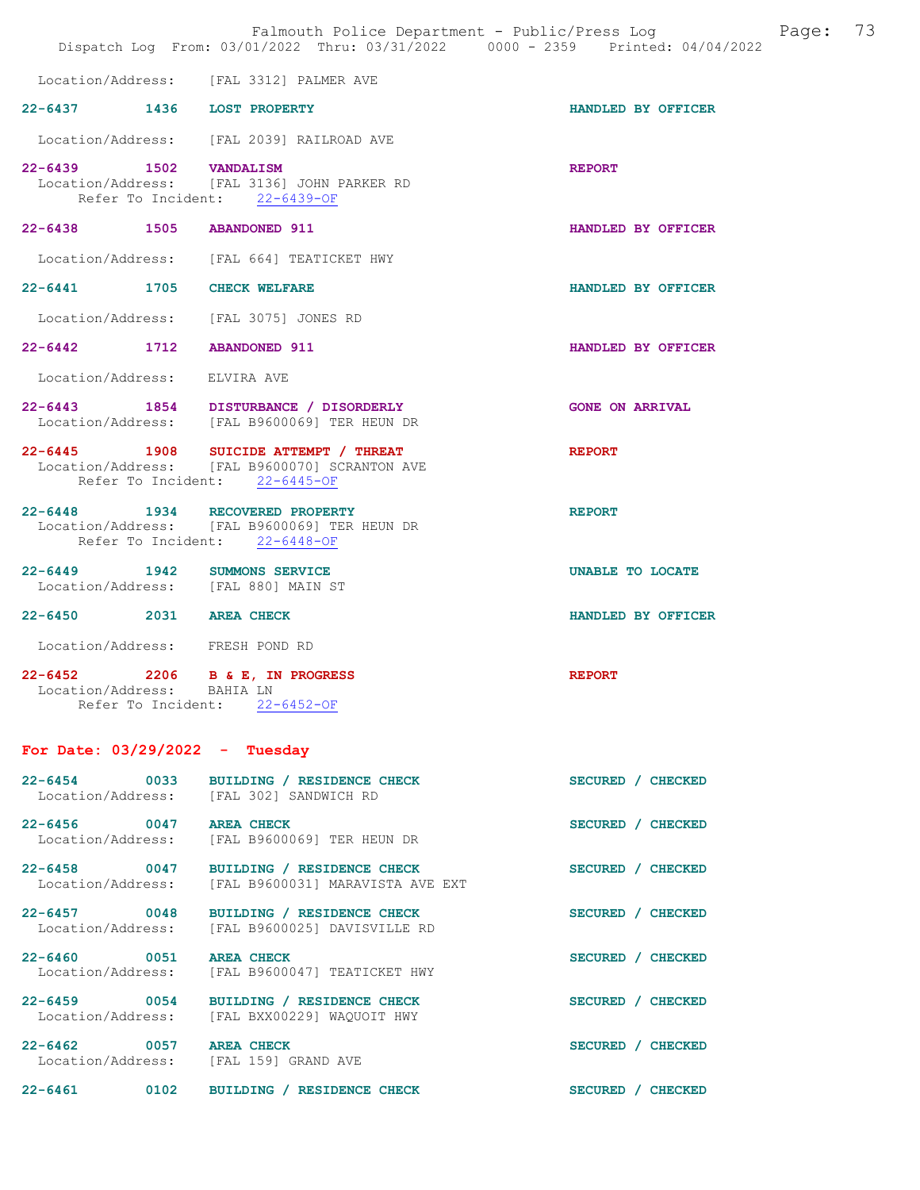Location/Address: [FAL 3312] PALMER AVE

**22-6437** 1436 **LOST PROPERTY** HANDLED BY OFFICER

Location/Address: [FAL 2039] RAILROAD AVE

**22-6439** 1502 **VANDALISM** REPORT
Location/Address: [FAL 3136] JOHN PARKER RD
Refer To Incident: 22-6439-OF

**22-6438** 1505 **ABANDONED 911** HANDLED BY OFFICER

Location/Address: [FAL 664] TEATICKET HWY

**22-6441** 1705 **CHECK WELFARE** HANDLED BY OFFICER

Location/Address: [FAL 3075] JONES RD

**22-6442** 1712 **ABANDONED 911** HANDLED BY OFFICER

Location/Address: ELVIRA AVE

**22-6443** 1854 **DISTURBANCE / DISORDERLY** GONE ON ARRIVAL
Location/Address: [FAL B9600069] TER HEUN DR

**22-6445** 1908 **SUICIDE ATTEMPT / THREAT** REPORT
Location/Address: [FAL B9600070] SCRANTON AVE
Refer To Incident: 22-6445-OF

**22-6448** 1934 **RECOVERED PROPERTY** REPORT
Location/Address: [FAL B9600069] TER HEUN DR
Refer To Incident: 22-6448-OF

**22-6449** 1942 **SUMMONS SERVICE** UNABLE TO LOCATE
Location/Address: [FAL 880] MAIN ST

**22-6450** 2031 **AREA CHECK** HANDLED BY OFFICER

Location/Address: FRESH POND RD

**22-6452** 2206 **B & E, IN PROGRESS** REPORT
Location/Address: BAHIA LN
Refer To Incident: 22-6452-OF

## For Date: 03/29/2022 - Tuesday

**22-6454** 0033 **BUILDING / RESIDENCE CHECK** SECURED / CHECKED
Location/Address: [FAL 302] SANDWICH RD

**22-6456** 0047 **AREA CHECK** SECURED / CHECKED
Location/Address: [FAL B9600069] TER HEUN DR

**22-6458** 0047 **BUILDING / RESIDENCE CHECK** SECURED / CHECKED
Location/Address: [FAL B9600031] MARAVISTA AVE EXT

**22-6457** 0048 **BUILDING / RESIDENCE CHECK** SECURED / CHECKED
Location/Address: [FAL B9600025] DAVISVILLE RD

**22-6460** 0051 **AREA CHECK** SECURED / CHECKED
Location/Address: [FAL B9600047] TEATICKET HWY

**22-6459** 0054 **BUILDING / RESIDENCE CHECK** SECURED / CHECKED
Location/Address: [FAL BXX00229] WAQUOIT HWY

**22-6462** 0057 **AREA CHECK** SECURED / CHECKED
Location/Address: [FAL 159] GRAND AVE

**22-6461** 0102 **BUILDING / RESIDENCE CHECK** SECURED / CHECKED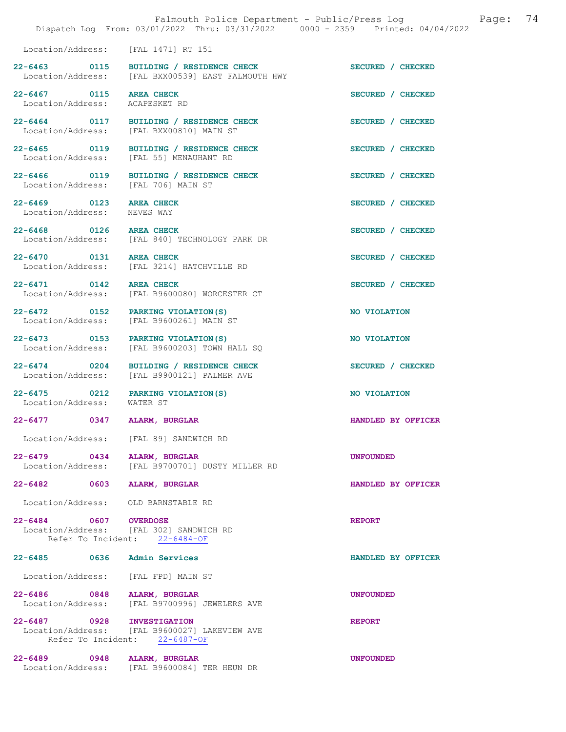Location/Address: [FAL 1471] RT 151

| Call # | Time | Call Type | Disposition |
|---|---|---|---|
| 22-6463 | 0115 | BUILDING / RESIDENCE CHECK | SECURED / CHECKED |
| | | Location/Address: [FAL BXX00539] EAST FALMOUTH HWY | |
| 22-6467 | 0115 | AREA CHECK | SECURED / CHECKED |
| | | Location/Address: ACAPESKET RD | |
| 22-6464 | 0117 | BUILDING / RESIDENCE CHECK | SECURED / CHECKED |
| | | Location/Address: [FAL BXX00810] MAIN ST | |
| 22-6465 | 0119 | BUILDING / RESIDENCE CHECK | SECURED / CHECKED |
| | | Location/Address: [FAL 55] MENAUHANT RD | |
| 22-6466 | 0119 | BUILDING / RESIDENCE CHECK | SECURED / CHECKED |
| | | Location/Address: [FAL 706] MAIN ST | |
| 22-6469 | 0123 | AREA CHECK | SECURED / CHECKED |
| | | Location/Address: NEVES WAY | |
| 22-6468 | 0126 | AREA CHECK | SECURED / CHECKED |
| | | Location/Address: [FAL 840] TECHNOLOGY PARK DR | |
| 22-6470 | 0131 | AREA CHECK | SECURED / CHECKED |
| | | Location/Address: [FAL 3214] HATCHVILLE RD | |
| 22-6471 | 0142 | AREA CHECK | SECURED / CHECKED |
| | | Location/Address: [FAL B9600080] WORCESTER CT | |
| 22-6472 | 0152 | PARKING VIOLATION(S) | NO VIOLATION |
| | | Location/Address: [FAL B9600261] MAIN ST | |
| 22-6473 | 0153 | PARKING VIOLATION(S) | NO VIOLATION |
| | | Location/Address: [FAL B9600203] TOWN HALL SQ | |
| 22-6474 | 0204 | BUILDING / RESIDENCE CHECK | SECURED / CHECKED |
| | | Location/Address: [FAL B9900121] PALMER AVE | |
| 22-6475 | 0212 | PARKING VIOLATION(S) | NO VIOLATION |
| | | Location/Address: WATER ST | |
| 22-6477 | 0347 | ALARM, BURGLAR | HANDLED BY OFFICER |
| | | Location/Address: [FAL 89] SANDWICH RD | |
| 22-6479 | 0434 | ALARM, BURGLAR | UNFOUNDED |
| | | Location/Address: [FAL B9700701] DUSTY MILLER RD | |
| 22-6482 | 0603 | ALARM, BURGLAR | HANDLED BY OFFICER |
| | | Location/Address: OLD BARNSTABLE RD | |
| 22-6484 | 0607 | OVERDOSE | REPORT |
| | | Location/Address: [FAL 302] SANDWICH RD; Refer To Incident: 22-6484-OF | |
| 22-6485 | 0636 | Admin Services | HANDLED BY OFFICER |
| | | Location/Address: [FAL FPD] MAIN ST | |
| 22-6486 | 0848 | ALARM, BURGLAR | UNFOUNDED |
| | | Location/Address: [FAL B9700996] JEWELERS AVE | |
| 22-6487 | 0928 | INVESTIGATION | REPORT |
| | | Location/Address: [FAL B9600027] LAKEVIEW AVE; Refer To Incident: 22-6487-OF | |
| 22-6489 | 0948 | ALARM, BURGLAR | UNFOUNDED |
| | | Location/Address: [FAL B9600084] TER HEUN DR | |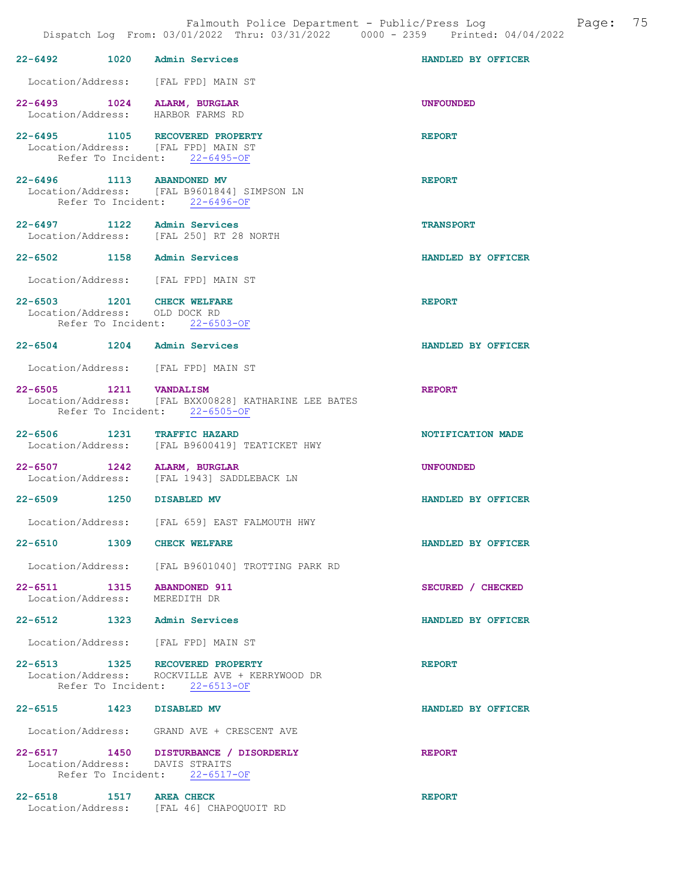**22-6492 1020 Admin Services** — HANDLED BY OFFICER
Location/Address: [FAL FPD] MAIN ST

**22-6493 1024 ALARM, BURGLAR** — UNFOUNDED
Location/Address: HARBOR FARMS RD

**22-6495 1105 RECOVERED PROPERTY** — REPORT
Location/Address: [FAL FPD] MAIN ST
Refer To Incident: 22-6495-OF

**22-6496 1113 ABANDONED MV** — REPORT
Location/Address: [FAL B9601844] SIMPSON LN
Refer To Incident: 22-6496-OF

**22-6497 1122 Admin Services** — TRANSPORT
Location/Address: [FAL 250] RT 28 NORTH

**22-6502 1158 Admin Services** — HANDLED BY OFFICER
Location/Address: [FAL FPD] MAIN ST

**22-6503 1201 CHECK WELFARE** — REPORT
Location/Address: OLD DOCK RD
Refer To Incident: 22-6503-OF

**22-6504 1204 Admin Services** — HANDLED BY OFFICER
Location/Address: [FAL FPD] MAIN ST

**22-6505 1211 VANDALISM** — REPORT
Location/Address: [FAL BXX00828] KATHARINE LEE BATES
Refer To Incident: 22-6505-OF

**22-6506 1231 TRAFFIC HAZARD** — NOTIFICATION MADE
Location/Address: [FAL B9600419] TEATICKET HWY

**22-6507 1242 ALARM, BURGLAR** — UNFOUNDED
Location/Address: [FAL 1943] SADDLEBACK LN

**22-6509 1250 DISABLED MV** — HANDLED BY OFFICER
Location/Address: [FAL 659] EAST FALMOUTH HWY

**22-6510 1309 CHECK WELFARE** — HANDLED BY OFFICER
Location/Address: [FAL B9601040] TROTTING PARK RD

**22-6511 1315 ABANDONED 911** — SECURED / CHECKED
Location/Address: MEREDITH DR

**22-6512 1323 Admin Services** — HANDLED BY OFFICER
Location/Address: [FAL FPD] MAIN ST

**22-6513 1325 RECOVERED PROPERTY** — REPORT
Location/Address: ROCKVILLE AVE + KERRYWOOD DR
Refer To Incident: 22-6513-OF

**22-6515 1423 DISABLED MV** — HANDLED BY OFFICER
Location/Address: GRAND AVE + CRESCENT AVE

**22-6517 1450 DISTURBANCE / DISORDERLY** — REPORT
Location/Address: DAVIS STRAITS
Refer To Incident: 22-6517-OF

**22-6518 1517 AREA CHECK** — REPORT
Location/Address: [FAL 46] CHAPOQUOIT RD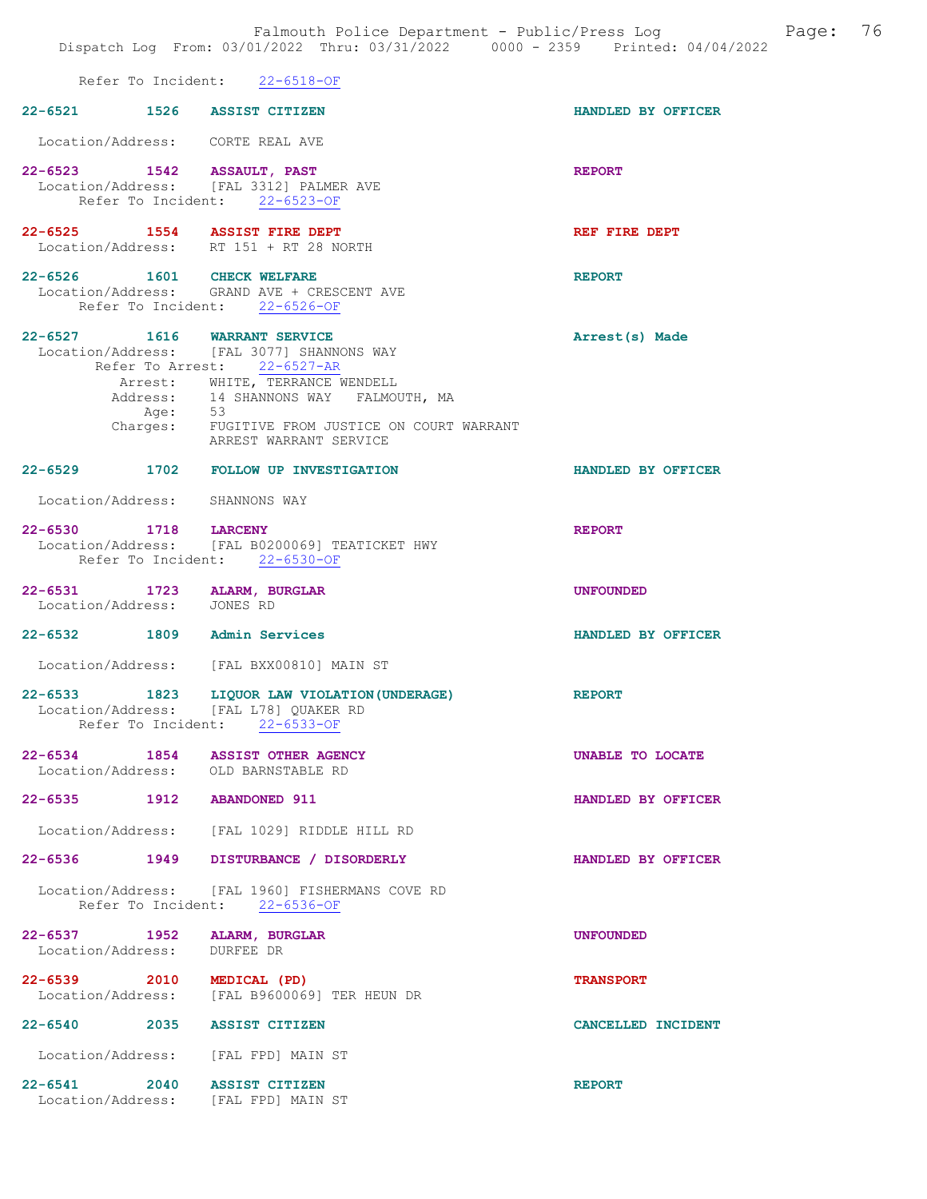Refer To Incident: 22-6518-OF

**22-6521 1526 ASSIST CITIZEN** — HANDLED BY OFFICER
Location/Address: CORTE REAL AVE

**22-6523 1542 ASSAULT, PAST** — REPORT
Location/Address: [FAL 3312] PALMER AVE
Refer To Incident: 22-6523-OF

**22-6525 1554 ASSIST FIRE DEPT** — REF FIRE DEPT
Location/Address: RT 151 + RT 28 NORTH

**22-6526 1601 CHECK WELFARE** — REPORT
Location/Address: GRAND AVE + CRESCENT AVE
Refer To Incident: 22-6526-OF

**22-6527 1616 WARRANT SERVICE** — Arrest(s) Made
Location/Address: [FAL 3077] SHANNONS WAY
Refer To Arrest: 22-6527-AR
Arrest: WHITE, TERRANCE WENDELL
Address: 14 SHANNONS WAY FALMOUTH, MA
Age: 53
Charges: FUGITIVE FROM JUSTICE ON COURT WARRANT
ARREST WARRANT SERVICE

**22-6529 1702 FOLLOW UP INVESTIGATION** — HANDLED BY OFFICER
Location/Address: SHANNONS WAY

**22-6530 1718 LARCENY** — REPORT
Location/Address: [FAL B0200069] TEATICKET HWY
Refer To Incident: 22-6530-OF

**22-6531 1723 ALARM, BURGLAR** — UNFOUNDED
Location/Address: JONES RD

**22-6532 1809 Admin Services** — HANDLED BY OFFICER
Location/Address: [FAL BXX00810] MAIN ST

**22-6533 1823 LIQUOR LAW VIOLATION(UNDERAGE)** — REPORT
Location/Address: [FAL L78] QUAKER RD
Refer To Incident: 22-6533-OF

**22-6534 1854 ASSIST OTHER AGENCY** — UNABLE TO LOCATE
Location/Address: OLD BARNSTABLE RD

**22-6535 1912 ABANDONED 911** — HANDLED BY OFFICER
Location/Address: [FAL 1029] RIDDLE HILL RD

**22-6536 1949 DISTURBANCE / DISORDERLY** — HANDLED BY OFFICER
Location/Address: [FAL 1960] FISHERMANS COVE RD
Refer To Incident: 22-6536-OF

**22-6537 1952 ALARM, BURGLAR** — UNFOUNDED
Location/Address: DURFEE DR

**22-6539 2010 MEDICAL (PD)** — TRANSPORT
Location/Address: [FAL B9600069] TER HEUN DR

**22-6540 2035 ASSIST CITIZEN** — CANCELLED INCIDENT
Location/Address: [FAL FPD] MAIN ST

**22-6541 2040 ASSIST CITIZEN** — REPORT
Location/Address: [FAL FPD] MAIN ST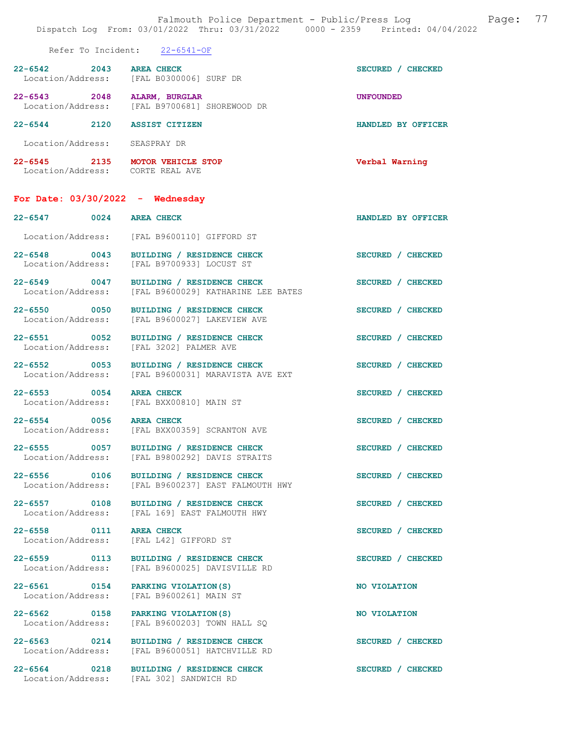Refer To Incident: 22-6541-OF

**22-6542 2043 AREA CHECK** SECURED / CHECKED
Location/Address: [FAL B0300006] SURF DR

**22-6543 2048 ALARM, BURGLAR** UNFOUNDED
Location/Address: [FAL B9700681] SHOREWOOD DR

**22-6544 2120 ASSIST CITIZEN** HANDLED BY OFFICER
Location/Address: SEASPRAY DR

**22-6545 2135 MOTOR VEHICLE STOP** Verbal Warning
Location/Address: CORTE REAL AVE

## For Date: 03/30/2022 - Wednesday

**22-6547 0024 AREA CHECK** HANDLED BY OFFICER
Location/Address: [FAL B9600110] GIFFORD ST

**22-6548 0043 BUILDING / RESIDENCE CHECK** SECURED / CHECKED
Location/Address: [FAL B9700933] LOCUST ST

**22-6549 0047 BUILDING / RESIDENCE CHECK** SECURED / CHECKED
Location/Address: [FAL B9600029] KATHARINE LEE BATES

**22-6550 0050 BUILDING / RESIDENCE CHECK** SECURED / CHECKED
Location/Address: [FAL B9600027] LAKEVIEW AVE

**22-6551 0052 BUILDING / RESIDENCE CHECK** SECURED / CHECKED
Location/Address: [FAL 3202] PALMER AVE

**22-6552 0053 BUILDING / RESIDENCE CHECK** SECURED / CHECKED
Location/Address: [FAL B9600031] MARAVISTA AVE EXT

**22-6553 0054 AREA CHECK** SECURED / CHECKED
Location/Address: [FAL BXX00810] MAIN ST

**22-6554 0056 AREA CHECK** SECURED / CHECKED
Location/Address: [FAL BXX00359] SCRANTON AVE

**22-6555 0057 BUILDING / RESIDENCE CHECK** SECURED / CHECKED
Location/Address: [FAL B9800292] DAVIS STRAITS

**22-6556 0106 BUILDING / RESIDENCE CHECK** SECURED / CHECKED
Location/Address: [FAL B9600237] EAST FALMOUTH HWY

**22-6557 0108 BUILDING / RESIDENCE CHECK** SECURED / CHECKED
Location/Address: [FAL 169] EAST FALMOUTH HWY

**22-6558 0111 AREA CHECK** SECURED / CHECKED
Location/Address: [FAL L42] GIFFORD ST

**22-6559 0113 BUILDING / RESIDENCE CHECK** SECURED / CHECKED
Location/Address: [FAL B9600025] DAVISVILLE RD

**22-6561 0154 PARKING VIOLATION(S)** NO VIOLATION
Location/Address: [FAL B9600261] MAIN ST

**22-6562 0158 PARKING VIOLATION(S)** NO VIOLATION
Location/Address: [FAL B9600203] TOWN HALL SQ

**22-6563 0214 BUILDING / RESIDENCE CHECK** SECURED / CHECKED
Location/Address: [FAL B9600051] HATCHVILLE RD

**22-6564 0218 BUILDING / RESIDENCE CHECK** SECURED / CHECKED
Location/Address: [FAL 302] SANDWICH RD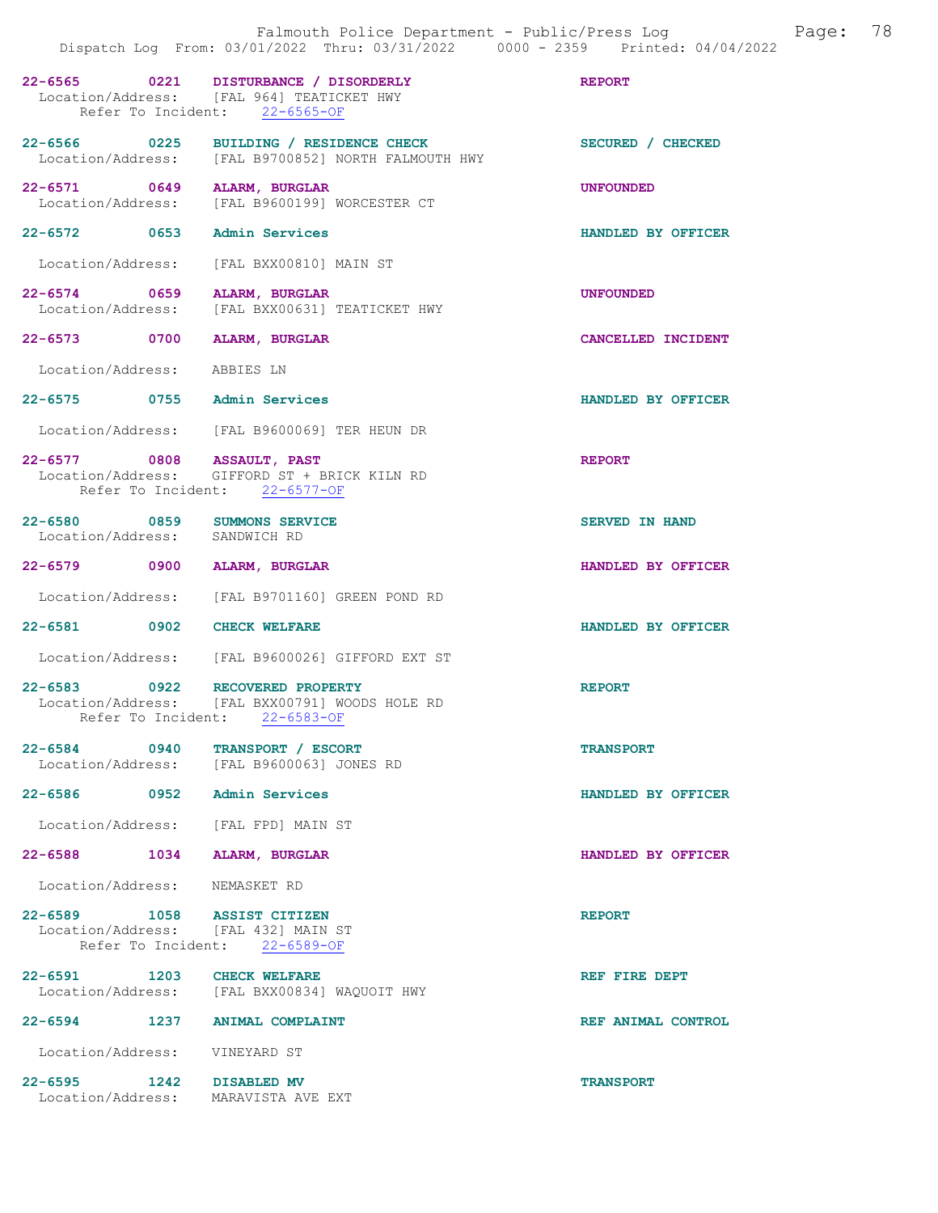22-6565 0221 DISTURBANCE / DISORDERLY REPORT
Location/Address: [FAL 964] TEATICKET HWY
Refer To Incident: 22-6565-OF

22-6566 0225 BUILDING / RESIDENCE CHECK SECURED / CHECKED
Location/Address: [FAL B9700852] NORTH FALMOUTH HWY

22-6571 0649 ALARM, BURGLAR UNFOUNDED
Location/Address: [FAL B9600199] WORCESTER CT

22-6572 0653 Admin Services HANDLED BY OFFICER
Location/Address: [FAL BXX00810] MAIN ST

22-6574 0659 ALARM, BURGLAR UNFOUNDED
Location/Address: [FAL BXX00631] TEATICKET HWY

22-6573 0700 ALARM, BURGLAR CANCELLED INCIDENT
Location/Address: ABBIES LN

22-6575 0755 Admin Services HANDLED BY OFFICER
Location/Address: [FAL B9600069] TER HEUN DR

22-6577 0808 ASSAULT, PAST REPORT
Location/Address: GIFFORD ST + BRICK KILN RD
Refer To Incident: 22-6577-OF

22-6580 0859 SUMMONS SERVICE SERVED IN HAND
Location/Address: SANDWICH RD

22-6579 0900 ALARM, BURGLAR HANDLED BY OFFICER
Location/Address: [FAL B9701160] GREEN POND RD

22-6581 0902 CHECK WELFARE HANDLED BY OFFICER
Location/Address: [FAL B9600026] GIFFORD EXT ST

22-6583 0922 RECOVERED PROPERTY REPORT
Location/Address: [FAL BXX00791] WOODS HOLE RD
Refer To Incident: 22-6583-OF

22-6584 0940 TRANSPORT / ESCORT TRANSPORT
Location/Address: [FAL B9600063] JONES RD

22-6586 0952 Admin Services HANDLED BY OFFICER
Location/Address: [FAL FPD] MAIN ST

22-6588 1034 ALARM, BURGLAR HANDLED BY OFFICER
Location/Address: NEMASKET RD

22-6589 1058 ASSIST CITIZEN REPORT
Location/Address: [FAL 432] MAIN ST
Refer To Incident: 22-6589-OF

22-6591 1203 CHECK WELFARE REF FIRE DEPT
Location/Address: [FAL BXX00834] WAQUOIT HWY

22-6594 1237 ANIMAL COMPLAINT REF ANIMAL CONTROL
Location/Address: VINEYARD ST

22-6595 1242 DISABLED MV TRANSPORT
Location/Address: MARAVISTA AVE EXT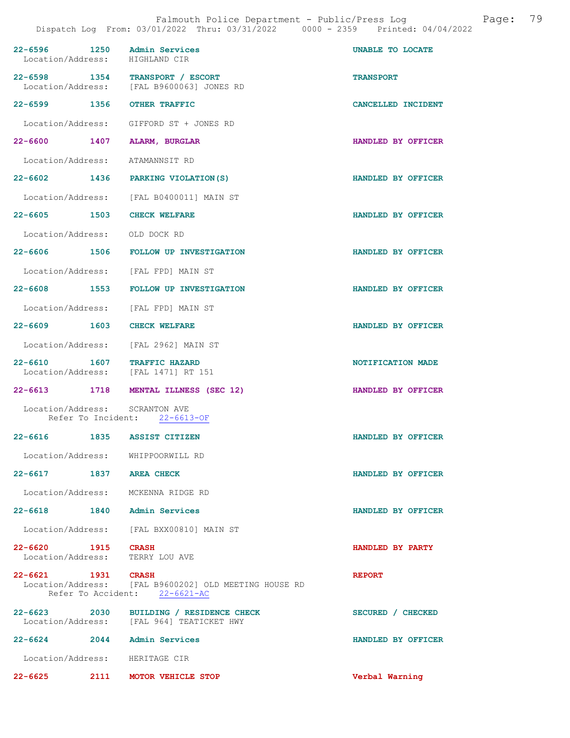Dispatch Log From: 03/01/2022 Thru: 03/31/2022 0000 - 2359 Printed: 04/04/2022

**22-6596 1250 Admin Services** — UNABLE TO LOCATE
Location/Address: HIGHLAND CIR

**22-6598 1354 TRANSPORT / ESCORT** — TRANSPORT
Location/Address: [FAL B9600063] JONES RD

**22-6599 1356 OTHER TRAFFIC** — CANCELLED INCIDENT
Location/Address: GIFFORD ST + JONES RD

**22-6600 1407 ALARM, BURGLAR** — HANDLED BY OFFICER
Location/Address: ATAMANNSIT RD

**22-6602 1436 PARKING VIOLATION(S)** — HANDLED BY OFFICER
Location/Address: [FAL B0400011] MAIN ST

**22-6605 1503 CHECK WELFARE** — HANDLED BY OFFICER
Location/Address: OLD DOCK RD

**22-6606 1506 FOLLOW UP INVESTIGATION** — HANDLED BY OFFICER
Location/Address: [FAL FPD] MAIN ST

**22-6608 1553 FOLLOW UP INVESTIGATION** — HANDLED BY OFFICER
Location/Address: [FAL FPD] MAIN ST

**22-6609 1603 CHECK WELFARE** — HANDLED BY OFFICER
Location/Address: [FAL 2962] MAIN ST

**22-6610 1607 TRAFFIC HAZARD** — NOTIFICATION MADE
Location/Address: [FAL 1471] RT 151

**22-6613 1718 MENTAL ILLNESS (SEC 12)** — HANDLED BY OFFICER
Location/Address: SCRANTON AVE
Refer To Incident: 22-6613-OF

**22-6616 1835 ASSIST CITIZEN** — HANDLED BY OFFICER
Location/Address: WHIPPOORWILL RD

**22-6617 1837 AREA CHECK** — HANDLED BY OFFICER
Location/Address: MCKENNA RIDGE RD

**22-6618 1840 Admin Services** — HANDLED BY OFFICER
Location/Address: [FAL BXX00810] MAIN ST

**22-6620 1915 CRASH** — HANDLED BY PARTY
Location/Address: TERRY LOU AVE

**22-6621 1931 CRASH** — REPORT
Location/Address: [FAL B9600202] OLD MEETING HOUSE RD
Refer To Accident: 22-6621-AC

**22-6623 2030 BUILDING / RESIDENCE CHECK** — SECURED / CHECKED
Location/Address: [FAL 964] TEATICKET HWY

**22-6624 2044 Admin Services** — HANDLED BY OFFICER
Location/Address: HERITAGE CIR

**22-6625 2111 MOTOR VEHICLE STOP** — Verbal Warning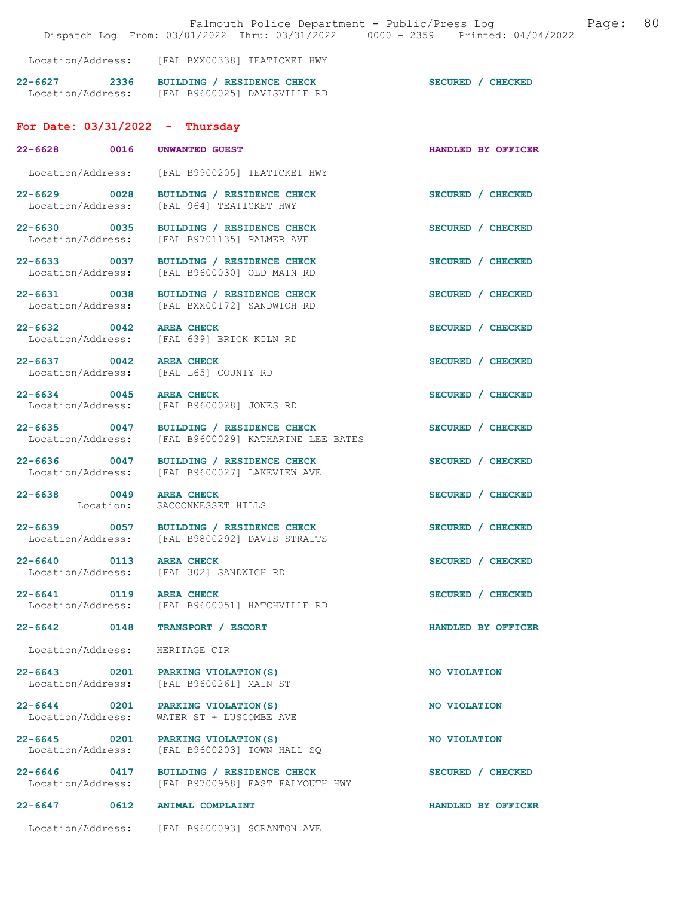Location/Address: [FAL BXX00338] TEATICKET HWY

22-6627 2336 BUILDING / RESIDENCE CHECK SECURED / CHECKED
Location/Address: [FAL B9600025] DAVISVILLE RD

## For Date: 03/31/2022 - Thursday

22-6628 0016 UNWANTED GUEST HANDLED BY OFFICER
Location/Address: [FAL B9900205] TEATICKET HWY

22-6629 0028 BUILDING / RESIDENCE CHECK SECURED / CHECKED
Location/Address: [FAL 964] TEATICKET HWY

22-6630 0035 BUILDING / RESIDENCE CHECK SECURED / CHECKED
Location/Address: [FAL B9701135] PALMER AVE

22-6633 0037 BUILDING / RESIDENCE CHECK SECURED / CHECKED
Location/Address: [FAL B9600030] OLD MAIN RD

22-6631 0038 BUILDING / RESIDENCE CHECK SECURED / CHECKED
Location/Address: [FAL BXX00172] SANDWICH RD

22-6632 0042 AREA CHECK SECURED / CHECKED
Location/Address: [FAL 639] BRICK KILN RD

22-6637 0042 AREA CHECK SECURED / CHECKED
Location/Address: [FAL L65] COUNTY RD

22-6634 0045 AREA CHECK SECURED / CHECKED
Location/Address: [FAL B9600028] JONES RD

22-6635 0047 BUILDING / RESIDENCE CHECK SECURED / CHECKED
Location/Address: [FAL B9600029] KATHARINE LEE BATES

22-6636 0047 BUILDING / RESIDENCE CHECK SECURED / CHECKED
Location/Address: [FAL B9600027] LAKEVIEW AVE

22-6638 0049 AREA CHECK SECURED / CHECKED
Location: SACCONNESSET HILLS

22-6639 0057 BUILDING / RESIDENCE CHECK SECURED / CHECKED
Location/Address: [FAL B9800292] DAVIS STRAITS

22-6640 0113 AREA CHECK SECURED / CHECKED
Location/Address: [FAL 302] SANDWICH RD

22-6641 0119 AREA CHECK SECURED / CHECKED
Location/Address: [FAL B9600051] HATCHVILLE RD

22-6642 0148 TRANSPORT / ESCORT HANDLED BY OFFICER
Location/Address: HERITAGE CIR

22-6643 0201 PARKING VIOLATION(S) NO VIOLATION
Location/Address: [FAL B9600261] MAIN ST

22-6644 0201 PARKING VIOLATION(S) NO VIOLATION
Location/Address: WATER ST + LUSCOMBE AVE

22-6645 0201 PARKING VIOLATION(S) NO VIOLATION
Location/Address: [FAL B9600203] TOWN HALL SQ

22-6646 0417 BUILDING / RESIDENCE CHECK SECURED / CHECKED
Location/Address: [FAL B9700958] EAST FALMOUTH HWY

22-6647 0612 ANIMAL COMPLAINT HANDLED BY OFFICER
Location/Address: [FAL B9600093] SCRANTON AVE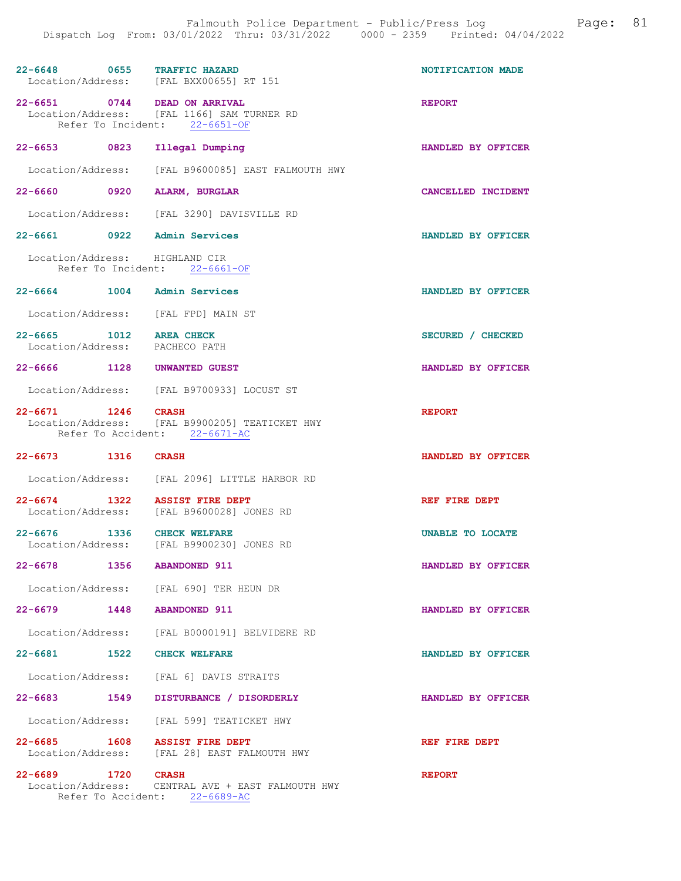22-6648 0655 TRAFFIC HAZARD NOTIFICATION MADE
Location/Address: [FAL BXX00655] RT 151

22-6651 0744 DEAD ON ARRIVAL REPORT
Location/Address: [FAL 1166] SAM TURNER RD
Refer To Incident: 22-6651-OF

22-6653 0823 Illegal Dumping HANDLED BY OFFICER
Location/Address: [FAL B9600085] EAST FALMOUTH HWY

22-6660 0920 ALARM, BURGLAR CANCELLED INCIDENT
Location/Address: [FAL 3290] DAVISVILLE RD

22-6661 0922 Admin Services HANDLED BY OFFICER
Location/Address: HIGHLAND CIR
Refer To Incident: 22-6661-OF

22-6664 1004 Admin Services HANDLED BY OFFICER
Location/Address: [FAL FPD] MAIN ST

22-6665 1012 AREA CHECK SECURED / CHECKED
Location/Address: PACHECO PATH

22-6666 1128 UNWANTED GUEST HANDLED BY OFFICER
Location/Address: [FAL B9700933] LOCUST ST

22-6671 1246 CRASH REPORT
Location/Address: [FAL B9900205] TEATICKET HWY
Refer To Accident: 22-6671-AC

22-6673 1316 CRASH HANDLED BY OFFICER
Location/Address: [FAL 2096] LITTLE HARBOR RD

22-6674 1322 ASSIST FIRE DEPT REF FIRE DEPT
Location/Address: [FAL B9600028] JONES RD

22-6676 1336 CHECK WELFARE UNABLE TO LOCATE
Location/Address: [FAL B9900230] JONES RD

22-6678 1356 ABANDONED 911 HANDLED BY OFFICER
Location/Address: [FAL 690] TER HEUN DR

22-6679 1448 ABANDONED 911 HANDLED BY OFFICER
Location/Address: [FAL B0000191] BELVIDERE RD

22-6681 1522 CHECK WELFARE HANDLED BY OFFICER
Location/Address: [FAL 6] DAVIS STRAITS

22-6683 1549 DISTURBANCE / DISORDERLY HANDLED BY OFFICER
Location/Address: [FAL 599] TEATICKET HWY

22-6685 1608 ASSIST FIRE DEPT REF FIRE DEPT
Location/Address: [FAL 28] EAST FALMOUTH HWY

22-6689 1720 CRASH REPORT
Location/Address: CENTRAL AVE + EAST FALMOUTH HWY
Refer To Accident: 22-6689-AC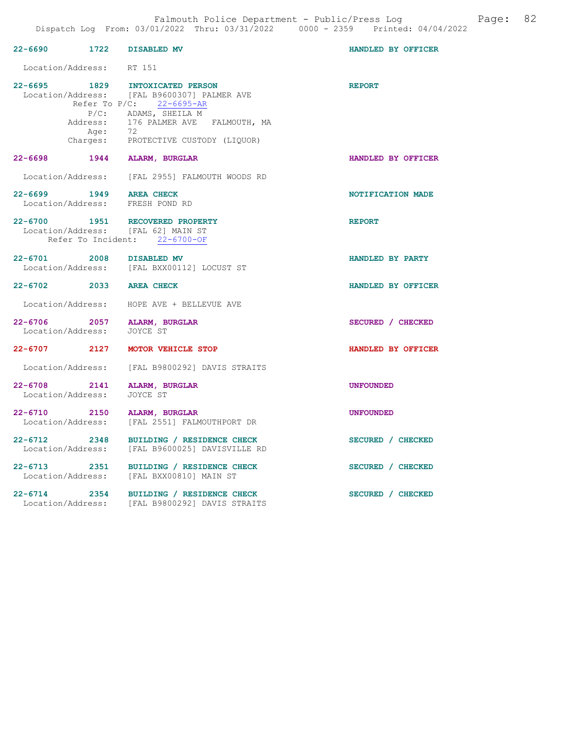22-6690 1722 DISABLED MV HANDLED BY OFFICER

Location/Address: RT 151

22-6695 1829 INTOXICATED PERSON REPORT
Location/Address: [FAL B9600307] PALMER AVE
Refer To P/C: 22-6695-AR
P/C: ADAMS, SHEILA M
Address: 176 PALMER AVE FALMOUTH, MA
Age: 72
Charges: PROTECTIVE CUSTODY (LIQUOR)

22-6698 1944 ALARM, BURGLAR HANDLED BY OFFICER

Location/Address: [FAL 2955] FALMOUTH WOODS RD

22-6699 1949 AREA CHECK NOTIFICATION MADE
Location/Address: FRESH POND RD

22-6700 1951 RECOVERED PROPERTY REPORT
Location/Address: [FAL 62] MAIN ST
Refer To Incident: 22-6700-OF

22-6701 2008 DISABLED MV HANDLED BY PARTY
Location/Address: [FAL BXX00112] LOCUST ST

22-6702 2033 AREA CHECK HANDLED BY OFFICER

Location/Address: HOPE AVE + BELLEVUE AVE

22-6706 2057 ALARM, BURGLAR SECURED / CHECKED
Location/Address: JOYCE ST

22-6707 2127 MOTOR VEHICLE STOP HANDLED BY OFFICER

Location/Address: [FAL B9800292] DAVIS STRAITS

22-6708 2141 ALARM, BURGLAR UNFOUNDED
Location/Address: JOYCE ST

22-6710 2150 ALARM, BURGLAR UNFOUNDED
Location/Address: [FAL 2551] FALMOUTHPORT DR

22-6712 2348 BUILDING / RESIDENCE CHECK SECURED / CHECKED
Location/Address: [FAL B9600025] DAVISVILLE RD

22-6713 2351 BUILDING / RESIDENCE CHECK SECURED / CHECKED
Location/Address: [FAL BXX00810] MAIN ST

22-6714 2354 BUILDING / RESIDENCE CHECK SECURED / CHECKED
Location/Address: [FAL B9800292] DAVIS STRAITS